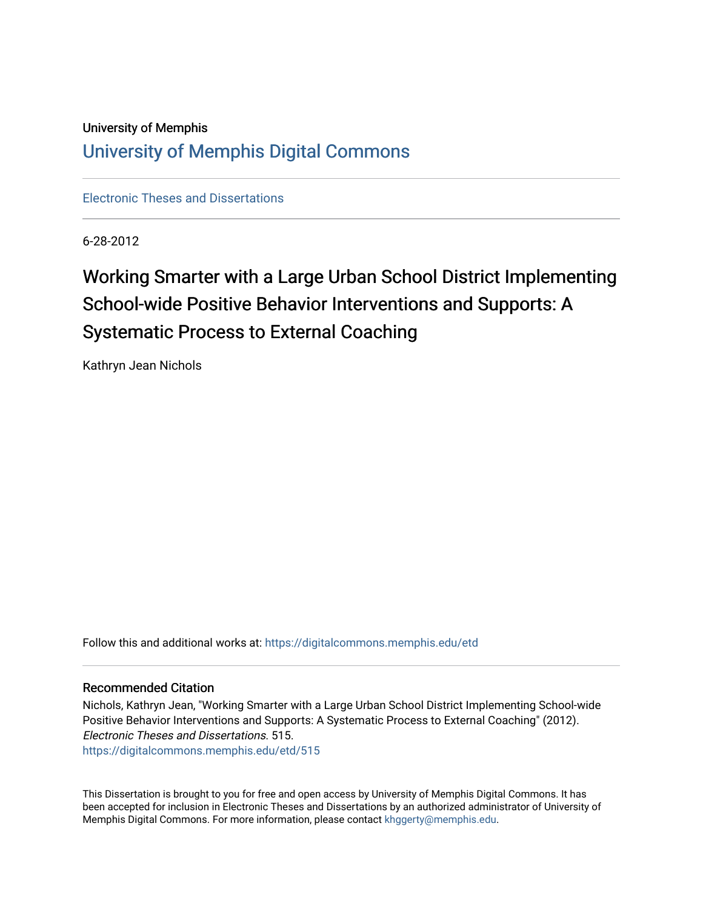University of Memphis

# University of Memphis Digital Commons

Electronic Theses and Dissertations

6-28-2012

# Working Smarter with a Large Urban School District Implementing School-wide Positive Behavior Interventions and Supports: A Systematic Process to External Coaching

Kathryn Jean Nichols

Follow this and additional works at: https://digitalcommons.memphis.edu/etd

## Recommended Citation

Nichols, Kathryn Jean, "Working Smarter with a Large Urban School District Implementing School-wide Positive Behavior Interventions and Supports: A Systematic Process to External Coaching" (2012). *Electronic Theses and Dissertations*. 515.
https://digitalcommons.memphis.edu/etd/515

This Dissertation is brought to you for free and open access by University of Memphis Digital Commons. It has been accepted for inclusion in Electronic Theses and Dissertations by an authorized administrator of University of Memphis Digital Commons. For more information, please contact khggerty@memphis.edu.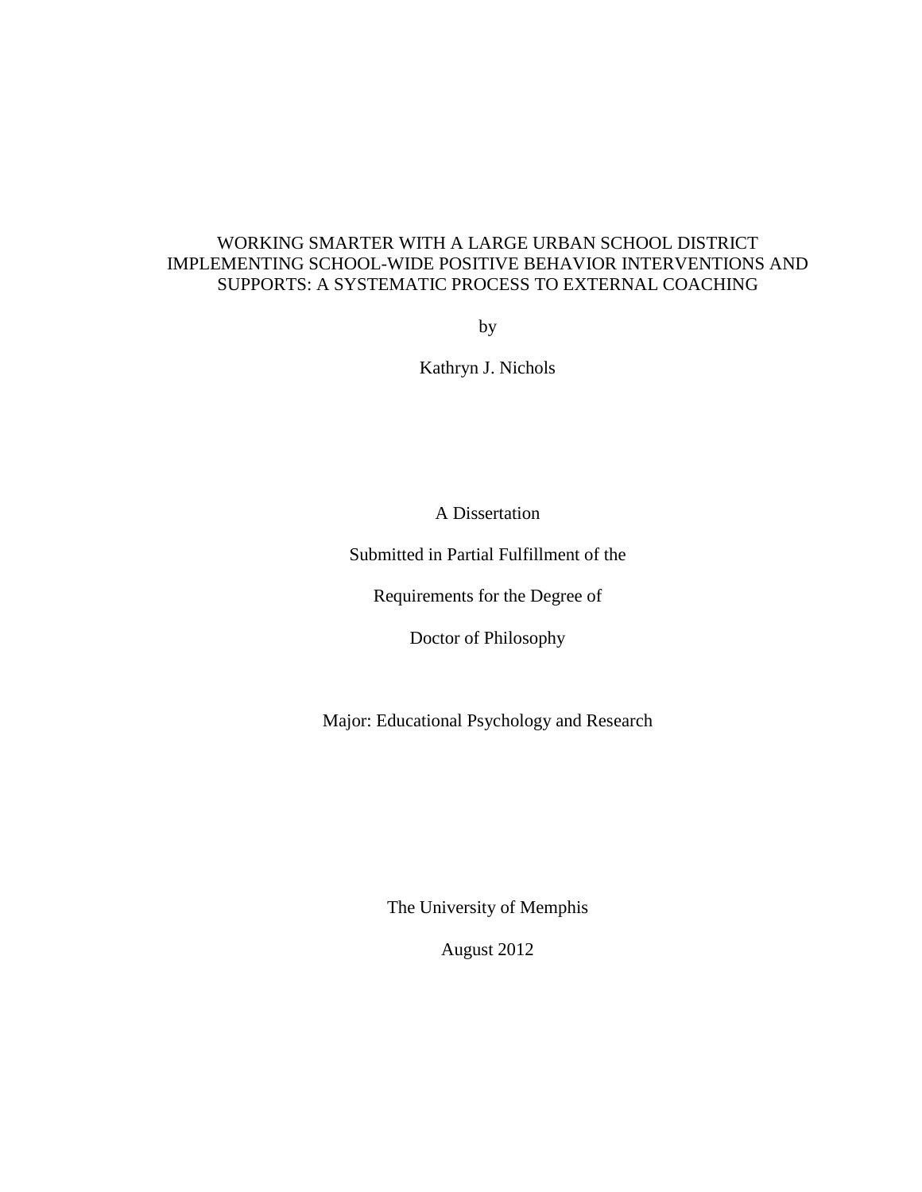# WORKING SMARTER WITH A LARGE URBAN SCHOOL DISTRICT IMPLEMENTING SCHOOL-WIDE POSITIVE BEHAVIOR INTERVENTIONS AND SUPPORTS: A SYSTEMATIC PROCESS TO EXTERNAL COACHING

by

Kathryn J. Nichols

A Dissertation

Submitted in Partial Fulfillment of the

Requirements for the Degree of

Doctor of Philosophy

Major: Educational Psychology and Research

The University of Memphis

August 2012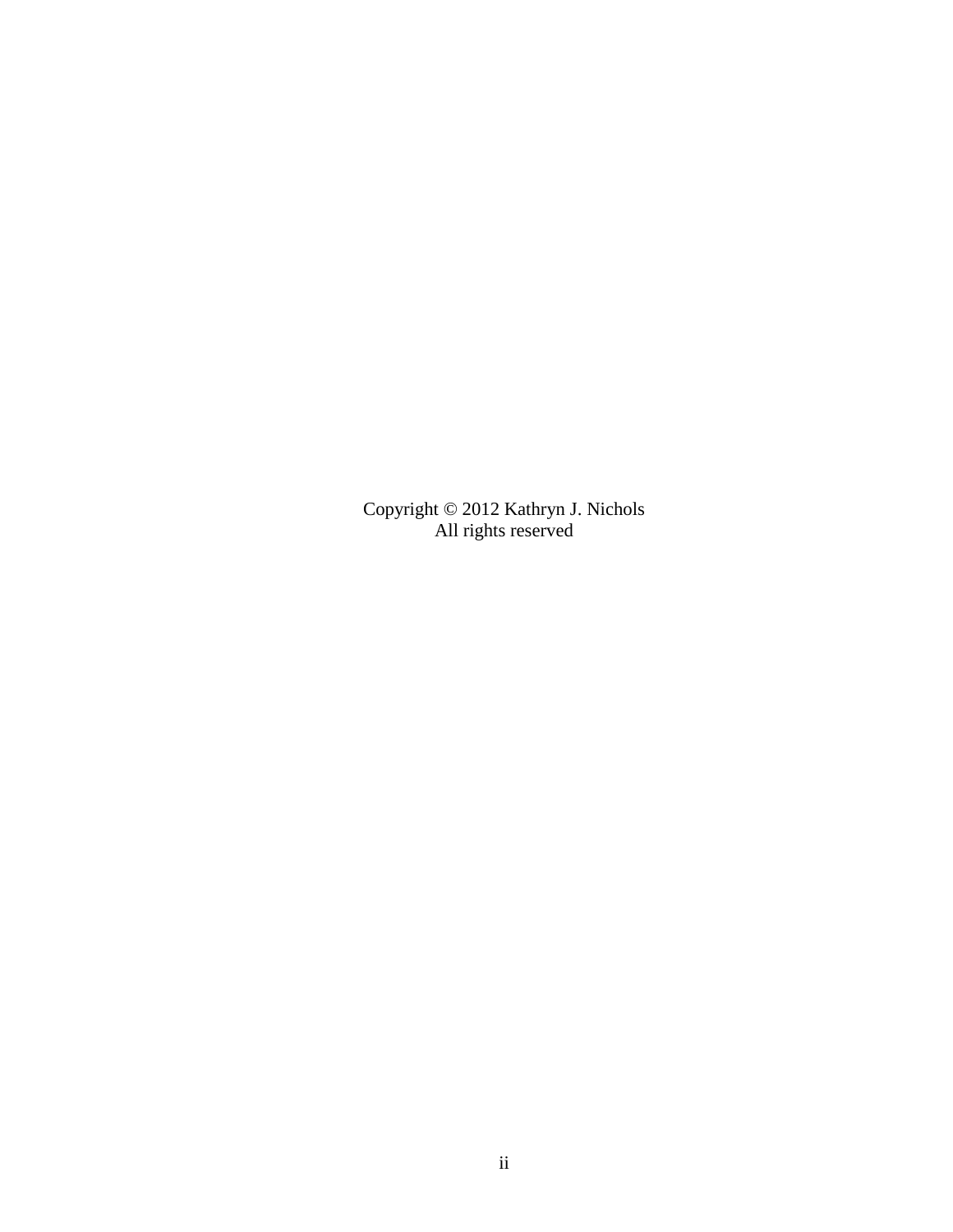Copyright © 2012 Kathryn J. Nichols
All rights reserved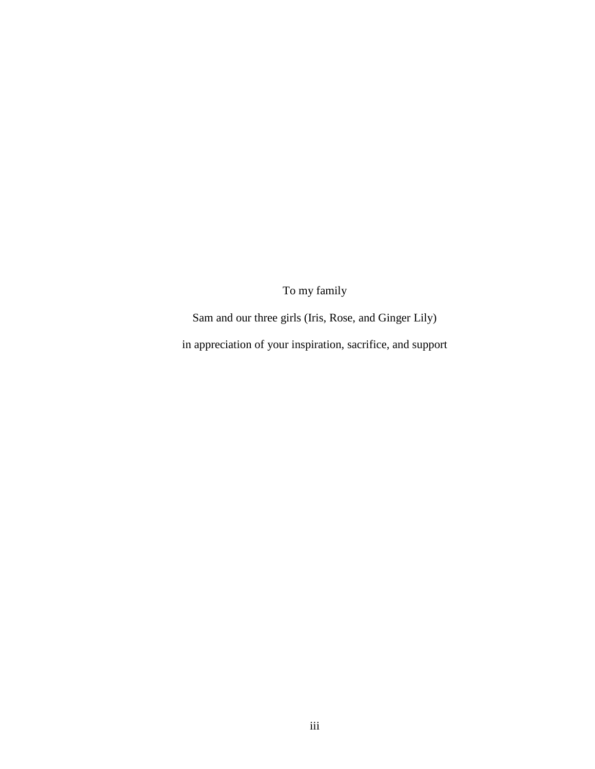To my family

Sam and our three girls (Iris, Rose, and Ginger Lily)

in appreciation of your inspiration, sacrifice, and support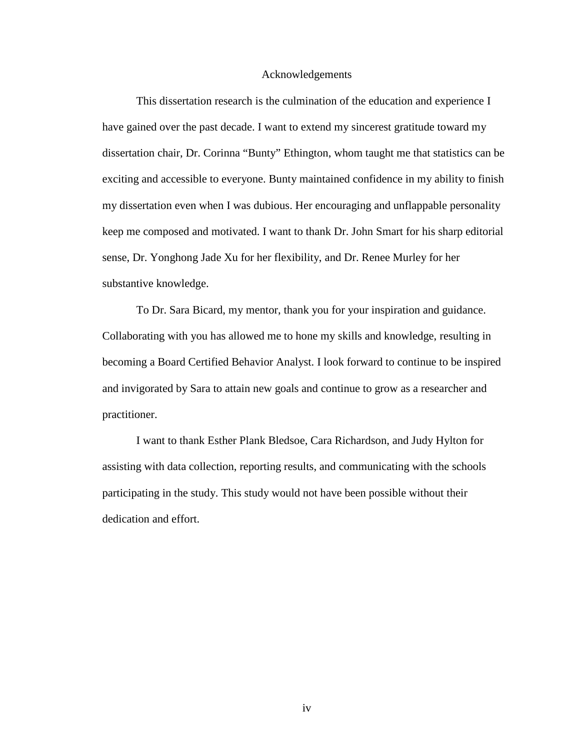# Acknowledgements

This dissertation research is the culmination of the education and experience I have gained over the past decade. I want to extend my sincerest gratitude toward my dissertation chair, Dr. Corinna "Bunty" Ethington, whom taught me that statistics can be exciting and accessible to everyone. Bunty maintained confidence in my ability to finish my dissertation even when I was dubious. Her encouraging and unflappable personality keep me composed and motivated. I want to thank Dr. John Smart for his sharp editorial sense, Dr. Yonghong Jade Xu for her flexibility, and Dr. Renee Murley for her substantive knowledge.

To Dr. Sara Bicard, my mentor, thank you for your inspiration and guidance. Collaborating with you has allowed me to hone my skills and knowledge, resulting in becoming a Board Certified Behavior Analyst. I look forward to continue to be inspired and invigorated by Sara to attain new goals and continue to grow as a researcher and practitioner.

I want to thank Esther Plank Bledsoe, Cara Richardson, and Judy Hylton for assisting with data collection, reporting results, and communicating with the schools participating in the study. This study would not have been possible without their dedication and effort.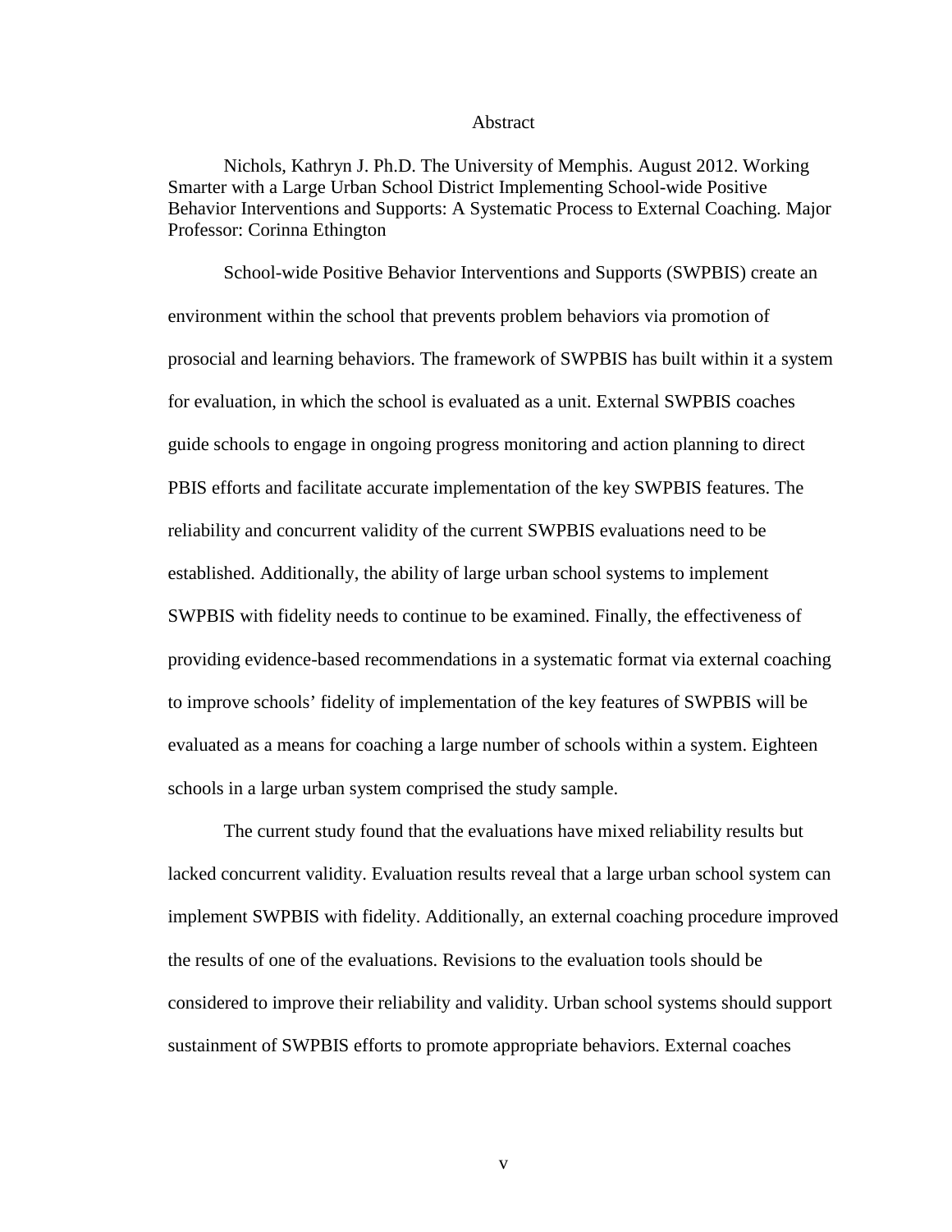# Abstract

Nichols, Kathryn J. Ph.D. The University of Memphis. August 2012. Working Smarter with a Large Urban School District Implementing School-wide Positive Behavior Interventions and Supports: A Systematic Process to External Coaching. Major Professor: Corinna Ethington

School-wide Positive Behavior Interventions and Supports (SWPBIS) create an environment within the school that prevents problem behaviors via promotion of prosocial and learning behaviors. The framework of SWPBIS has built within it a system for evaluation, in which the school is evaluated as a unit. External SWPBIS coaches guide schools to engage in ongoing progress monitoring and action planning to direct PBIS efforts and facilitate accurate implementation of the key SWPBIS features. The reliability and concurrent validity of the current SWPBIS evaluations need to be established. Additionally, the ability of large urban school systems to implement SWPBIS with fidelity needs to continue to be examined. Finally, the effectiveness of providing evidence-based recommendations in a systematic format via external coaching to improve schools' fidelity of implementation of the key features of SWPBIS will be evaluated as a means for coaching a large number of schools within a system. Eighteen schools in a large urban system comprised the study sample.

The current study found that the evaluations have mixed reliability results but lacked concurrent validity. Evaluation results reveal that a large urban school system can implement SWPBIS with fidelity. Additionally, an external coaching procedure improved the results of one of the evaluations. Revisions to the evaluation tools should be considered to improve their reliability and validity. Urban school systems should support sustainment of SWPBIS efforts to promote appropriate behaviors. External coaches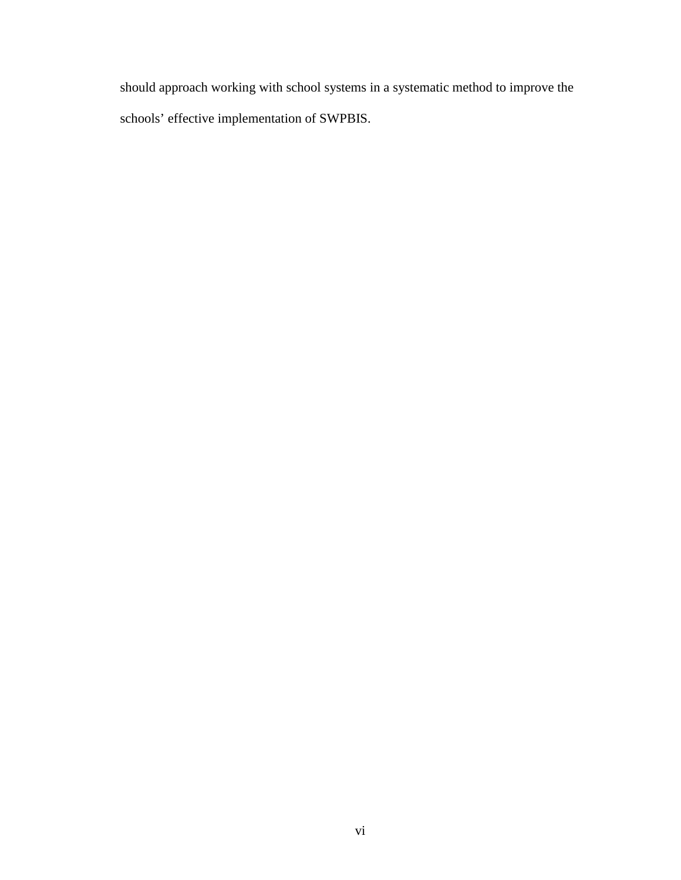should approach working with school systems in a systematic method to improve the schools' effective implementation of SWPBIS.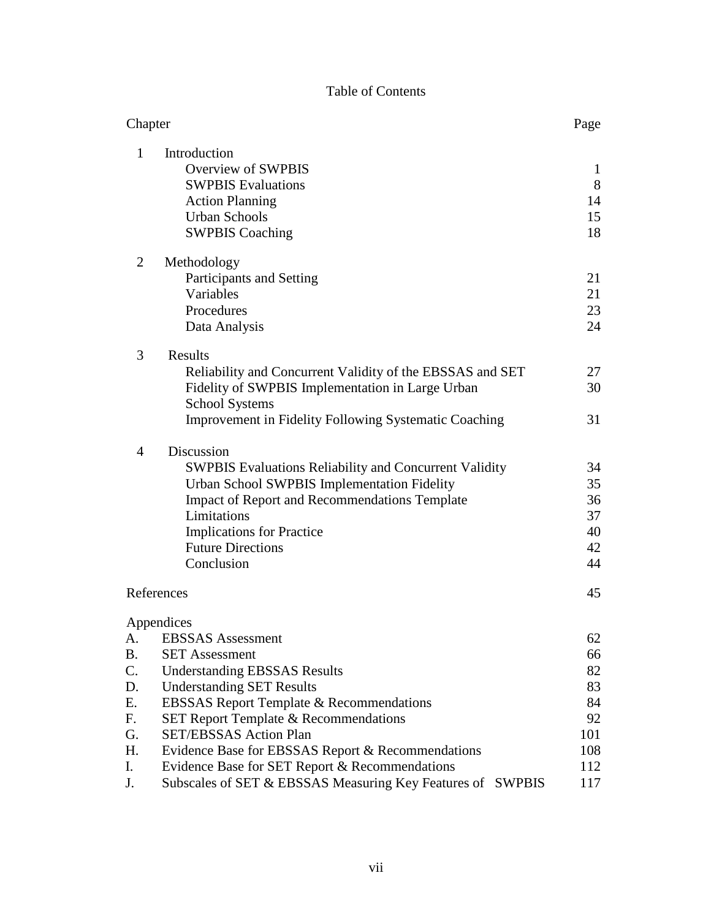# Table of Contents

| Chapter | | Page |
|---|---|---|
| 1 | Introduction | |
| | Overview of SWPBIS | 1 |
| | SWPBIS Evaluations | 8 |
| | Action Planning | 14 |
| | Urban Schools | 15 |
| | SWPBIS Coaching | 18 |
| 2 | Methodology | |
| | Participants and Setting | 21 |
| | Variables | 21 |
| | Procedures | 23 |
| | Data Analysis | 24 |
| 3 | Results | |
| | Reliability and Concurrent Validity of the EBSSAS and SET | 27 |
| | Fidelity of SWPBIS Implementation in Large Urban School Systems | 30 |
| | Improvement in Fidelity Following Systematic Coaching | 31 |
| 4 | Discussion | |
| | SWPBIS Evaluations Reliability and Concurrent Validity | 34 |
| | Urban School SWPBIS Implementation Fidelity | 35 |
| | Impact of Report and Recommendations Template | 36 |
| | Limitations | 37 |
| | Implications for Practice | 40 |
| | Future Directions | 42 |
| | Conclusion | 44 |
| References | | 45 |
| Appendices | | |
| A. | EBSSAS Assessment | 62 |
| B. | SET Assessment | 66 |
| C. | Understanding EBSSAS Results | 82 |
| D. | Understanding SET Results | 83 |
| E. | EBSSAS Report Template & Recommendations | 84 |
| F. | SET Report Template & Recommendations | 92 |
| G. | SET/EBSSAS Action Plan | 101 |
| H. | Evidence Base for EBSSAS Report & Recommendations | 108 |
| I. | Evidence Base for SET Report & Recommendations | 112 |
| J. | Subscales of SET & EBSSAS Measuring Key Features of SWPBIS | 117 |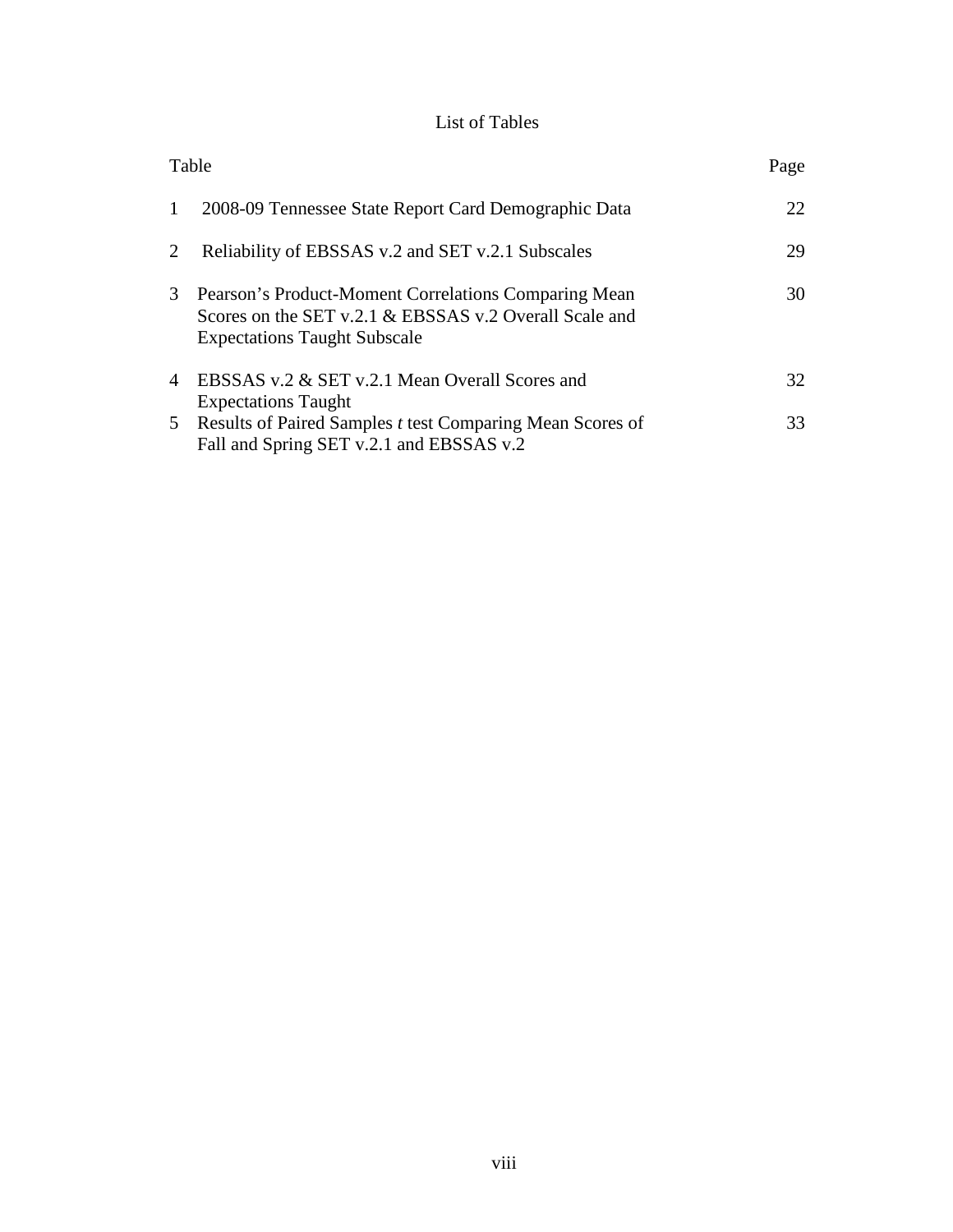# List of Tables

| Table | | Page |
|---|---|---|
| 1 | 2008-09 Tennessee State Report Card Demographic Data | 22 |
| 2 | Reliability of EBSSAS v.2 and SET v.2.1 Subscales | 29 |
| 3 | Pearson's Product-Moment Correlations Comparing Mean Scores on the SET v.2.1 & EBSSAS v.2 Overall Scale and Expectations Taught Subscale | 30 |
| 4 | EBSSAS v.2 & SET v.2.1 Mean Overall Scores and Expectations Taught | 32 |
| 5 | Results of Paired Samples *t* test Comparing Mean Scores of Fall and Spring SET v.2.1 and EBSSAS v.2 | 33 |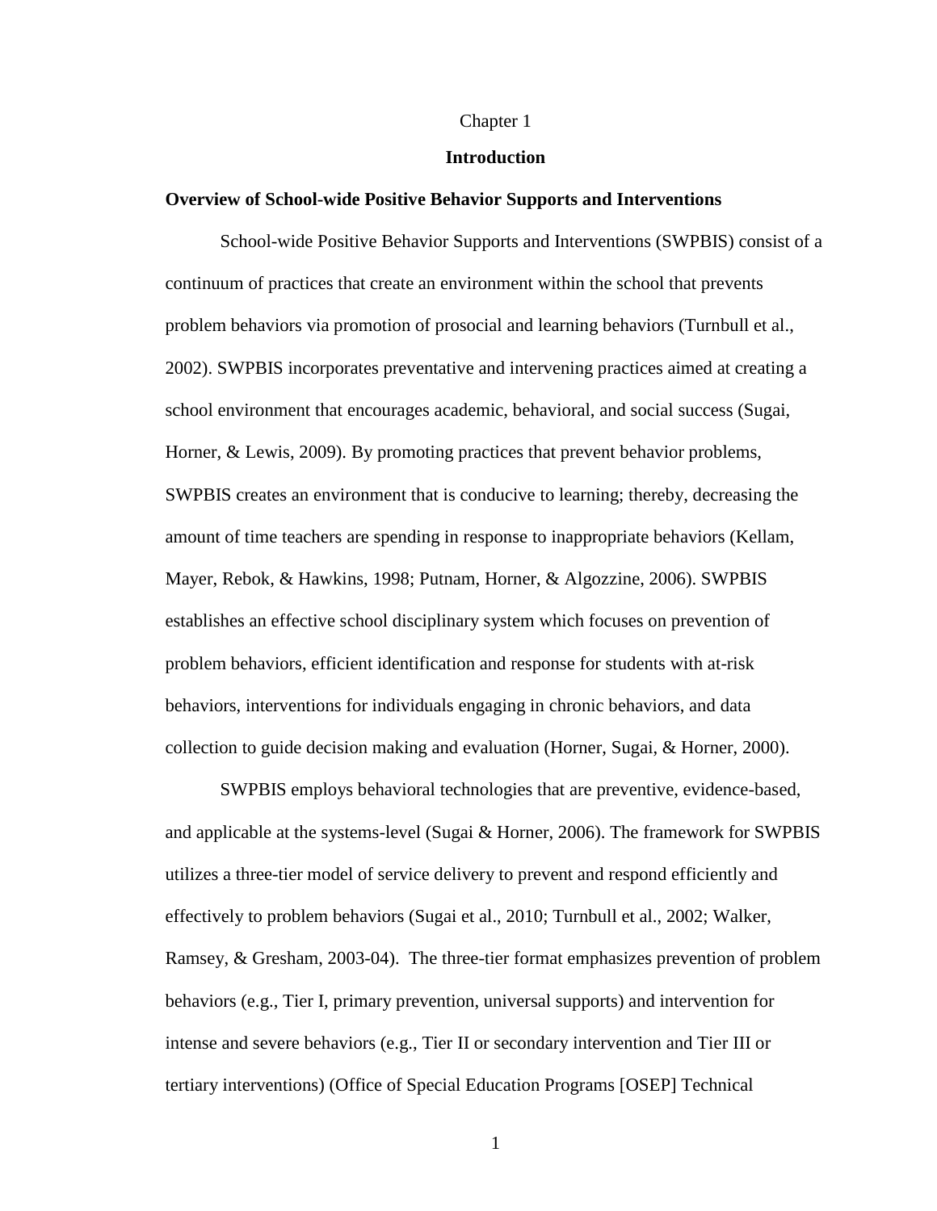# Chapter 1

# Introduction

### Overview of School-wide Positive Behavior Supports and Interventions

School-wide Positive Behavior Supports and Interventions (SWPBIS) consist of a continuum of practices that create an environment within the school that prevents problem behaviors via promotion of prosocial and learning behaviors (Turnbull et al., 2002). SWPBIS incorporates preventative and intervening practices aimed at creating a school environment that encourages academic, behavioral, and social success (Sugai, Horner, & Lewis, 2009). By promoting practices that prevent behavior problems, SWPBIS creates an environment that is conducive to learning; thereby, decreasing the amount of time teachers are spending in response to inappropriate behaviors (Kellam, Mayer, Rebok, & Hawkins, 1998; Putnam, Horner, & Algozzine, 2006). SWPBIS establishes an effective school disciplinary system which focuses on prevention of problem behaviors, efficient identification and response for students with at-risk behaviors, interventions for individuals engaging in chronic behaviors, and data collection to guide decision making and evaluation (Horner, Sugai, & Horner, 2000).

SWPBIS employs behavioral technologies that are preventive, evidence-based, and applicable at the systems-level (Sugai & Horner, 2006). The framework for SWPBIS utilizes a three-tier model of service delivery to prevent and respond efficiently and effectively to problem behaviors (Sugai et al., 2010; Turnbull et al., 2002; Walker, Ramsey, & Gresham, 2003-04). The three-tier format emphasizes prevention of problem behaviors (e.g., Tier I, primary prevention, universal supports) and intervention for intense and severe behaviors (e.g., Tier II or secondary intervention and Tier III or tertiary interventions) (Office of Special Education Programs [OSEP] Technical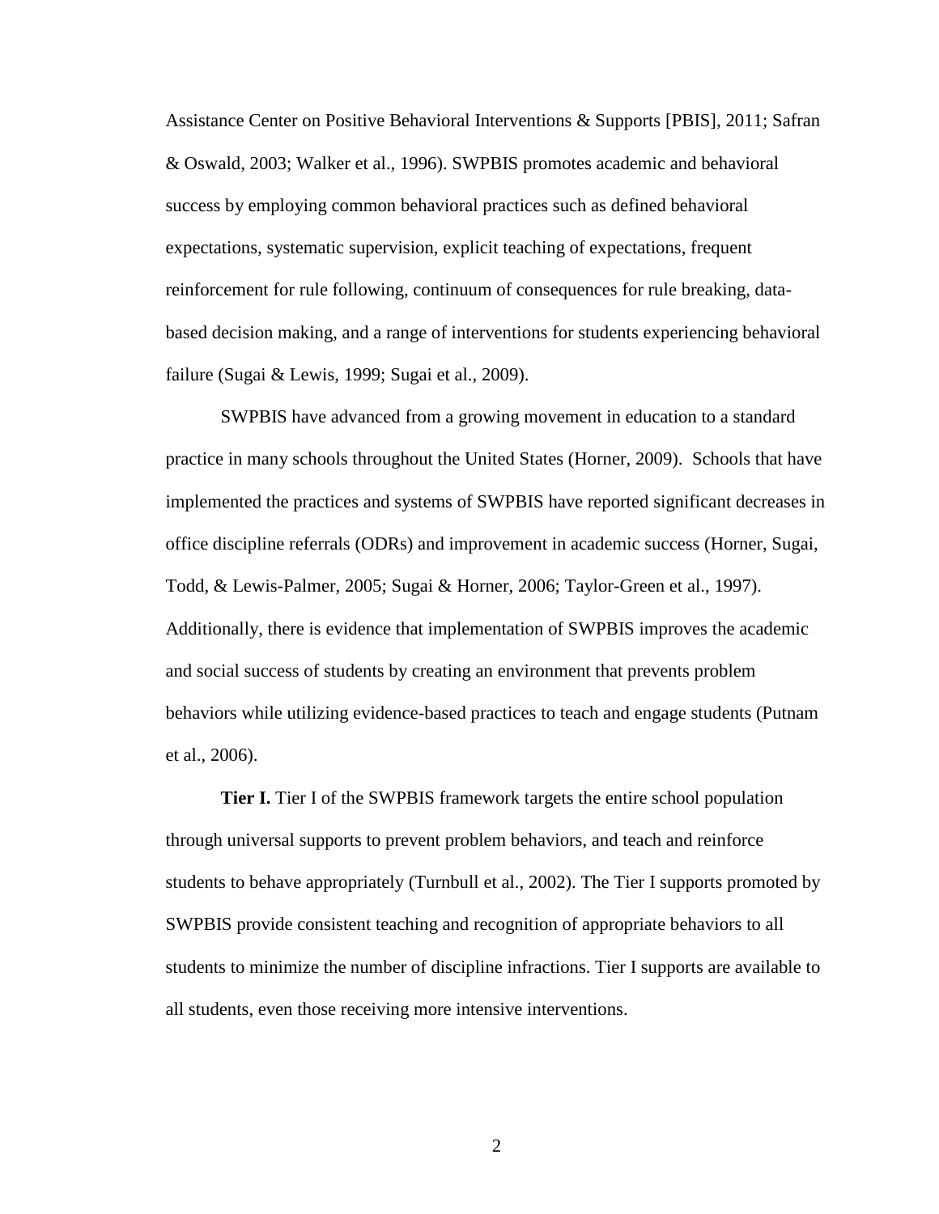Assistance Center on Positive Behavioral Interventions & Supports [PBIS], 2011; Safran & Oswald, 2003; Walker et al., 1996). SWPBIS promotes academic and behavioral success by employing common behavioral practices such as defined behavioral expectations, systematic supervision, explicit teaching of expectations, frequent reinforcement for rule following, continuum of consequences for rule breaking, data-based decision making, and a range of interventions for students experiencing behavioral failure (Sugai & Lewis, 1999; Sugai et al., 2009).

SWPBIS have advanced from a growing movement in education to a standard practice in many schools throughout the United States (Horner, 2009). Schools that have implemented the practices and systems of SWPBIS have reported significant decreases in office discipline referrals (ODRs) and improvement in academic success (Horner, Sugai, Todd, & Lewis-Palmer, 2005; Sugai & Horner, 2006; Taylor-Green et al., 1997). Additionally, there is evidence that implementation of SWPBIS improves the academic and social success of students by creating an environment that prevents problem behaviors while utilizing evidence-based practices to teach and engage students (Putnam et al., 2006).

**Tier I.** Tier I of the SWPBIS framework targets the entire school population through universal supports to prevent problem behaviors, and teach and reinforce students to behave appropriately (Turnbull et al., 2002). The Tier I supports promoted by SWPBIS provide consistent teaching and recognition of appropriate behaviors to all students to minimize the number of discipline infractions. Tier I supports are available to all students, even those receiving more intensive interventions.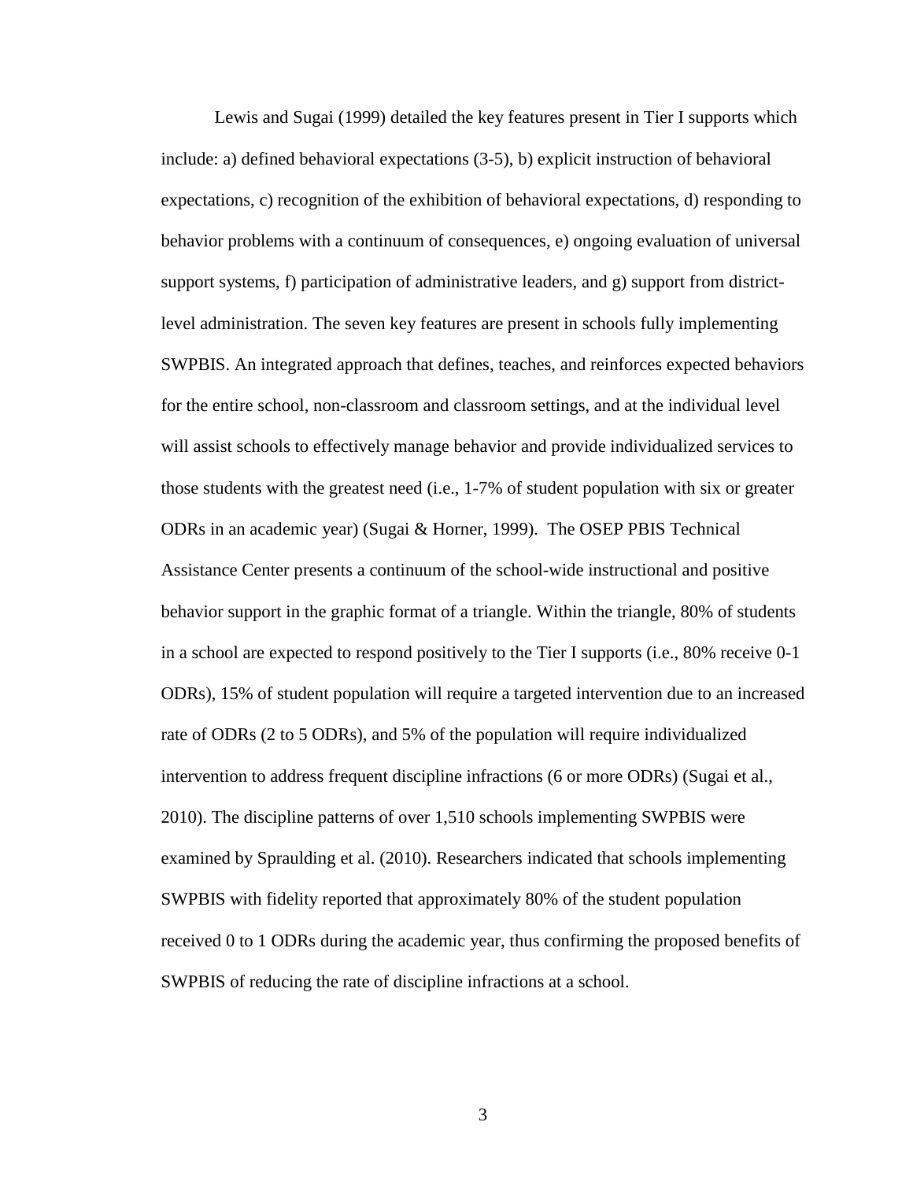Lewis and Sugai (1999) detailed the key features present in Tier I supports which include: a) defined behavioral expectations (3-5), b) explicit instruction of behavioral expectations, c) recognition of the exhibition of behavioral expectations, d) responding to behavior problems with a continuum of consequences, e) ongoing evaluation of universal support systems, f) participation of administrative leaders, and g) support from district-level administration. The seven key features are present in schools fully implementing SWPBIS. An integrated approach that defines, teaches, and reinforces expected behaviors for the entire school, non-classroom and classroom settings, and at the individual level will assist schools to effectively manage behavior and provide individualized services to those students with the greatest need (i.e., 1-7% of student population with six or greater ODRs in an academic year) (Sugai & Horner, 1999). The OSEP PBIS Technical Assistance Center presents a continuum of the school-wide instructional and positive behavior support in the graphic format of a triangle. Within the triangle, 80% of students in a school are expected to respond positively to the Tier I supports (i.e., 80% receive 0-1 ODRs), 15% of student population will require a targeted intervention due to an increased rate of ODRs (2 to 5 ODRs), and 5% of the population will require individualized intervention to address frequent discipline infractions (6 or more ODRs) (Sugai et al., 2010). The discipline patterns of over 1,510 schools implementing SWPBIS were examined by Spraulding et al. (2010). Researchers indicated that schools implementing SWPBIS with fidelity reported that approximately 80% of the student population received 0 to 1 ODRs during the academic year, thus confirming the proposed benefits of SWPBIS of reducing the rate of discipline infractions at a school.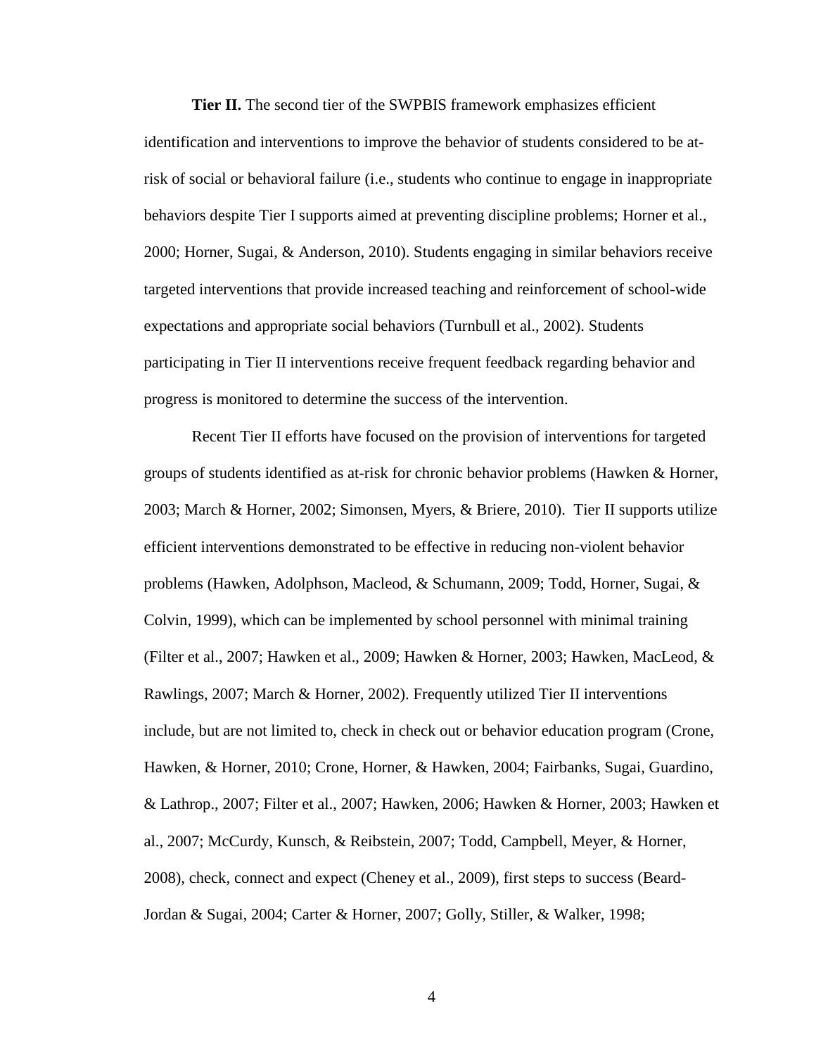**Tier II.** The second tier of the SWPBIS framework emphasizes efficient identification and interventions to improve the behavior of students considered to be at-risk of social or behavioral failure (i.e., students who continue to engage in inappropriate behaviors despite Tier I supports aimed at preventing discipline problems; Horner et al., 2000; Horner, Sugai, & Anderson, 2010). Students engaging in similar behaviors receive targeted interventions that provide increased teaching and reinforcement of school-wide expectations and appropriate social behaviors (Turnbull et al., 2002). Students participating in Tier II interventions receive frequent feedback regarding behavior and progress is monitored to determine the success of the intervention.

Recent Tier II efforts have focused on the provision of interventions for targeted groups of students identified as at-risk for chronic behavior problems (Hawken & Horner, 2003; March & Horner, 2002; Simonsen, Myers, & Briere, 2010). Tier II supports utilize efficient interventions demonstrated to be effective in reducing non-violent behavior problems (Hawken, Adolphson, Macleod, & Schumann, 2009; Todd, Horner, Sugai, & Colvin, 1999), which can be implemented by school personnel with minimal training (Filter et al., 2007; Hawken et al., 2009; Hawken & Horner, 2003; Hawken, MacLeod, & Rawlings, 2007; March & Horner, 2002). Frequently utilized Tier II interventions include, but are not limited to, check in check out or behavior education program (Crone, Hawken, & Horner, 2010; Crone, Horner, & Hawken, 2004; Fairbanks, Sugai, Guardino, & Lathrop., 2007; Filter et al., 2007; Hawken, 2006; Hawken & Horner, 2003; Hawken et al., 2007; McCurdy, Kunsch, & Reibstein, 2007; Todd, Campbell, Meyer, & Horner, 2008), check, connect and expect (Cheney et al., 2009), first steps to success (Beard-Jordan & Sugai, 2004; Carter & Horner, 2007; Golly, Stiller, & Walker, 1998;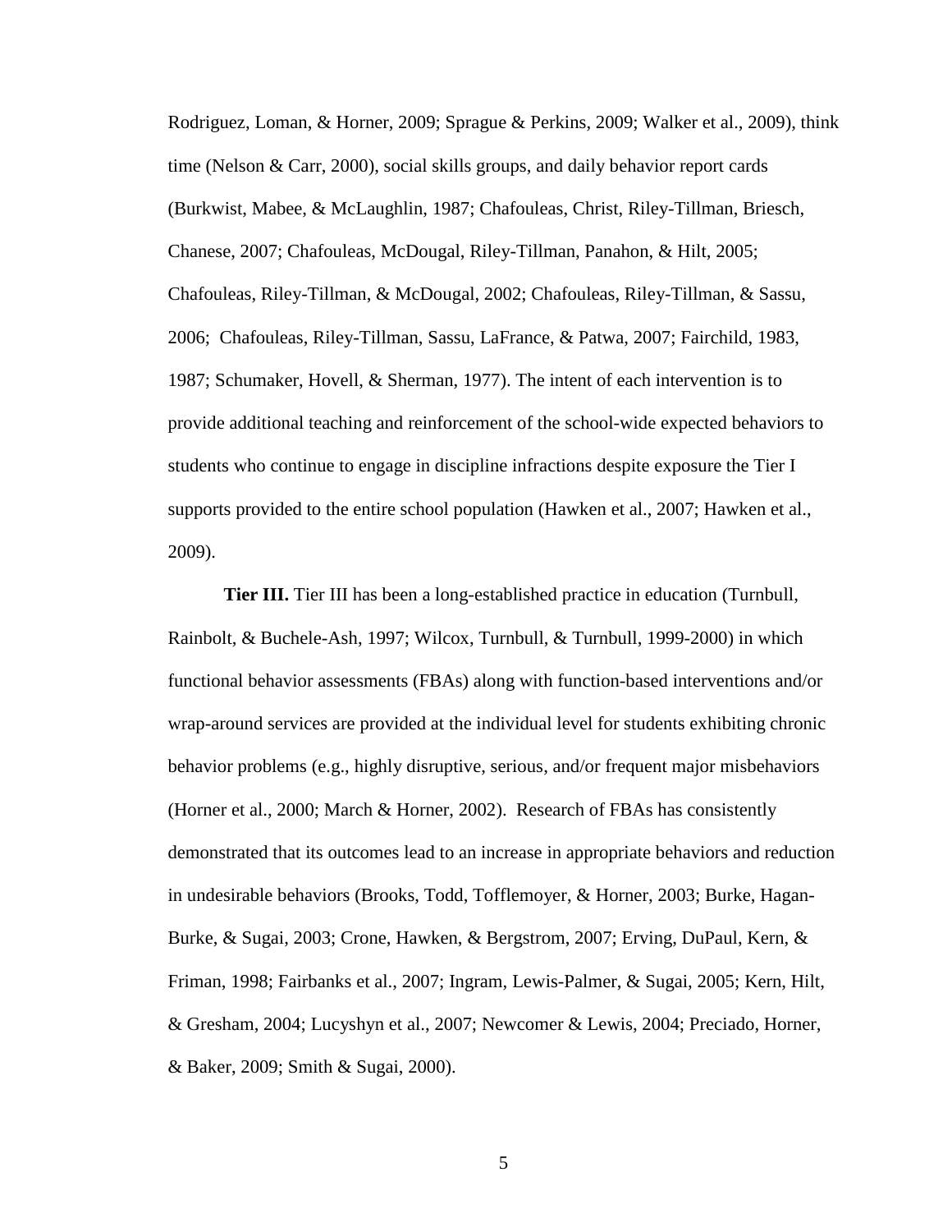Rodriguez, Loman, & Horner, 2009; Sprague & Perkins, 2009; Walker et al., 2009), think time (Nelson & Carr, 2000), social skills groups, and daily behavior report cards (Burkwist, Mabee, & McLaughlin, 1987; Chafouleas, Christ, Riley-Tillman, Briesch, Chanese, 2007; Chafouleas, McDougal, Riley-Tillman, Panahon, & Hilt, 2005; Chafouleas, Riley-Tillman, & McDougal, 2002; Chafouleas, Riley-Tillman, & Sassu, 2006; Chafouleas, Riley-Tillman, Sassu, LaFrance, & Patwa, 2007; Fairchild, 1983, 1987; Schumaker, Hovell, & Sherman, 1977). The intent of each intervention is to provide additional teaching and reinforcement of the school-wide expected behaviors to students who continue to engage in discipline infractions despite exposure the Tier I supports provided to the entire school population (Hawken et al., 2007; Hawken et al., 2009).

**Tier III.** Tier III has been a long-established practice in education (Turnbull, Rainbolt, & Buchele-Ash, 1997; Wilcox, Turnbull, & Turnbull, 1999-2000) in which functional behavior assessments (FBAs) along with function-based interventions and/or wrap-around services are provided at the individual level for students exhibiting chronic behavior problems (e.g., highly disruptive, serious, and/or frequent major misbehaviors (Horner et al., 2000; March & Horner, 2002). Research of FBAs has consistently demonstrated that its outcomes lead to an increase in appropriate behaviors and reduction in undesirable behaviors (Brooks, Todd, Tofflemoyer, & Horner, 2003; Burke, Hagan-Burke, & Sugai, 2003; Crone, Hawken, & Bergstrom, 2007; Erving, DuPaul, Kern, & Friman, 1998; Fairbanks et al., 2007; Ingram, Lewis-Palmer, & Sugai, 2005; Kern, Hilt, & Gresham, 2004; Lucyshyn et al., 2007; Newcomer & Lewis, 2004; Preciado, Horner, & Baker, 2009; Smith & Sugai, 2000).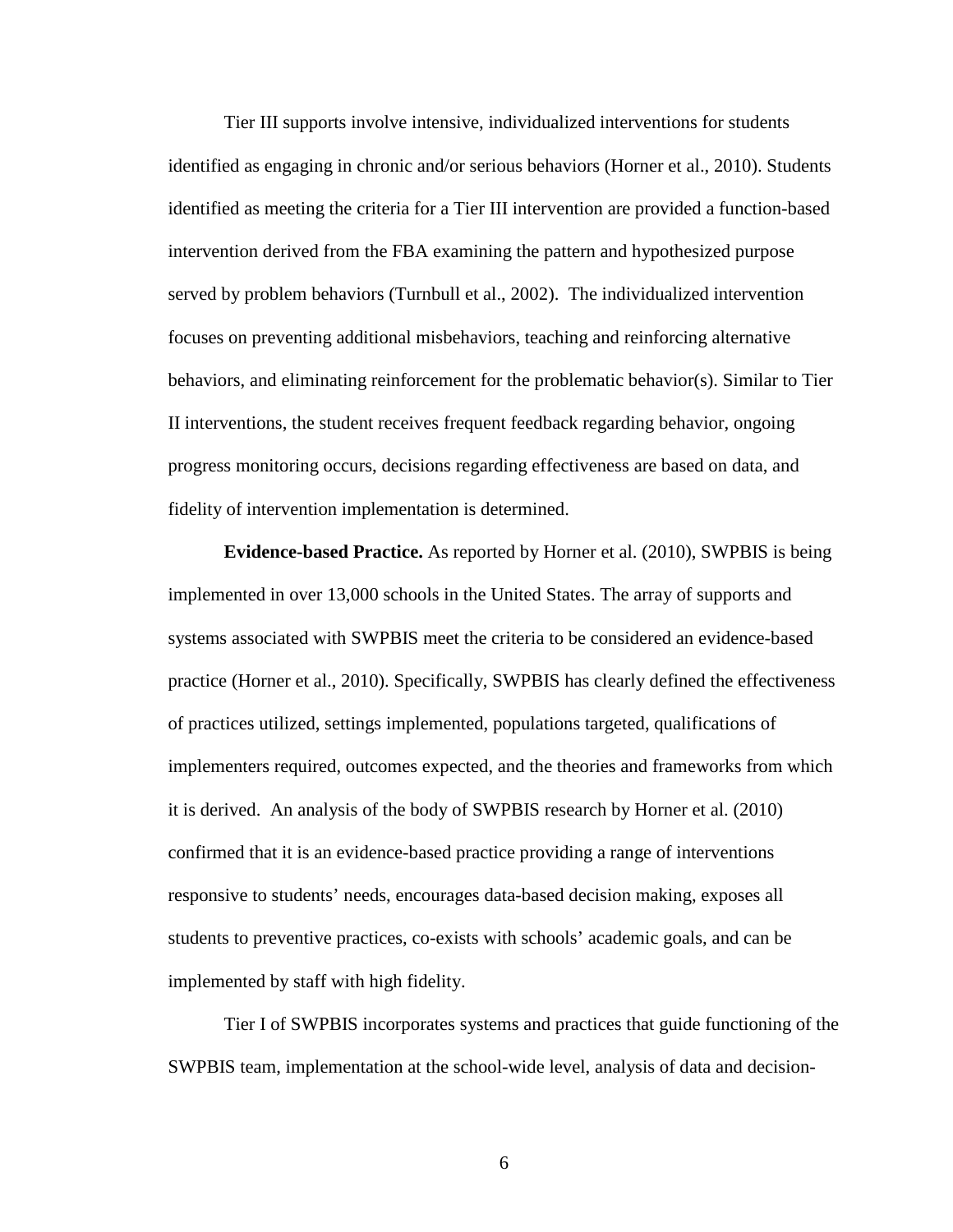Tier III supports involve intensive, individualized interventions for students identified as engaging in chronic and/or serious behaviors (Horner et al., 2010). Students identified as meeting the criteria for a Tier III intervention are provided a function-based intervention derived from the FBA examining the pattern and hypothesized purpose served by problem behaviors (Turnbull et al., 2002). The individualized intervention focuses on preventing additional misbehaviors, teaching and reinforcing alternative behaviors, and eliminating reinforcement for the problematic behavior(s). Similar to Tier II interventions, the student receives frequent feedback regarding behavior, ongoing progress monitoring occurs, decisions regarding effectiveness are based on data, and fidelity of intervention implementation is determined.

**Evidence-based Practice.** As reported by Horner et al. (2010), SWPBIS is being implemented in over 13,000 schools in the United States. The array of supports and systems associated with SWPBIS meet the criteria to be considered an evidence-based practice (Horner et al., 2010). Specifically, SWPBIS has clearly defined the effectiveness of practices utilized, settings implemented, populations targeted, qualifications of implementers required, outcomes expected, and the theories and frameworks from which it is derived. An analysis of the body of SWPBIS research by Horner et al. (2010) confirmed that it is an evidence-based practice providing a range of interventions responsive to students' needs, encourages data-based decision making, exposes all students to preventive practices, co-exists with schools' academic goals, and can be implemented by staff with high fidelity.

Tier I of SWPBIS incorporates systems and practices that guide functioning of the SWPBIS team, implementation at the school-wide level, analysis of data and decision-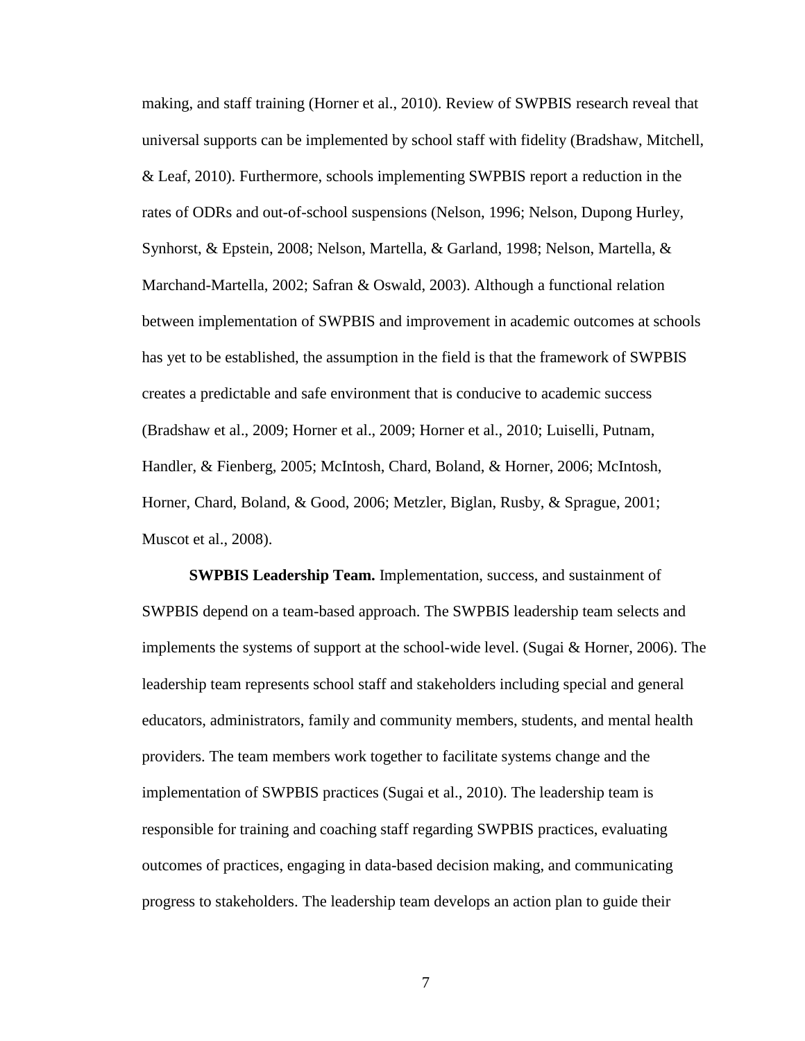making, and staff training (Horner et al., 2010). Review of SWPBIS research reveal that universal supports can be implemented by school staff with fidelity (Bradshaw, Mitchell, & Leaf, 2010). Furthermore, schools implementing SWPBIS report a reduction in the rates of ODRs and out-of-school suspensions (Nelson, 1996; Nelson, Dupong Hurley, Synhorst, & Epstein, 2008; Nelson, Martella, & Garland, 1998; Nelson, Martella, & Marchand-Martella, 2002; Safran & Oswald, 2003). Although a functional relation between implementation of SWPBIS and improvement in academic outcomes at schools has yet to be established, the assumption in the field is that the framework of SWPBIS creates a predictable and safe environment that is conducive to academic success (Bradshaw et al., 2009; Horner et al., 2009; Horner et al., 2010; Luiselli, Putnam, Handler, & Fienberg, 2005; McIntosh, Chard, Boland, & Horner, 2006; McIntosh, Horner, Chard, Boland, & Good, 2006; Metzler, Biglan, Rusby, & Sprague, 2001; Muscot et al., 2008).

**SWPBIS Leadership Team.** Implementation, success, and sustainment of SWPBIS depend on a team-based approach. The SWPBIS leadership team selects and implements the systems of support at the school-wide level. (Sugai & Horner, 2006). The leadership team represents school staff and stakeholders including special and general educators, administrators, family and community members, students, and mental health providers. The team members work together to facilitate systems change and the implementation of SWPBIS practices (Sugai et al., 2010). The leadership team is responsible for training and coaching staff regarding SWPBIS practices, evaluating outcomes of practices, engaging in data-based decision making, and communicating progress to stakeholders. The leadership team develops an action plan to guide their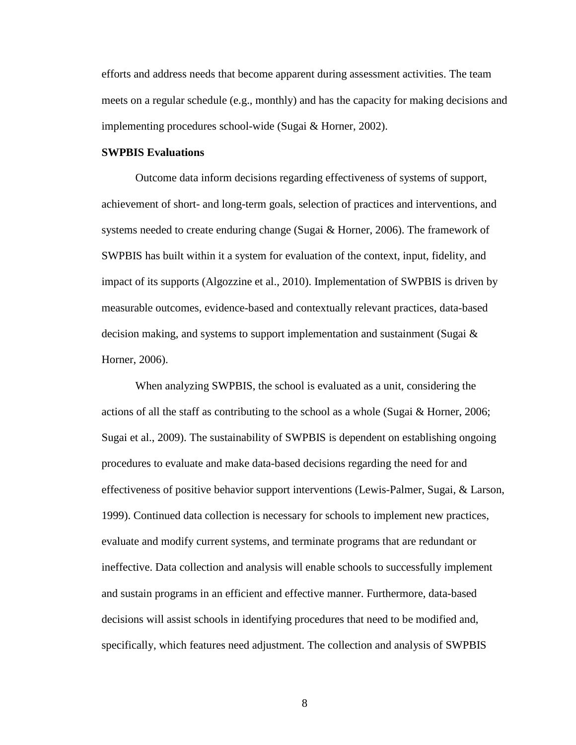efforts and address needs that become apparent during assessment activities. The team meets on a regular schedule (e.g., monthly) and has the capacity for making decisions and implementing procedures school-wide (Sugai & Horner, 2002).

### SWPBIS Evaluations

Outcome data inform decisions regarding effectiveness of systems of support, achievement of short- and long-term goals, selection of practices and interventions, and systems needed to create enduring change (Sugai & Horner, 2006). The framework of SWPBIS has built within it a system for evaluation of the context, input, fidelity, and impact of its supports (Algozzine et al., 2010). Implementation of SWPBIS is driven by measurable outcomes, evidence-based and contextually relevant practices, data-based decision making, and systems to support implementation and sustainment (Sugai & Horner, 2006).

When analyzing SWPBIS, the school is evaluated as a unit, considering the actions of all the staff as contributing to the school as a whole (Sugai & Horner, 2006; Sugai et al., 2009). The sustainability of SWPBIS is dependent on establishing ongoing procedures to evaluate and make data-based decisions regarding the need for and effectiveness of positive behavior support interventions (Lewis-Palmer, Sugai, & Larson, 1999). Continued data collection is necessary for schools to implement new practices, evaluate and modify current systems, and terminate programs that are redundant or ineffective. Data collection and analysis will enable schools to successfully implement and sustain programs in an efficient and effective manner. Furthermore, data-based decisions will assist schools in identifying procedures that need to be modified and, specifically, which features need adjustment. The collection and analysis of SWPBIS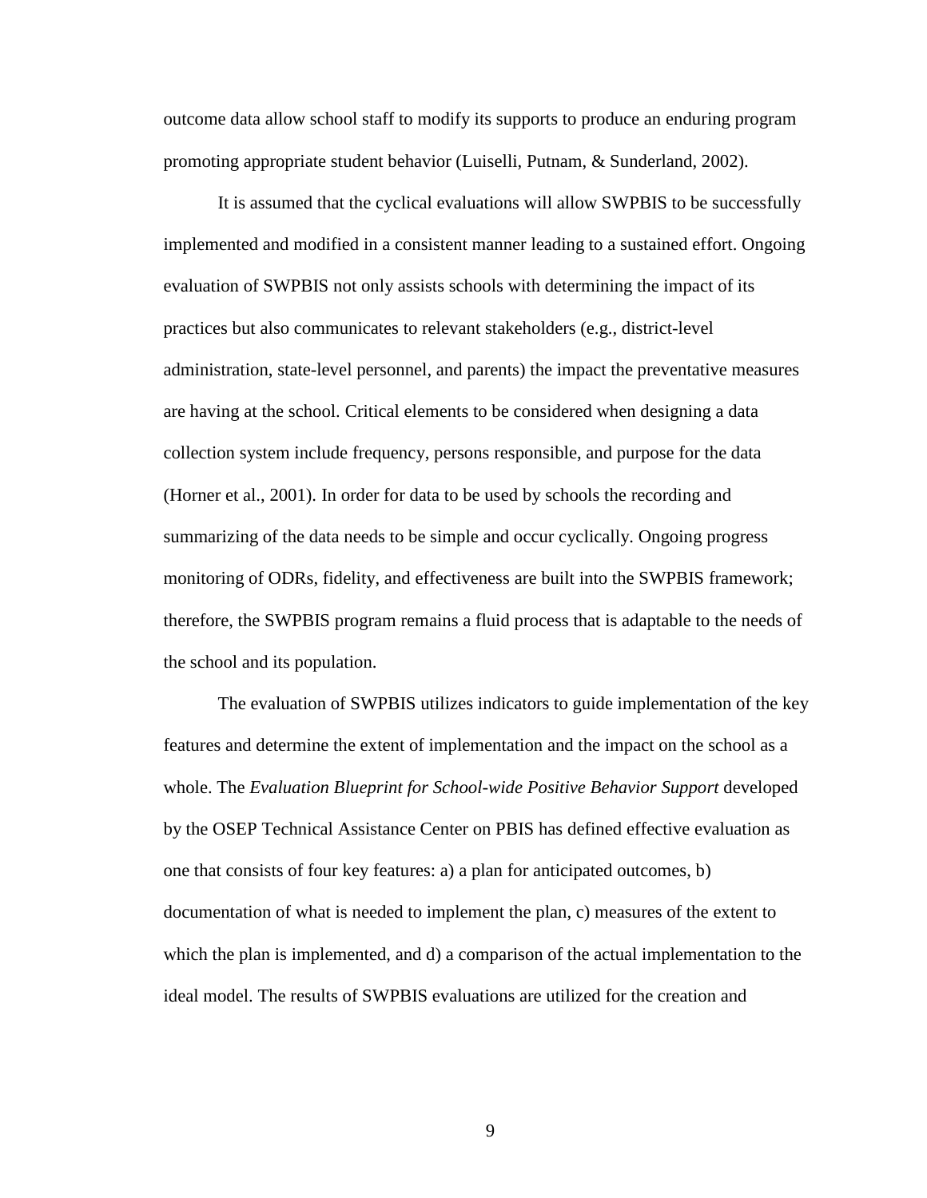outcome data allow school staff to modify its supports to produce an enduring program promoting appropriate student behavior (Luiselli, Putnam, & Sunderland, 2002).

It is assumed that the cyclical evaluations will allow SWPBIS to be successfully implemented and modified in a consistent manner leading to a sustained effort. Ongoing evaluation of SWPBIS not only assists schools with determining the impact of its practices but also communicates to relevant stakeholders (e.g., district-level administration, state-level personnel, and parents) the impact the preventative measures are having at the school. Critical elements to be considered when designing a data collection system include frequency, persons responsible, and purpose for the data (Horner et al., 2001). In order for data to be used by schools the recording and summarizing of the data needs to be simple and occur cyclically. Ongoing progress monitoring of ODRs, fidelity, and effectiveness are built into the SWPBIS framework; therefore, the SWPBIS program remains a fluid process that is adaptable to the needs of the school and its population.

The evaluation of SWPBIS utilizes indicators to guide implementation of the key features and determine the extent of implementation and the impact on the school as a whole. The *Evaluation Blueprint for School-wide Positive Behavior Support* developed by the OSEP Technical Assistance Center on PBIS has defined effective evaluation as one that consists of four key features: a) a plan for anticipated outcomes, b) documentation of what is needed to implement the plan, c) measures of the extent to which the plan is implemented, and d) a comparison of the actual implementation to the ideal model. The results of SWPBIS evaluations are utilized for the creation and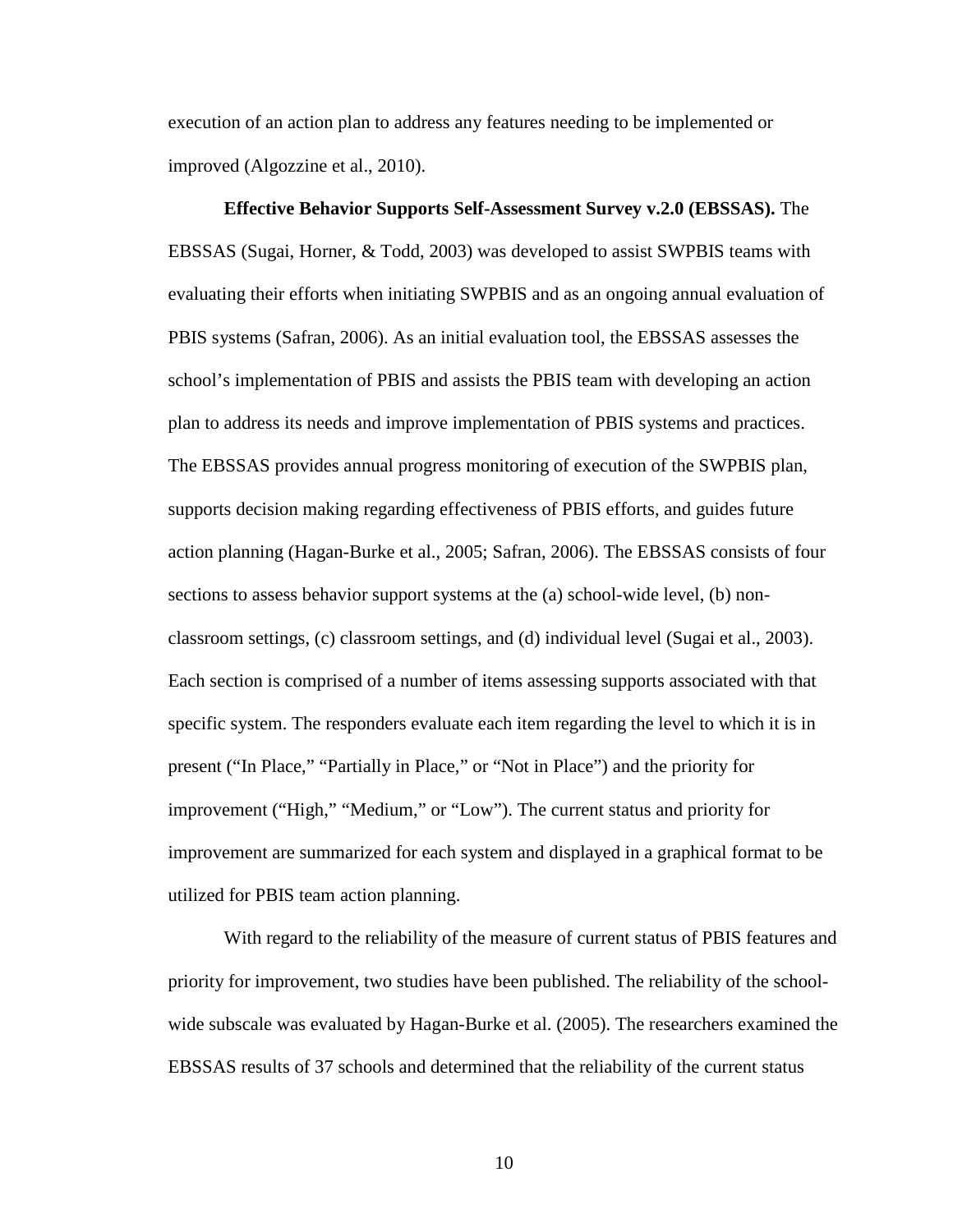execution of an action plan to address any features needing to be implemented or improved (Algozzine et al., 2010).

**Effective Behavior Supports Self-Assessment Survey v.2.0 (EBSSAS).** The EBSSAS (Sugai, Horner, & Todd, 2003) was developed to assist SWPBIS teams with evaluating their efforts when initiating SWPBIS and as an ongoing annual evaluation of PBIS systems (Safran, 2006). As an initial evaluation tool, the EBSSAS assesses the school's implementation of PBIS and assists the PBIS team with developing an action plan to address its needs and improve implementation of PBIS systems and practices. The EBSSAS provides annual progress monitoring of execution of the SWPBIS plan, supports decision making regarding effectiveness of PBIS efforts, and guides future action planning (Hagan-Burke et al., 2005; Safran, 2006). The EBSSAS consists of four sections to assess behavior support systems at the (a) school-wide level, (b) non-classroom settings, (c) classroom settings, and (d) individual level (Sugai et al., 2003). Each section is comprised of a number of items assessing supports associated with that specific system. The responders evaluate each item regarding the level to which it is in present ("In Place," "Partially in Place," or "Not in Place") and the priority for improvement ("High," "Medium," or "Low"). The current status and priority for improvement are summarized for each system and displayed in a graphical format to be utilized for PBIS team action planning.

With regard to the reliability of the measure of current status of PBIS features and priority for improvement, two studies have been published. The reliability of the school-wide subscale was evaluated by Hagan-Burke et al. (2005). The researchers examined the EBSSAS results of 37 schools and determined that the reliability of the current status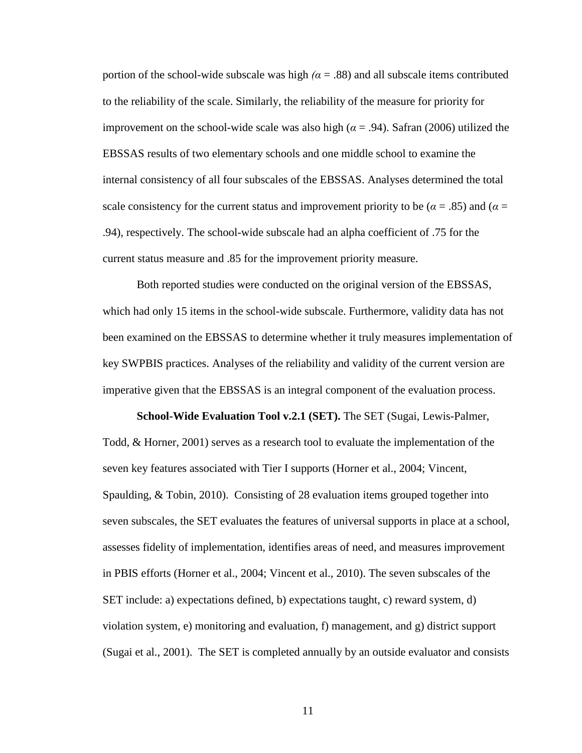portion of the school-wide subscale was high *(*$\alpha$ = .88) and all subscale items contributed to the reliability of the scale. Similarly, the reliability of the measure for priority for improvement on the school-wide scale was also high ($\alpha$ = .94). Safran (2006) utilized the EBSSAS results of two elementary schools and one middle school to examine the internal consistency of all four subscales of the EBSSAS. Analyses determined the total scale consistency for the current status and improvement priority to be ($\alpha$ = .85) and ($\alpha$ = .94), respectively. The school-wide subscale had an alpha coefficient of .75 for the current status measure and .85 for the improvement priority measure.

Both reported studies were conducted on the original version of the EBSSAS, which had only 15 items in the school-wide subscale. Furthermore, validity data has not been examined on the EBSSAS to determine whether it truly measures implementation of key SWPBIS practices. Analyses of the reliability and validity of the current version are imperative given that the EBSSAS is an integral component of the evaluation process.

**School-Wide Evaluation Tool v.2.1 (SET).** The SET (Sugai, Lewis-Palmer, Todd, & Horner, 2001) serves as a research tool to evaluate the implementation of the seven key features associated with Tier I supports (Horner et al., 2004; Vincent, Spaulding, & Tobin, 2010). Consisting of 28 evaluation items grouped together into seven subscales, the SET evaluates the features of universal supports in place at a school, assesses fidelity of implementation, identifies areas of need, and measures improvement in PBIS efforts (Horner et al., 2004; Vincent et al., 2010). The seven subscales of the SET include: a) expectations defined, b) expectations taught, c) reward system, d) violation system, e) monitoring and evaluation, f) management, and g) district support (Sugai et al., 2001). The SET is completed annually by an outside evaluator and consists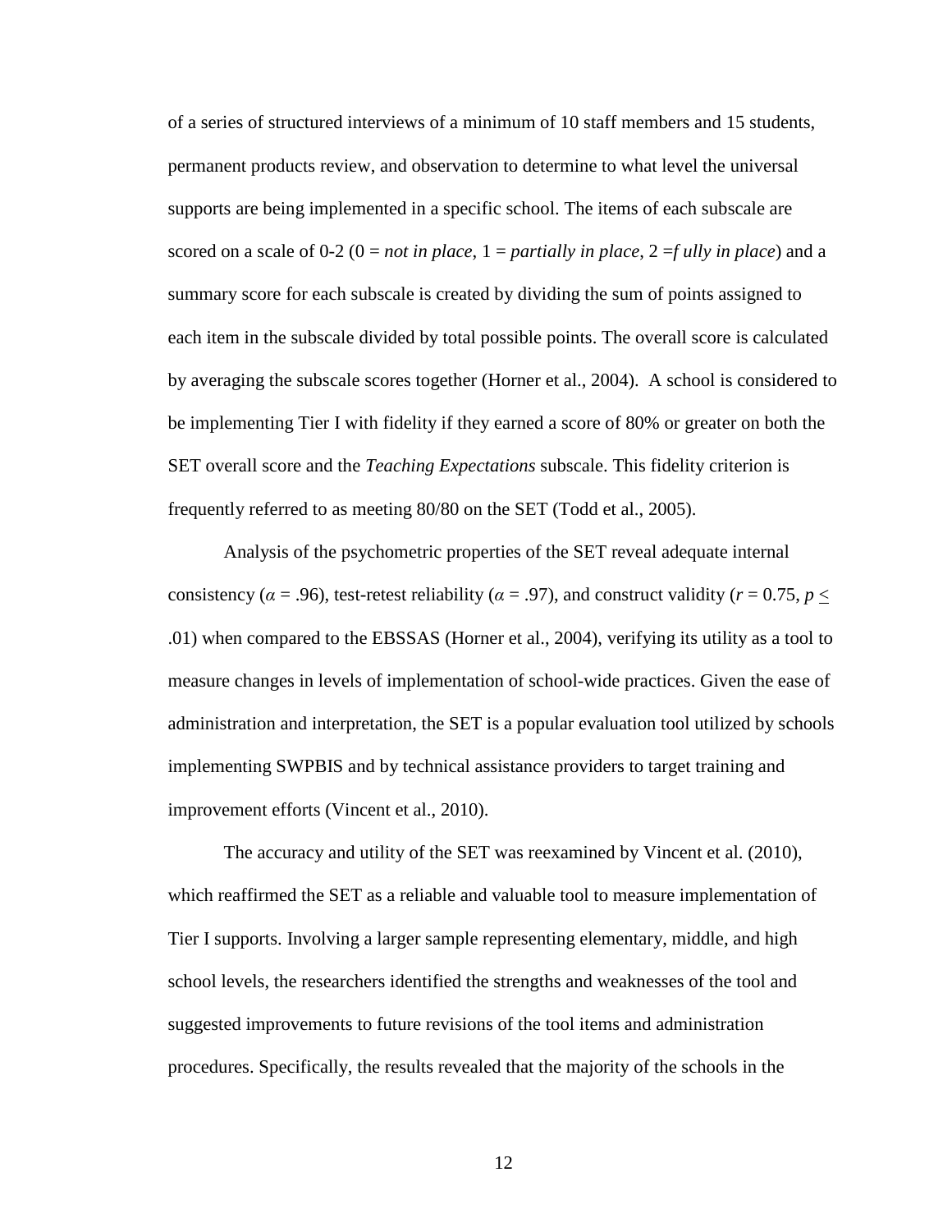of a series of structured interviews of a minimum of 10 staff members and 15 students, permanent products review, and observation to determine to what level the universal supports are being implemented in a specific school. The items of each subscale are scored on a scale of 0-2 (0 = *not in place*, 1 = *partially in place*, 2 =*f ully in place*) and a summary score for each subscale is created by dividing the sum of points assigned to each item in the subscale divided by total possible points. The overall score is calculated by averaging the subscale scores together (Horner et al., 2004). A school is considered to be implementing Tier I with fidelity if they earned a score of 80% or greater on both the SET overall score and the *Teaching Expectations* subscale. This fidelity criterion is frequently referred to as meeting 80/80 on the SET (Todd et al., 2005).

Analysis of the psychometric properties of the SET reveal adequate internal consistency ($\alpha$ = .96), test-retest reliability ($\alpha$ = .97), and construct validity ($r$ = 0.75, $p \leq$ .01) when compared to the EBSSAS (Horner et al., 2004), verifying its utility as a tool to measure changes in levels of implementation of school-wide practices. Given the ease of administration and interpretation, the SET is a popular evaluation tool utilized by schools implementing SWPBIS and by technical assistance providers to target training and improvement efforts (Vincent et al., 2010).

The accuracy and utility of the SET was reexamined by Vincent et al. (2010), which reaffirmed the SET as a reliable and valuable tool to measure implementation of Tier I supports. Involving a larger sample representing elementary, middle, and high school levels, the researchers identified the strengths and weaknesses of the tool and suggested improvements to future revisions of the tool items and administration procedures. Specifically, the results revealed that the majority of the schools in the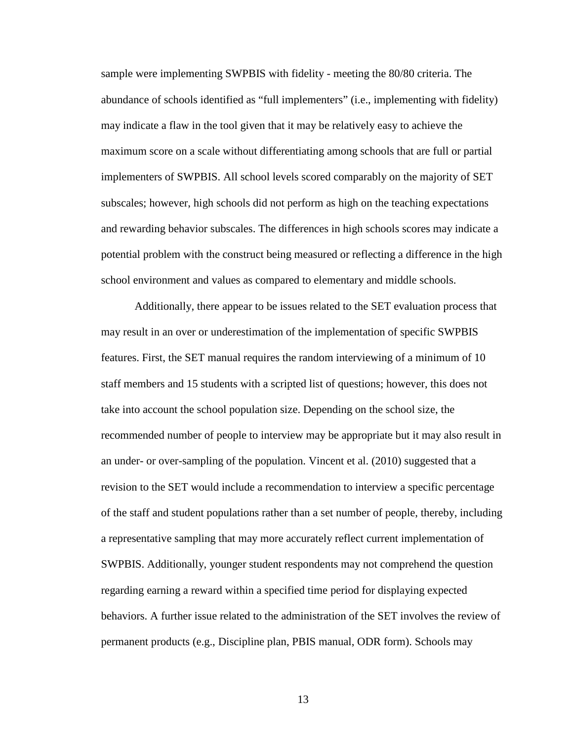sample were implementing SWPBIS with fidelity - meeting the 80/80 criteria. The abundance of schools identified as "full implementers" (i.e., implementing with fidelity) may indicate a flaw in the tool given that it may be relatively easy to achieve the maximum score on a scale without differentiating among schools that are full or partial implementers of SWPBIS. All school levels scored comparably on the majority of SET subscales; however, high schools did not perform as high on the teaching expectations and rewarding behavior subscales. The differences in high schools scores may indicate a potential problem with the construct being measured or reflecting a difference in the high school environment and values as compared to elementary and middle schools.

Additionally, there appear to be issues related to the SET evaluation process that may result in an over or underestimation of the implementation of specific SWPBIS features. First, the SET manual requires the random interviewing of a minimum of 10 staff members and 15 students with a scripted list of questions; however, this does not take into account the school population size. Depending on the school size, the recommended number of people to interview may be appropriate but it may also result in an under- or over-sampling of the population. Vincent et al. (2010) suggested that a revision to the SET would include a recommendation to interview a specific percentage of the staff and student populations rather than a set number of people, thereby, including a representative sampling that may more accurately reflect current implementation of SWPBIS. Additionally, younger student respondents may not comprehend the question regarding earning a reward within a specified time period for displaying expected behaviors. A further issue related to the administration of the SET involves the review of permanent products (e.g., Discipline plan, PBIS manual, ODR form). Schools may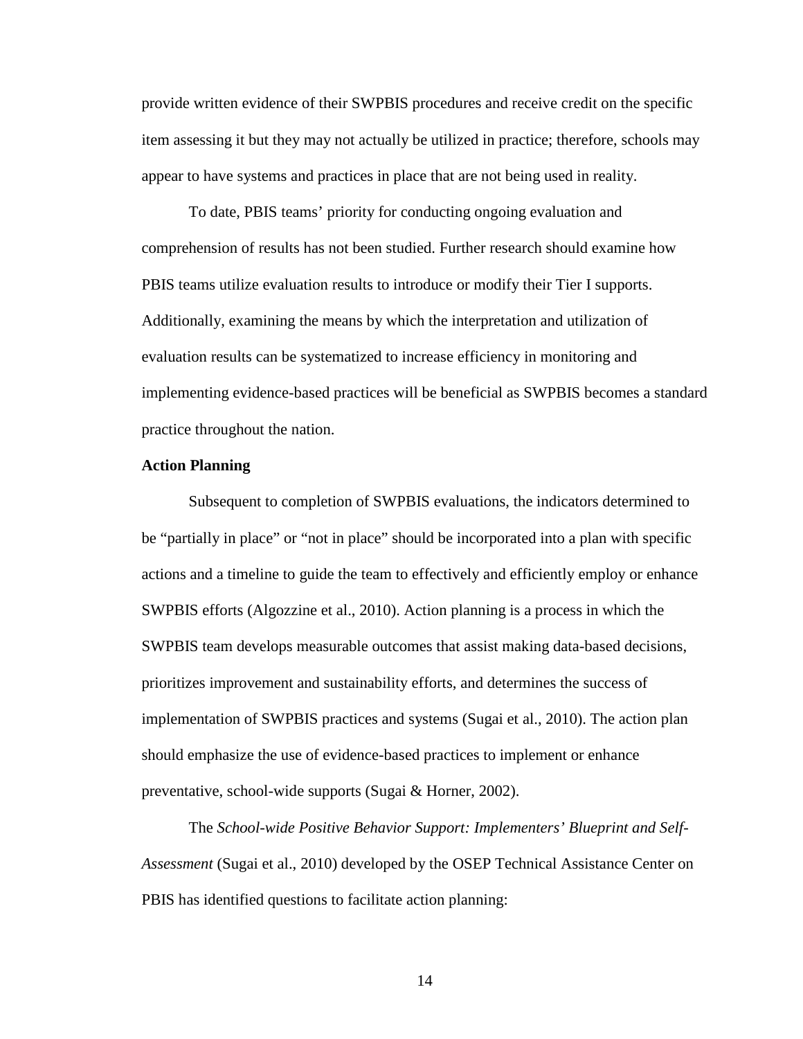provide written evidence of their SWPBIS procedures and receive credit on the specific item assessing it but they may not actually be utilized in practice; therefore, schools may appear to have systems and practices in place that are not being used in reality.

To date, PBIS teams' priority for conducting ongoing evaluation and comprehension of results has not been studied. Further research should examine how PBIS teams utilize evaluation results to introduce or modify their Tier I supports. Additionally, examining the means by which the interpretation and utilization of evaluation results can be systematized to increase efficiency in monitoring and implementing evidence-based practices will be beneficial as SWPBIS becomes a standard practice throughout the nation.

**Action Planning**

Subsequent to completion of SWPBIS evaluations, the indicators determined to be "partially in place" or "not in place" should be incorporated into a plan with specific actions and a timeline to guide the team to effectively and efficiently employ or enhance SWPBIS efforts (Algozzine et al., 2010). Action planning is a process in which the SWPBIS team develops measurable outcomes that assist making data-based decisions, prioritizes improvement and sustainability efforts, and determines the success of implementation of SWPBIS practices and systems (Sugai et al., 2010). The action plan should emphasize the use of evidence-based practices to implement or enhance preventative, school-wide supports (Sugai & Horner, 2002).

The *School-wide Positive Behavior Support: Implementers' Blueprint and Self-Assessment* (Sugai et al., 2010) developed by the OSEP Technical Assistance Center on PBIS has identified questions to facilitate action planning: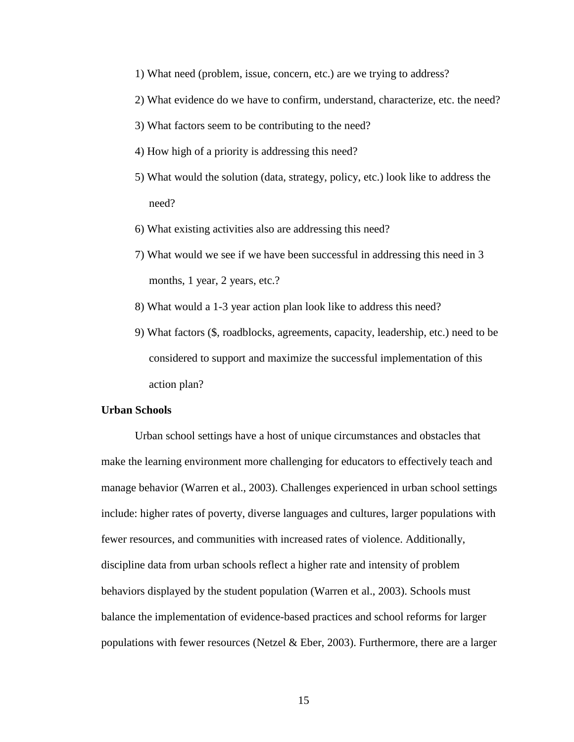1) What need (problem, issue, concern, etc.) are we trying to address?

2) What evidence do we have to confirm, understand, characterize, etc. the need?

3) What factors seem to be contributing to the need?

4) How high of a priority is addressing this need?

5) What would the solution (data, strategy, policy, etc.) look like to address the need?

6) What existing activities also are addressing this need?

7) What would we see if we have been successful in addressing this need in 3 months, 1 year, 2 years, etc.?

8) What would a 1-3 year action plan look like to address this need?

9) What factors ($, roadblocks, agreements, capacity, leadership, etc.) need to be considered to support and maximize the successful implementation of this action plan?

**Urban Schools**

Urban school settings have a host of unique circumstances and obstacles that make the learning environment more challenging for educators to effectively teach and manage behavior (Warren et al., 2003). Challenges experienced in urban school settings include: higher rates of poverty, diverse languages and cultures, larger populations with fewer resources, and communities with increased rates of violence. Additionally, discipline data from urban schools reflect a higher rate and intensity of problem behaviors displayed by the student population (Warren et al., 2003). Schools must balance the implementation of evidence-based practices and school reforms for larger populations with fewer resources (Netzel & Eber, 2003). Furthermore, there are a larger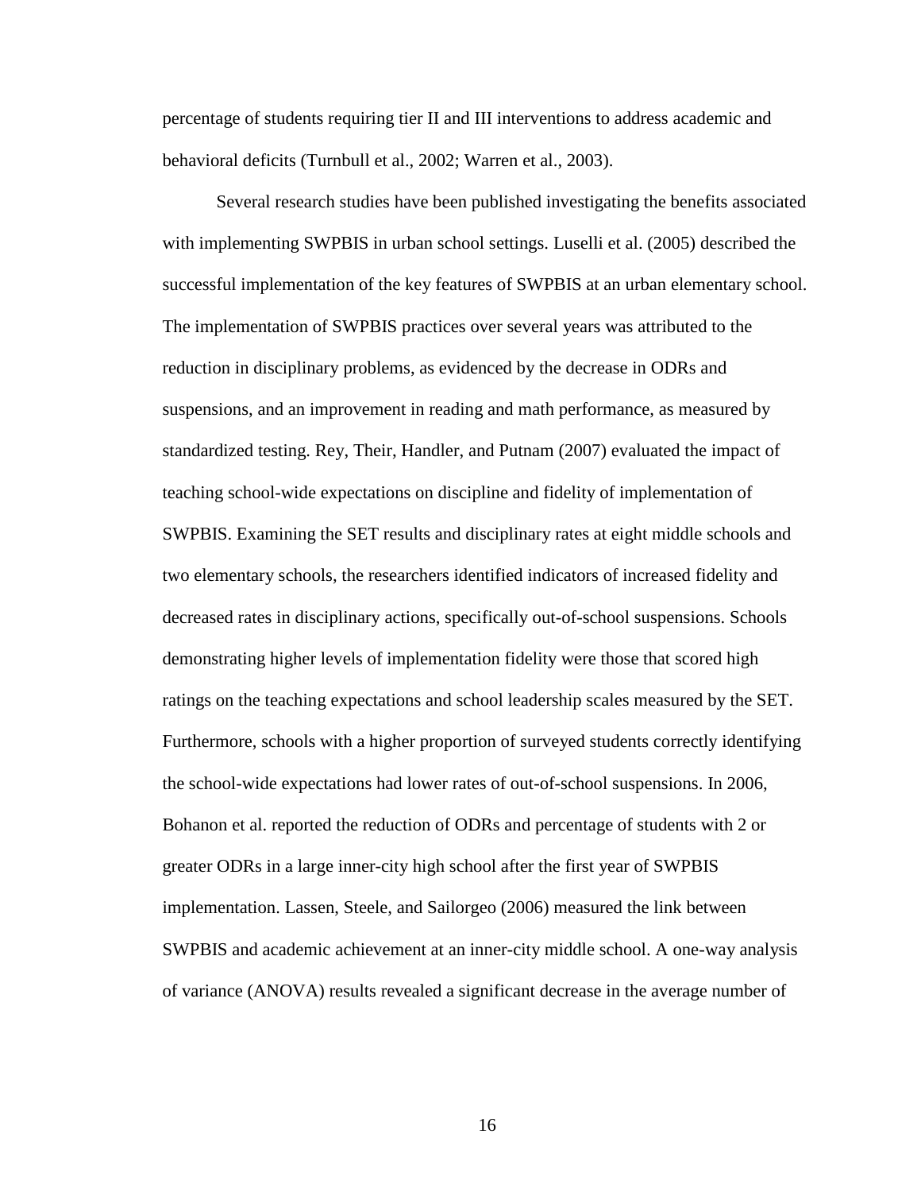percentage of students requiring tier II and III interventions to address academic and behavioral deficits (Turnbull et al., 2002; Warren et al., 2003).

Several research studies have been published investigating the benefits associated with implementing SWPBIS in urban school settings. Luselli et al. (2005) described the successful implementation of the key features of SWPBIS at an urban elementary school. The implementation of SWPBIS practices over several years was attributed to the reduction in disciplinary problems, as evidenced by the decrease in ODRs and suspensions, and an improvement in reading and math performance, as measured by standardized testing. Rey, Their, Handler, and Putnam (2007) evaluated the impact of teaching school-wide expectations on discipline and fidelity of implementation of SWPBIS. Examining the SET results and disciplinary rates at eight middle schools and two elementary schools, the researchers identified indicators of increased fidelity and decreased rates in disciplinary actions, specifically out-of-school suspensions. Schools demonstrating higher levels of implementation fidelity were those that scored high ratings on the teaching expectations and school leadership scales measured by the SET. Furthermore, schools with a higher proportion of surveyed students correctly identifying the school-wide expectations had lower rates of out-of-school suspensions. In 2006, Bohanon et al. reported the reduction of ODRs and percentage of students with 2 or greater ODRs in a large inner-city high school after the first year of SWPBIS implementation. Lassen, Steele, and Sailorgeo (2006) measured the link between SWPBIS and academic achievement at an inner-city middle school. A one-way analysis of variance (ANOVA) results revealed a significant decrease in the average number of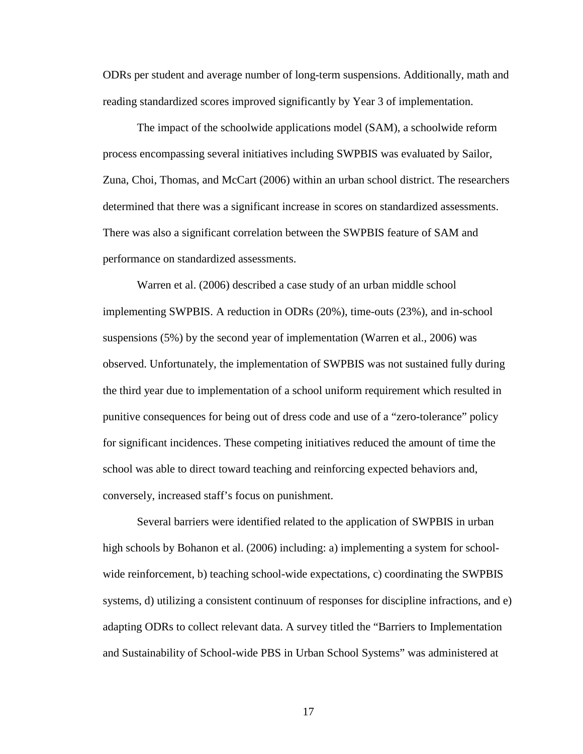ODRs per student and average number of long-term suspensions. Additionally, math and reading standardized scores improved significantly by Year 3 of implementation.

The impact of the schoolwide applications model (SAM), a schoolwide reform process encompassing several initiatives including SWPBIS was evaluated by Sailor, Zuna, Choi, Thomas, and McCart (2006) within an urban school district. The researchers determined that there was a significant increase in scores on standardized assessments. There was also a significant correlation between the SWPBIS feature of SAM and performance on standardized assessments.

Warren et al. (2006) described a case study of an urban middle school implementing SWPBIS. A reduction in ODRs (20%), time-outs (23%), and in-school suspensions (5%) by the second year of implementation (Warren et al., 2006) was observed. Unfortunately, the implementation of SWPBIS was not sustained fully during the third year due to implementation of a school uniform requirement which resulted in punitive consequences for being out of dress code and use of a "zero-tolerance" policy for significant incidences. These competing initiatives reduced the amount of time the school was able to direct toward teaching and reinforcing expected behaviors and, conversely, increased staff's focus on punishment.

Several barriers were identified related to the application of SWPBIS in urban high schools by Bohanon et al. (2006) including: a) implementing a system for school-wide reinforcement, b) teaching school-wide expectations, c) coordinating the SWPBIS systems, d) utilizing a consistent continuum of responses for discipline infractions, and e) adapting ODRs to collect relevant data. A survey titled the "Barriers to Implementation and Sustainability of School-wide PBS in Urban School Systems" was administered at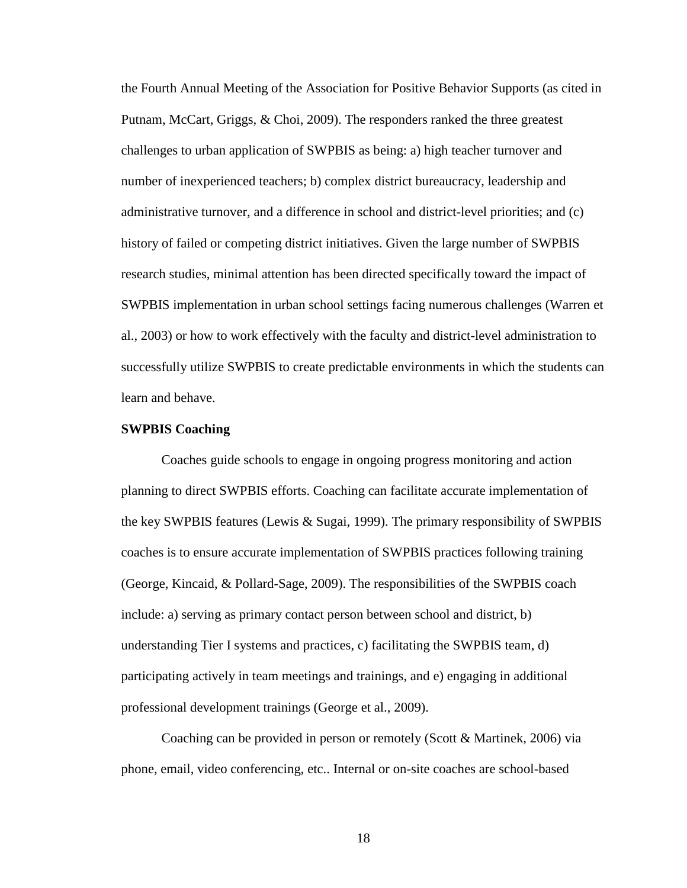the Fourth Annual Meeting of the Association for Positive Behavior Supports (as cited in Putnam, McCart, Griggs, & Choi, 2009). The responders ranked the three greatest challenges to urban application of SWPBIS as being: a) high teacher turnover and number of inexperienced teachers; b) complex district bureaucracy, leadership and administrative turnover, and a difference in school and district-level priorities; and (c) history of failed or competing district initiatives. Given the large number of SWPBIS research studies, minimal attention has been directed specifically toward the impact of SWPBIS implementation in urban school settings facing numerous challenges (Warren et al., 2003) or how to work effectively with the faculty and district-level administration to successfully utilize SWPBIS to create predictable environments in which the students can learn and behave.

**SWPBIS Coaching**

Coaches guide schools to engage in ongoing progress monitoring and action planning to direct SWPBIS efforts. Coaching can facilitate accurate implementation of the key SWPBIS features (Lewis & Sugai, 1999). The primary responsibility of SWPBIS coaches is to ensure accurate implementation of SWPBIS practices following training (George, Kincaid, & Pollard-Sage, 2009). The responsibilities of the SWPBIS coach include: a) serving as primary contact person between school and district, b) understanding Tier I systems and practices, c) facilitating the SWPBIS team, d) participating actively in team meetings and trainings, and e) engaging in additional professional development trainings (George et al., 2009).

Coaching can be provided in person or remotely (Scott & Martinek, 2006) via phone, email, video conferencing, etc.. Internal or on-site coaches are school-based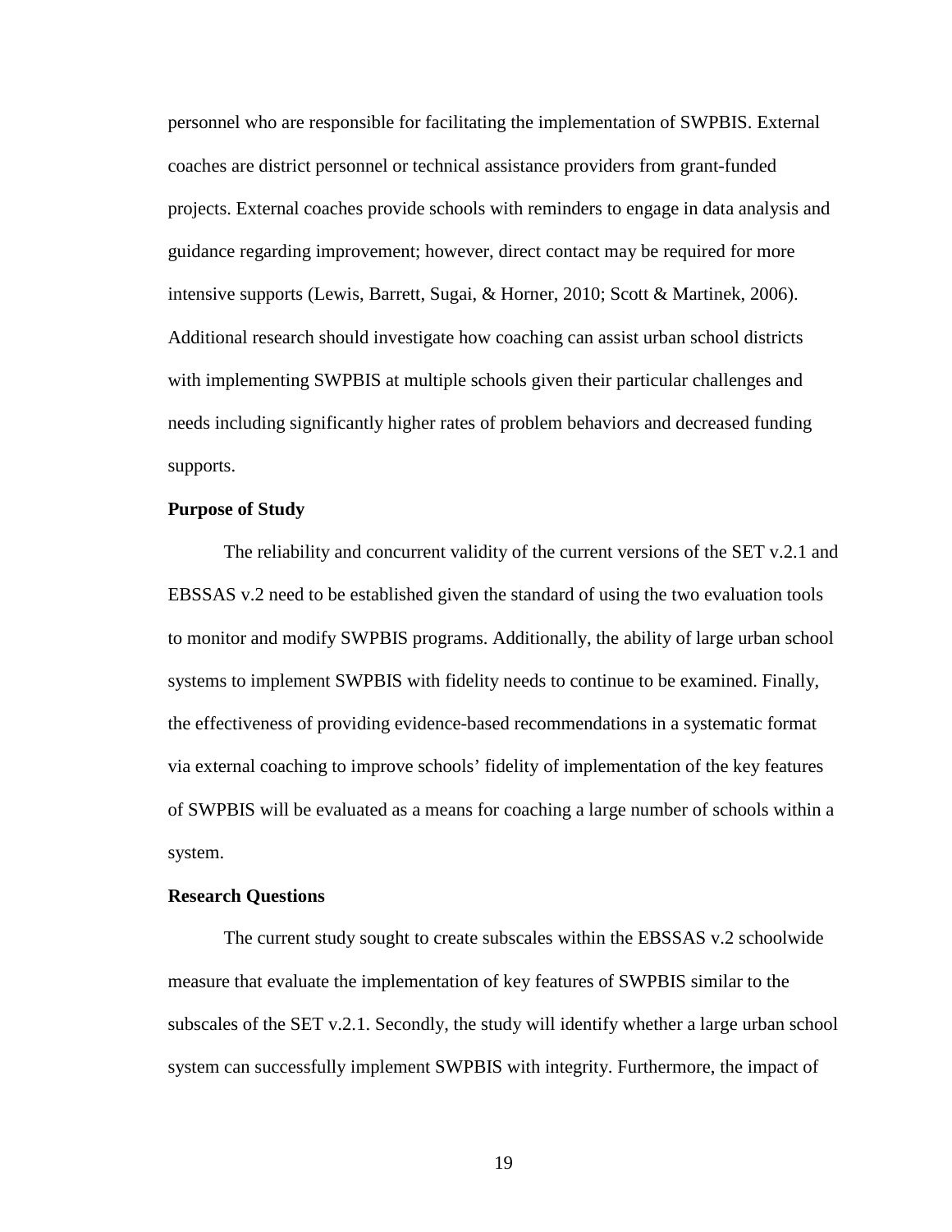personnel who are responsible for facilitating the implementation of SWPBIS. External coaches are district personnel or technical assistance providers from grant-funded projects. External coaches provide schools with reminders to engage in data analysis and guidance regarding improvement; however, direct contact may be required for more intensive supports (Lewis, Barrett, Sugai, & Horner, 2010; Scott & Martinek, 2006). Additional research should investigate how coaching can assist urban school districts with implementing SWPBIS at multiple schools given their particular challenges and needs including significantly higher rates of problem behaviors and decreased funding supports.

**Purpose of Study**

The reliability and concurrent validity of the current versions of the SET v.2.1 and EBSSAS v.2 need to be established given the standard of using the two evaluation tools to monitor and modify SWPBIS programs. Additionally, the ability of large urban school systems to implement SWPBIS with fidelity needs to continue to be examined. Finally, the effectiveness of providing evidence-based recommendations in a systematic format via external coaching to improve schools' fidelity of implementation of the key features of SWPBIS will be evaluated as a means for coaching a large number of schools within a system.

**Research Questions**

The current study sought to create subscales within the EBSSAS v.2 schoolwide measure that evaluate the implementation of key features of SWPBIS similar to the subscales of the SET v.2.1. Secondly, the study will identify whether a large urban school system can successfully implement SWPBIS with integrity. Furthermore, the impact of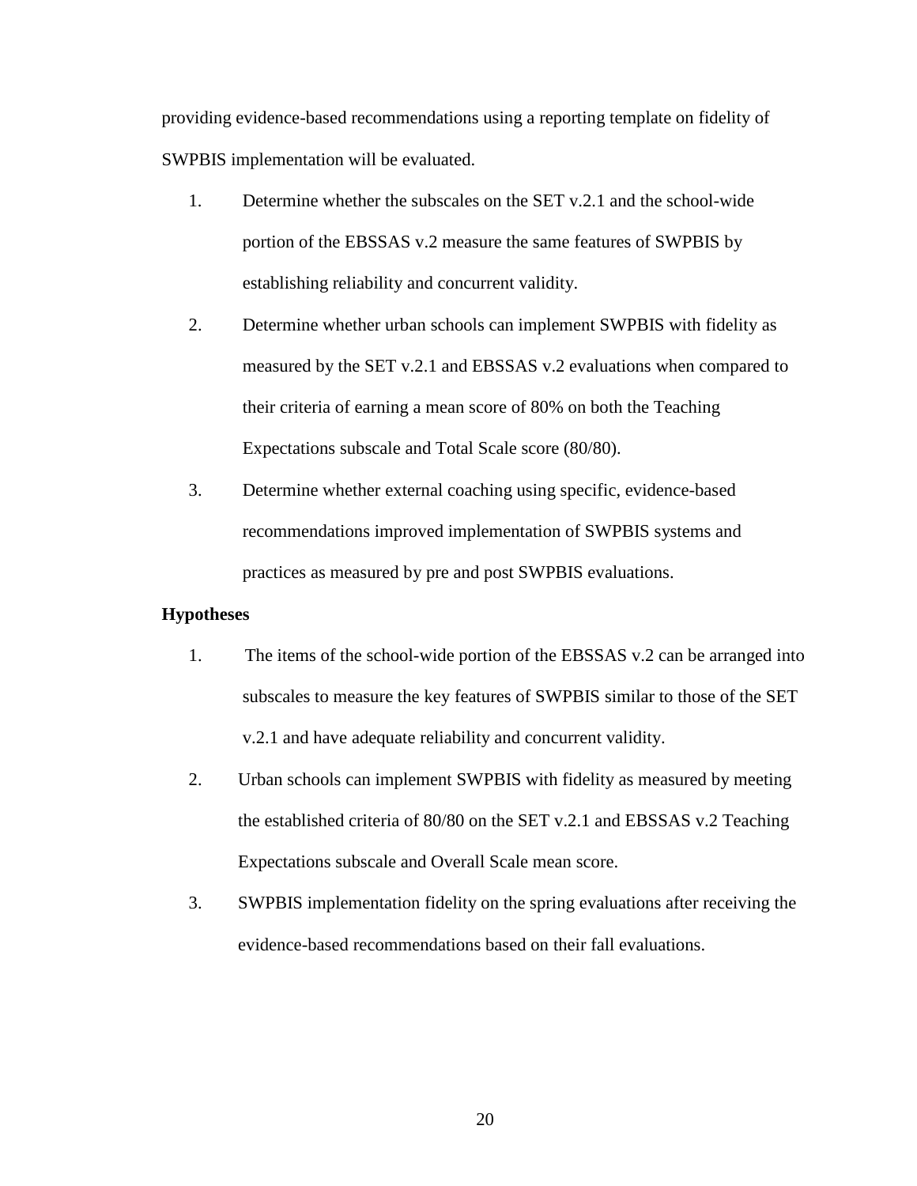providing evidence-based recommendations using a reporting template on fidelity of SWPBIS implementation will be evaluated.

1. Determine whether the subscales on the SET v.2.1 and the school-wide portion of the EBSSAS v.2 measure the same features of SWPBIS by establishing reliability and concurrent validity.
2. Determine whether urban schools can implement SWPBIS with fidelity as measured by the SET v.2.1 and EBSSAS v.2 evaluations when compared to their criteria of earning a mean score of 80% on both the Teaching Expectations subscale and Total Scale score (80/80).
3. Determine whether external coaching using specific, evidence-based recommendations improved implementation of SWPBIS systems and practices as measured by pre and post SWPBIS evaluations.

**Hypotheses**

1. The items of the school-wide portion of the EBSSAS v.2 can be arranged into subscales to measure the key features of SWPBIS similar to those of the SET v.2.1 and have adequate reliability and concurrent validity.
2. Urban schools can implement SWPBIS with fidelity as measured by meeting the established criteria of 80/80 on the SET v.2.1 and EBSSAS v.2 Teaching Expectations subscale and Overall Scale mean score.
3. SWPBIS implementation fidelity on the spring evaluations after receiving the evidence-based recommendations based on their fall evaluations.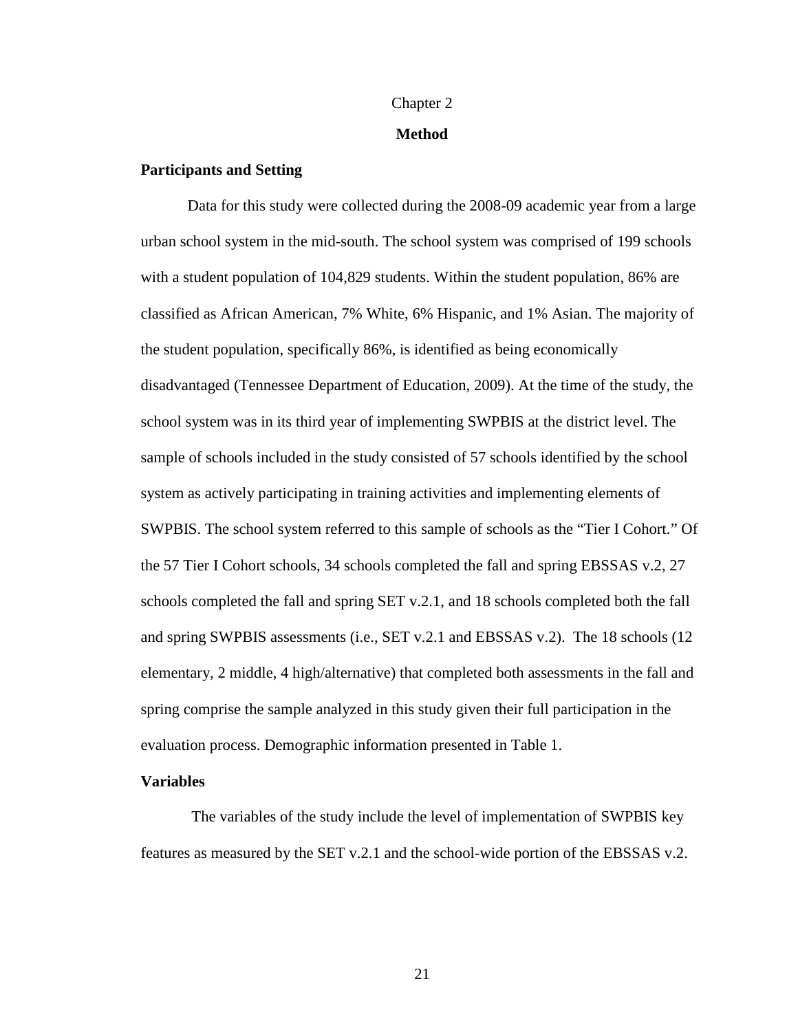# Chapter 2

## Method

### Participants and Setting

Data for this study were collected during the 2008-09 academic year from a large urban school system in the mid-south. The school system was comprised of 199 schools with a student population of 104,829 students. Within the student population, 86% are classified as African American, 7% White, 6% Hispanic, and 1% Asian. The majority of the student population, specifically 86%, is identified as being economically disadvantaged (Tennessee Department of Education, 2009). At the time of the study, the school system was in its third year of implementing SWPBIS at the district level. The sample of schools included in the study consisted of 57 schools identified by the school system as actively participating in training activities and implementing elements of SWPBIS. The school system referred to this sample of schools as the "Tier I Cohort." Of the 57 Tier I Cohort schools, 34 schools completed the fall and spring EBSSAS v.2, 27 schools completed the fall and spring SET v.2.1, and 18 schools completed both the fall and spring SWPBIS assessments (i.e., SET v.2.1 and EBSSAS v.2). The 18 schools (12 elementary, 2 middle, 4 high/alternative) that completed both assessments in the fall and spring comprise the sample analyzed in this study given their full participation in the evaluation process. Demographic information presented in Table 1.

### Variables

The variables of the study include the level of implementation of SWPBIS key features as measured by the SET v.2.1 and the school-wide portion of the EBSSAS v.2.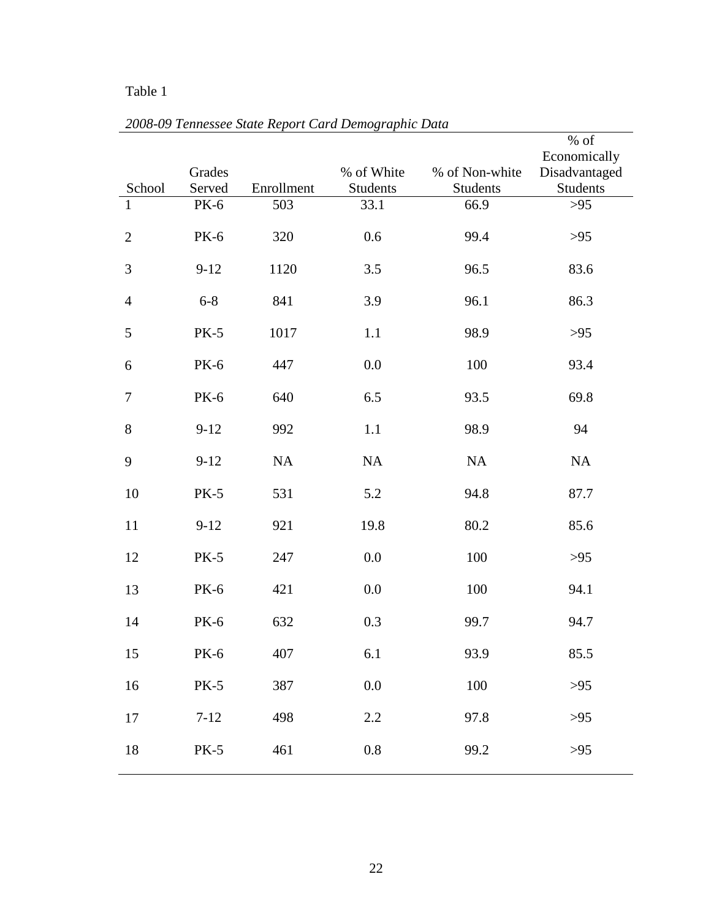Table 1

*2008-09 Tennessee State Report Card Demographic Data*

| School | Grades Served | Enrollment | % of White Students | % of Non-white Students | % of Economically Disadvantaged Students |
|---|---|---|---|---|---|
| 1 | PK-6 | 503 | 33.1 | 66.9 | >95 |
| 2 | PK-6 | 320 | 0.6 | 99.4 | >95 |
| 3 | 9-12 | 1120 | 3.5 | 96.5 | 83.6 |
| 4 | 6-8 | 841 | 3.9 | 96.1 | 86.3 |
| 5 | PK-5 | 1017 | 1.1 | 98.9 | >95 |
| 6 | PK-6 | 447 | 0.0 | 100 | 93.4 |
| 7 | PK-6 | 640 | 6.5 | 93.5 | 69.8 |
| 8 | 9-12 | 992 | 1.1 | 98.9 | 94 |
| 9 | 9-12 | NA | NA | NA | NA |
| 10 | PK-5 | 531 | 5.2 | 94.8 | 87.7 |
| 11 | 9-12 | 921 | 19.8 | 80.2 | 85.6 |
| 12 | PK-5 | 247 | 0.0 | 100 | >95 |
| 13 | PK-6 | 421 | 0.0 | 100 | 94.1 |
| 14 | PK-6 | 632 | 0.3 | 99.7 | 94.7 |
| 15 | PK-6 | 407 | 6.1 | 93.9 | 85.5 |
| 16 | PK-5 | 387 | 0.0 | 100 | >95 |
| 17 | 7-12 | 498 | 2.2 | 97.8 | >95 |
| 18 | PK-5 | 461 | 0.8 | 99.2 | >95 |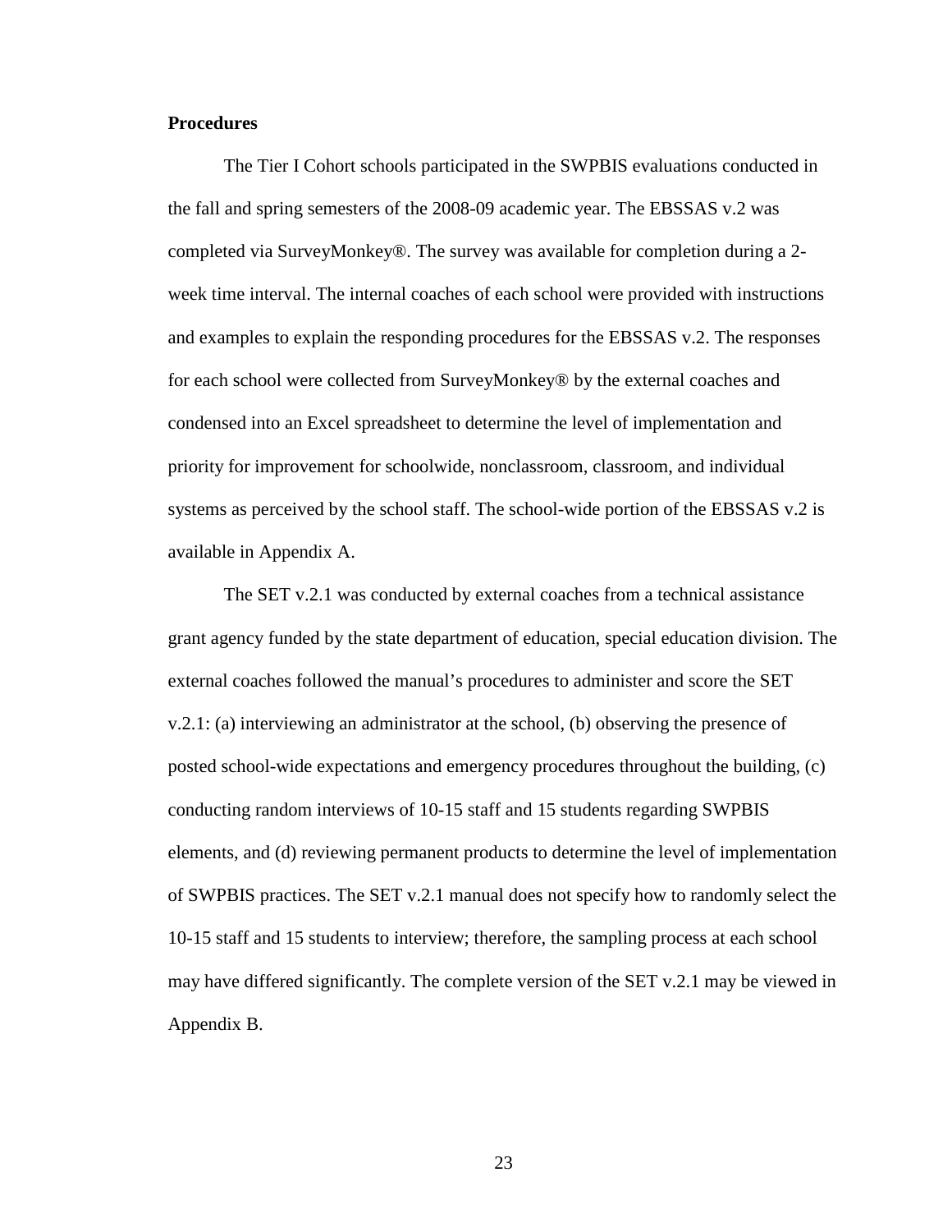### Procedures

The Tier I Cohort schools participated in the SWPBIS evaluations conducted in the fall and spring semesters of the 2008-09 academic year. The EBSSAS v.2 was completed via SurveyMonkey®. The survey was available for completion during a 2-week time interval. The internal coaches of each school were provided with instructions and examples to explain the responding procedures for the EBSSAS v.2. The responses for each school were collected from SurveyMonkey® by the external coaches and condensed into an Excel spreadsheet to determine the level of implementation and priority for improvement for schoolwide, nonclassroom, classroom, and individual systems as perceived by the school staff. The school-wide portion of the EBSSAS v.2 is available in Appendix A.

The SET v.2.1 was conducted by external coaches from a technical assistance grant agency funded by the state department of education, special education division. The external coaches followed the manual's procedures to administer and score the SET v.2.1: (a) interviewing an administrator at the school, (b) observing the presence of posted school-wide expectations and emergency procedures throughout the building, (c) conducting random interviews of 10-15 staff and 15 students regarding SWPBIS elements, and (d) reviewing permanent products to determine the level of implementation of SWPBIS practices. The SET v.2.1 manual does not specify how to randomly select the 10-15 staff and 15 students to interview; therefore, the sampling process at each school may have differed significantly. The complete version of the SET v.2.1 may be viewed in Appendix B.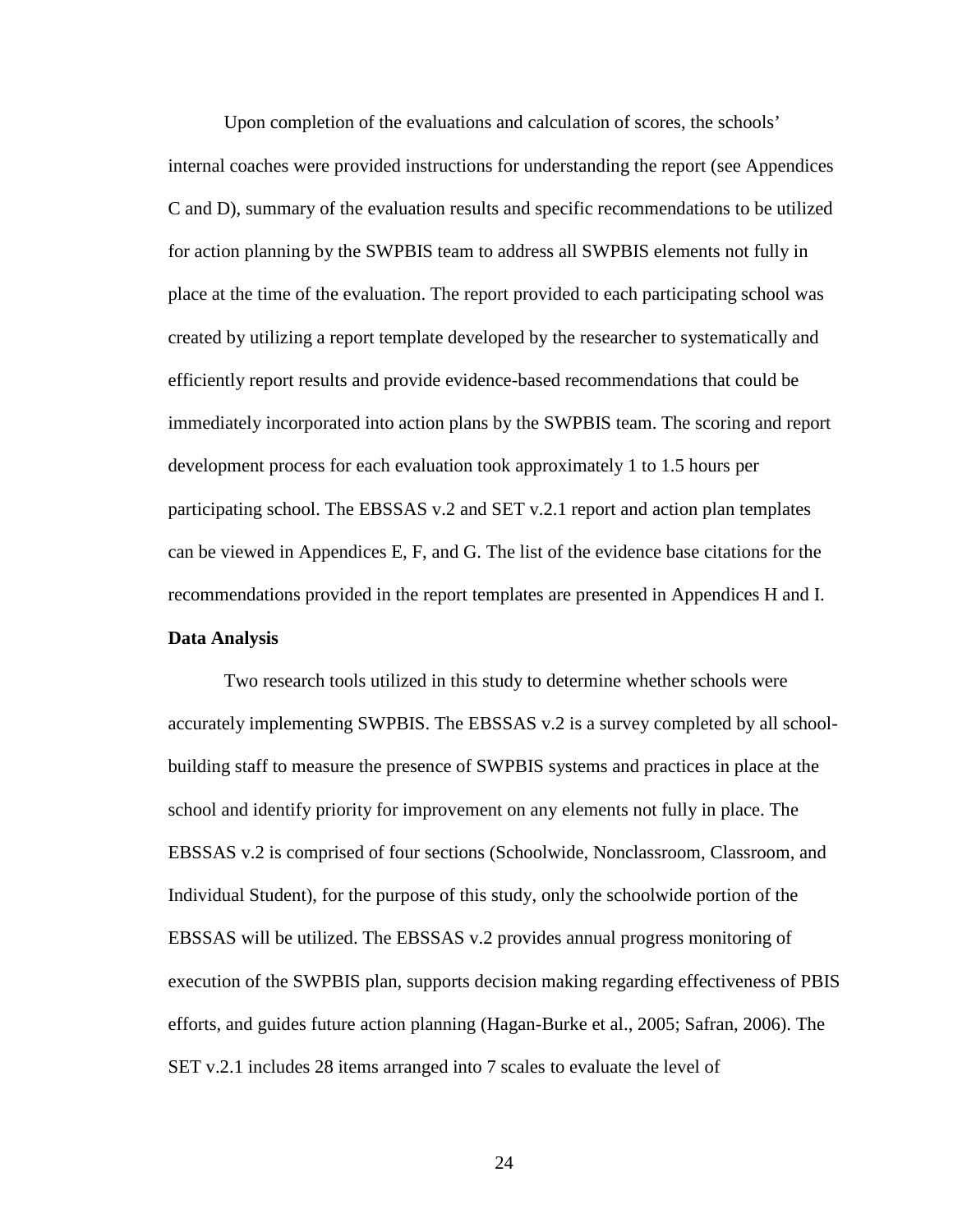Upon completion of the evaluations and calculation of scores, the schools' internal coaches were provided instructions for understanding the report (see Appendices C and D), summary of the evaluation results and specific recommendations to be utilized for action planning by the SWPBIS team to address all SWPBIS elements not fully in place at the time of the evaluation. The report provided to each participating school was created by utilizing a report template developed by the researcher to systematically and efficiently report results and provide evidence-based recommendations that could be immediately incorporated into action plans by the SWPBIS team. The scoring and report development process for each evaluation took approximately 1 to 1.5 hours per participating school. The EBSSAS v.2 and SET v.2.1 report and action plan templates can be viewed in Appendices E, F, and G. The list of the evidence base citations for the recommendations provided in the report templates are presented in Appendices H and I.

**Data Analysis**

Two research tools utilized in this study to determine whether schools were accurately implementing SWPBIS. The EBSSAS v.2 is a survey completed by all school-building staff to measure the presence of SWPBIS systems and practices in place at the school and identify priority for improvement on any elements not fully in place. The EBSSAS v.2 is comprised of four sections (Schoolwide, Nonclassroom, Classroom, and Individual Student), for the purpose of this study, only the schoolwide portion of the EBSSAS will be utilized. The EBSSAS v.2 provides annual progress monitoring of execution of the SWPBIS plan, supports decision making regarding effectiveness of PBIS efforts, and guides future action planning (Hagan-Burke et al., 2005; Safran, 2006). The SET v.2.1 includes 28 items arranged into 7 scales to evaluate the level of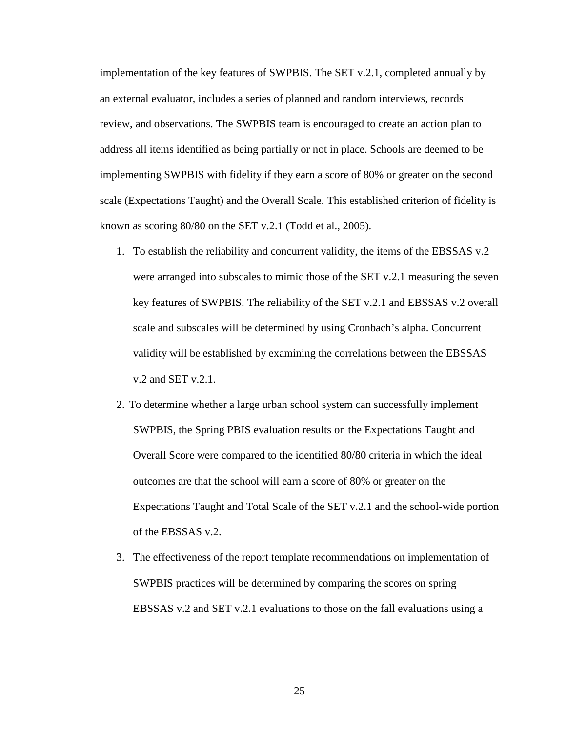implementation of the key features of SWPBIS. The SET v.2.1, completed annually by an external evaluator, includes a series of planned and random interviews, records review, and observations. The SWPBIS team is encouraged to create an action plan to address all items identified as being partially or not in place. Schools are deemed to be implementing SWPBIS with fidelity if they earn a score of 80% or greater on the second scale (Expectations Taught) and the Overall Scale. This established criterion of fidelity is known as scoring 80/80 on the SET v.2.1 (Todd et al., 2005).

1. To establish the reliability and concurrent validity, the items of the EBSSAS v.2 were arranged into subscales to mimic those of the SET v.2.1 measuring the seven key features of SWPBIS. The reliability of the SET v.2.1 and EBSSAS v.2 overall scale and subscales will be determined by using Cronbach's alpha. Concurrent validity will be established by examining the correlations between the EBSSAS v.2 and SET v.2.1.
2. To determine whether a large urban school system can successfully implement SWPBIS, the Spring PBIS evaluation results on the Expectations Taught and Overall Score were compared to the identified 80/80 criteria in which the ideal outcomes are that the school will earn a score of 80% or greater on the Expectations Taught and Total Scale of the SET v.2.1 and the school-wide portion of the EBSSAS v.2.
3. The effectiveness of the report template recommendations on implementation of SWPBIS practices will be determined by comparing the scores on spring EBSSAS v.2 and SET v.2.1 evaluations to those on the fall evaluations using a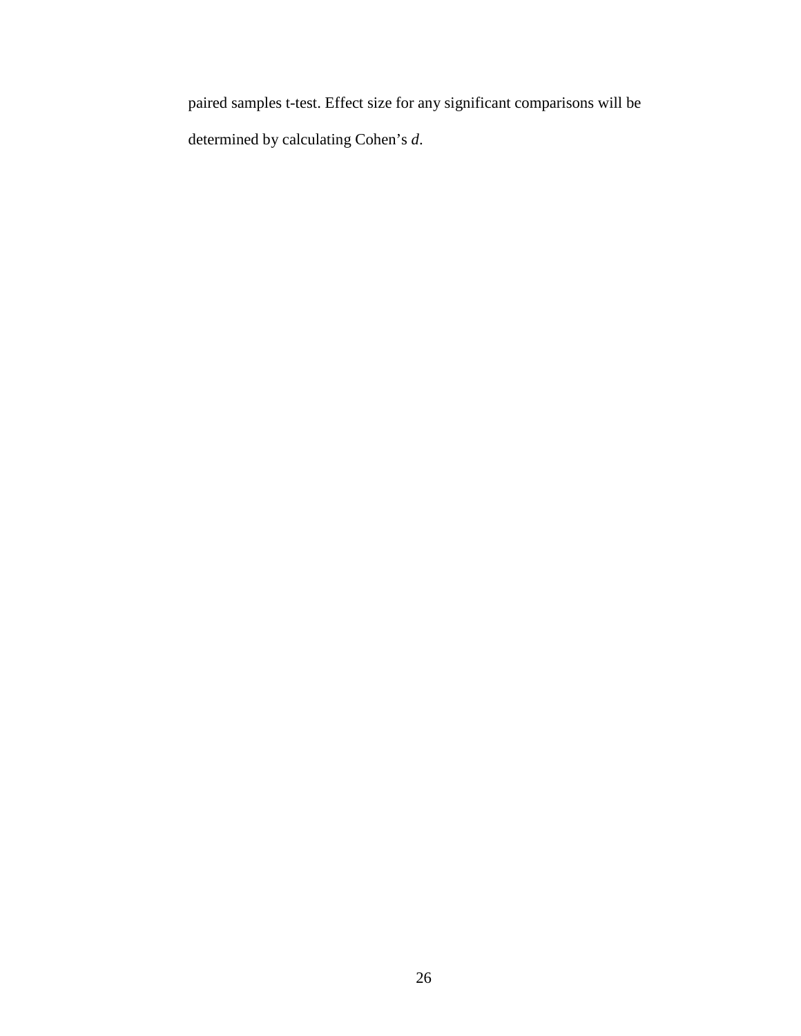paired samples t-test. Effect size for any significant comparisons will be determined by calculating Cohen's *d*.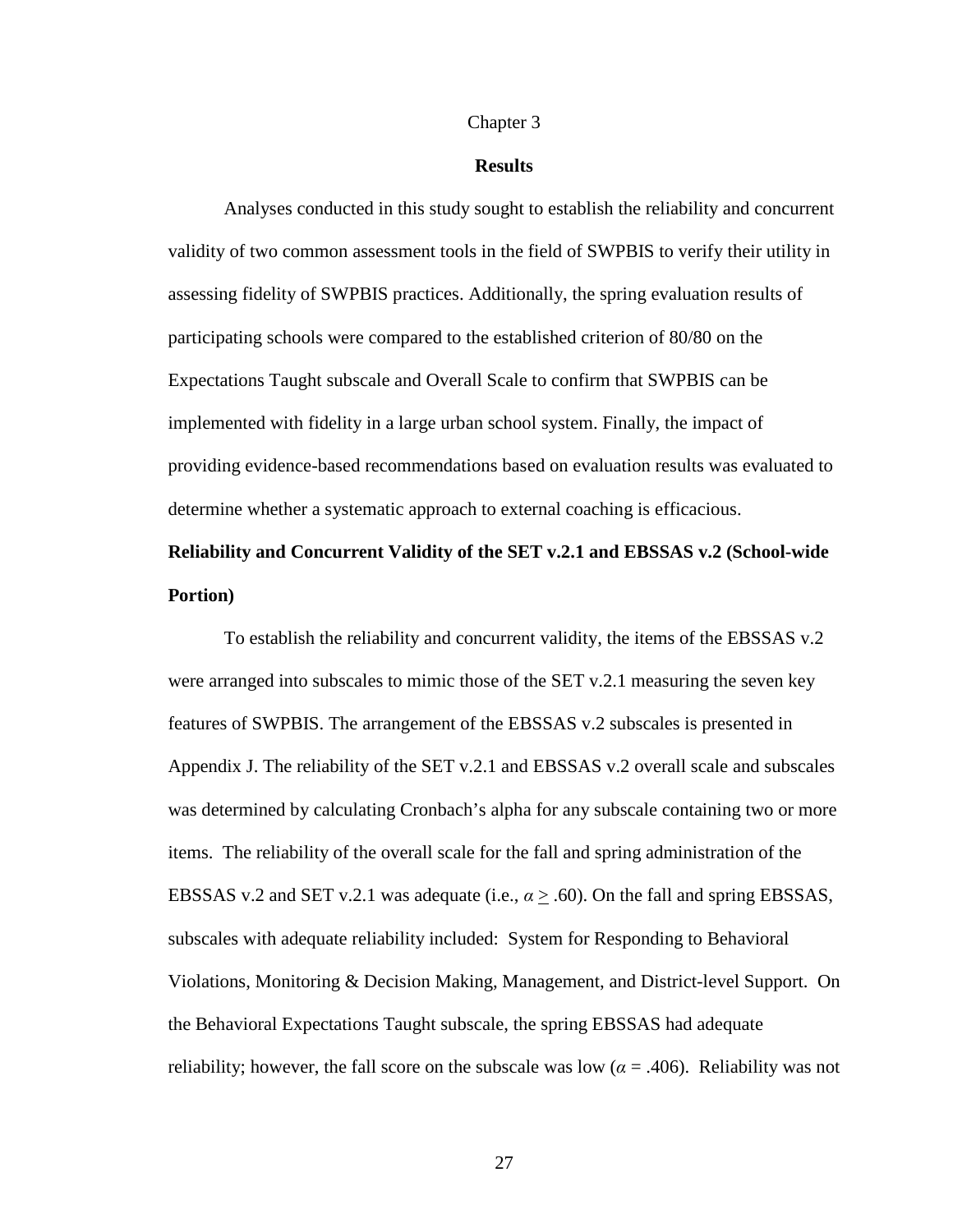# Chapter 3

## Results

Analyses conducted in this study sought to establish the reliability and concurrent validity of two common assessment tools in the field of SWPBIS to verify their utility in assessing fidelity of SWPBIS practices. Additionally, the spring evaluation results of participating schools were compared to the established criterion of 80/80 on the Expectations Taught subscale and Overall Scale to confirm that SWPBIS can be implemented with fidelity in a large urban school system. Finally, the impact of providing evidence-based recommendations based on evaluation results was evaluated to determine whether a systematic approach to external coaching is efficacious.

### Reliability and Concurrent Validity of the SET v.2.1 and EBSSAS v.2 (School-wide Portion)

To establish the reliability and concurrent validity, the items of the EBSSAS v.2 were arranged into subscales to mimic those of the SET v.2.1 measuring the seven key features of SWPBIS. The arrangement of the EBSSAS v.2 subscales is presented in Appendix J. The reliability of the SET v.2.1 and EBSSAS v.2 overall scale and subscales was determined by calculating Cronbach's alpha for any subscale containing two or more items. The reliability of the overall scale for the fall and spring administration of the EBSSAS v.2 and SET v.2.1 was adequate (i.e., $\alpha \geq .60$). On the fall and spring EBSSAS, subscales with adequate reliability included: System for Responding to Behavioral Violations, Monitoring & Decision Making, Management, and District-level Support. On the Behavioral Expectations Taught subscale, the spring EBSSAS had adequate reliability; however, the fall score on the subscale was low ($\alpha = .406$). Reliability was not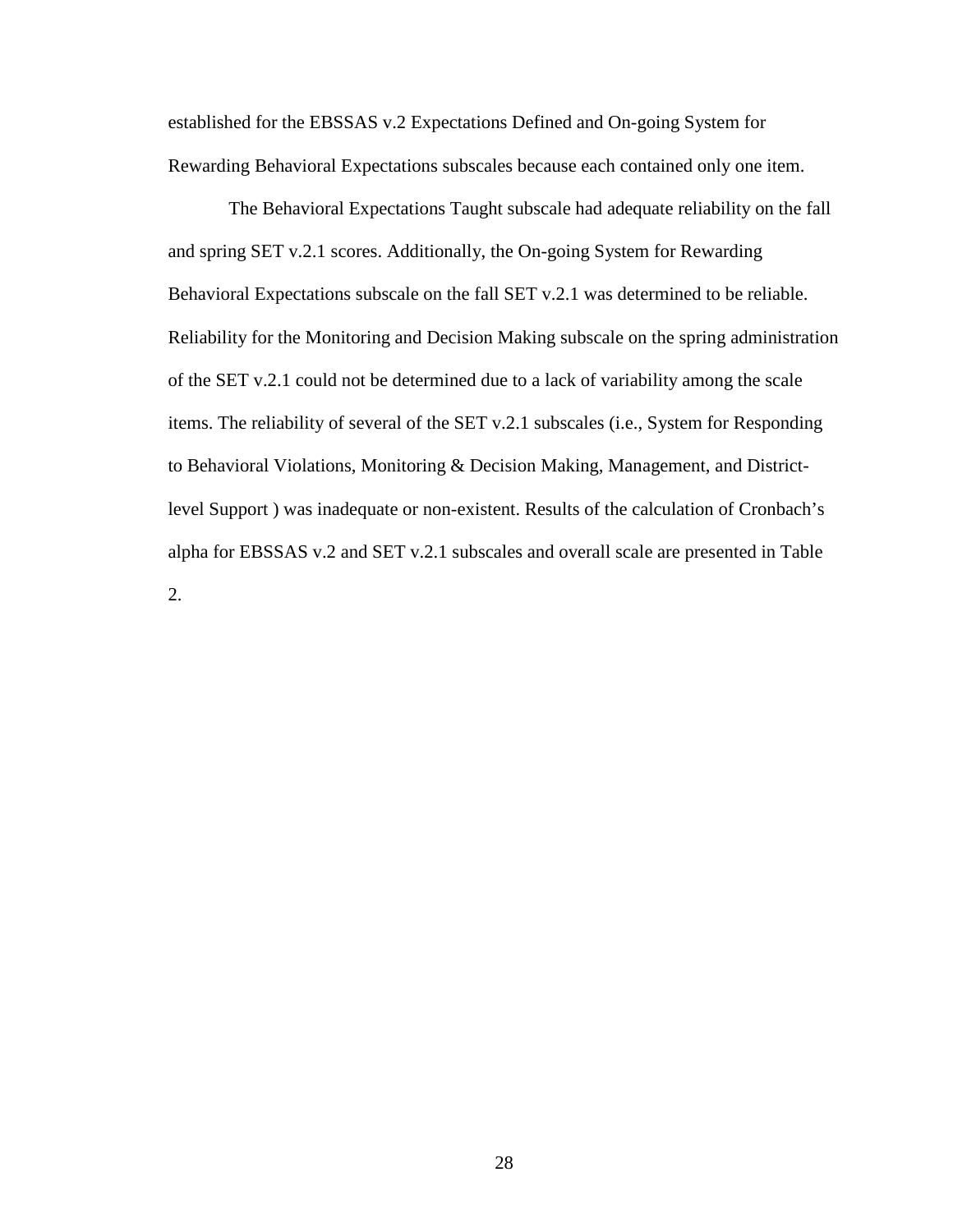established for the EBSSAS v.2 Expectations Defined and On-going System for Rewarding Behavioral Expectations subscales because each contained only one item.

The Behavioral Expectations Taught subscale had adequate reliability on the fall and spring SET v.2.1 scores. Additionally, the On-going System for Rewarding Behavioral Expectations subscale on the fall SET v.2.1 was determined to be reliable. Reliability for the Monitoring and Decision Making subscale on the spring administration of the SET v.2.1 could not be determined due to a lack of variability among the scale items. The reliability of several of the SET v.2.1 subscales (i.e., System for Responding to Behavioral Violations, Monitoring & Decision Making, Management, and District-level Support ) was inadequate or non-existent. Results of the calculation of Cronbach's alpha for EBSSAS v.2 and SET v.2.1 subscales and overall scale are presented in Table 2.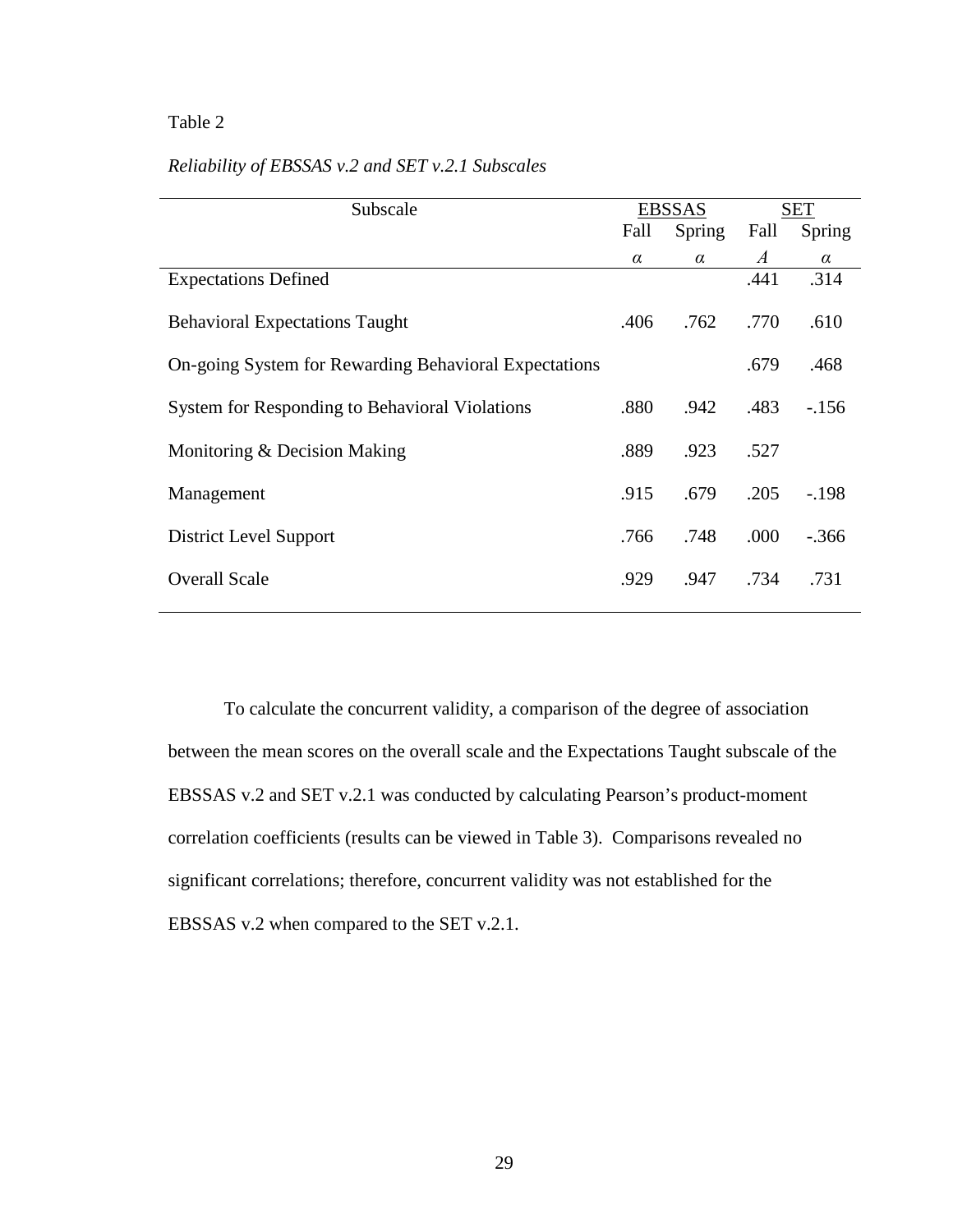Table 2

*Reliability of EBSSAS v.2 and SET v.2.1 Subscales*

| Subscale | EBSSAS | | SET | |
|---|---|---|---|---|
| | Fall | Spring | Fall | Spring |
| | *α* | *α* | *Α* | *α* |
| Expectations Defined | | | .441 | .314 |
| Behavioral Expectations Taught | .406 | .762 | .770 | .610 |
| On-going System for Rewarding Behavioral Expectations | | | .679 | .468 |
| System for Responding to Behavioral Violations | .880 | .942 | .483 | -.156 |
| Monitoring & Decision Making | .889 | .923 | .527 | |
| Management | .915 | .679 | .205 | -.198 |
| District Level Support | .766 | .748 | .000 | -.366 |
| Overall Scale | .929 | .947 | .734 | .731 |

To calculate the concurrent validity, a comparison of the degree of association between the mean scores on the overall scale and the Expectations Taught subscale of the EBSSAS v.2 and SET v.2.1 was conducted by calculating Pearson's product-moment correlation coefficients (results can be viewed in Table 3). Comparisons revealed no significant correlations; therefore, concurrent validity was not established for the EBSSAS v.2 when compared to the SET v.2.1.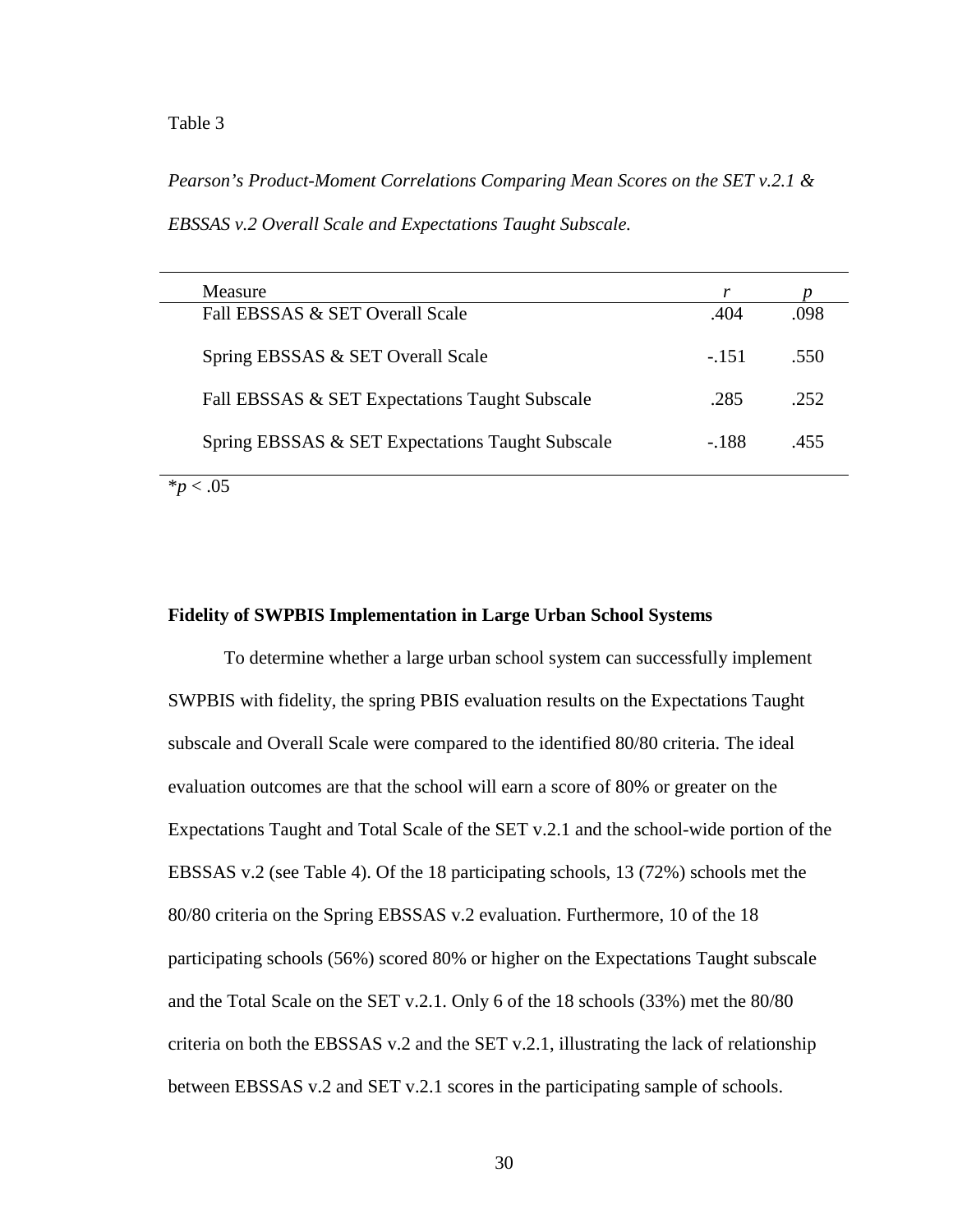Table 3

*Pearson's Product-Moment Correlations Comparing Mean Scores on the SET v.2.1 & EBSSAS v.2 Overall Scale and Expectations Taught Subscale.*

| Measure | *r* | *p* |
|---|---|---|
| Fall EBSSAS & SET Overall Scale | .404 | .098 |
| Spring EBSSAS & SET Overall Scale | -.151 | .550 |
| Fall EBSSAS & SET Expectations Taught Subscale | .285 | .252 |
| Spring EBSSAS & SET Expectations Taught Subscale | -.188 | .455 |

$^{*}p < .05$

**Fidelity of SWPBIS Implementation in Large Urban School Systems**

To determine whether a large urban school system can successfully implement SWPBIS with fidelity, the spring PBIS evaluation results on the Expectations Taught subscale and Overall Scale were compared to the identified 80/80 criteria. The ideal evaluation outcomes are that the school will earn a score of 80% or greater on the Expectations Taught and Total Scale of the SET v.2.1 and the school-wide portion of the EBSSAS v.2 (see Table 4). Of the 18 participating schools, 13 (72%) schools met the 80/80 criteria on the Spring EBSSAS v.2 evaluation. Furthermore, 10 of the 18 participating schools (56%) scored 80% or higher on the Expectations Taught subscale and the Total Scale on the SET v.2.1. Only 6 of the 18 schools (33%) met the 80/80 criteria on both the EBSSAS v.2 and the SET v.2.1, illustrating the lack of relationship between EBSSAS v.2 and SET v.2.1 scores in the participating sample of schools.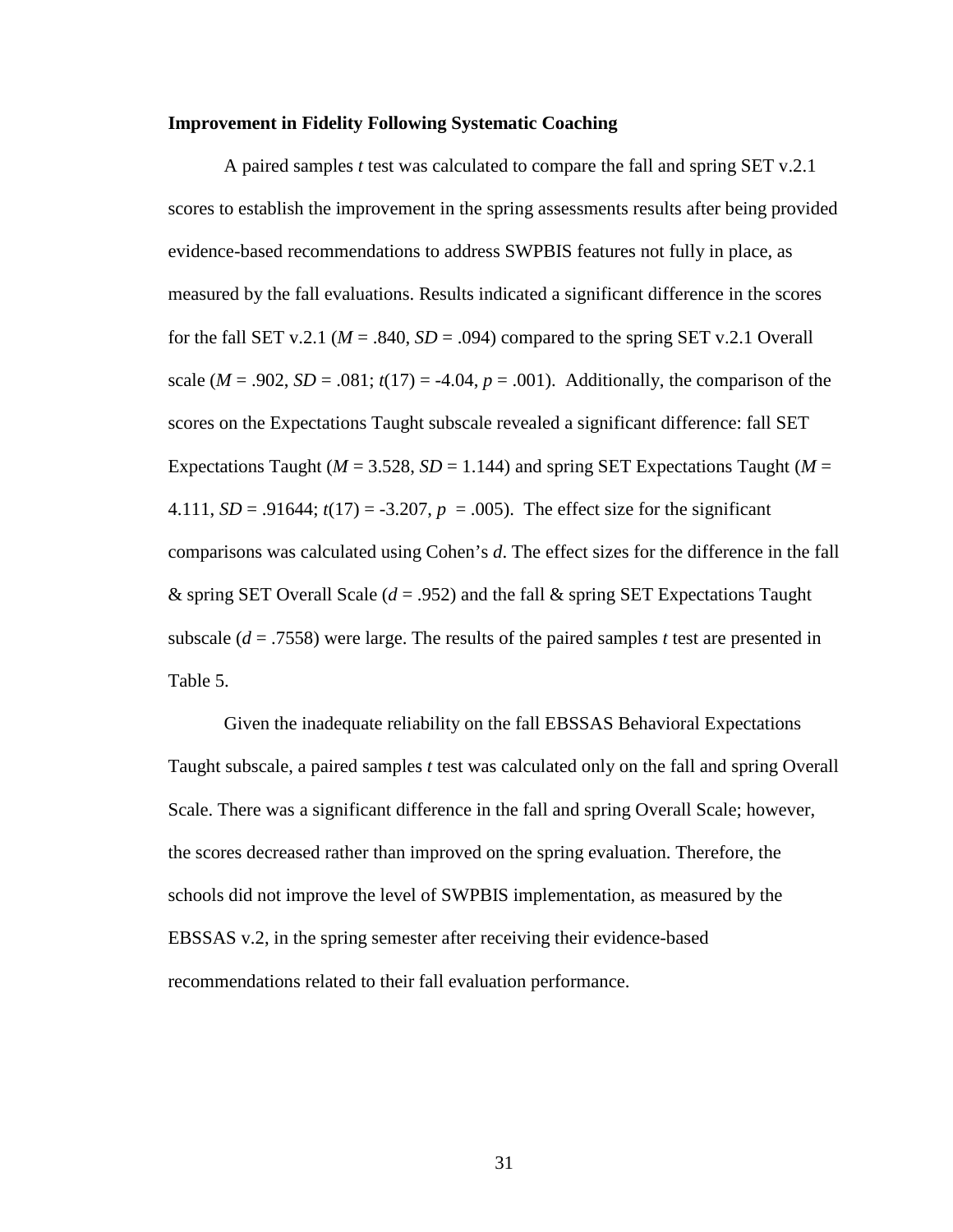**Improvement in Fidelity Following Systematic Coaching**

A paired samples *t* test was calculated to compare the fall and spring SET v.2.1 scores to establish the improvement in the spring assessments results after being provided evidence-based recommendations to address SWPBIS features not fully in place, as measured by the fall evaluations. Results indicated a significant difference in the scores for the fall SET v.2.1 ($M$ = .840, $SD$ = .094) compared to the spring SET v.2.1 Overall scale ($M$ = .902, $SD$ = .081; $t(17)$ = -4.04, $p$ = .001). Additionally, the comparison of the scores on the Expectations Taught subscale revealed a significant difference: fall SET Expectations Taught ($M$ = 3.528, $SD$ = 1.144) and spring SET Expectations Taught ($M$ = 4.111, $SD$ = .91644; $t(17)$ = -3.207, $p$ = .005). The effect size for the significant comparisons was calculated using Cohen's $d$. The effect sizes for the difference in the fall & spring SET Overall Scale ($d$ = .952) and the fall & spring SET Expectations Taught subscale ($d$ = .7558) were large. The results of the paired samples *t* test are presented in Table 5.

Given the inadequate reliability on the fall EBSSAS Behavioral Expectations Taught subscale, a paired samples *t* test was calculated only on the fall and spring Overall Scale. There was a significant difference in the fall and spring Overall Scale; however, the scores decreased rather than improved on the spring evaluation. Therefore, the schools did not improve the level of SWPBIS implementation, as measured by the EBSSAS v.2, in the spring semester after receiving their evidence-based recommendations related to their fall evaluation performance.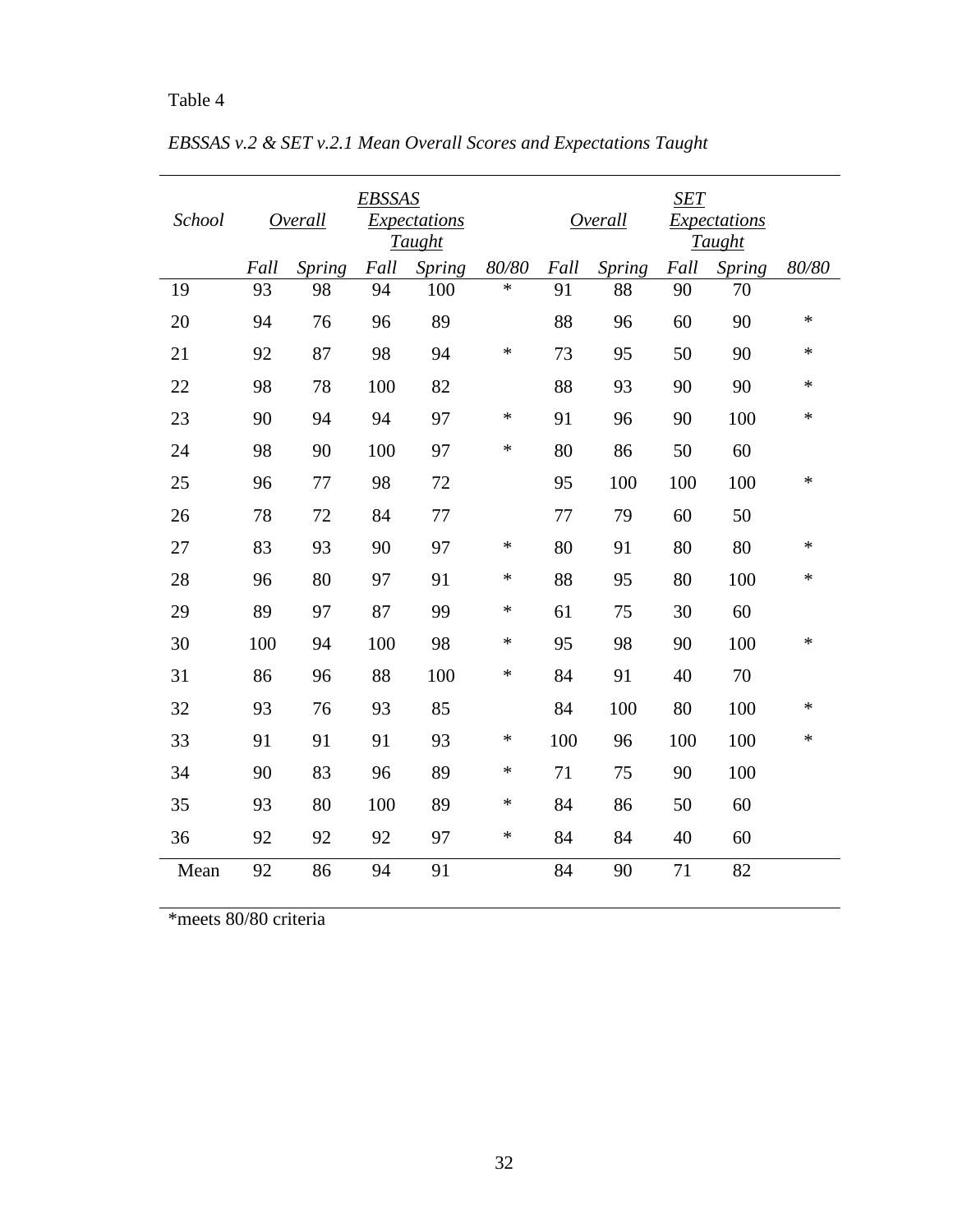Table 4

*EBSSAS v.2 & SET v.2.1 Mean Overall Scores and Expectations Taught*

| *School* | *EBSSAS* *Overall* | | *EBSSAS* *Expectations Taught* | | | *SET* *Overall* | | *SET* *Expectations Taught* | | |
|---|---|---|---|---|---|---|---|---|---|---|
| | *Fall* | *Spring* | *Fall* | *Spring* | *80/80* | *Fall* | *Spring* | *Fall* | *Spring* | *80/80* |
| 19 | 93 | 98 | 94 | 100 | * | 91 | 88 | 90 | 70 | |
| 20 | 94 | 76 | 96 | 89 | | 88 | 96 | 60 | 90 | * |
| 21 | 92 | 87 | 98 | 94 | * | 73 | 95 | 50 | 90 | * |
| 22 | 98 | 78 | 100 | 82 | | 88 | 93 | 90 | 90 | * |
| 23 | 90 | 94 | 94 | 97 | * | 91 | 96 | 90 | 100 | * |
| 24 | 98 | 90 | 100 | 97 | * | 80 | 86 | 50 | 60 | |
| 25 | 96 | 77 | 98 | 72 | | 95 | 100 | 100 | 100 | * |
| 26 | 78 | 72 | 84 | 77 | | 77 | 79 | 60 | 50 | |
| 27 | 83 | 93 | 90 | 97 | * | 80 | 91 | 80 | 80 | * |
| 28 | 96 | 80 | 97 | 91 | * | 88 | 95 | 80 | 100 | * |
| 29 | 89 | 97 | 87 | 99 | * | 61 | 75 | 30 | 60 | |
| 30 | 100 | 94 | 100 | 98 | * | 95 | 98 | 90 | 100 | * |
| 31 | 86 | 96 | 88 | 100 | * | 84 | 91 | 40 | 70 | |
| 32 | 93 | 76 | 93 | 85 | | 84 | 100 | 80 | 100 | * |
| 33 | 91 | 91 | 91 | 93 | * | 100 | 96 | 100 | 100 | * |
| 34 | 90 | 83 | 96 | 89 | * | 71 | 75 | 90 | 100 | |
| 35 | 93 | 80 | 100 | 89 | * | 84 | 86 | 50 | 60 | |
| 36 | 92 | 92 | 92 | 97 | * | 84 | 84 | 40 | 60 | |
| Mean | 92 | 86 | 94 | 91 | | 84 | 90 | 71 | 82 | |

*meets 80/80 criteria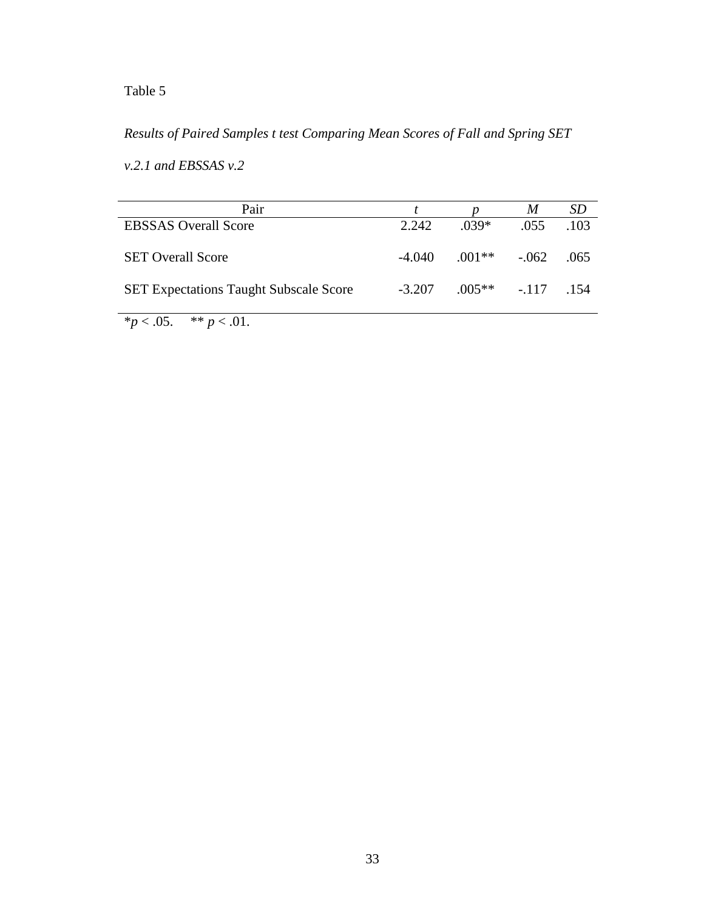Table 5

*Results of Paired Samples t test Comparing Mean Scores of Fall and Spring SET v.2.1 and EBSSAS v.2*

| Pair | *t* | *p* | *M* | *SD* |
|---|---|---|---|---|
| EBSSAS Overall Score | 2.242 | .039* | .055 | .103 |
| SET Overall Score | -4.040 | .001** | -.062 | .065 |
| SET Expectations Taught Subscale Score | -3.207 | .005** | -.117 | .154 |

\*$p < .05$.   \*\* $p < .01$.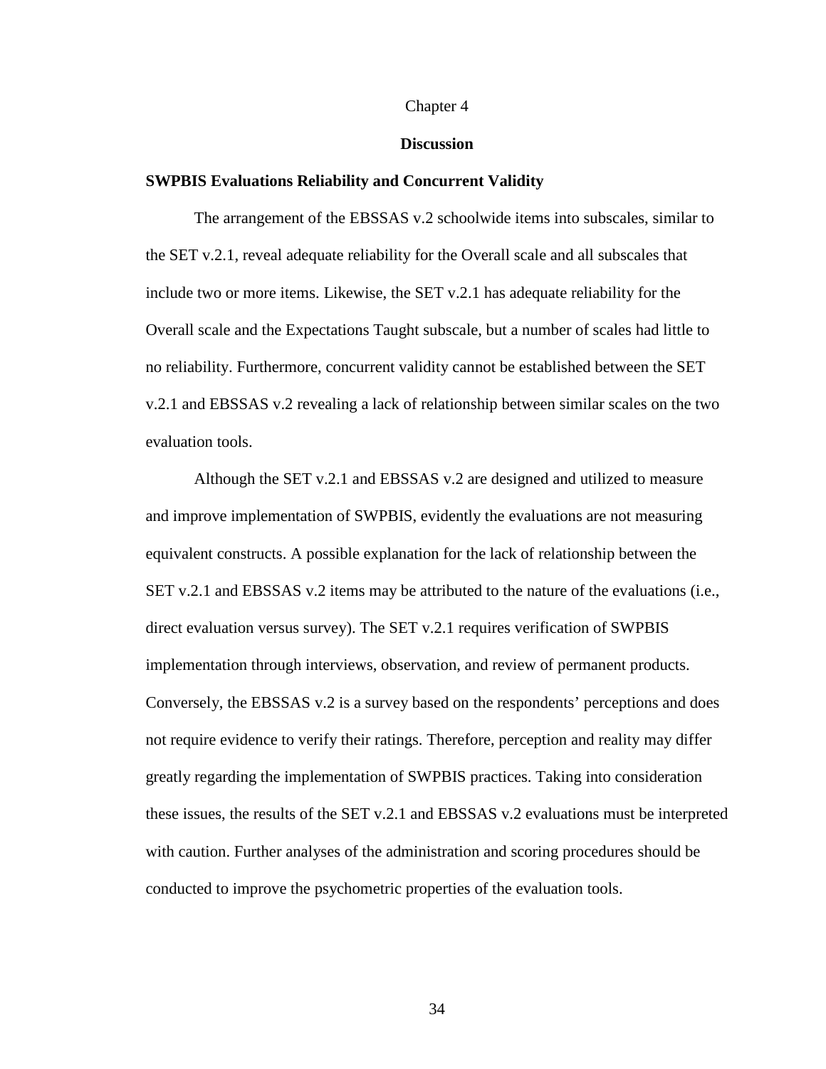# Chapter 4

## Discussion

### SWPBIS Evaluations Reliability and Concurrent Validity

The arrangement of the EBSSAS v.2 schoolwide items into subscales, similar to the SET v.2.1, reveal adequate reliability for the Overall scale and all subscales that include two or more items. Likewise, the SET v.2.1 has adequate reliability for the Overall scale and the Expectations Taught subscale, but a number of scales had little to no reliability. Furthermore, concurrent validity cannot be established between the SET v.2.1 and EBSSAS v.2 revealing a lack of relationship between similar scales on the two evaluation tools.

Although the SET v.2.1 and EBSSAS v.2 are designed and utilized to measure and improve implementation of SWPBIS, evidently the evaluations are not measuring equivalent constructs. A possible explanation for the lack of relationship between the SET v.2.1 and EBSSAS v.2 items may be attributed to the nature of the evaluations (i.e., direct evaluation versus survey). The SET v.2.1 requires verification of SWPBIS implementation through interviews, observation, and review of permanent products. Conversely, the EBSSAS v.2 is a survey based on the respondents' perceptions and does not require evidence to verify their ratings. Therefore, perception and reality may differ greatly regarding the implementation of SWPBIS practices. Taking into consideration these issues, the results of the SET v.2.1 and EBSSAS v.2 evaluations must be interpreted with caution. Further analyses of the administration and scoring procedures should be conducted to improve the psychometric properties of the evaluation tools.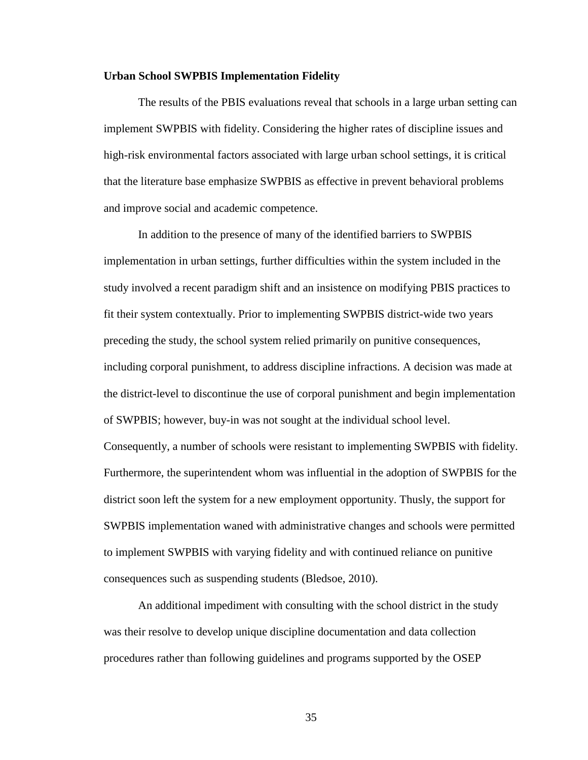**Urban School SWPBIS Implementation Fidelity**

The results of the PBIS evaluations reveal that schools in a large urban setting can implement SWPBIS with fidelity. Considering the higher rates of discipline issues and high-risk environmental factors associated with large urban school settings, it is critical that the literature base emphasize SWPBIS as effective in prevent behavioral problems and improve social and academic competence.

In addition to the presence of many of the identified barriers to SWPBIS implementation in urban settings, further difficulties within the system included in the study involved a recent paradigm shift and an insistence on modifying PBIS practices to fit their system contextually. Prior to implementing SWPBIS district-wide two years preceding the study, the school system relied primarily on punitive consequences, including corporal punishment, to address discipline infractions. A decision was made at the district-level to discontinue the use of corporal punishment and begin implementation of SWPBIS; however, buy-in was not sought at the individual school level. Consequently, a number of schools were resistant to implementing SWPBIS with fidelity. Furthermore, the superintendent whom was influential in the adoption of SWPBIS for the district soon left the system for a new employment opportunity. Thusly, the support for SWPBIS implementation waned with administrative changes and schools were permitted to implement SWPBIS with varying fidelity and with continued reliance on punitive consequences such as suspending students (Bledsoe, 2010).

An additional impediment with consulting with the school district in the study was their resolve to develop unique discipline documentation and data collection procedures rather than following guidelines and programs supported by the OSEP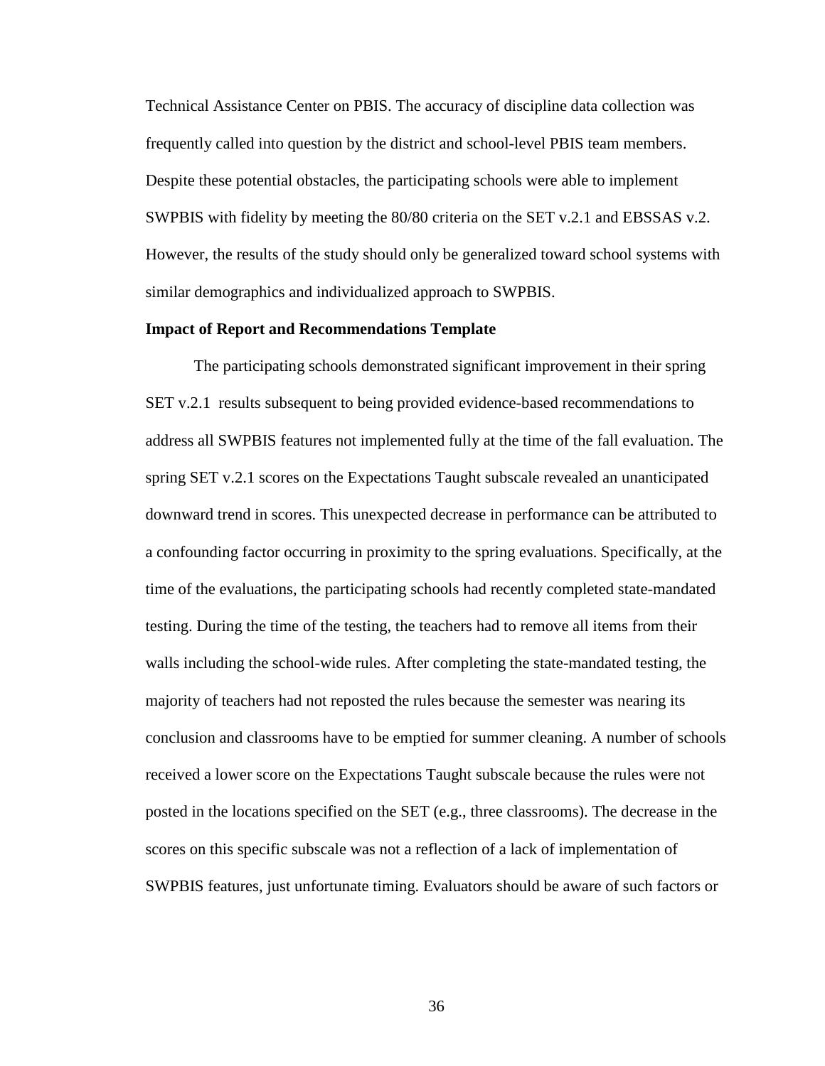Technical Assistance Center on PBIS. The accuracy of discipline data collection was frequently called into question by the district and school-level PBIS team members. Despite these potential obstacles, the participating schools were able to implement SWPBIS with fidelity by meeting the 80/80 criteria on the SET v.2.1 and EBSSAS v.2. However, the results of the study should only be generalized toward school systems with similar demographics and individualized approach to SWPBIS.

**Impact of Report and Recommendations Template**

The participating schools demonstrated significant improvement in their spring SET v.2.1 results subsequent to being provided evidence-based recommendations to address all SWPBIS features not implemented fully at the time of the fall evaluation. The spring SET v.2.1 scores on the Expectations Taught subscale revealed an unanticipated downward trend in scores. This unexpected decrease in performance can be attributed to a confounding factor occurring in proximity to the spring evaluations. Specifically, at the time of the evaluations, the participating schools had recently completed state-mandated testing. During the time of the testing, the teachers had to remove all items from their walls including the school-wide rules. After completing the state-mandated testing, the majority of teachers had not reposted the rules because the semester was nearing its conclusion and classrooms have to be emptied for summer cleaning. A number of schools received a lower score on the Expectations Taught subscale because the rules were not posted in the locations specified on the SET (e.g., three classrooms). The decrease in the scores on this specific subscale was not a reflection of a lack of implementation of SWPBIS features, just unfortunate timing. Evaluators should be aware of such factors or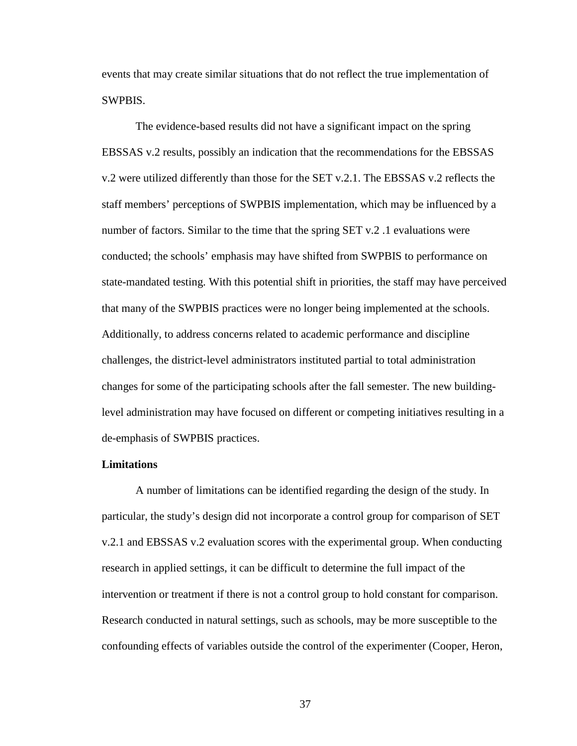events that may create similar situations that do not reflect the true implementation of SWPBIS.

The evidence-based results did not have a significant impact on the spring EBSSAS v.2 results, possibly an indication that the recommendations for the EBSSAS v.2 were utilized differently than those for the SET v.2.1. The EBSSAS v.2 reflects the staff members' perceptions of SWPBIS implementation, which may be influenced by a number of factors. Similar to the time that the spring SET v.2 .1 evaluations were conducted; the schools' emphasis may have shifted from SWPBIS to performance on state-mandated testing. With this potential shift in priorities, the staff may have perceived that many of the SWPBIS practices were no longer being implemented at the schools. Additionally, to address concerns related to academic performance and discipline challenges, the district-level administrators instituted partial to total administration changes for some of the participating schools after the fall semester. The new building-level administration may have focused on different or competing initiatives resulting in a de-emphasis of SWPBIS practices.

**Limitations**

A number of limitations can be identified regarding the design of the study. In particular, the study's design did not incorporate a control group for comparison of SET v.2.1 and EBSSAS v.2 evaluation scores with the experimental group. When conducting research in applied settings, it can be difficult to determine the full impact of the intervention or treatment if there is not a control group to hold constant for comparison. Research conducted in natural settings, such as schools, may be more susceptible to the confounding effects of variables outside the control of the experimenter (Cooper, Heron,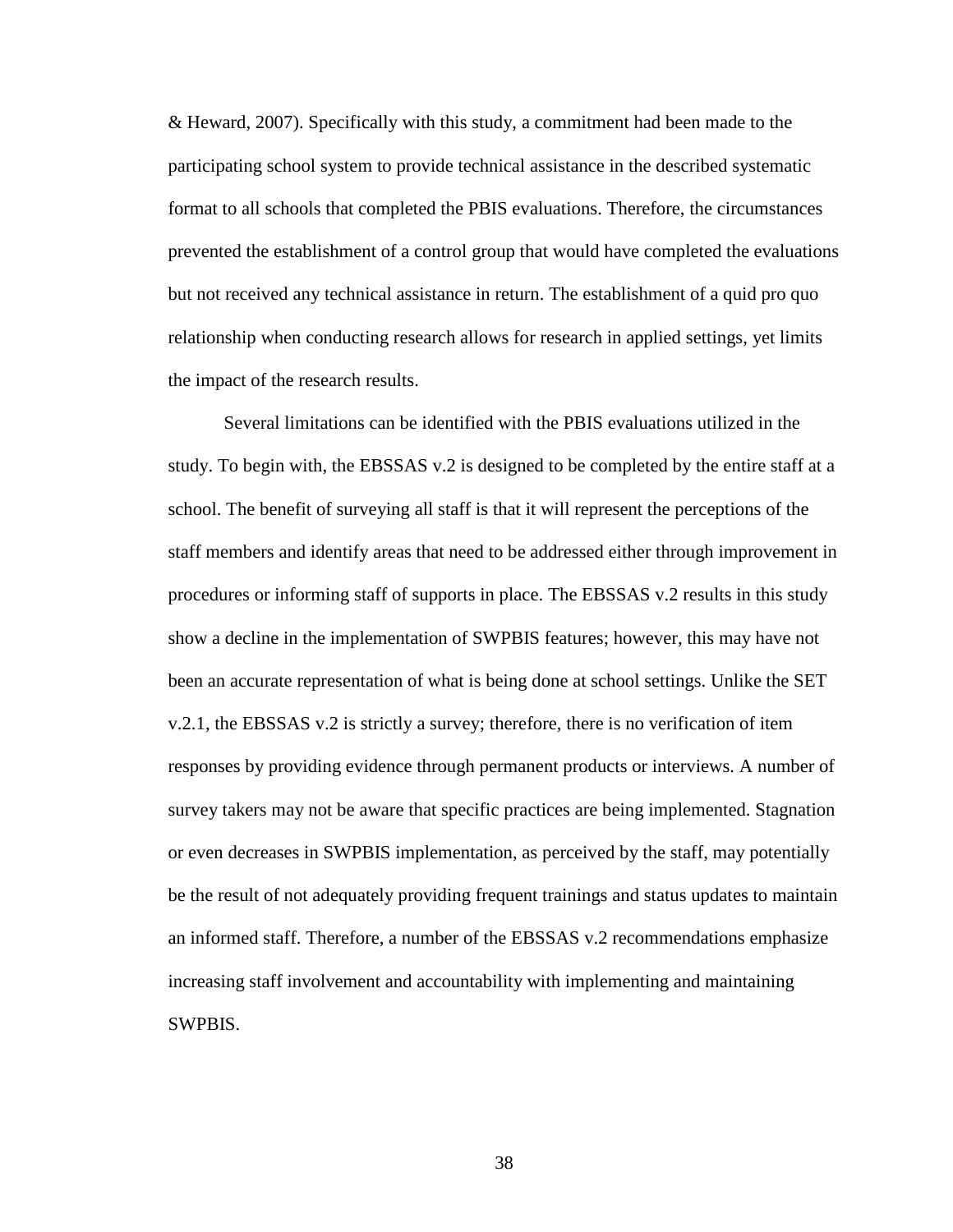& Heward, 2007). Specifically with this study, a commitment had been made to the participating school system to provide technical assistance in the described systematic format to all schools that completed the PBIS evaluations. Therefore, the circumstances prevented the establishment of a control group that would have completed the evaluations but not received any technical assistance in return. The establishment of a quid pro quo relationship when conducting research allows for research in applied settings, yet limits the impact of the research results.

Several limitations can be identified with the PBIS evaluations utilized in the study. To begin with, the EBSSAS v.2 is designed to be completed by the entire staff at a school. The benefit of surveying all staff is that it will represent the perceptions of the staff members and identify areas that need to be addressed either through improvement in procedures or informing staff of supports in place. The EBSSAS v.2 results in this study show a decline in the implementation of SWPBIS features; however, this may have not been an accurate representation of what is being done at school settings. Unlike the SET v.2.1, the EBSSAS v.2 is strictly a survey; therefore, there is no verification of item responses by providing evidence through permanent products or interviews. A number of survey takers may not be aware that specific practices are being implemented. Stagnation or even decreases in SWPBIS implementation, as perceived by the staff, may potentially be the result of not adequately providing frequent trainings and status updates to maintain an informed staff. Therefore, a number of the EBSSAS v.2 recommendations emphasize increasing staff involvement and accountability with implementing and maintaining SWPBIS.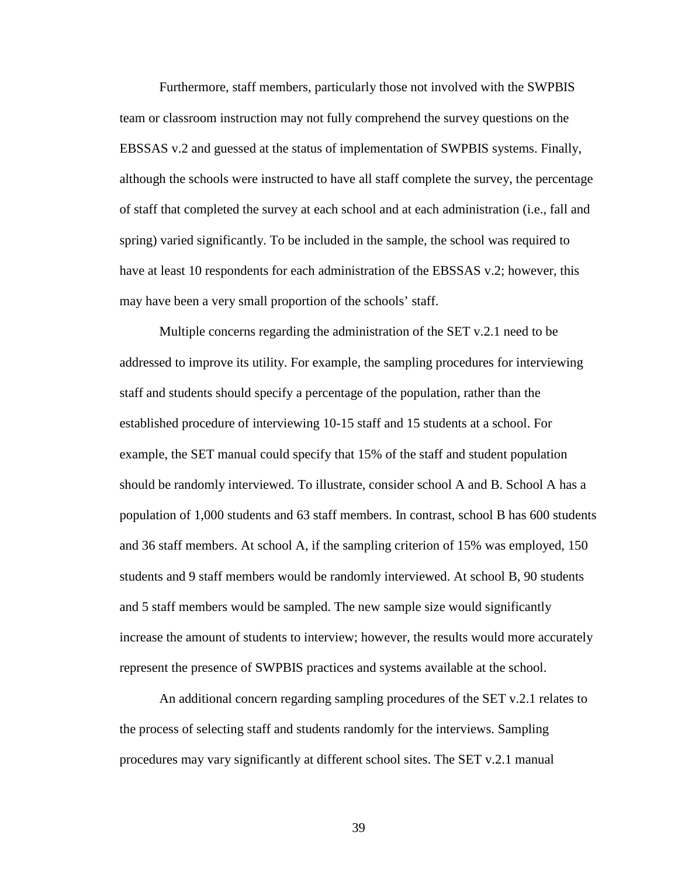Furthermore, staff members, particularly those not involved with the SWPBIS team or classroom instruction may not fully comprehend the survey questions on the EBSSAS v.2 and guessed at the status of implementation of SWPBIS systems. Finally, although the schools were instructed to have all staff complete the survey, the percentage of staff that completed the survey at each school and at each administration (i.e., fall and spring) varied significantly. To be included in the sample, the school was required to have at least 10 respondents for each administration of the EBSSAS v.2; however, this may have been a very small proportion of the schools' staff.

Multiple concerns regarding the administration of the SET v.2.1 need to be addressed to improve its utility. For example, the sampling procedures for interviewing staff and students should specify a percentage of the population, rather than the established procedure of interviewing 10-15 staff and 15 students at a school. For example, the SET manual could specify that 15% of the staff and student population should be randomly interviewed. To illustrate, consider school A and B. School A has a population of 1,000 students and 63 staff members. In contrast, school B has 600 students and 36 staff members. At school A, if the sampling criterion of 15% was employed, 150 students and 9 staff members would be randomly interviewed. At school B, 90 students and 5 staff members would be sampled. The new sample size would significantly increase the amount of students to interview; however, the results would more accurately represent the presence of SWPBIS practices and systems available at the school.

An additional concern regarding sampling procedures of the SET v.2.1 relates to the process of selecting staff and students randomly for the interviews. Sampling procedures may vary significantly at different school sites. The SET v.2.1 manual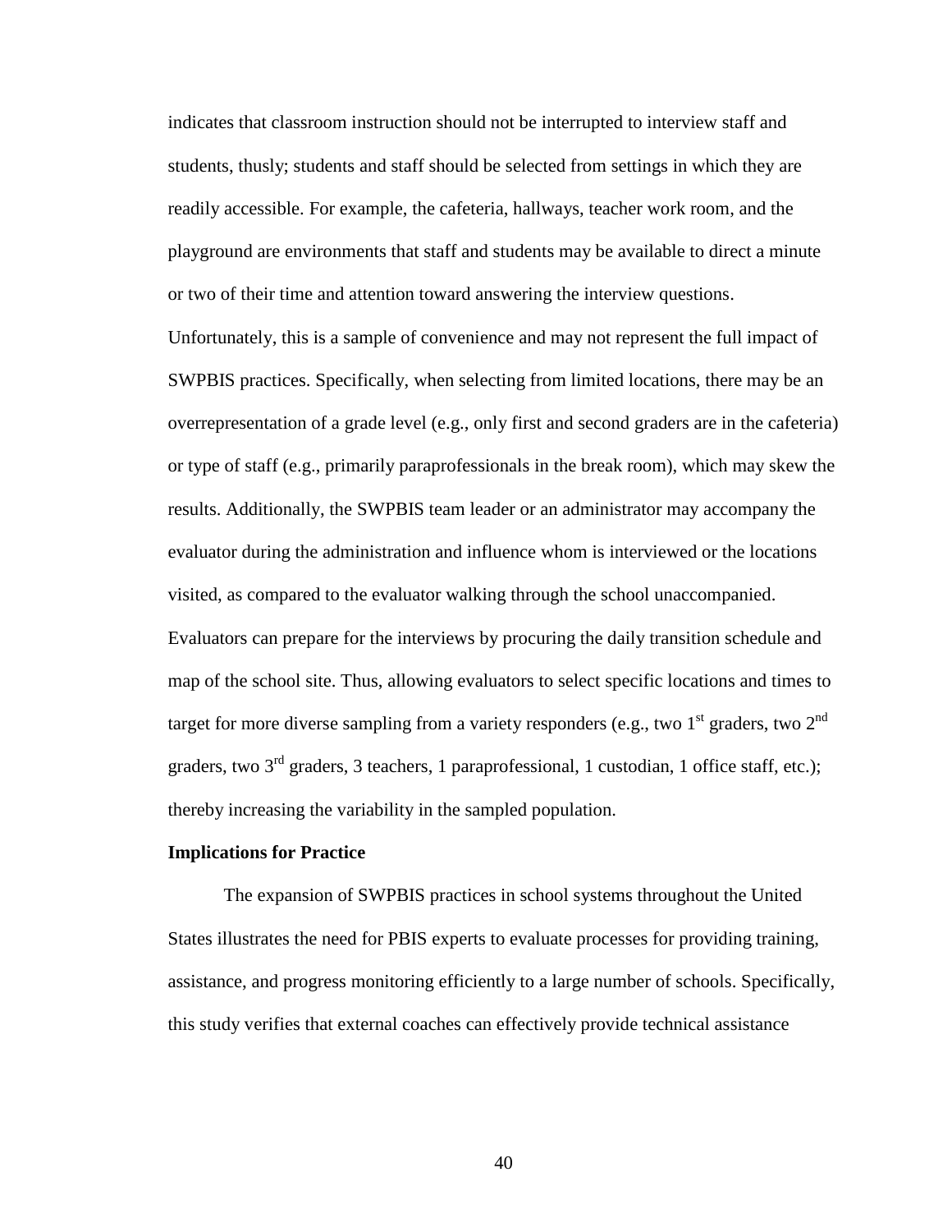indicates that classroom instruction should not be interrupted to interview staff and students, thusly; students and staff should be selected from settings in which they are readily accessible. For example, the cafeteria, hallways, teacher work room, and the playground are environments that staff and students may be available to direct a minute or two of their time and attention toward answering the interview questions. Unfortunately, this is a sample of convenience and may not represent the full impact of SWPBIS practices. Specifically, when selecting from limited locations, there may be an overrepresentation of a grade level (e.g., only first and second graders are in the cafeteria) or type of staff (e.g., primarily paraprofessionals in the break room), which may skew the results. Additionally, the SWPBIS team leader or an administrator may accompany the evaluator during the administration and influence whom is interviewed or the locations visited, as compared to the evaluator walking through the school unaccompanied. Evaluators can prepare for the interviews by procuring the daily transition schedule and map of the school site. Thus, allowing evaluators to select specific locations and times to target for more diverse sampling from a variety responders (e.g., two 1st graders, two 2nd graders, two 3rd graders, 3 teachers, 1 paraprofessional, 1 custodian, 1 office staff, etc.); thereby increasing the variability in the sampled population.

**Implications for Practice**

The expansion of SWPBIS practices in school systems throughout the United States illustrates the need for PBIS experts to evaluate processes for providing training, assistance, and progress monitoring efficiently to a large number of schools. Specifically, this study verifies that external coaches can effectively provide technical assistance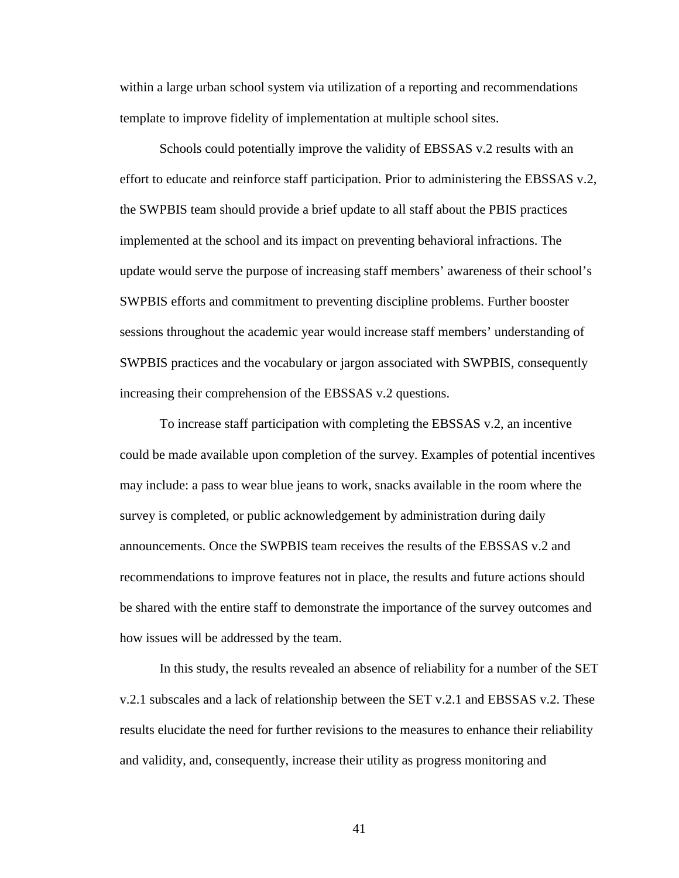within a large urban school system via utilization of a reporting and recommendations template to improve fidelity of implementation at multiple school sites.

Schools could potentially improve the validity of EBSSAS v.2 results with an effort to educate and reinforce staff participation. Prior to administering the EBSSAS v.2, the SWPBIS team should provide a brief update to all staff about the PBIS practices implemented at the school and its impact on preventing behavioral infractions. The update would serve the purpose of increasing staff members' awareness of their school's SWPBIS efforts and commitment to preventing discipline problems. Further booster sessions throughout the academic year would increase staff members' understanding of SWPBIS practices and the vocabulary or jargon associated with SWPBIS, consequently increasing their comprehension of the EBSSAS v.2 questions.

To increase staff participation with completing the EBSSAS v.2, an incentive could be made available upon completion of the survey. Examples of potential incentives may include: a pass to wear blue jeans to work, snacks available in the room where the survey is completed, or public acknowledgement by administration during daily announcements. Once the SWPBIS team receives the results of the EBSSAS v.2 and recommendations to improve features not in place, the results and future actions should be shared with the entire staff to demonstrate the importance of the survey outcomes and how issues will be addressed by the team.

In this study, the results revealed an absence of reliability for a number of the SET v.2.1 subscales and a lack of relationship between the SET v.2.1 and EBSSAS v.2. These results elucidate the need for further revisions to the measures to enhance their reliability and validity, and, consequently, increase their utility as progress monitoring and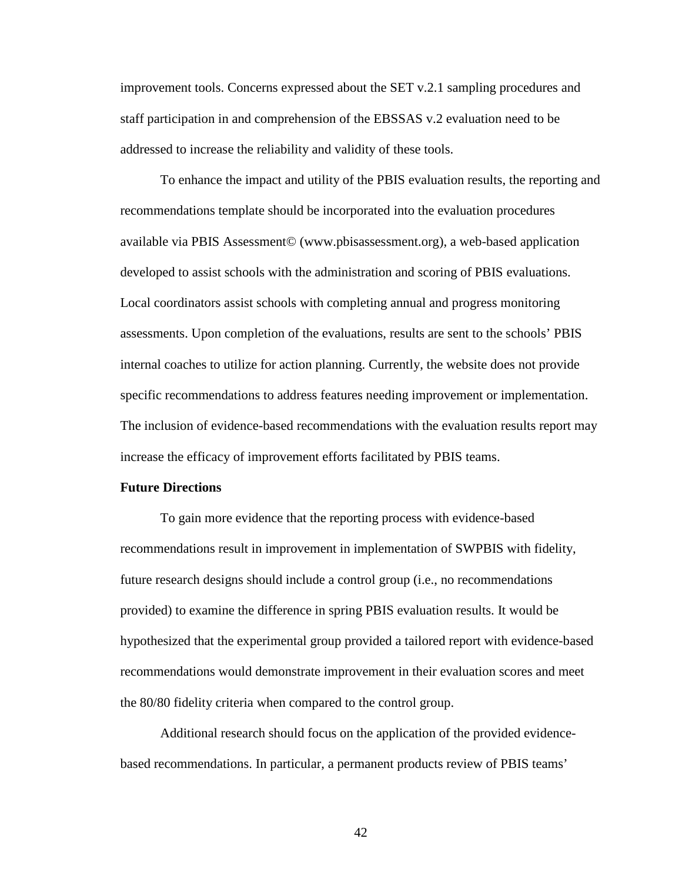improvement tools. Concerns expressed about the SET v.2.1 sampling procedures and staff participation in and comprehension of the EBSSAS v.2 evaluation need to be addressed to increase the reliability and validity of these tools.

To enhance the impact and utility of the PBIS evaluation results, the reporting and recommendations template should be incorporated into the evaluation procedures available via PBIS Assessment© (www.pbisassessment.org), a web-based application developed to assist schools with the administration and scoring of PBIS evaluations. Local coordinators assist schools with completing annual and progress monitoring assessments. Upon completion of the evaluations, results are sent to the schools' PBIS internal coaches to utilize for action planning. Currently, the website does not provide specific recommendations to address features needing improvement or implementation. The inclusion of evidence-based recommendations with the evaluation results report may increase the efficacy of improvement efforts facilitated by PBIS teams.

**Future Directions**

To gain more evidence that the reporting process with evidence-based recommendations result in improvement in implementation of SWPBIS with fidelity, future research designs should include a control group (i.e., no recommendations provided) to examine the difference in spring PBIS evaluation results. It would be hypothesized that the experimental group provided a tailored report with evidence-based recommendations would demonstrate improvement in their evaluation scores and meet the 80/80 fidelity criteria when compared to the control group.

Additional research should focus on the application of the provided evidence-based recommendations. In particular, a permanent products review of PBIS teams'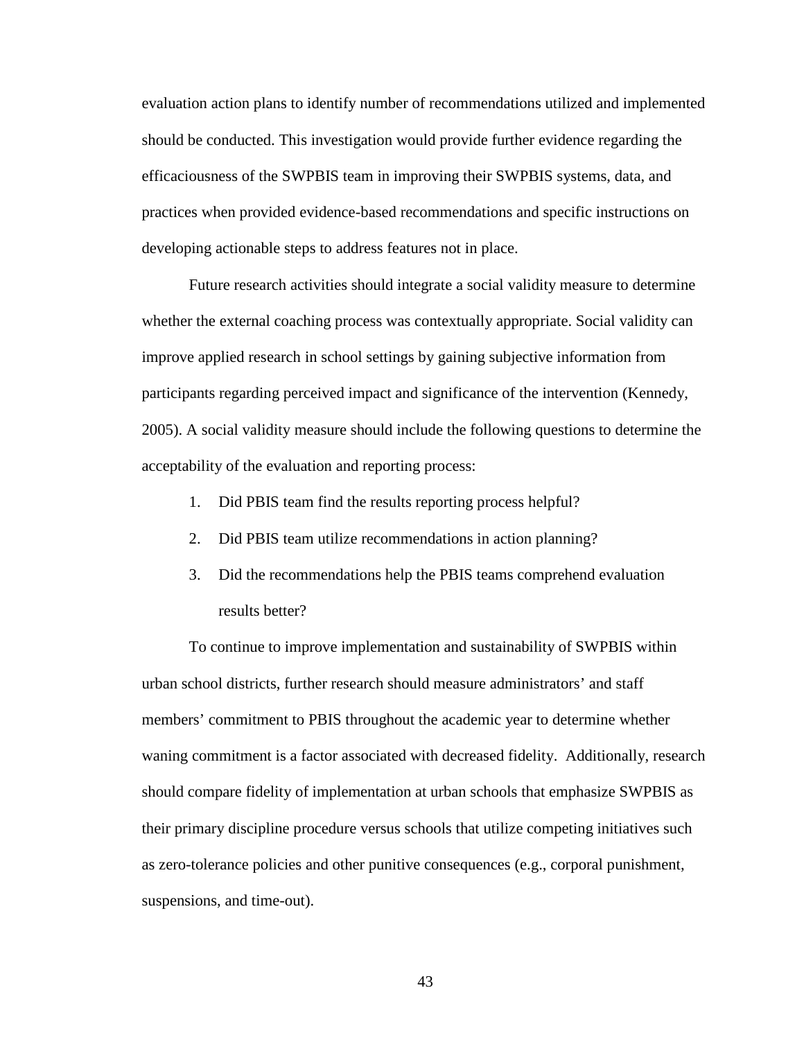evaluation action plans to identify number of recommendations utilized and implemented should be conducted. This investigation would provide further evidence regarding the efficaciousness of the SWPBIS team in improving their SWPBIS systems, data, and practices when provided evidence-based recommendations and specific instructions on developing actionable steps to address features not in place.

Future research activities should integrate a social validity measure to determine whether the external coaching process was contextually appropriate. Social validity can improve applied research in school settings by gaining subjective information from participants regarding perceived impact and significance of the intervention (Kennedy, 2005). A social validity measure should include the following questions to determine the acceptability of the evaluation and reporting process:

1. Did PBIS team find the results reporting process helpful?
2. Did PBIS team utilize recommendations in action planning?
3. Did the recommendations help the PBIS teams comprehend evaluation results better?

To continue to improve implementation and sustainability of SWPBIS within urban school districts, further research should measure administrators' and staff members' commitment to PBIS throughout the academic year to determine whether waning commitment is a factor associated with decreased fidelity. Additionally, research should compare fidelity of implementation at urban schools that emphasize SWPBIS as their primary discipline procedure versus schools that utilize competing initiatives such as zero-tolerance policies and other punitive consequences (e.g., corporal punishment, suspensions, and time-out).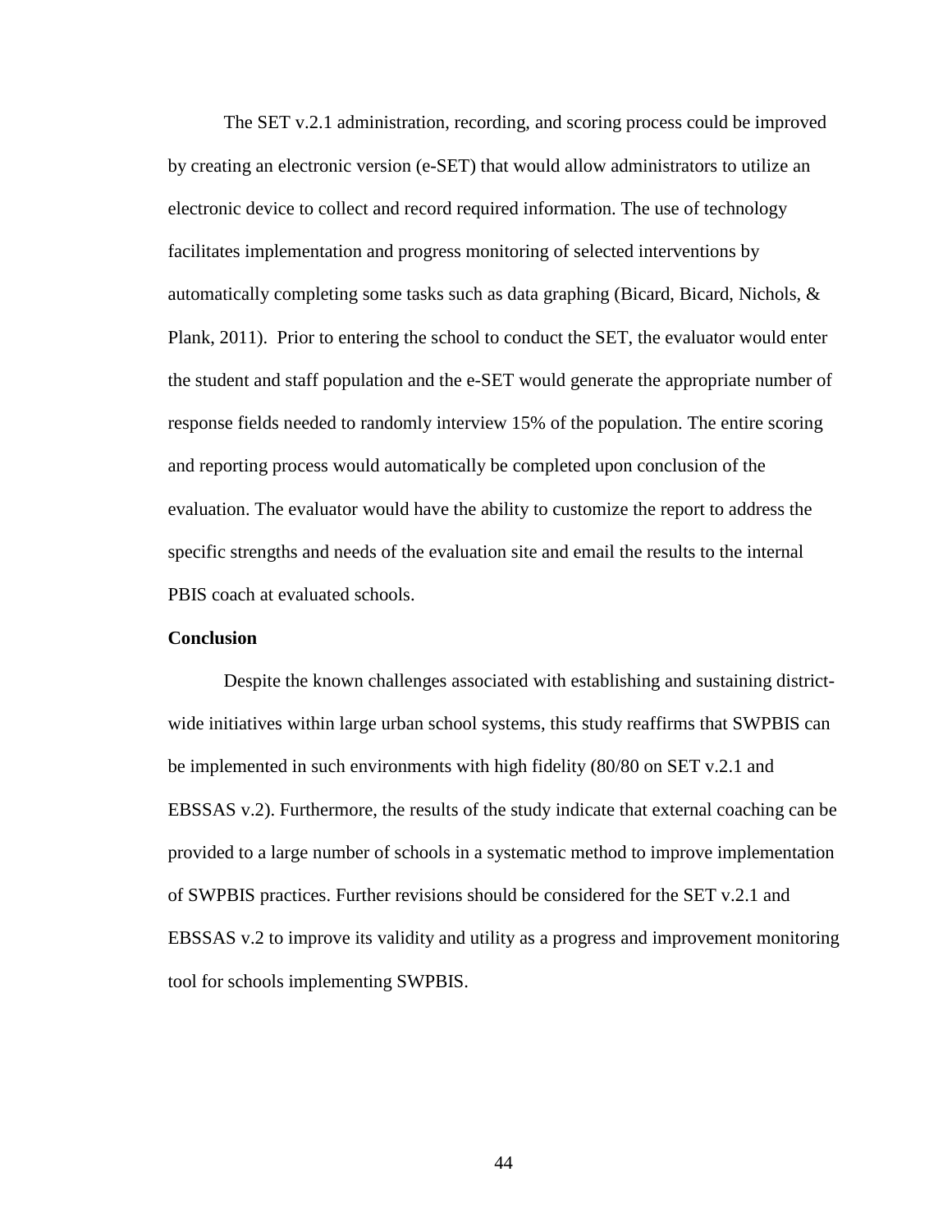The SET v.2.1 administration, recording, and scoring process could be improved by creating an electronic version (e-SET) that would allow administrators to utilize an electronic device to collect and record required information. The use of technology facilitates implementation and progress monitoring of selected interventions by automatically completing some tasks such as data graphing (Bicard, Bicard, Nichols, & Plank, 2011). Prior to entering the school to conduct the SET, the evaluator would enter the student and staff population and the e-SET would generate the appropriate number of response fields needed to randomly interview 15% of the population. The entire scoring and reporting process would automatically be completed upon conclusion of the evaluation. The evaluator would have the ability to customize the report to address the specific strengths and needs of the evaluation site and email the results to the internal PBIS coach at evaluated schools.

**Conclusion**

Despite the known challenges associated with establishing and sustaining district-wide initiatives within large urban school systems, this study reaffirms that SWPBIS can be implemented in such environments with high fidelity (80/80 on SET v.2.1 and EBSSAS v.2). Furthermore, the results of the study indicate that external coaching can be provided to a large number of schools in a systematic method to improve implementation of SWPBIS practices. Further revisions should be considered for the SET v.2.1 and EBSSAS v.2 to improve its validity and utility as a progress and improvement monitoring tool for schools implementing SWPBIS.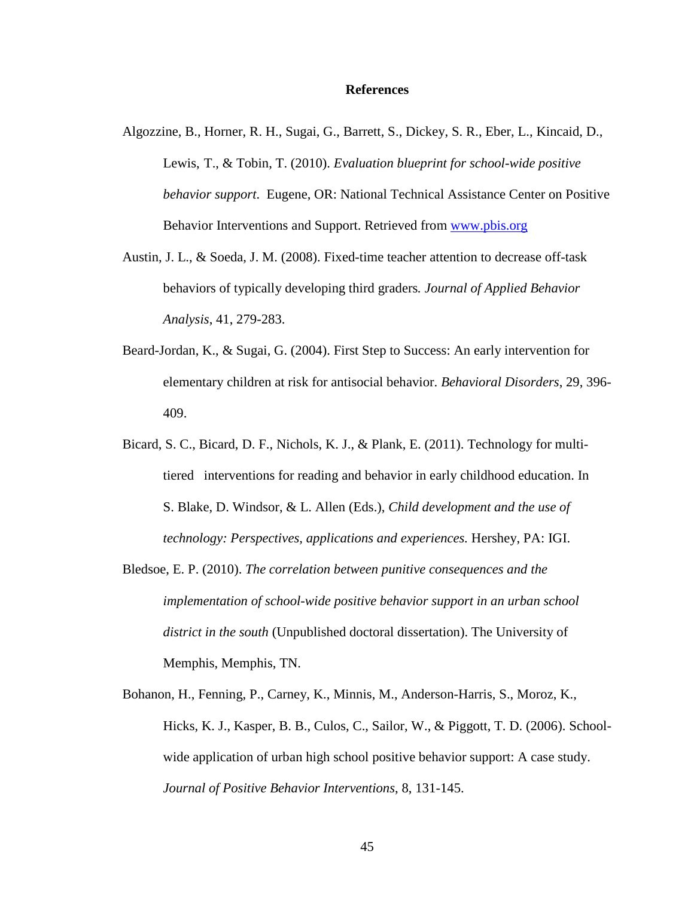# References

Algozzine, B., Horner, R. H., Sugai, G., Barrett, S., Dickey, S. R., Eber, L., Kincaid, D., Lewis, T., & Tobin, T. (2010). *Evaluation blueprint for school-wide positive behavior support*. Eugene, OR: National Technical Assistance Center on Positive Behavior Interventions and Support. Retrieved from www.pbis.org

Austin, J. L., & Soeda, J. M. (2008). Fixed-time teacher attention to decrease off-task behaviors of typically developing third graders*. Journal of Applied Behavior Analysis*, 41, 279-283.

Beard-Jordan, K., & Sugai, G. (2004). First Step to Success: An early intervention for elementary children at risk for antisocial behavior. *Behavioral Disorders*, 29, 396-409.

Bicard, S. C., Bicard, D. F., Nichols, K. J., & Plank, E. (2011). Technology for multi-tiered interventions for reading and behavior in early childhood education. In S. Blake, D. Windsor, & L. Allen (Eds.), *Child development and the use of technology: Perspectives, applications and experiences.* Hershey, PA: IGI.

Bledsoe, E. P. (2010). *The correlation between punitive consequences and the implementation of school-wide positive behavior support in an urban school district in the south* (Unpublished doctoral dissertation). The University of Memphis, Memphis, TN.

Bohanon, H., Fenning, P., Carney, K., Minnis, M., Anderson-Harris, S., Moroz, K., Hicks, K. J., Kasper, B. B., Culos, C., Sailor, W., & Piggott, T. D. (2006). School-wide application of urban high school positive behavior support: A case study. *Journal of Positive Behavior Interventions*, 8, 131-145.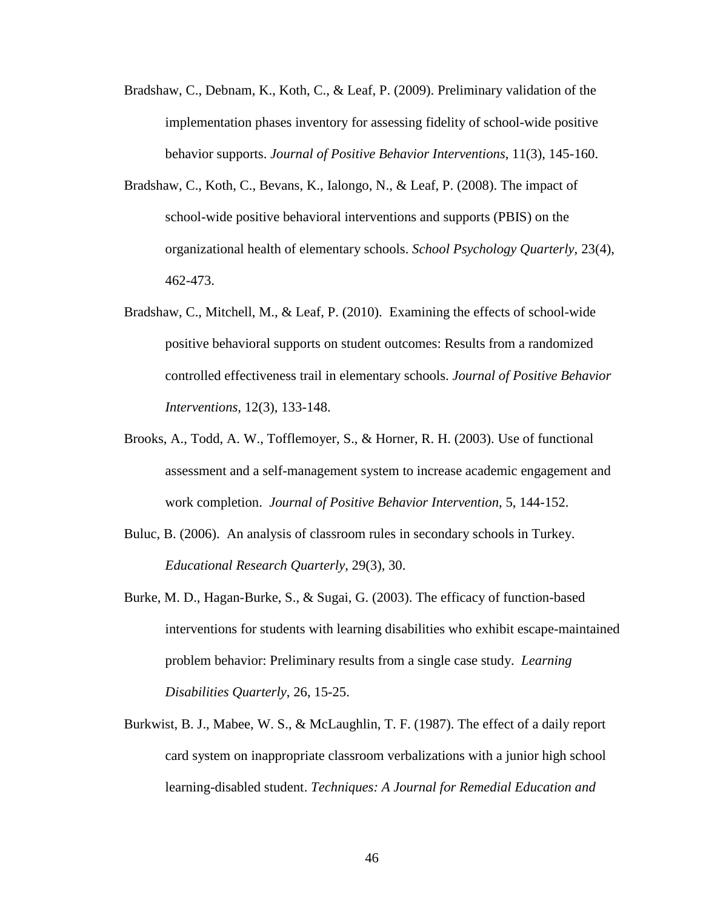Bradshaw, C., Debnam, K., Koth, C., & Leaf, P. (2009). Preliminary validation of the implementation phases inventory for assessing fidelity of school-wide positive behavior supports. *Journal of Positive Behavior Interventions*, 11(3), 145-160.

Bradshaw, C., Koth, C., Bevans, K., Ialongo, N., & Leaf, P. (2008). The impact of school-wide positive behavioral interventions and supports (PBIS) on the organizational health of elementary schools. *School Psychology Quarterly*, 23(4), 462-473.

Bradshaw, C., Mitchell, M., & Leaf, P. (2010). Examining the effects of school-wide positive behavioral supports on student outcomes: Results from a randomized controlled effectiveness trail in elementary schools. *Journal of Positive Behavior Interventions,* 12(3), 133-148.

Brooks, A., Todd, A. W., Tofflemoyer, S., & Horner, R. H. (2003). Use of functional assessment and a self-management system to increase academic engagement and work completion. *Journal of Positive Behavior Intervention*, 5, 144-152.

Buluc, B. (2006). An analysis of classroom rules in secondary schools in Turkey. *Educational Research Quarterly*, 29(3), 30.

Burke, M. D., Hagan-Burke, S., & Sugai, G. (2003). The efficacy of function-based interventions for students with learning disabilities who exhibit escape-maintained problem behavior: Preliminary results from a single case study. *Learning Disabilities Quarterly*, 26, 15-25.

Burkwist, B. J., Mabee, W. S., & McLaughlin, T. F. (1987). The effect of a daily report card system on inappropriate classroom verbalizations with a junior high school learning-disabled student. *Techniques: A Journal for Remedial Education and*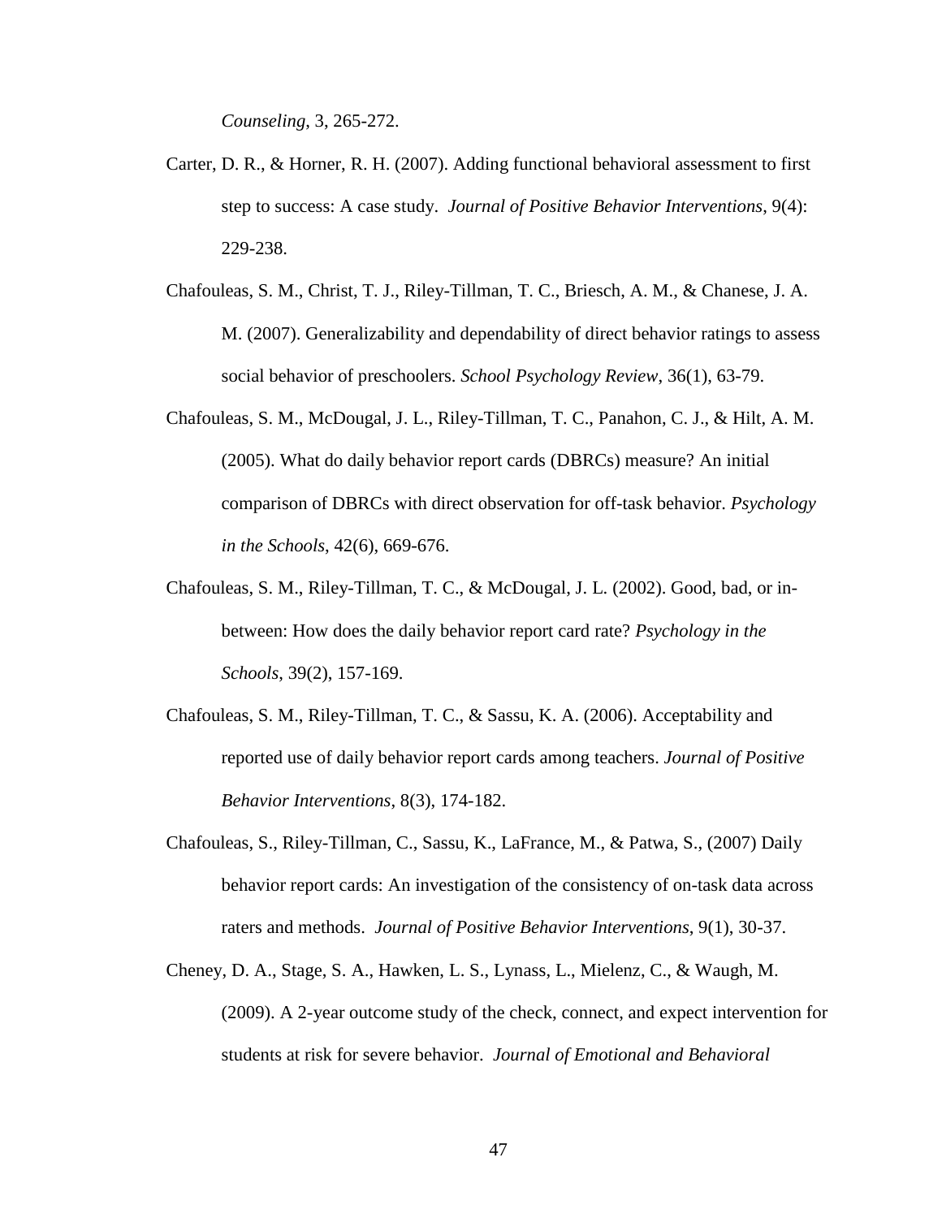*Counseling*, 3, 265-272.

Carter, D. R., & Horner, R. H. (2007). Adding functional behavioral assessment to first step to success: A case study. *Journal of Positive Behavior Interventions*, 9(4): 229-238.

Chafouleas, S. M., Christ, T. J., Riley-Tillman, T. C., Briesch, A. M., & Chanese, J. A. M. (2007). Generalizability and dependability of direct behavior ratings to assess social behavior of preschoolers. *School Psychology Review*, 36(1), 63-79.

Chafouleas, S. M., McDougal, J. L., Riley-Tillman, T. C., Panahon, C. J., & Hilt, A. M. (2005). What do daily behavior report cards (DBRCs) measure? An initial comparison of DBRCs with direct observation for off-task behavior. *Psychology in the Schools*, 42(6), 669-676.

Chafouleas, S. M., Riley-Tillman, T. C., & McDougal, J. L. (2002). Good, bad, or in-between: How does the daily behavior report card rate? *Psychology in the Schools*, 39(2), 157-169.

Chafouleas, S. M., Riley-Tillman, T. C., & Sassu, K. A. (2006). Acceptability and reported use of daily behavior report cards among teachers. *Journal of Positive Behavior Interventions*, 8(3), 174-182.

Chafouleas, S., Riley-Tillman, C., Sassu, K., LaFrance, M., & Patwa, S., (2007) Daily behavior report cards: An investigation of the consistency of on-task data across raters and methods. *Journal of Positive Behavior Interventions*, 9(1), 30-37.

Cheney, D. A., Stage, S. A., Hawken, L. S., Lynass, L., Mielenz, C., & Waugh, M. (2009). A 2-year outcome study of the check, connect, and expect intervention for students at risk for severe behavior. *Journal of Emotional and Behavioral*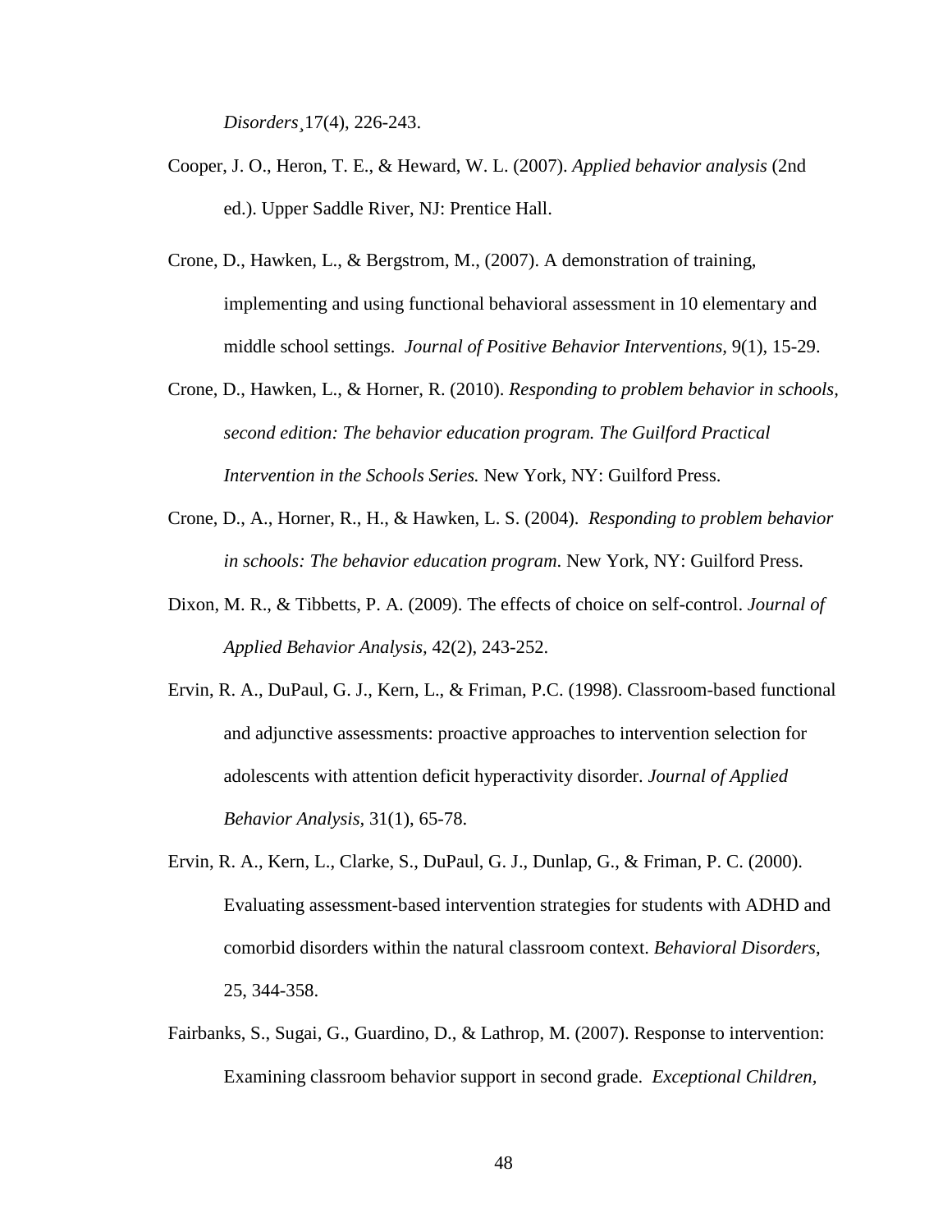*Disorders*¸17(4), 226-243.

Cooper, J. O., Heron, T. E., & Heward, W. L. (2007). *Applied behavior analysis* (2nd ed.). Upper Saddle River, NJ: Prentice Hall.

Crone, D., Hawken, L., & Bergstrom, M., (2007). A demonstration of training, implementing and using functional behavioral assessment in 10 elementary and middle school settings. *Journal of Positive Behavior Interventions,* 9(1), 15-29.

Crone, D., Hawken, L., & Horner, R. (2010). *Responding to problem behavior in schools, second edition: The behavior education program. The Guilford Practical Intervention in the Schools Series.* New York, NY: Guilford Press.

Crone, D., A., Horner, R., H., & Hawken, L. S. (2004). *Responding to problem behavior in schools: The behavior education program*. New York, NY: Guilford Press.

Dixon, M. R., & Tibbetts, P. A. (2009). The effects of choice on self-control. *Journal of Applied Behavior Analysis,* 42(2), 243-252.

Ervin, R. A., DuPaul, G. J., Kern, L., & Friman, P.C. (1998). Classroom-based functional and adjunctive assessments: proactive approaches to intervention selection for adolescents with attention deficit hyperactivity disorder. *Journal of Applied Behavior Analysis,* 31(1), 65-78.

Ervin, R. A., Kern, L., Clarke, S., DuPaul, G. J., Dunlap, G., & Friman, P. C. (2000). Evaluating assessment-based intervention strategies for students with ADHD and comorbid disorders within the natural classroom context. *Behavioral Disorders*, 25, 344-358.

Fairbanks, S., Sugai, G., Guardino, D., & Lathrop, M. (2007). Response to intervention: Examining classroom behavior support in second grade. *Exceptional Children,*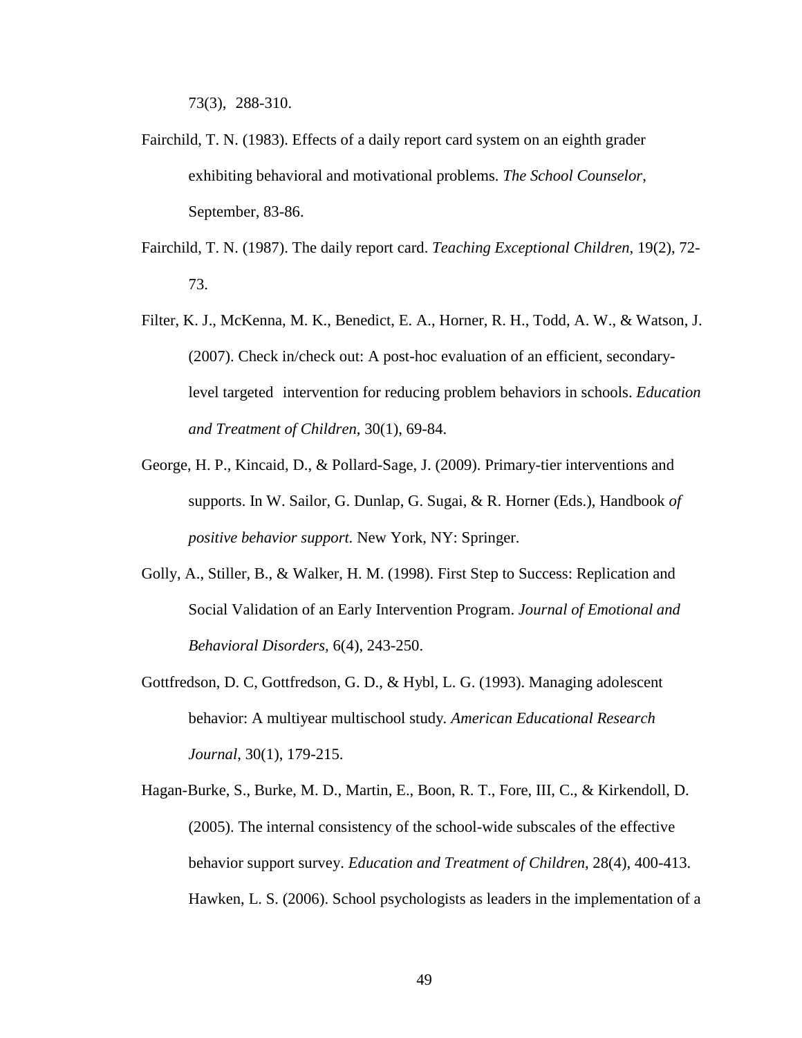73(3), 288-310.

Fairchild, T. N. (1983). Effects of a daily report card system on an eighth grader exhibiting behavioral and motivational problems. *The School Counselor*, September, 83-86.

Fairchild, T. N. (1987). The daily report card. *Teaching Exceptional Children*, 19(2), 72-73.

Filter, K. J., McKenna, M. K., Benedict, E. A., Horner, R. H., Todd, A. W., & Watson, J. (2007). Check in/check out: A post-hoc evaluation of an efficient, secondary-level targeted intervention for reducing problem behaviors in schools. *Education and Treatment of Children*, 30(1), 69-84.

George, H. P., Kincaid, D., & Pollard-Sage, J. (2009). Primary-tier interventions and supports. In W. Sailor, G. Dunlap, G. Sugai, & R. Horner (Eds.), Handbook *of positive behavior support.* New York, NY: Springer.

Golly, A., Stiller, B., & Walker, H. M. (1998). First Step to Success: Replication and Social Validation of an Early Intervention Program. *Journal of Emotional and Behavioral Disorders*, 6(4), 243-250.

Gottfredson, D. C, Gottfredson, G. D., & Hybl, L. G. (1993). Managing adolescent behavior: A multiyear multischool study. *American Educational Research Journal*, 30(1), 179-215.

Hagan-Burke, S., Burke, M. D., Martin, E., Boon, R. T., Fore, III, C., & Kirkendoll, D. (2005). The internal consistency of the school-wide subscales of the effective behavior support survey. *Education and Treatment of Children*, 28(4), 400-413.

Hawken, L. S. (2006). School psychologists as leaders in the implementation of a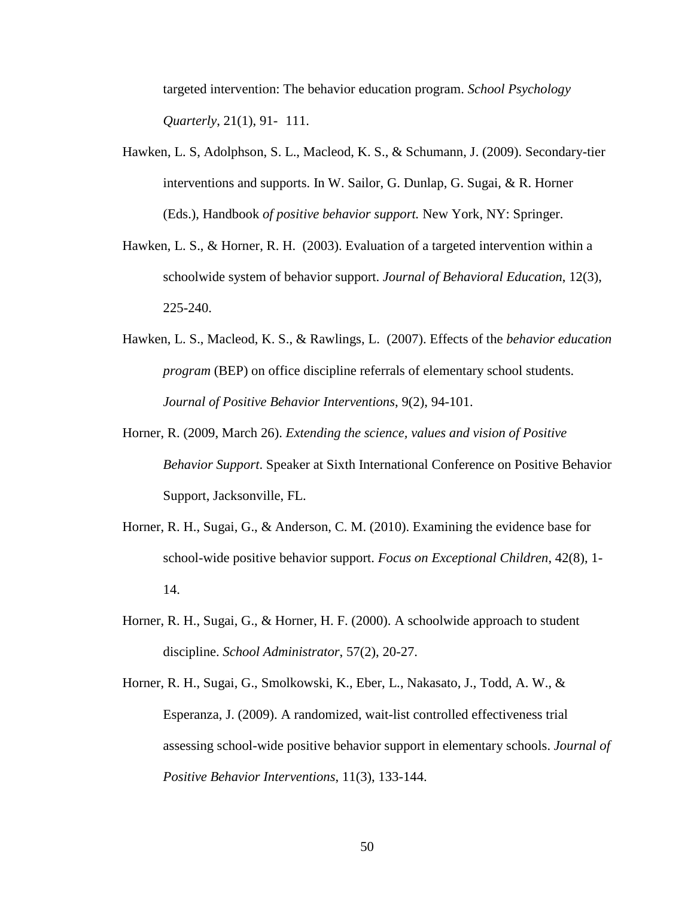targeted intervention: The behavior education program. *School Psychology Quarterly*, 21(1), 91- 111.

Hawken, L. S, Adolphson, S. L., Macleod, K. S., & Schumann, J. (2009). Secondary-tier interventions and supports. In W. Sailor, G. Dunlap, G. Sugai, & R. Horner (Eds.), Handbook *of positive behavior support.* New York, NY: Springer.

Hawken, L. S., & Horner, R. H. (2003). Evaluation of a targeted intervention within a schoolwide system of behavior support. *Journal of Behavioral Education*, 12(3), 225-240.

Hawken, L. S., Macleod, K. S., & Rawlings, L. (2007). Effects of the *behavior education program* (BEP) on office discipline referrals of elementary school students. *Journal of Positive Behavior Interventions*, 9(2), 94-101.

Horner, R. (2009, March 26). *Extending the science, values and vision of Positive Behavior Support*. Speaker at Sixth International Conference on Positive Behavior Support, Jacksonville, FL.

Horner, R. H., Sugai, G., & Anderson, C. M. (2010). Examining the evidence base for school-wide positive behavior support. *Focus on Exceptional Children*, 42(8), 1-14.

Horner, R. H., Sugai, G., & Horner, H. F. (2000). A schoolwide approach to student discipline. *School Administrator*, 57(2), 20-27.

Horner, R. H., Sugai, G., Smolkowski, K., Eber, L., Nakasato, J., Todd, A. W., & Esperanza, J. (2009). A randomized, wait-list controlled effectiveness trial assessing school-wide positive behavior support in elementary schools. *Journal of Positive Behavior Interventions*, 11(3), 133-144.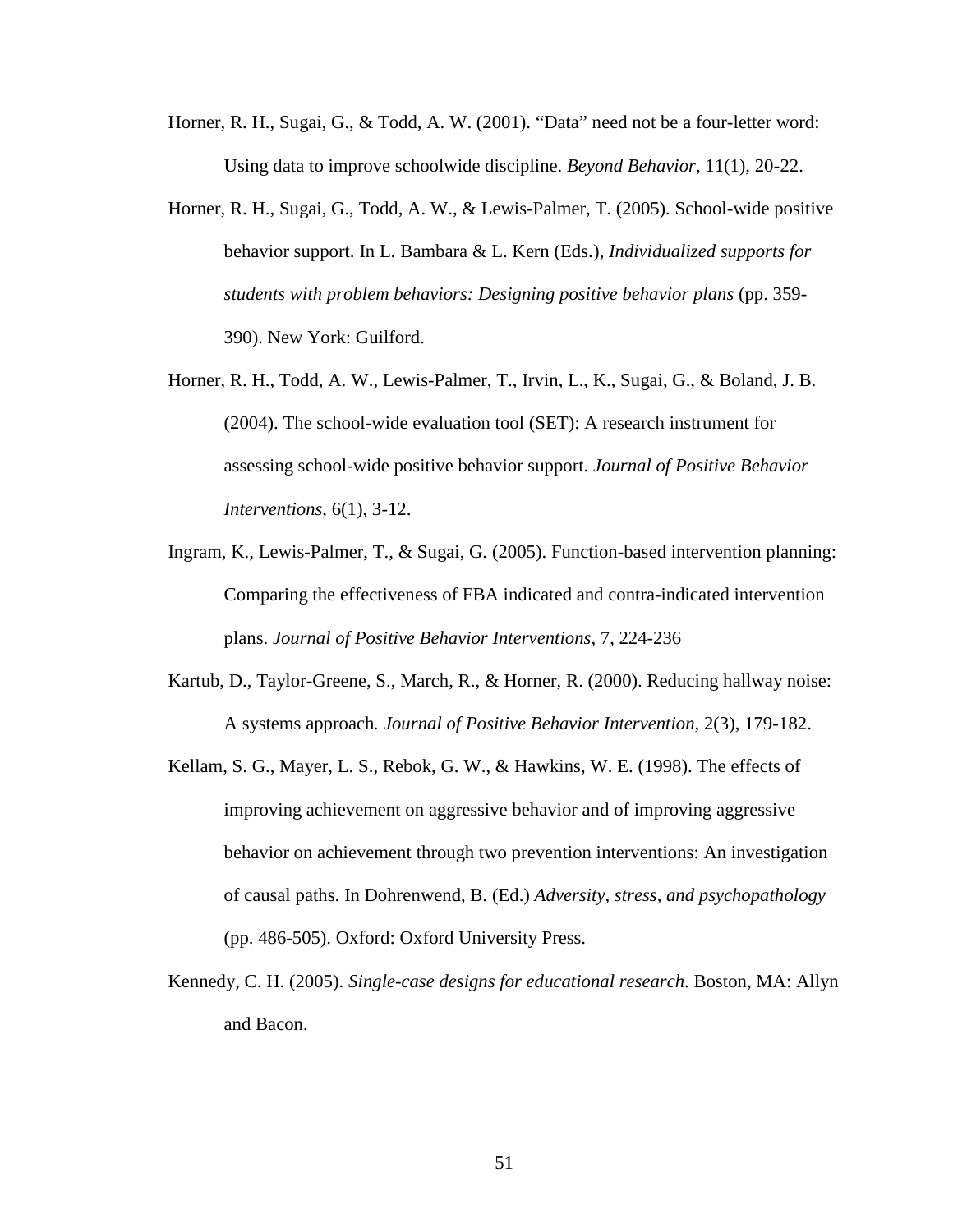Horner, R. H., Sugai, G., & Todd, A. W. (2001). "Data" need not be a four-letter word: Using data to improve schoolwide discipline. *Beyond Behavior*, 11(1), 20-22.

Horner, R. H., Sugai, G., Todd, A. W., & Lewis-Palmer, T. (2005). School-wide positive behavior support. In L. Bambara & L. Kern (Eds.), *Individualized supports for students with problem behaviors: Designing positive behavior plans* (pp. 359-390). New York: Guilford.

Horner, R. H., Todd, A. W., Lewis-Palmer, T., Irvin, L., K., Sugai, G., & Boland, J. B. (2004). The school-wide evaluation tool (SET): A research instrument for assessing school-wide positive behavior support. *Journal of Positive Behavior Interventions*, 6(1), 3-12.

Ingram, K., Lewis-Palmer, T., & Sugai, G. (2005). Function-based intervention planning: Comparing the effectiveness of FBA indicated and contra-indicated intervention plans. *Journal of Positive Behavior Interventions*, 7, 224-236

Kartub, D., Taylor-Greene, S., March, R., & Horner, R. (2000). Reducing hallway noise: A systems approach*. Journal of Positive Behavior Intervention*, 2(3), 179-182.

Kellam, S. G., Mayer, L. S., Rebok, G. W., & Hawkins, W. E. (1998). The effects of improving achievement on aggressive behavior and of improving aggressive behavior on achievement through two prevention interventions: An investigation of causal paths. In Dohrenwend, B. (Ed.) *Adversity, stress, and psychopathology* (pp. 486-505). Oxford: Oxford University Press.

Kennedy, C. H. (2005). *Single-case designs for educational research*. Boston, MA: Allyn and Bacon.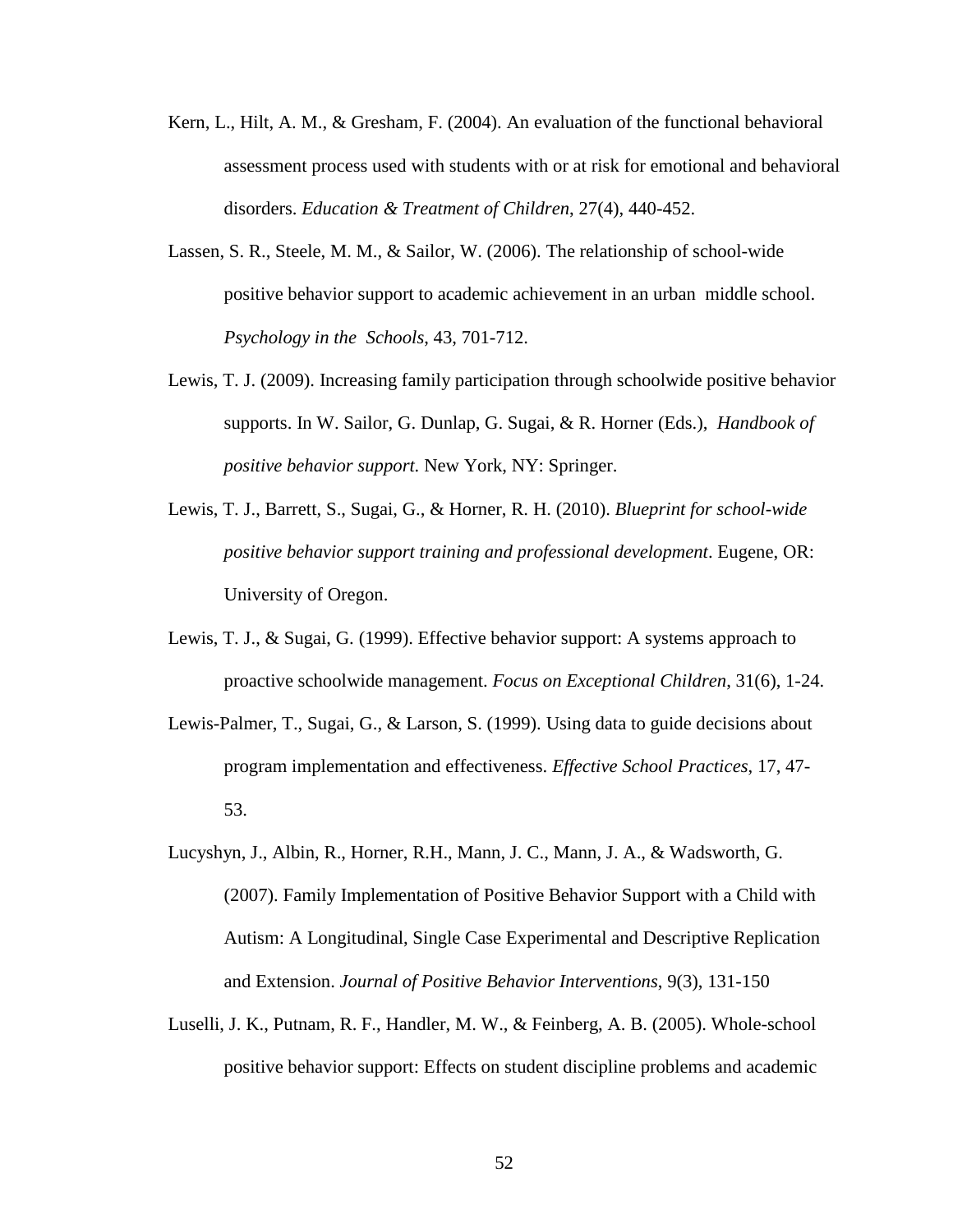Kern, L., Hilt, A. M., & Gresham, F. (2004). An evaluation of the functional behavioral assessment process used with students with or at risk for emotional and behavioral disorders. *Education & Treatment of Children*, 27(4), 440-452.

Lassen, S. R., Steele, M. M., & Sailor, W. (2006). The relationship of school-wide positive behavior support to academic achievement in an urban middle school. *Psychology in the Schools*, 43, 701-712.

Lewis, T. J. (2009). Increasing family participation through schoolwide positive behavior supports. In W. Sailor, G. Dunlap, G. Sugai, & R. Horner (Eds.), *Handbook of positive behavior support.* New York, NY: Springer.

Lewis, T. J., Barrett, S., Sugai, G., & Horner, R. H. (2010). *Blueprint for school-wide positive behavior support training and professional development*. Eugene, OR: University of Oregon.

Lewis, T. J., & Sugai, G. (1999). Effective behavior support: A systems approach to proactive schoolwide management. *Focus on Exceptional Children*, 31(6), 1-24.

Lewis-Palmer, T., Sugai, G., & Larson, S. (1999). Using data to guide decisions about program implementation and effectiveness. *Effective School Practices*, 17, 47-53.

Lucyshyn, J., Albin, R., Horner, R.H., Mann, J. C., Mann, J. A., & Wadsworth, G. (2007). Family Implementation of Positive Behavior Support with a Child with Autism: A Longitudinal, Single Case Experimental and Descriptive Replication and Extension. *Journal of Positive Behavior Interventions*, 9(3), 131-150

Luselli, J. K., Putnam, R. F., Handler, M. W., & Feinberg, A. B. (2005). Whole-school positive behavior support: Effects on student discipline problems and academic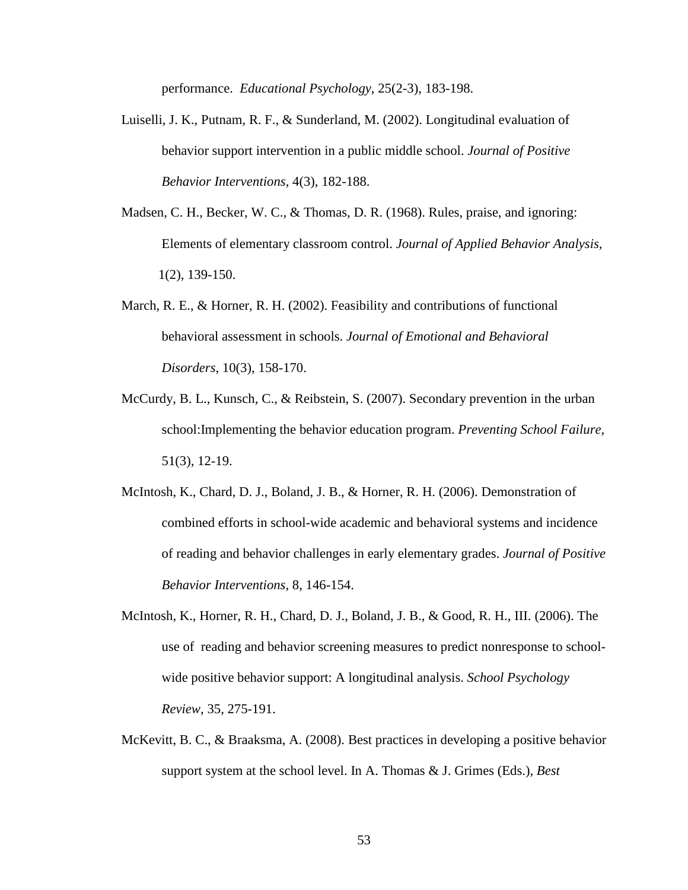performance. *Educational Psychology*, 25(2-3), 183-198.

Luiselli, J. K., Putnam, R. F., & Sunderland, M. (2002). Longitudinal evaluation of behavior support intervention in a public middle school. *Journal of Positive Behavior Interventions*, 4(3), 182-188.

Madsen, C. H., Becker, W. C., & Thomas, D. R. (1968). Rules, praise, and ignoring: Elements of elementary classroom control. *Journal of Applied Behavior Analysis*, 1(2), 139-150.

March, R. E., & Horner, R. H. (2002). Feasibility and contributions of functional behavioral assessment in schools. *Journal of Emotional and Behavioral Disorders*, 10(3), 158-170.

McCurdy, B. L., Kunsch, C., & Reibstein, S. (2007). Secondary prevention in the urban school:Implementing the behavior education program. *Preventing School Failure*, 51(3), 12-19.

McIntosh, K., Chard, D. J., Boland, J. B., & Horner, R. H. (2006). Demonstration of combined efforts in school-wide academic and behavioral systems and incidence of reading and behavior challenges in early elementary grades. *Journal of Positive Behavior Interventions*, 8, 146-154.

McIntosh, K., Horner, R. H., Chard, D. J., Boland, J. B., & Good, R. H., III. (2006). The use of reading and behavior screening measures to predict nonresponse to school-wide positive behavior support: A longitudinal analysis. *School Psychology Review*, 35, 275-191.

McKevitt, B. C., & Braaksma, A. (2008). Best practices in developing a positive behavior support system at the school level. In A. Thomas & J. Grimes (Eds.), *Best*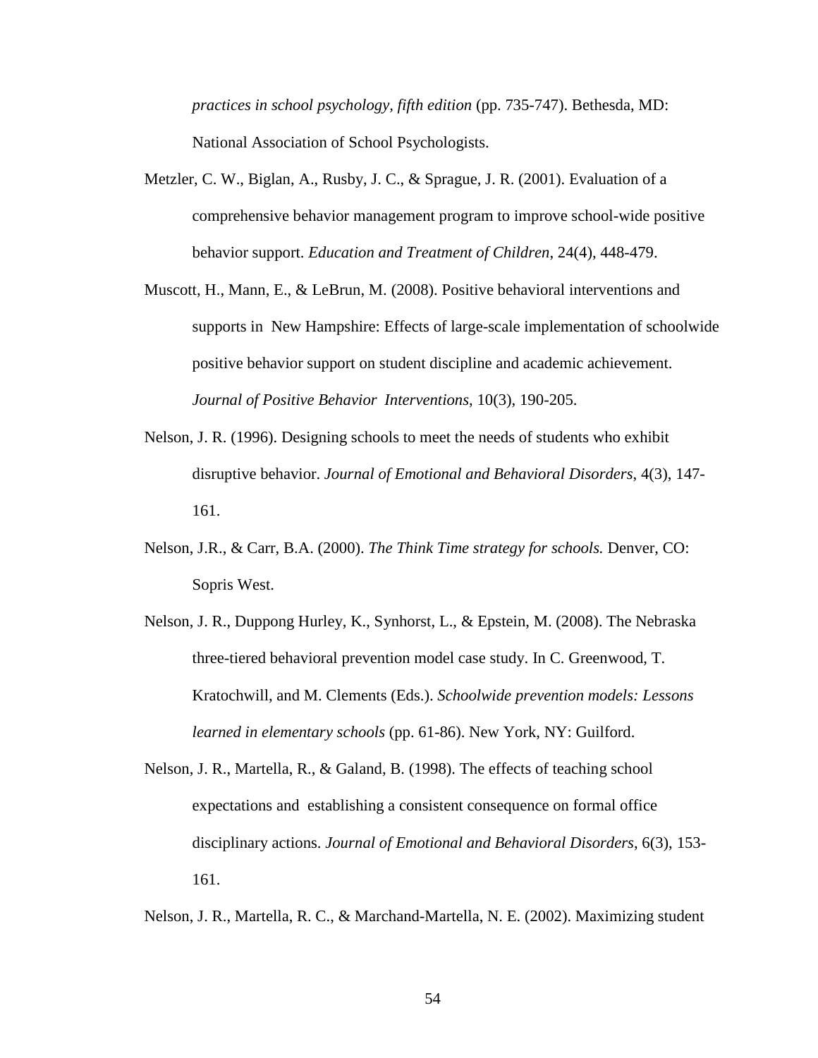*practices in school psychology, fifth edition* (pp. 735-747). Bethesda, MD: National Association of School Psychologists.

Metzler, C. W., Biglan, A., Rusby, J. C., & Sprague, J. R. (2001). Evaluation of a comprehensive behavior management program to improve school-wide positive behavior support. *Education and Treatment of Children*, 24(4), 448-479.

Muscott, H., Mann, E., & LeBrun, M. (2008). Positive behavioral interventions and supports in New Hampshire: Effects of large-scale implementation of schoolwide positive behavior support on student discipline and academic achievement. *Journal of Positive Behavior Interventions*, 10(3), 190-205.

Nelson, J. R. (1996). Designing schools to meet the needs of students who exhibit disruptive behavior. *Journal of Emotional and Behavioral Disorders*, 4(3), 147-161.

Nelson, J.R., & Carr, B.A. (2000). *The Think Time strategy for schools.* Denver, CO: Sopris West.

Nelson, J. R., Duppong Hurley, K., Synhorst, L., & Epstein, M. (2008). The Nebraska three-tiered behavioral prevention model case study. In C. Greenwood, T. Kratochwill, and M. Clements (Eds.). *Schoolwide prevention models: Lessons learned in elementary schools* (pp. 61-86). New York, NY: Guilford.

Nelson, J. R., Martella, R., & Galand, B. (1998). The effects of teaching school expectations and establishing a consistent consequence on formal office disciplinary actions. *Journal of Emotional and Behavioral Disorders*, 6(3), 153-161.

Nelson, J. R., Martella, R. C., & Marchand-Martella, N. E. (2002). Maximizing student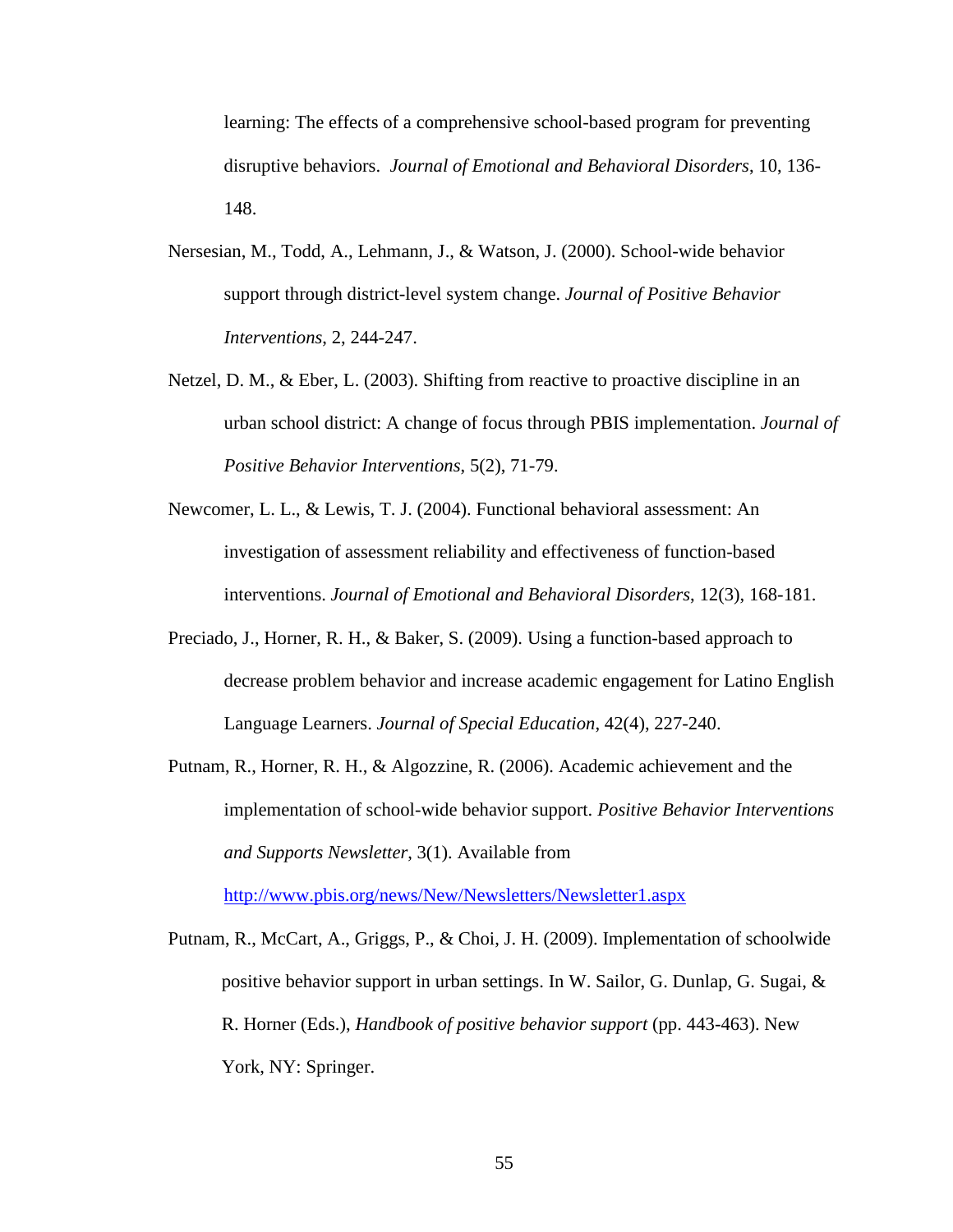learning: The effects of a comprehensive school-based program for preventing disruptive behaviors. *Journal of Emotional and Behavioral Disorders*, 10, 136-148.

Nersesian, M., Todd, A., Lehmann, J., & Watson, J. (2000). School-wide behavior support through district-level system change. *Journal of Positive Behavior Interventions*, 2, 244-247.

Netzel, D. M., & Eber, L. (2003). Shifting from reactive to proactive discipline in an urban school district: A change of focus through PBIS implementation. *Journal of Positive Behavior Interventions*, 5(2), 71-79.

Newcomer, L. L., & Lewis, T. J. (2004). Functional behavioral assessment: An investigation of assessment reliability and effectiveness of function-based interventions. *Journal of Emotional and Behavioral Disorders*, 12(3), 168-181.

Preciado, J., Horner, R. H., & Baker, S. (2009). Using a function-based approach to decrease problem behavior and increase academic engagement for Latino English Language Learners. *Journal of Special Education*, 42(4), 227-240.

Putnam, R., Horner, R. H., & Algozzine, R. (2006). Academic achievement and the implementation of school-wide behavior support. *Positive Behavior Interventions and Supports Newsletter*, 3(1). Available from http://www.pbis.org/news/New/Newsletters/Newsletter1.aspx

Putnam, R., McCart, A., Griggs, P., & Choi, J. H. (2009). Implementation of schoolwide positive behavior support in urban settings. In W. Sailor, G. Dunlap, G. Sugai, & R. Horner (Eds.), *Handbook of positive behavior support* (pp. 443-463). New York, NY: Springer.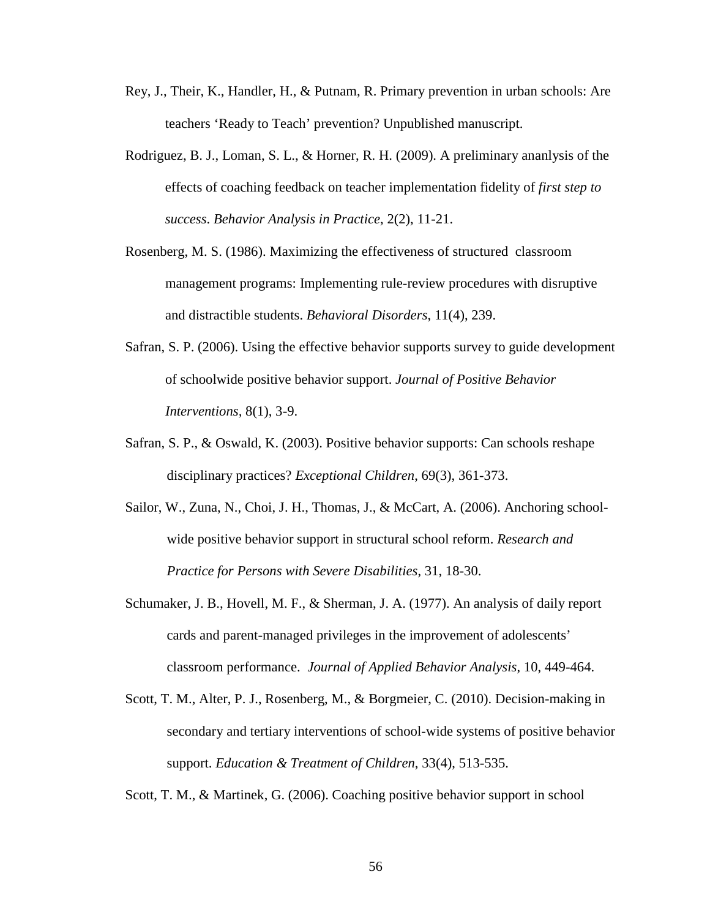Rey, J., Their, K., Handler, H., & Putnam, R. Primary prevention in urban schools: Are teachers 'Ready to Teach' prevention? Unpublished manuscript.

Rodriguez, B. J., Loman, S. L., & Horner, R. H. (2009). A preliminary ananlysis of the effects of coaching feedback on teacher implementation fidelity of *first step to success*. *Behavior Analysis in Practice*, 2(2), 11-21.

Rosenberg, M. S. (1986). Maximizing the effectiveness of structured classroom management programs: Implementing rule-review procedures with disruptive and distractible students. *Behavioral Disorders*, 11(4), 239.

Safran, S. P. (2006). Using the effective behavior supports survey to guide development of schoolwide positive behavior support. *Journal of Positive Behavior Interventions*, 8(1), 3-9.

Safran, S. P., & Oswald, K. (2003). Positive behavior supports: Can schools reshape disciplinary practices? *Exceptional Children*, 69(3), 361-373.

Sailor, W., Zuna, N., Choi, J. H., Thomas, J., & McCart, A. (2006). Anchoring school-wide positive behavior support in structural school reform. *Research and Practice for Persons with Severe Disabilities*, 31, 18-30.

Schumaker, J. B., Hovell, M. F., & Sherman, J. A. (1977). An analysis of daily report cards and parent-managed privileges in the improvement of adolescents' classroom performance. *Journal of Applied Behavior Analysis*, 10, 449-464.

Scott, T. M., Alter, P. J., Rosenberg, M., & Borgmeier, C. (2010). Decision-making in secondary and tertiary interventions of school-wide systems of positive behavior support. *Education & Treatment of Children*, 33(4), 513-535.

Scott, T. M., & Martinek, G. (2006). Coaching positive behavior support in school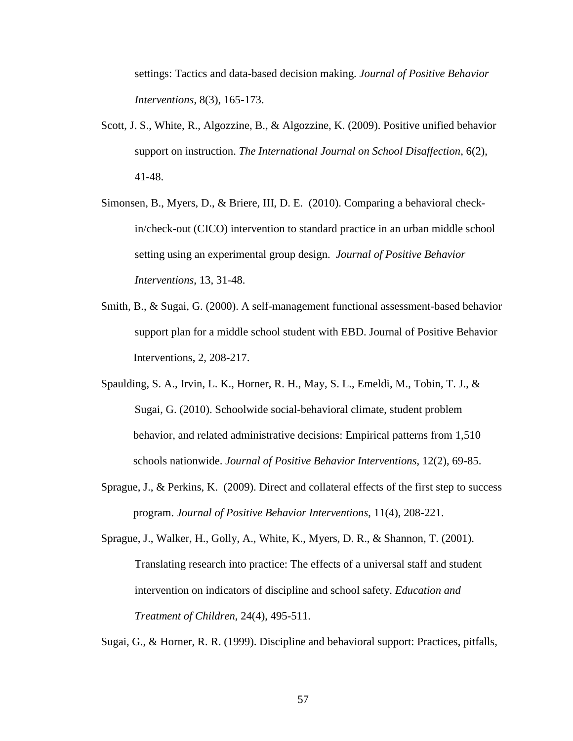settings: Tactics and data-based decision making. *Journal of Positive Behavior Interventions*, 8(3), 165-173.

Scott, J. S., White, R., Algozzine, B., & Algozzine, K. (2009). Positive unified behavior support on instruction. *The International Journal on School Disaffection*, 6(2), 41-48.

Simonsen, B., Myers, D., & Briere, III, D. E. (2010). Comparing a behavioral check-in/check-out (CICO) intervention to standard practice in an urban middle school setting using an experimental group design. *Journal of Positive Behavior Interventions*, 13, 31-48.

Smith, B., & Sugai, G. (2000). A self-management functional assessment-based behavior support plan for a middle school student with EBD. Journal of Positive Behavior Interventions, 2, 208-217.

Spaulding, S. A., Irvin, L. K., Horner, R. H., May, S. L., Emeldi, M., Tobin, T. J., & Sugai, G. (2010). Schoolwide social-behavioral climate, student problem behavior, and related administrative decisions: Empirical patterns from 1,510 schools nationwide. *Journal of Positive Behavior Interventions*, 12(2), 69-85.

Sprague, J., & Perkins, K. (2009). Direct and collateral effects of the first step to success program. *Journal of Positive Behavior Interventions*, 11(4), 208-221.

Sprague, J., Walker, H., Golly, A., White, K., Myers, D. R., & Shannon, T. (2001). Translating research into practice: The effects of a universal staff and student intervention on indicators of discipline and school safety. *Education and Treatment of Children*, 24(4), 495-511.

Sugai, G., & Horner, R. R. (1999). Discipline and behavioral support: Practices, pitfalls,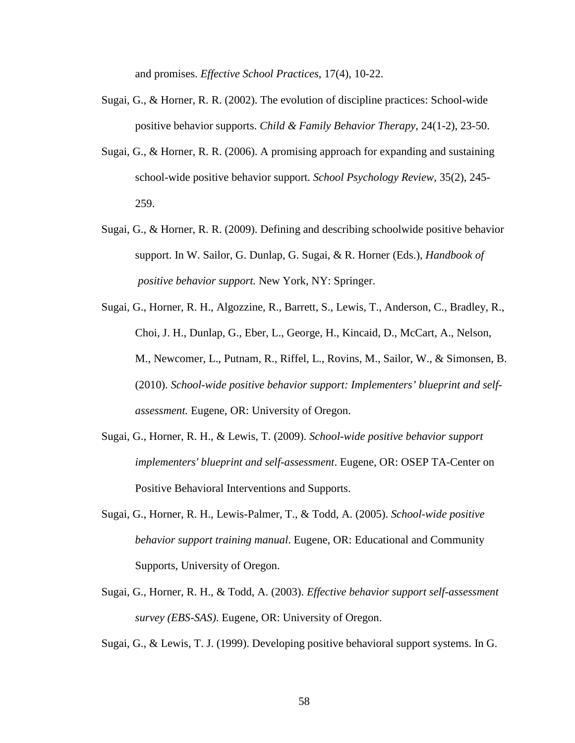and promises. *Effective School Practices*, 17(4), 10-22.

Sugai, G., & Horner, R. R. (2002). The evolution of discipline practices: School-wide positive behavior supports. *Child & Family Behavior Therapy*, 24(1-2), 23-50.

Sugai, G., & Horner, R. R. (2006). A promising approach for expanding and sustaining school-wide positive behavior support. *School Psychology Review*, 35(2), 245-259.

Sugai, G., & Horner, R. R. (2009). Defining and describing schoolwide positive behavior support. In W. Sailor, G. Dunlap, G. Sugai, & R. Horner (Eds.), *Handbook of positive behavior support.* New York, NY: Springer.

Sugai, G., Horner, R. H., Algozzine, R., Barrett, S., Lewis, T., Anderson, C., Bradley, R., Choi, J. H., Dunlap, G., Eber, L., George, H., Kincaid, D., McCart, A., Nelson, M., Newcomer, L., Putnam, R., Riffel, L., Rovins, M., Sailor, W., & Simonsen, B. (2010). *School-wide positive behavior support: Implementers' blueprint and self-assessment.* Eugene, OR: University of Oregon.

Sugai, G., Horner, R. H., & Lewis, T. (2009). *School-wide positive behavior support implementers' blueprint and self-assessment*. Eugene, OR: OSEP TA-Center on Positive Behavioral Interventions and Supports.

Sugai, G., Horner, R. H., Lewis-Palmer, T., & Todd, A. (2005). *School-wide positive behavior support training manual*. Eugene, OR: Educational and Community Supports, University of Oregon.

Sugai, G., Horner, R. H., & Todd, A. (2003). *Effective behavior support self-assessment survey (EBS-SAS).* Eugene, OR: University of Oregon.

Sugai, G., & Lewis, T. J. (1999). Developing positive behavioral support systems. In G.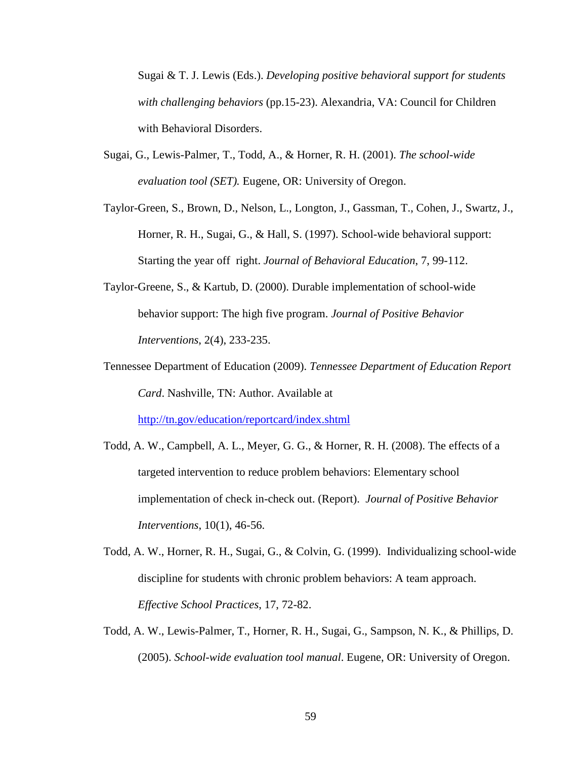Sugai & T. J. Lewis (Eds.). *Developing positive behavioral support for students with challenging behaviors* (pp.15-23). Alexandria, VA: Council for Children with Behavioral Disorders.

Sugai, G., Lewis-Palmer, T., Todd, A., & Horner, R. H. (2001). *The school-wide evaluation tool (SET).* Eugene, OR: University of Oregon.

Taylor-Green, S., Brown, D., Nelson, L., Longton, J., Gassman, T., Cohen, J., Swartz, J., Horner, R. H., Sugai, G., & Hall, S. (1997). School-wide behavioral support: Starting the year off right. *Journal of Behavioral Education*, 7, 99-112.

Taylor-Greene, S., & Kartub, D. (2000). Durable implementation of school-wide behavior support: The high five program. *Journal of Positive Behavior Interventions*, 2(4), 233-235.

Tennessee Department of Education (2009). *Tennessee Department of Education Report Card*. Nashville, TN: Author. Available at http://tn.gov/education/reportcard/index.shtml

Todd, A. W., Campbell, A. L., Meyer, G. G., & Horner, R. H. (2008). The effects of a targeted intervention to reduce problem behaviors: Elementary school implementation of check in-check out. (Report). *Journal of Positive Behavior Interventions*, 10(1), 46-56.

Todd, A. W., Horner, R. H., Sugai, G., & Colvin, G. (1999). Individualizing school-wide discipline for students with chronic problem behaviors: A team approach. *Effective School Practices*, 17, 72-82.

Todd, A. W., Lewis-Palmer, T., Horner, R. H., Sugai, G., Sampson, N. K., & Phillips, D. (2005). *School-wide evaluation tool manual*. Eugene, OR: University of Oregon.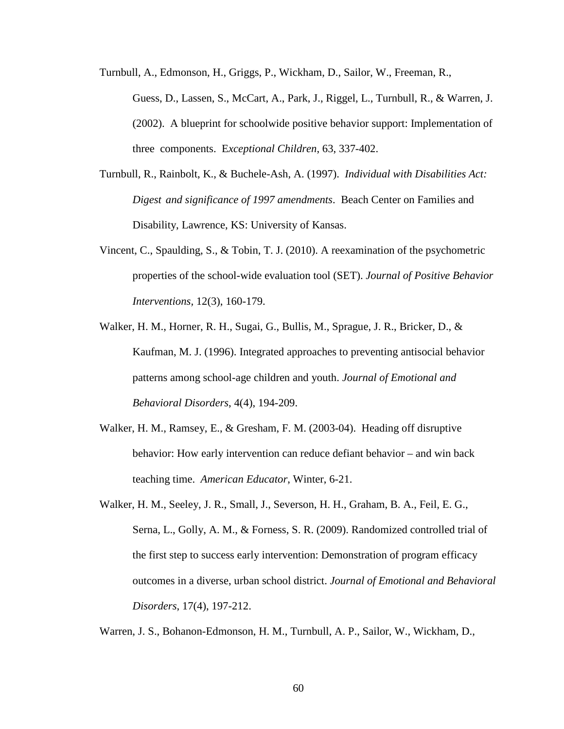Turnbull, A., Edmonson, H., Griggs, P., Wickham, D., Sailor, W., Freeman, R., Guess, D., Lassen, S., McCart, A., Park, J., Riggel, L., Turnbull, R., & Warren, J. (2002). A blueprint for schoolwide positive behavior support: Implementation of three components. E*xceptional Children*, 63, 337-402.

Turnbull, R., Rainbolt, K., & Buchele-Ash, A. (1997). *Individual with Disabilities Act: Digest and significance of 1997 amendments*. Beach Center on Families and Disability, Lawrence, KS: University of Kansas.

Vincent, C., Spaulding, S., & Tobin, T. J. (2010). A reexamination of the psychometric properties of the school-wide evaluation tool (SET). *Journal of Positive Behavior Interventions*, 12(3), 160-179.

Walker, H. M., Horner, R. H., Sugai, G., Bullis, M., Sprague, J. R., Bricker, D., & Kaufman, M. J. (1996). Integrated approaches to preventing antisocial behavior patterns among school-age children and youth. *Journal of Emotional and Behavioral Disorders*, 4(4), 194-209.

Walker, H. M., Ramsey, E., & Gresham, F. M. (2003-04). Heading off disruptive behavior: How early intervention can reduce defiant behavior – and win back teaching time. *American Educator*, Winter, 6-21.

Walker, H. M., Seeley, J. R., Small, J., Severson, H. H., Graham, B. A., Feil, E. G., Serna, L., Golly, A. M., & Forness, S. R. (2009). Randomized controlled trial of the first step to success early intervention: Demonstration of program efficacy outcomes in a diverse, urban school district. *Journal of Emotional and Behavioral Disorders*, 17(4), 197-212.

Warren, J. S., Bohanon-Edmonson, H. M., Turnbull, A. P., Sailor, W., Wickham, D.,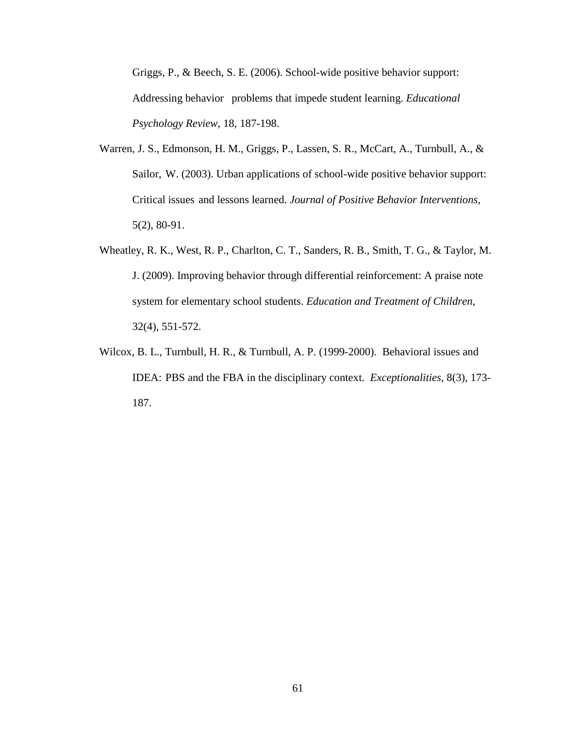Griggs, P., & Beech, S. E. (2006). School-wide positive behavior support: Addressing behavior problems that impede student learning. *Educational Psychology Review*, 18, 187-198.

Warren, J. S., Edmonson, H. M., Griggs, P., Lassen, S. R., McCart, A., Turnbull, A., & Sailor, W. (2003). Urban applications of school-wide positive behavior support: Critical issues and lessons learned. *Journal of Positive Behavior Interventions*, 5(2), 80-91.

Wheatley, R. K., West, R. P., Charlton, C. T., Sanders, R. B., Smith, T. G., & Taylor, M. J. (2009). Improving behavior through differential reinforcement: A praise note system for elementary school students. *Education and Treatment of Children*, 32(4), 551-572.

Wilcox, B. L., Turnbull, H. R., & Turnbull, A. P. (1999-2000). Behavioral issues and IDEA: PBS and the FBA in the disciplinary context. *Exceptionalities*, 8(3), 173-187.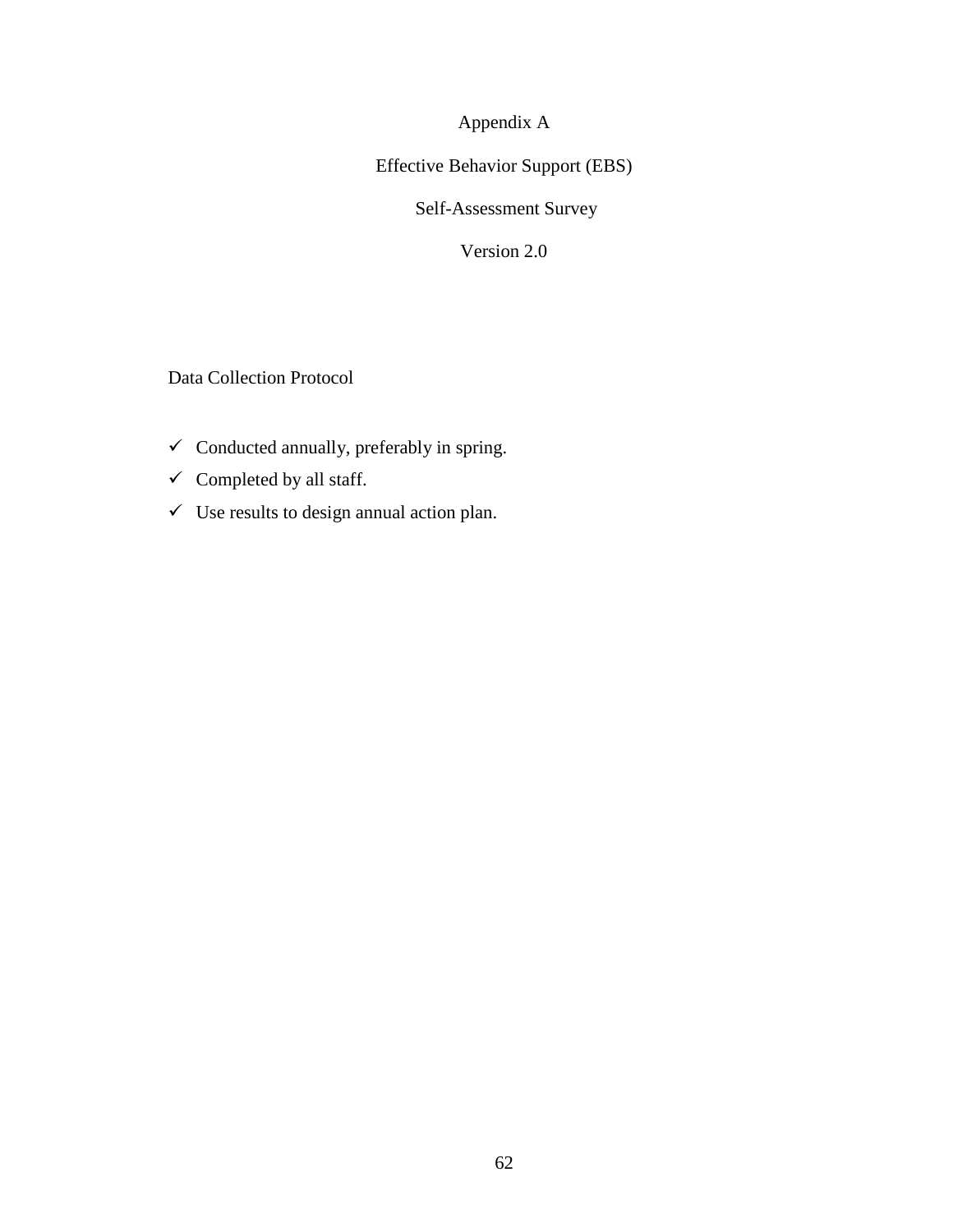# Appendix A

## Effective Behavior Support (EBS)

## Self-Assessment Survey

## Version 2.0

Data Collection Protocol

- ✓ Conducted annually, preferably in spring.
- ✓ Completed by all staff.
- ✓ Use results to design annual action plan.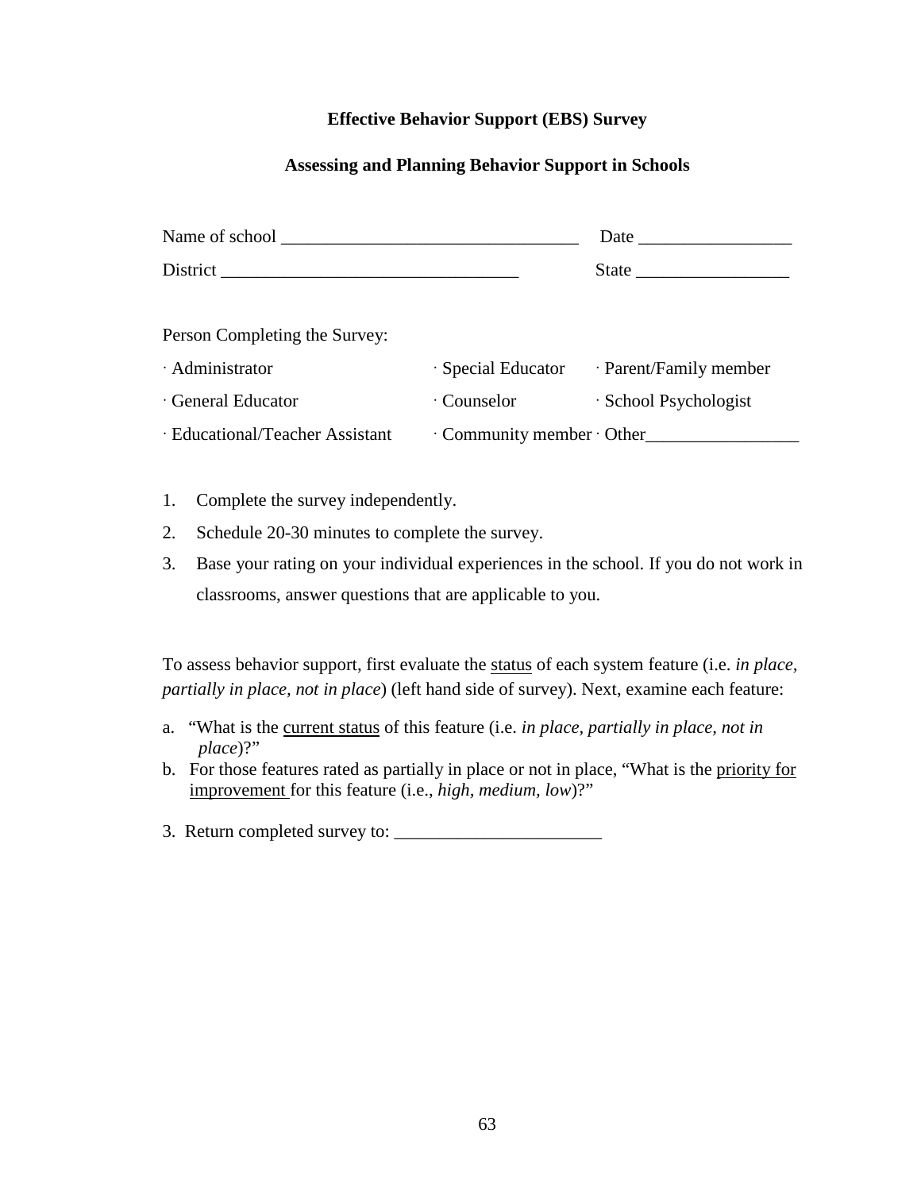**Effective Behavior Support (EBS) Survey**

**Assessing and Planning Behavior Support in Schools**

Name of school ________________________________ Date ________________

District ________________________________ State ________________

Person Completing the Survey:

· Administrator · Special Educator · Parent/Family member

· General Educator · Counselor · School Psychologist

· Educational/Teacher Assistant · Community member · Other________________

1. Complete the survey independently.
2. Schedule 20-30 minutes to complete the survey.
3. Base your rating on your individual experiences in the school. If you do not work in classrooms, answer questions that are applicable to you.

To assess behavior support, first evaluate the status of each system feature (i.e. *in place, partially in place, not in place*) (left hand side of survey). Next, examine each feature:

a. "What is the current status of this feature (i.e. *in place, partially in place, not in place*)?"
b. For those features rated as partially in place or not in place, "What is the priority for improvement for this feature (i.e., *high, medium, low*)?"

3. Return completed survey to: ______________________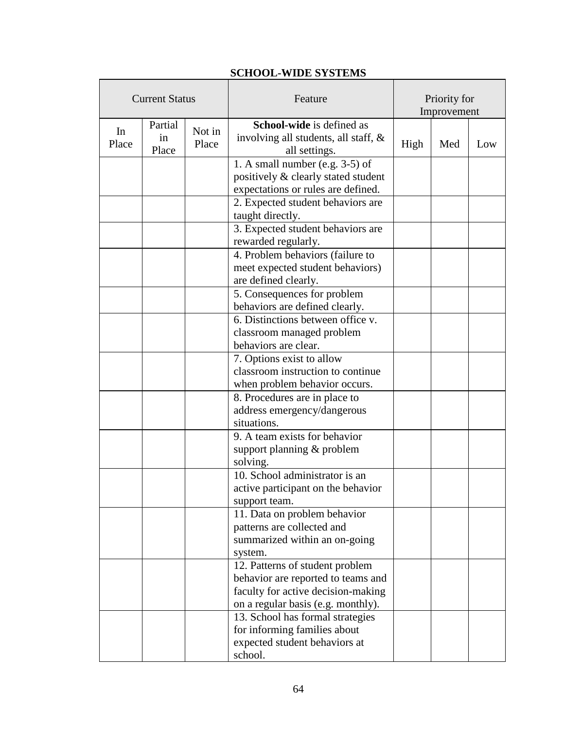**SCHOOL-WIDE SYSTEMS**

| Current Status | | | Feature | Priority for Improvement | | |
|---|---|---|---|---|---|---|
| In Place | Partial in Place | Not in Place | **School-wide** is defined as involving all students, all staff, & all settings. | High | Med | Low |
| | | | 1. A small number (e.g. 3-5) of positively & clearly stated student expectations or rules are defined. | | | |
| | | | 2. Expected student behaviors are taught directly. | | | |
| | | | 3. Expected student behaviors are rewarded regularly. | | | |
| | | | 4. Problem behaviors (failure to meet expected student behaviors) are defined clearly. | | | |
| | | | 5. Consequences for problem behaviors are defined clearly. | | | |
| | | | 6. Distinctions between office v. classroom managed problem behaviors are clear. | | | |
| | | | 7. Options exist to allow classroom instruction to continue when problem behavior occurs. | | | |
| | | | 8. Procedures are in place to address emergency/dangerous situations. | | | |
| | | | 9. A team exists for behavior support planning & problem solving. | | | |
| | | | 10. School administrator is an active participant on the behavior support team. | | | |
| | | | 11. Data on problem behavior patterns are collected and summarized within an on-going system. | | | |
| | | | 12. Patterns of student problem behavior are reported to teams and faculty for active decision-making on a regular basis (e.g. monthly). | | | |
| | | | 13. School has formal strategies for informing families about expected student behaviors at school. | | | |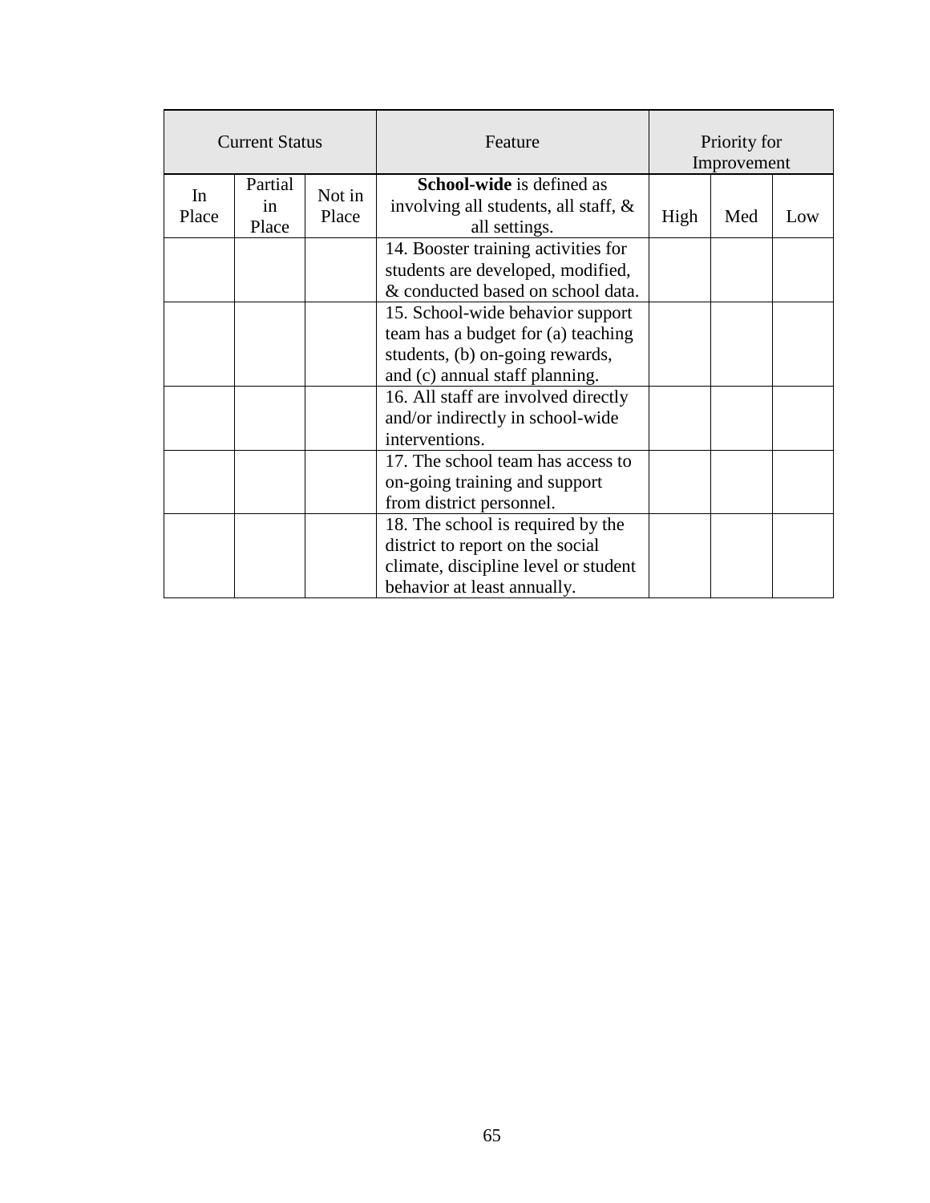| Current Status | | | Feature | Priority for Improvement | | |
|---|---|---|---|---|---|---|
| In Place | Partial in Place | Not in Place | **School-wide** is defined as involving all students, all staff, & all settings. | High | Med | Low |
| | | | 14. Booster training activities for students are developed, modified, & conducted based on school data. | | | |
| | | | 15. School-wide behavior support team has a budget for (a) teaching students, (b) on-going rewards, and (c) annual staff planning. | | | |
| | | | 16. All staff are involved directly and/or indirectly in school-wide interventions. | | | |
| | | | 17. The school team has access to on-going training and support from district personnel. | | | |
| | | | 18. The school is required by the district to report on the social climate, discipline level or student behavior at least annually. | | | |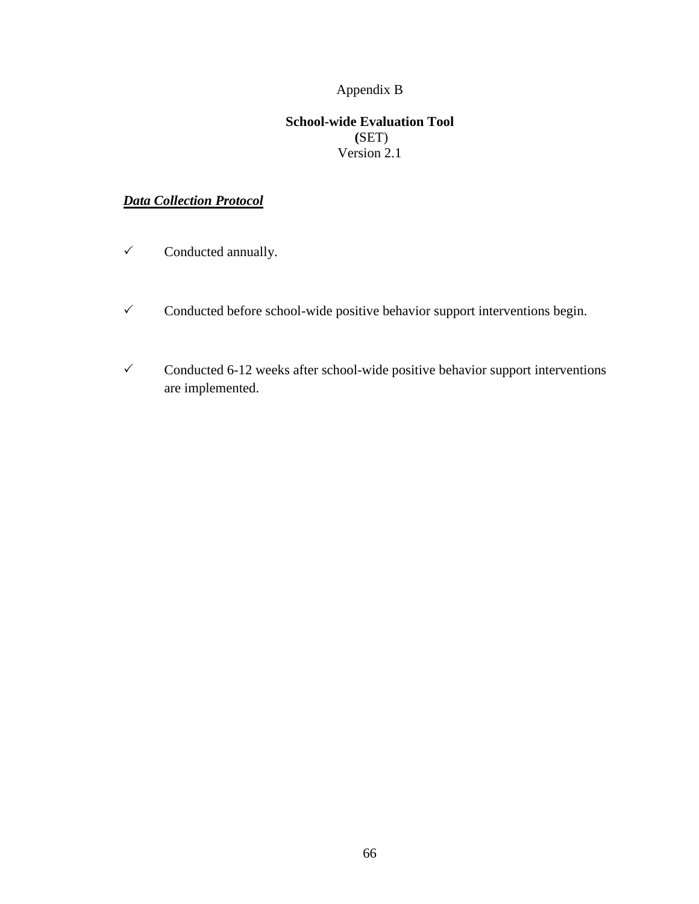Appendix B

**School-wide Evaluation Tool**
**(**SET)
Version 2.1

***Data Collection Protocol***

- ✓ Conducted annually.
- ✓ Conducted before school-wide positive behavior support interventions begin.
- ✓ Conducted 6-12 weeks after school-wide positive behavior support interventions are implemented.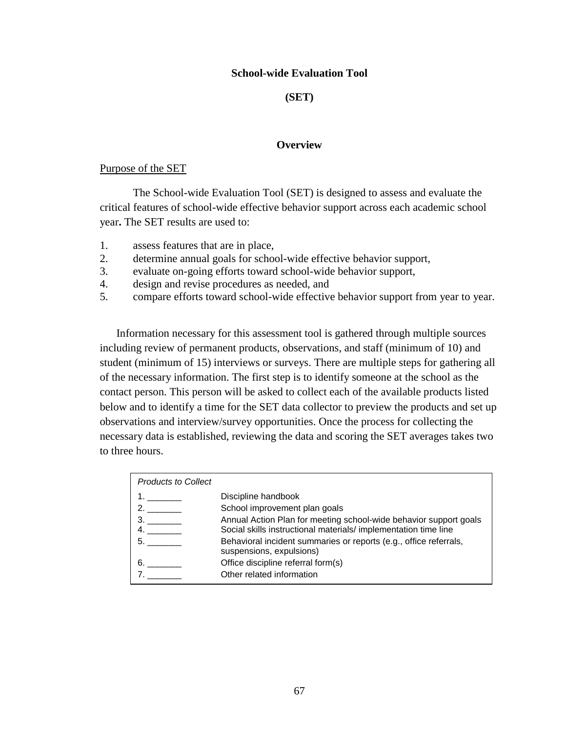# School-wide Evaluation Tool

# (SET)

## Overview

Purpose of the SET

The School-wide Evaluation Tool (SET) is designed to assess and evaluate the critical features of school-wide effective behavior support across each academic school year**.** The SET results are used to:

1. assess features that are in place,
2. determine annual goals for school-wide effective behavior support,
3. evaluate on-going efforts toward school-wide behavior support,
4. design and revise procedures as needed, and
5. compare efforts toward school-wide effective behavior support from year to year.

Information necessary for this assessment tool is gathered through multiple sources including review of permanent products, observations, and staff (minimum of 10) and student (minimum of 15) interviews or surveys. There are multiple steps for gathering all of the necessary information. The first step is to identify someone at the school as the contact person. This person will be asked to collect each of the available products listed below and to identify a time for the SET data collector to preview the products and set up observations and interview/survey opportunities. Once the process for collecting the necessary data is established, reviewing the data and scoring the SET averages takes two to three hours.

| *Products to Collect* | |
|---|---|
| 1. _______ | Discipline handbook |
| 2. _______ | School improvement plan goals |
| 3. _______ | Annual Action Plan for meeting school-wide behavior support goals |
| 4. _______ | Social skills instructional materials/ implementation time line |
| 5. _______ | Behavioral incident summaries or reports (e.g., office referrals, suspensions, expulsions) |
| 6. _______ | Office discipline referral form(s) |
| 7. _______ | Other related information |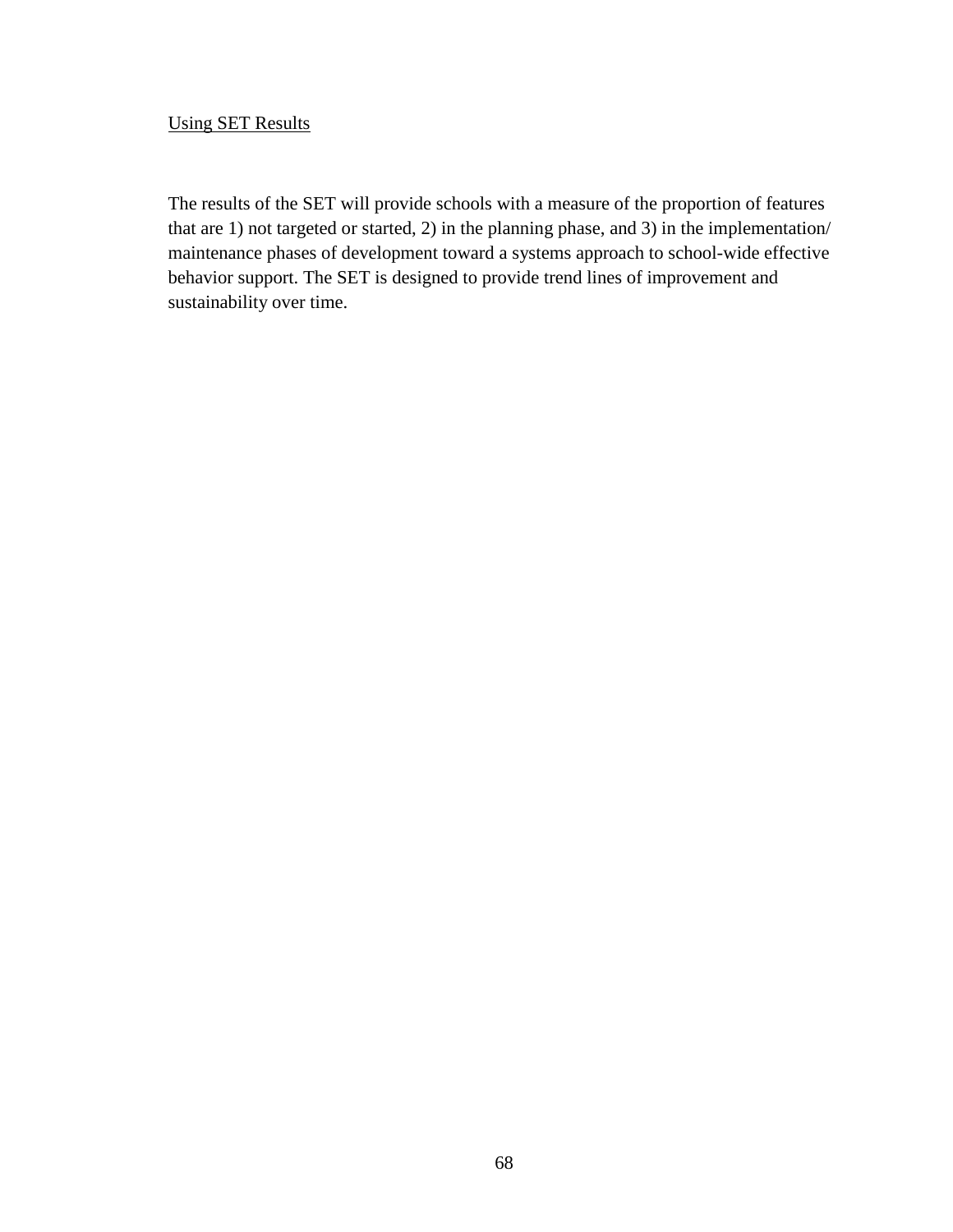<u>Using SET Results</u>

The results of the SET will provide schools with a measure of the proportion of features that are 1) not targeted or started, 2) in the planning phase, and 3) in the implementation/ maintenance phases of development toward a systems approach to school-wide effective behavior support. The SET is designed to provide trend lines of improvement and sustainability over time.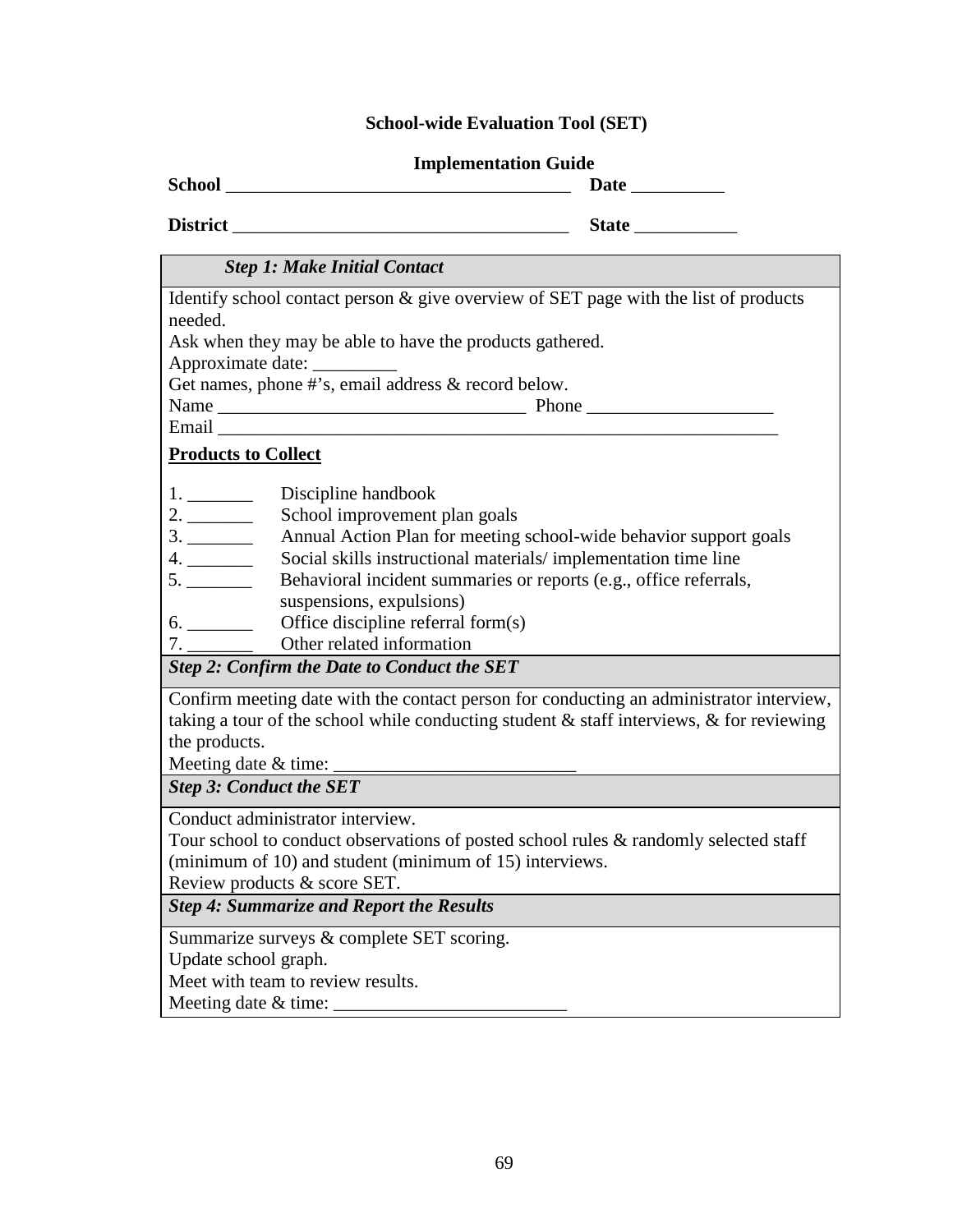# School-wide Evaluation Tool (SET)

## Implementation Guide

**School** _____________________________________ **Date** __________

**District** ____________________________________ **State** ___________

| ***Step 1: Make Initial Contact*** |
|---|
| Identify school contact person & give overview of SET page with the list of products needed.<br>Ask when they may be able to have the products gathered.<br>Approximate date: _________<br>Get names, phone #'s, email address & record below.<br>Name _________________________________ Phone ____________________<br>Email _____________________________________________________________<br><br>**<u>Products to Collect</u>**<br><br>1. _______ Discipline handbook<br>2. _______ School improvement plan goals<br>3. _______ Annual Action Plan for meeting school-wide behavior support goals<br>4. _______ Social skills instructional materials/ implementation time line<br>5. _______ Behavioral incident summaries or reports (e.g., office referrals, suspensions, expulsions)<br>6. _______ Office discipline referral form(s)<br>7. _______ Other related information |
| ***Step 2: Confirm the Date to Conduct the SET*** |
| Confirm meeting date with the contact person for conducting an administrator interview, taking a tour of the school while conducting student & staff interviews, & for reviewing the products.<br>Meeting date & time: __________________________ |
| ***Step 3: Conduct the SET*** |
| Conduct administrator interview.<br>Tour school to conduct observations of posted school rules & randomly selected staff (minimum of 10) and student (minimum of 15) interviews.<br>Review products & score SET. |
| ***Step 4: Summarize and Report the Results*** |
| Summarize surveys & complete SET scoring.<br>Update school graph.<br>Meet with team to review results.<br>Meeting date & time: _________________________ |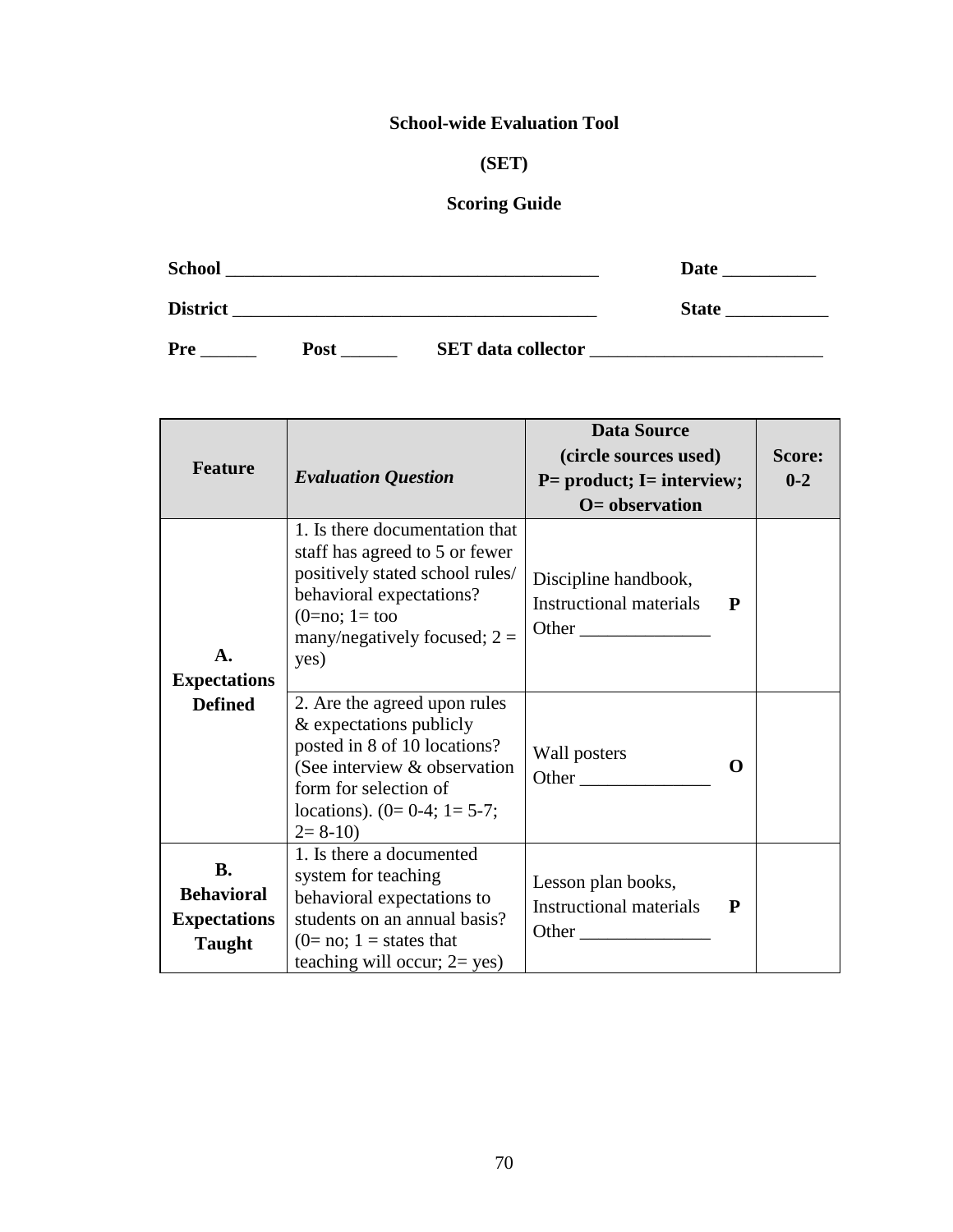**School-wide Evaluation Tool**

**(SET)**

**Scoring Guide**

**School** ________________________________________ **Date** __________

**District** _______________________________________ **State** ___________

**Pre** ______ **Post** ______ **SET data collector** _________________________

| **Feature** | ***Evaluation Question*** | **Data Source (circle sources used) P= product; I= interview; O= observation** | **Score: 0-2** |
|---|---|---|---|
| **A. Expectations Defined** | 1. Is there documentation that staff has agreed to 5 or fewer positively stated school rules/ behavioral expectations? (0=no; 1= too many/negatively focused; 2 = yes) | Discipline handbook, Instructional materials Other ______________ **P** | |
| | 2. Are the agreed upon rules & expectations publicly posted in 8 of 10 locations? (See interview & observation form for selection of locations). (0= 0-4; 1= 5-7; 2= 8-10) | Wall posters Other ______________ **O** | |
| **B. Behavioral Expectations Taught** | 1. Is there a documented system for teaching behavioral expectations to students on an annual basis? (0= no; 1 = states that teaching will occur; 2= yes) | Lesson plan books, Instructional materials Other ______________ **P** | |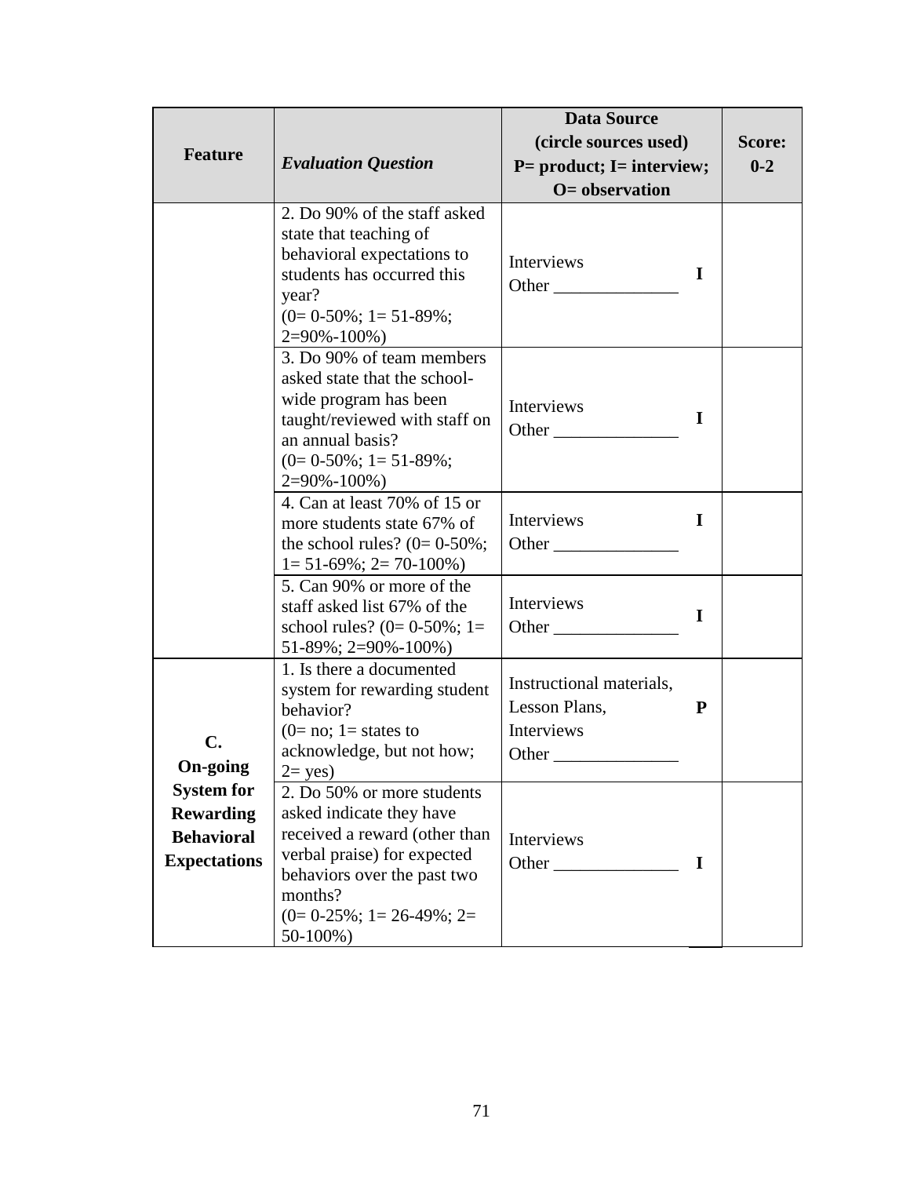| Feature | *Evaluation Question* | **Data Source (circle sources used) P= product; I= interview; O= observation** | | **Score: 0-2** |
|---|---|---|---|---|
| | 2. Do 90% of the staff asked state that teaching of behavioral expectations to students has occurred this year? (0= 0-50%; 1= 51-89%; 2=90%-100%) | Interviews Other ______________ | **I** | |
| | 3. Do 90% of team members asked state that the school-wide program has been taught/reviewed with staff on an annual basis? (0= 0-50%; 1= 51-89%; 2=90%-100%) | Interviews Other ______________ | **I** | |
| | 4. Can at least 70% of 15 or more students state 67% of the school rules? (0= 0-50%; 1= 51-69%; 2= 70-100%) | Interviews Other ______________ | **I** | |
| | 5. Can 90% or more of the staff asked list 67% of the school rules? (0= 0-50%; 1= 51-89%; 2=90%-100%) | Interviews Other ______________ | **I** | |
| **C. On-going System for Rewarding Behavioral Expectations** | 1. Is there a documented system for rewarding student behavior? (0= no; 1= states to acknowledge, but not how; 2= yes) | Instructional materials, Lesson Plans, Interviews Other ______________ | **P** | |
| | 2. Do 50% or more students asked indicate they have received a reward (other than verbal praise) for expected behaviors over the past two months? (0= 0-25%; 1= 26-49%; 2= 50-100%) | Interviews Other ______________ | **I** | |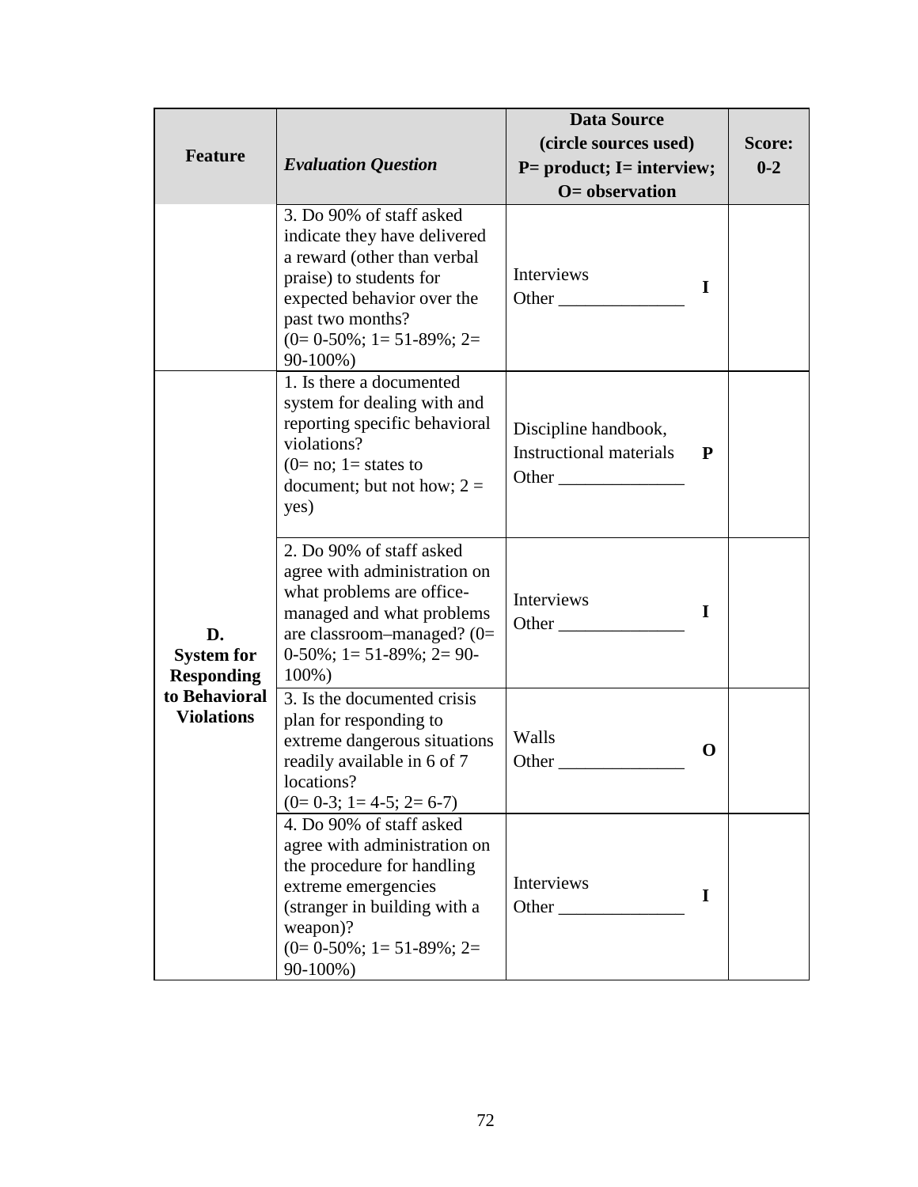| Feature | *Evaluation Question* | Data Source (circle sources used) P= product; I= interview; O= observation | | Score: 0-2 |
|---|---|---|---|---|
| | 3. Do 90% of staff asked indicate they have delivered a reward (other than verbal praise) to students for expected behavior over the past two months? (0= 0-50%; 1= 51-89%; 2= 90-100%) | Interviews<br>Other ______________ | **I** | |
| **D. System for Responding to Behavioral Violations** | 1. Is there a documented system for dealing with and reporting specific behavioral violations? (0= no; 1= states to document; but not how; 2 = yes) | Discipline handbook,<br>Instructional materials<br>Other ______________ | **P** | |
| | 2. Do 90% of staff asked agree with administration on what problems are office-managed and what problems are classroom–managed? (0= 0-50%; 1= 51-89%; 2= 90-100%) | Interviews<br>Other ______________ | **I** | |
| | 3. Is the documented crisis plan for responding to extreme dangerous situations readily available in 6 of 7 locations? (0= 0-3; 1= 4-5; 2= 6-7) | Walls<br>Other ______________ | **O** | |
| | 4. Do 90% of staff asked agree with administration on the procedure for handling extreme emergencies (stranger in building with a weapon)? (0= 0-50%; 1= 51-89%; 2= 90-100%) | Interviews<br>Other ______________ | **I** | |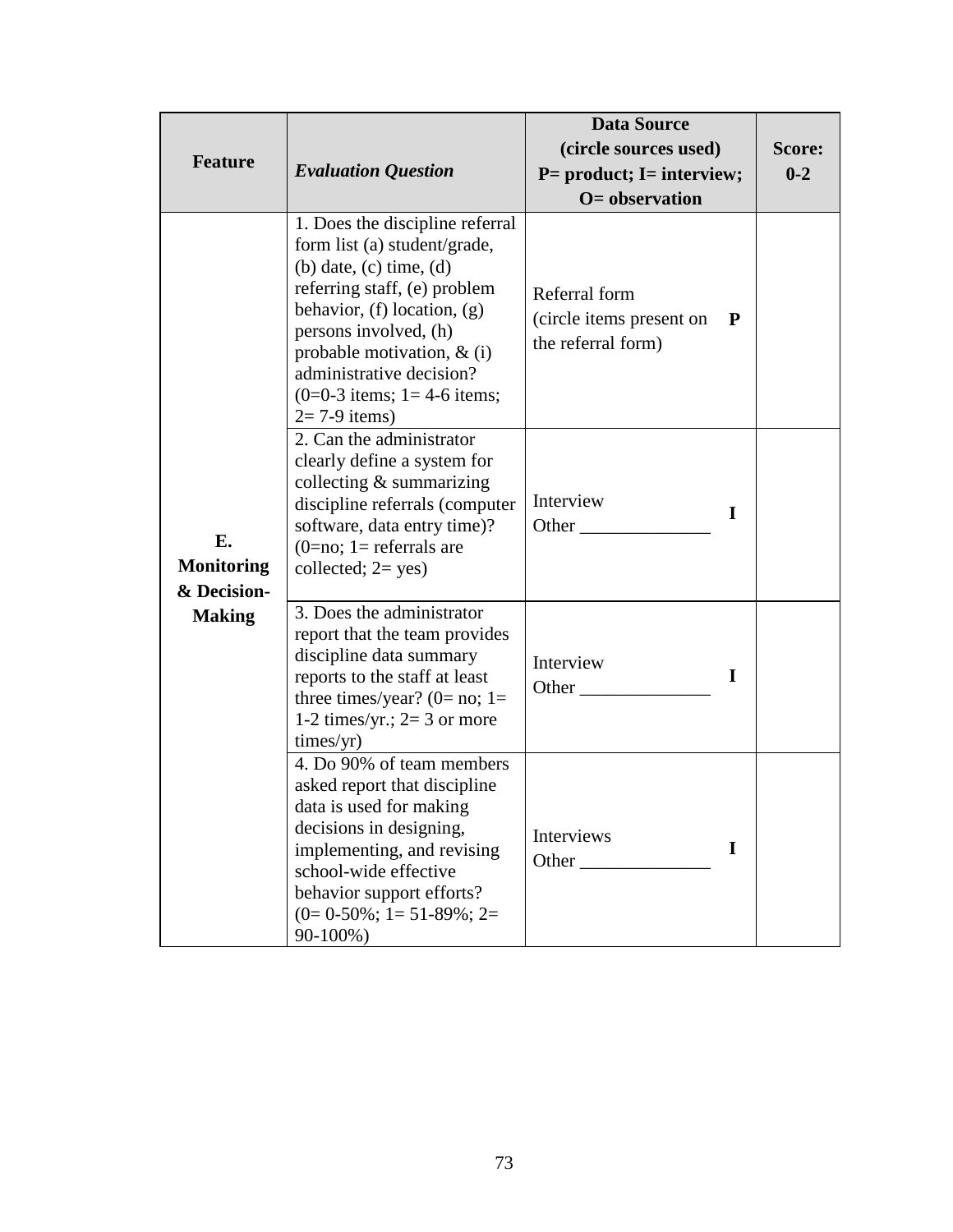| Feature | *Evaluation Question* | Data Source (circle sources used) P= product; I= interview; O= observation | | Score: 0-2 |
|---|---|---|---|---|
| E. Monitoring & Decision-Making | 1. Does the discipline referral form list (a) student/grade, (b) date, (c) time, (d) referring staff, (e) problem behavior, (f) location, (g) persons involved, (h) probable motivation, & (i) administrative decision? (0=0-3 items; 1= 4-6 items; 2= 7-9 items) | Referral form (circle items present on the referral form) | **P** | |
| | 2. Can the administrator clearly define a system for collecting & summarizing discipline referrals (computer software, data entry time)? (0=no; 1= referrals are collected; 2= yes) | Interview<br>Other ______________ | **I** | |
| | 3. Does the administrator report that the team provides discipline data summary reports to the staff at least three times/year? (0= no; 1= 1-2 times/yr.; 2= 3 or more times/yr) | Interview<br>Other ______________ | **I** | |
| | 4. Do 90% of team members asked report that discipline data is used for making decisions in designing, implementing, and revising school-wide effective behavior support efforts? (0= 0-50%; 1= 51-89%; 2= 90-100%) | Interviews<br>Other ______________ | **I** | |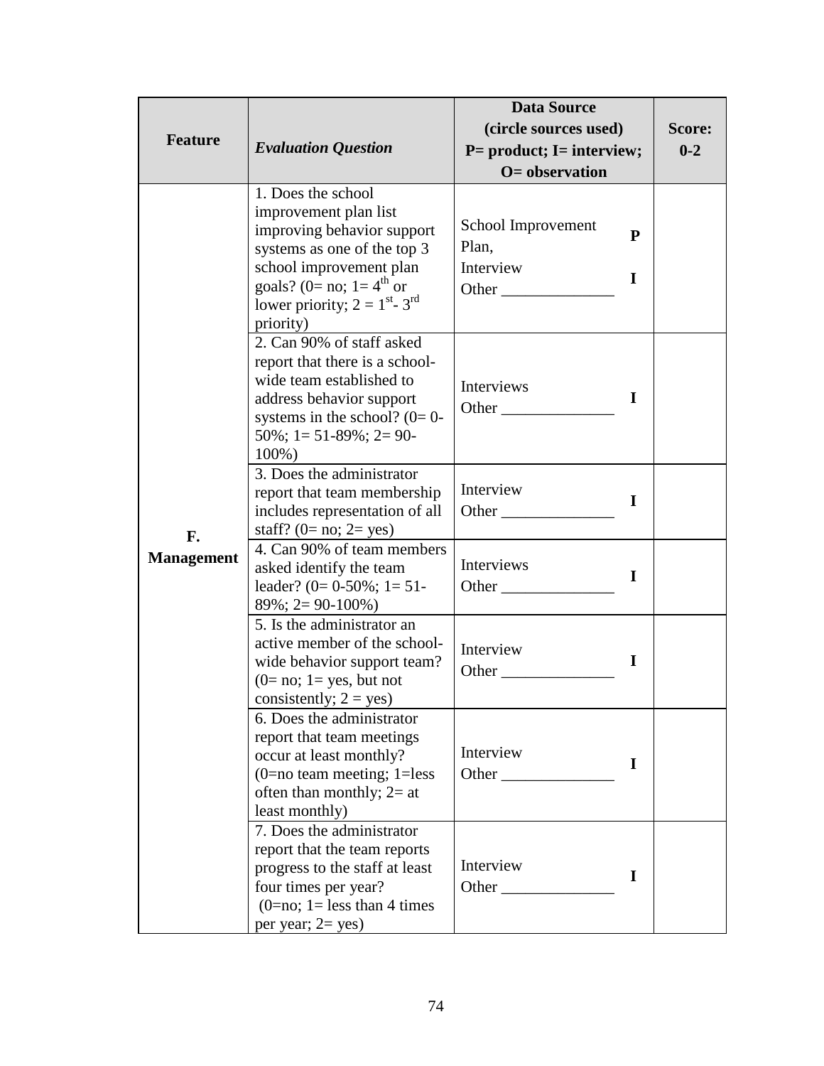| Feature | *Evaluation Question* | Data Source (circle sources used) P= product; I= interview; O= observation | | Score: 0-2 |
|---|---|---|---|---|
| F. Management | 1. Does the school improvement plan list improving behavior support systems as one of the top 3 school improvement plan goals? (0= no; 1= 4th or lower priority; 2 = 1st- 3rd priority) | School Improvement Plan, Interview Other ______________ | P I | |
| | 2. Can 90% of staff asked report that there is a school-wide team established to address behavior support systems in the school? (0= 0-50%; 1= 51-89%; 2= 90-100%) | Interviews Other ______________ | I | |
| | 3. Does the administrator report that team membership includes representation of all staff? (0= no; 2= yes) | Interview Other ______________ | I | |
| | 4. Can 90% of team members asked identify the team leader? (0= 0-50%; 1= 51-89%; 2= 90-100%) | Interviews Other ______________ | I | |
| | 5. Is the administrator an active member of the school-wide behavior support team? (0= no; 1= yes, but not consistently; 2 = yes) | Interview Other ______________ | I | |
| | 6. Does the administrator report that team meetings occur at least monthly? (0=no team meeting; 1=less often than monthly; 2= at least monthly) | Interview Other ______________ | I | |
| | 7. Does the administrator report that the team reports progress to the staff at least four times per year? (0=no; 1= less than 4 times per year; 2= yes) | Interview Other ______________ | I | |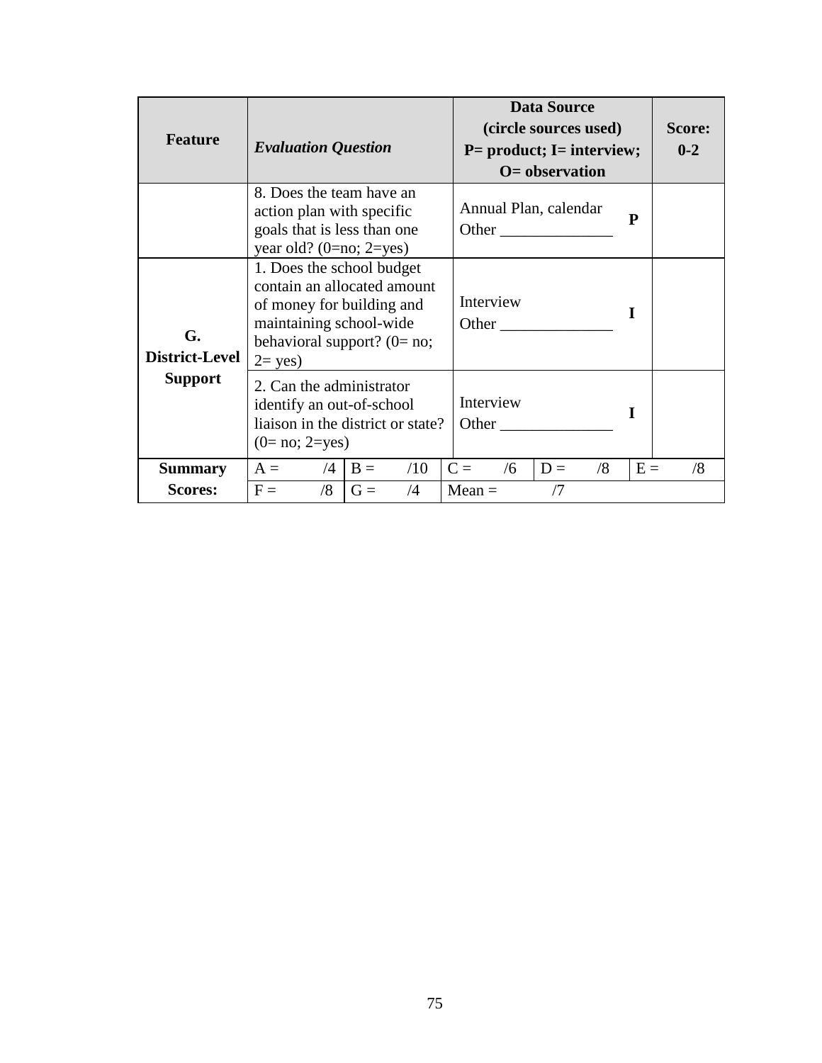| Feature | *Evaluation Question* | Data Source (circle sources used) P= product; I= interview; O= observation | | Score: 0-2 |
|---|---|---|---|---|
| | 8. Does the team have an action plan with specific goals that is less than one year old? (0=no; 2=yes) | Annual Plan, calendar Other ______________ | **P** | |
| **G. District-Level Support** | 1. Does the school budget contain an allocated amount of money for building and maintaining school-wide behavioral support? (0= no; 2= yes) | Interview Other ______________ | **I** | |
| | 2. Can the administrator identify an out-of-school liaison in the district or state? (0= no; 2=yes) | Interview Other ______________ | **I** | |

| **Summary Scores:** | A = /4 | B = /10 | C = /6 | D = /8 | E = /8 |
|---|---|---|---|---|---|
| | F = /8 | G = /4 | Mean = /7 | | |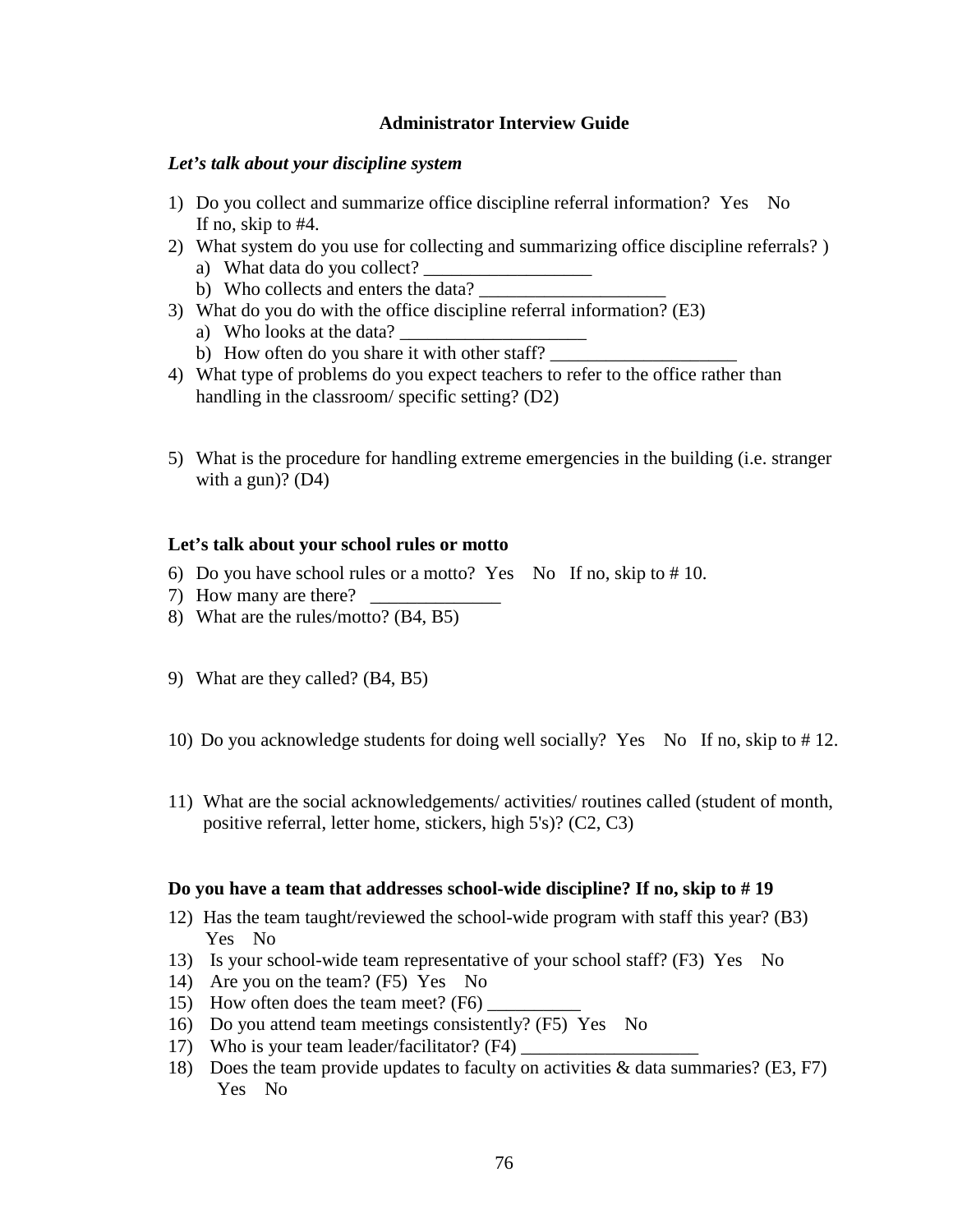**Administrator Interview Guide**

***Let's talk about your discipline system***

1) Do you collect and summarize office discipline referral information? Yes No
   If no, skip to #4.
2) What system do you use for collecting and summarizing office discipline referrals? )
   a) What data do you collect? __________________
   b) Who collects and enters the data? ____________________
3) What do you do with the office discipline referral information? (E3)
   a) Who looks at the data? ____________________
   b) How often do you share it with other staff? ____________________
4) What type of problems do you expect teachers to refer to the office rather than handling in the classroom/ specific setting? (D2)

5) What is the procedure for handling extreme emergencies in the building (i.e. stranger with a gun)? (D4)

**Let's talk about your school rules or motto**

6) Do you have school rules or a motto? Yes No If no, skip to # 10.
7) How many are there? ______________
8) What are the rules/motto? (B4, B5)

9) What are they called? (B4, B5)

10) Do you acknowledge students for doing well socially? Yes No If no, skip to # 12.

11) What are the social acknowledgements/ activities/ routines called (student of month, positive referral, letter home, stickers, high 5's)? (C2, C3)

**Do you have a team that addresses school-wide discipline? If no, skip to # 19**

12) Has the team taught/reviewed the school-wide program with staff this year? (B3)
    Yes No
13) Is your school-wide team representative of your school staff? (F3) Yes No
14) Are you on the team? (F5) Yes No
15) How often does the team meet? (F6) __________
16) Do you attend team meetings consistently? (F5) Yes No
17) Who is your team leader/facilitator? (F4) ___________________
18) Does the team provide updates to faculty on activities & data summaries? (E3, F7)
    Yes No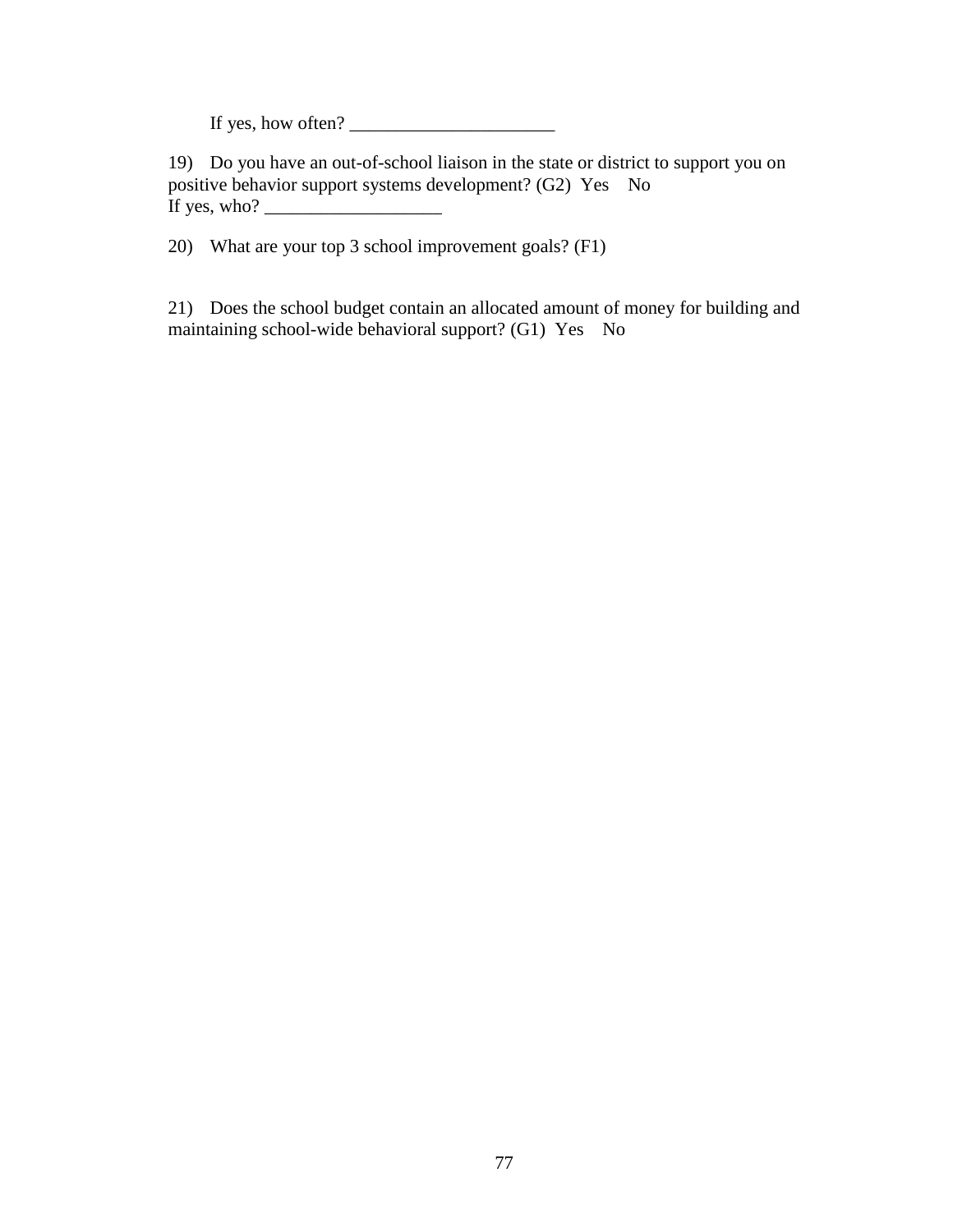If yes, how often? ______________________

19) Do you have an out-of-school liaison in the state or district to support you on positive behavior support systems development? (G2) Yes No
If yes, who? ___________________

20) What are your top 3 school improvement goals? (F1)

21) Does the school budget contain an allocated amount of money for building and maintaining school-wide behavioral support? (G1) Yes No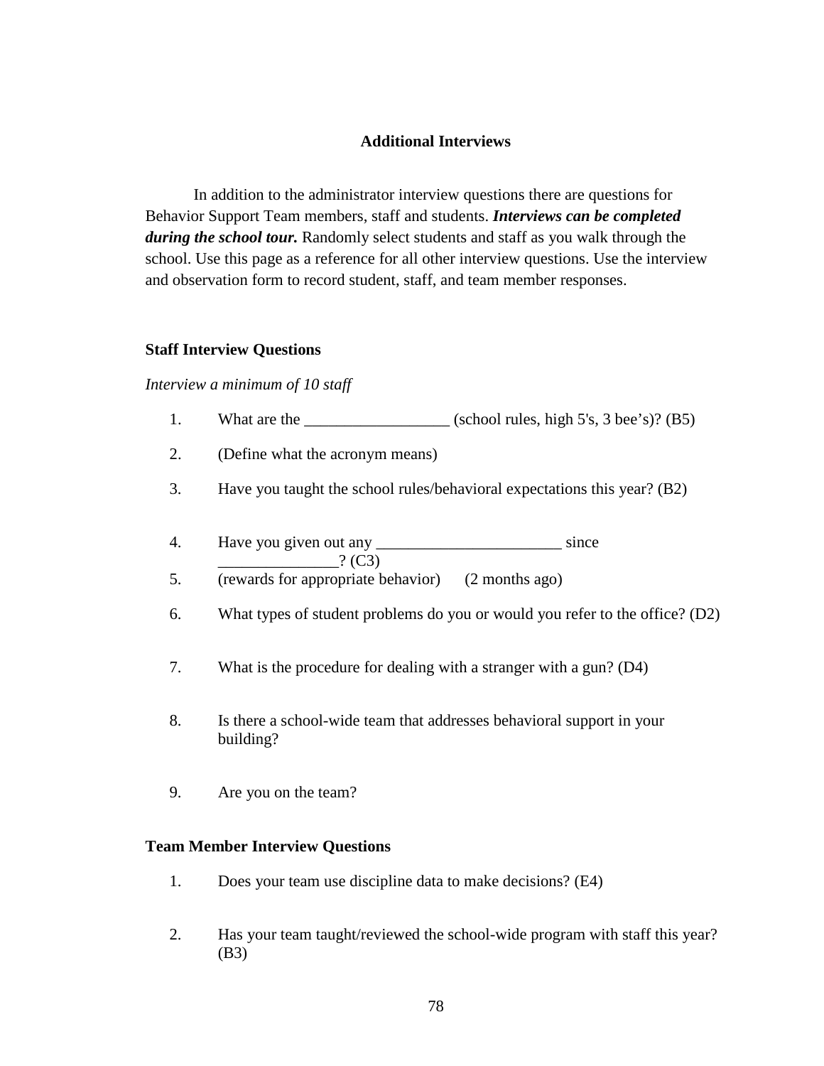## Additional Interviews

In addition to the administrator interview questions there are questions for Behavior Support Team members, staff and students. ***Interviews can be completed during the school tour.*** Randomly select students and staff as you walk through the school. Use this page as a reference for all other interview questions. Use the interview and observation form to record student, staff, and team member responses.

### Staff Interview Questions

*Interview a minimum of 10 staff*

1. What are the __________________ (school rules, high 5's, 3 bee's)? (B5)
2. (Define what the acronym means)
3. Have you taught the school rules/behavioral expectations this year? (B2)
4. Have you given out any _______________________ since _______________? (C3)
5. (rewards for appropriate behavior) (2 months ago)
6. What types of student problems do you or would you refer to the office? (D2)
7. What is the procedure for dealing with a stranger with a gun? (D4)
8. Is there a school-wide team that addresses behavioral support in your building?
9. Are you on the team?

### Team Member Interview Questions

1. Does your team use discipline data to make decisions? (E4)
2. Has your team taught/reviewed the school-wide program with staff this year? (B3)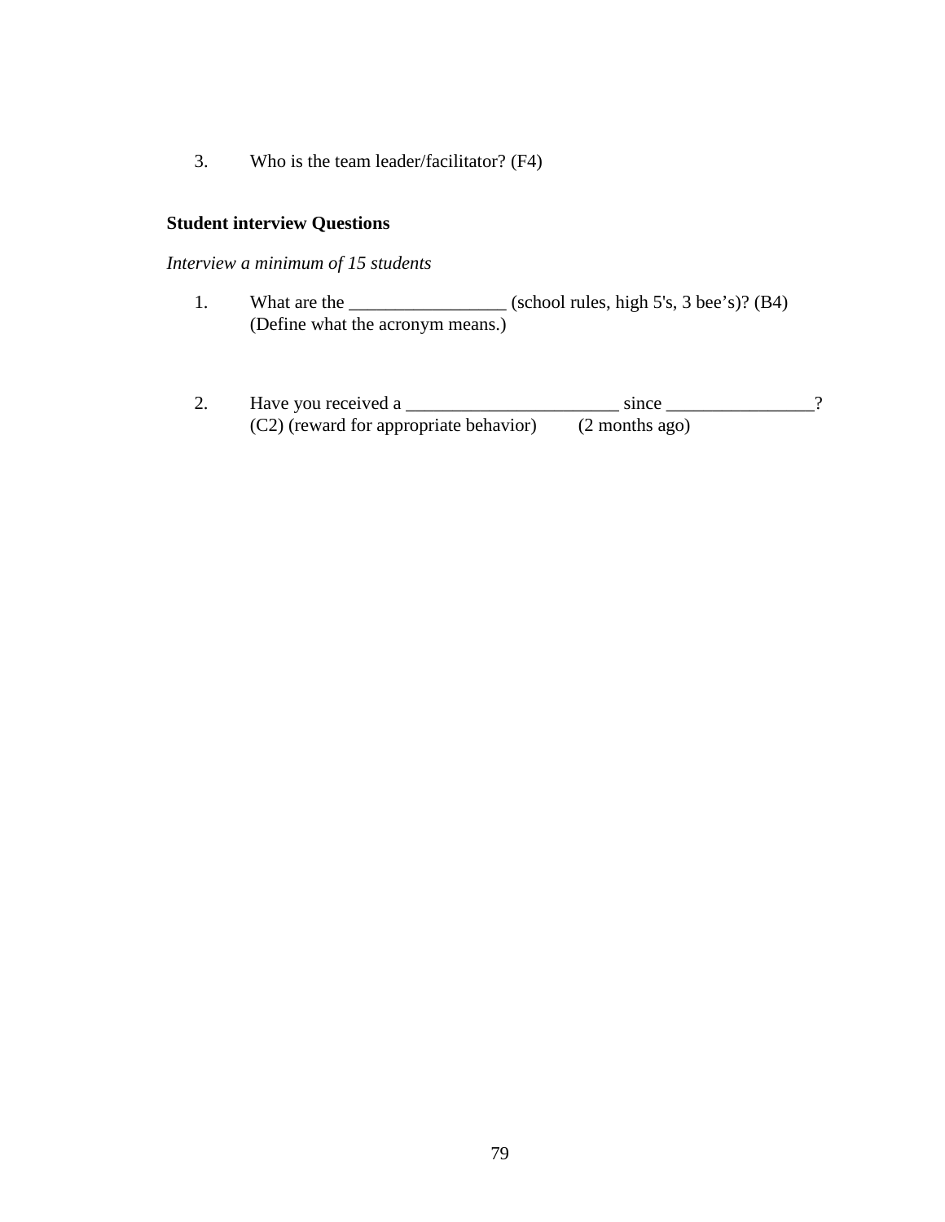3. Who is the team leader/facilitator? (F4)

**Student interview Questions**

*Interview a minimum of 15 students*

1. What are the _________________ (school rules, high 5's, 3 bee's)? (B4)
   (Define what the acronym means.)

2. Have you received a _______________________ since ________________?
   (C2) (reward for appropriate behavior) (2 months ago)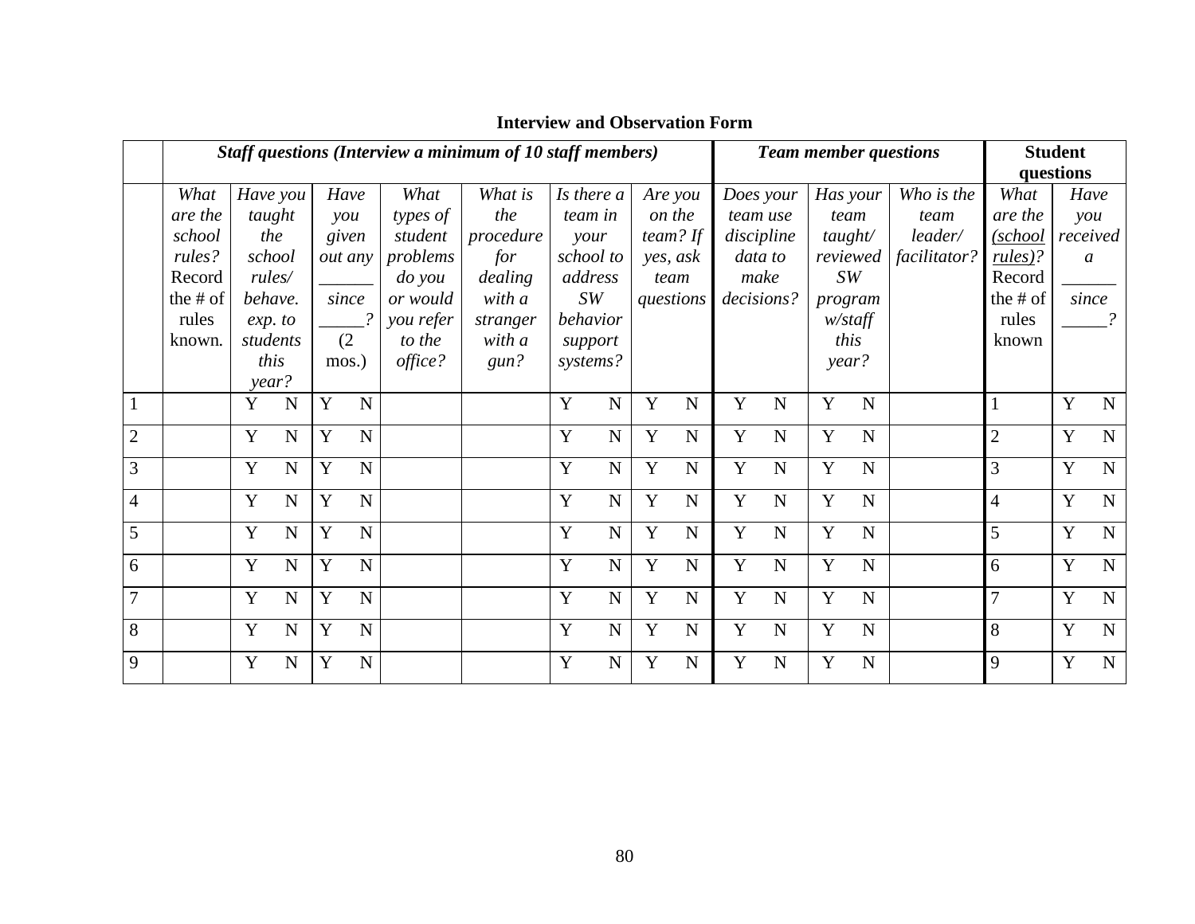**Interview and Observation Form**

| | *Staff questions (Interview a minimum of 10 staff members)* | | | | | | | *Team member questions* | | | **Student questions** | |
|---|---|---|---|---|---|---|---|---|---|---|---|---|
| | *What are the school rules?* Record the # of rules known. | *Have you taught the school rules/ behave. exp. to students this year?* | *Have you given out any ______ since _____?* (2 mos.) | *What types of student problems do you or would you refer to the office?* | *What is the procedure for dealing with a stranger with a gun?* | *Is there a team in your school to address SW behavior support systems?* | *Are you on the team? If yes, ask team questions* | *Does your team use discipline data to make decisions?* | *Has your team taught/ reviewed SW program w/staff this year?* | *Who is the team leader/ facilitator?* | *What are the (school rules)?* Record the # of rules known | *Have you received a ______ since _____?* |
| 1 | | Y N | Y N | | | Y N | Y N | Y N | Y N | | 1 | Y N |
| 2 | | Y N | Y N | | | Y N | Y N | Y N | Y N | | 2 | Y N |
| 3 | | Y N | Y N | | | Y N | Y N | Y N | Y N | | 3 | Y N |
| 4 | | Y N | Y N | | | Y N | Y N | Y N | Y N | | 4 | Y N |
| 5 | | Y N | Y N | | | Y N | Y N | Y N | Y N | | 5 | Y N |
| 6 | | Y N | Y N | | | Y N | Y N | Y N | Y N | | 6 | Y N |
| 7 | | Y N | Y N | | | Y N | Y N | Y N | Y N | | 7 | Y N |
| 8 | | Y N | Y N | | | Y N | Y N | Y N | Y N | | 8 | Y N |
| 9 | | Y N | Y N | | | Y N | Y N | Y N | Y N | | 9 | Y N |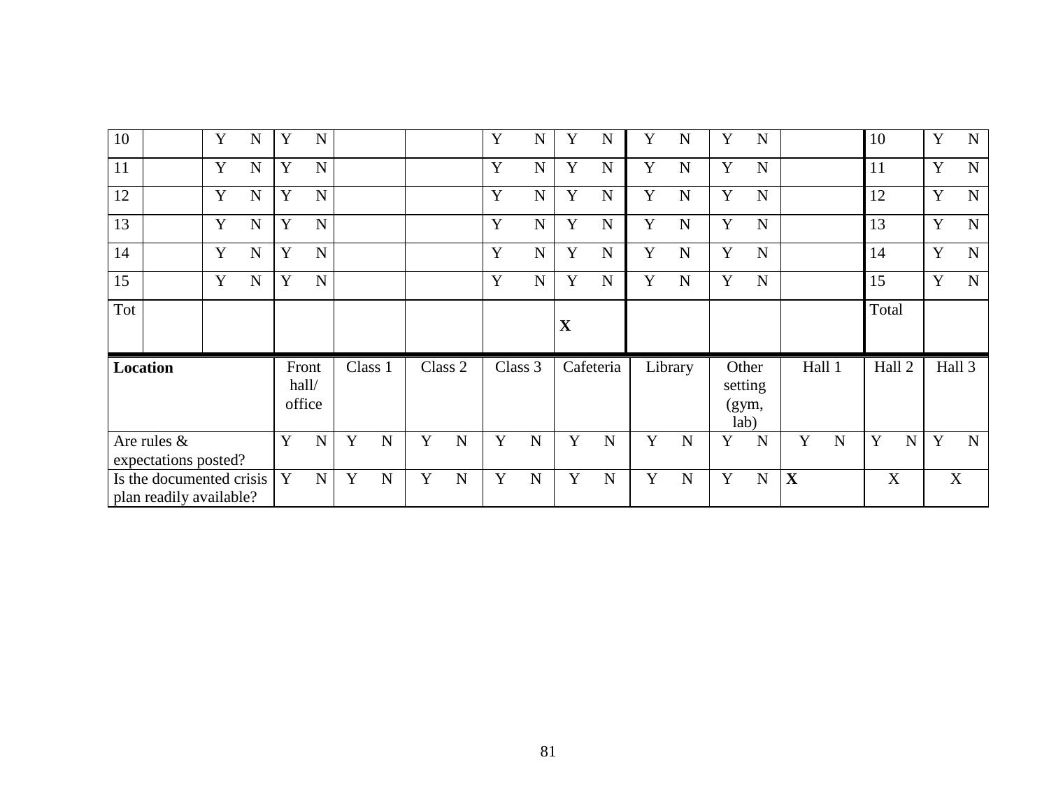| 10 | | Y N | Y N | | | Y N | Y N | Y N | Y N | | 10 | Y N |
|---|---|---|---|---|---|---|---|---|---|---|---|---|
| 11 | | Y N | Y N | | | Y N | Y N | Y N | Y N | | 11 | Y N |
| 12 | | Y N | Y N | | | Y N | Y N | Y N | Y N | | 12 | Y N |
| 13 | | Y N | Y N | | | Y N | Y N | Y N | Y N | | 13 | Y N |
| 14 | | Y N | Y N | | | Y N | Y N | Y N | Y N | | 14 | Y N |
| 15 | | Y N | Y N | | | Y N | Y N | Y N | Y N | | 15 | Y N |
| Tot | | | | | | | **X** | | | | Total | |

| **Location** | Front hall/ office | Class 1 | Class 2 | Class 3 | Cafeteria | Library | Other setting (gym, lab) | Hall 1 | Hall 2 | Hall 3 |
|---|---|---|---|---|---|---|---|---|---|---|
| Are rules & expectations posted? | Y N | Y N | Y N | Y N | Y N | Y N | Y N | Y N | Y N | Y N |
| Is the documented crisis plan readily available? | Y N | Y N | Y N | Y N | Y N | Y N | Y N | **X** | X | X |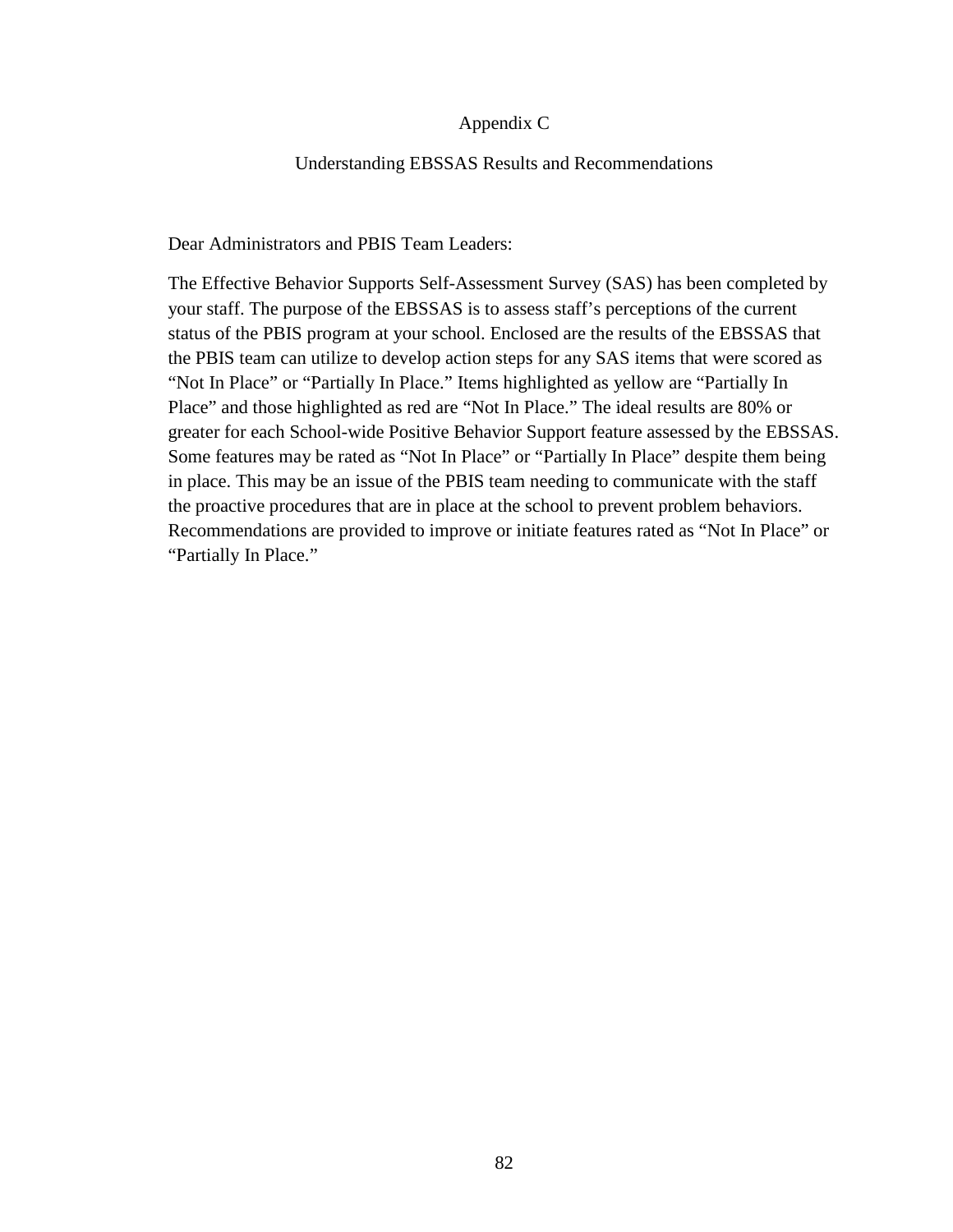# Appendix C

## Understanding EBSSAS Results and Recommendations

Dear Administrators and PBIS Team Leaders:

The Effective Behavior Supports Self-Assessment Survey (SAS) has been completed by your staff. The purpose of the EBSSAS is to assess staff's perceptions of the current status of the PBIS program at your school. Enclosed are the results of the EBSSAS that the PBIS team can utilize to develop action steps for any SAS items that were scored as "Not In Place" or "Partially In Place." Items highlighted as yellow are "Partially In Place" and those highlighted as red are "Not In Place." The ideal results are 80% or greater for each School-wide Positive Behavior Support feature assessed by the EBSSAS. Some features may be rated as "Not In Place" or "Partially In Place" despite them being in place. This may be an issue of the PBIS team needing to communicate with the staff the proactive procedures that are in place at the school to prevent problem behaviors. Recommendations are provided to improve or initiate features rated as "Not In Place" or "Partially In Place."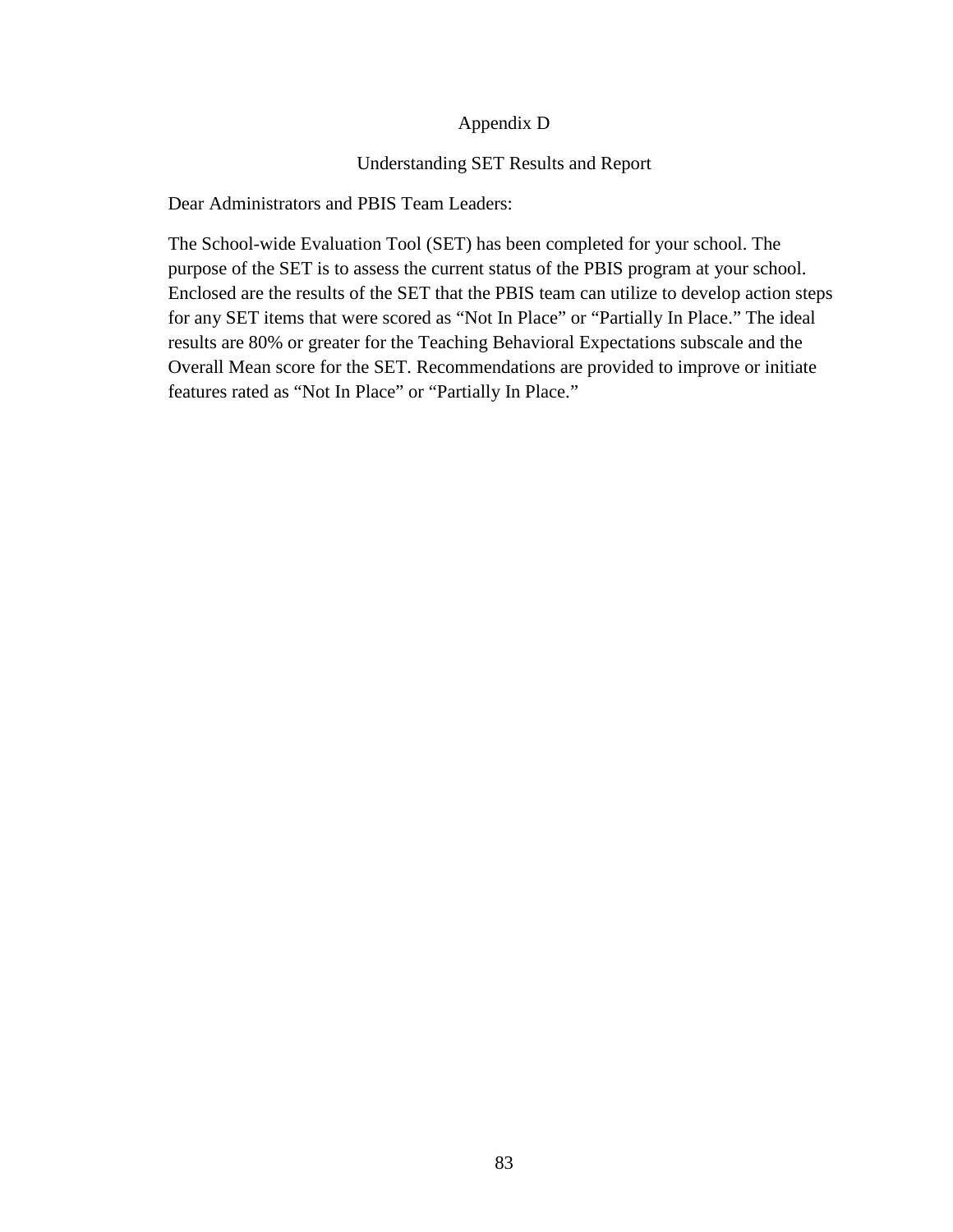# Appendix D

## Understanding SET Results and Report

Dear Administrators and PBIS Team Leaders:

The School-wide Evaluation Tool (SET) has been completed for your school. The purpose of the SET is to assess the current status of the PBIS program at your school. Enclosed are the results of the SET that the PBIS team can utilize to develop action steps for any SET items that were scored as “Not In Place” or “Partially In Place.” The ideal results are 80% or greater for the Teaching Behavioral Expectations subscale and the Overall Mean score for the SET. Recommendations are provided to improve or initiate features rated as “Not In Place” or “Partially In Place.”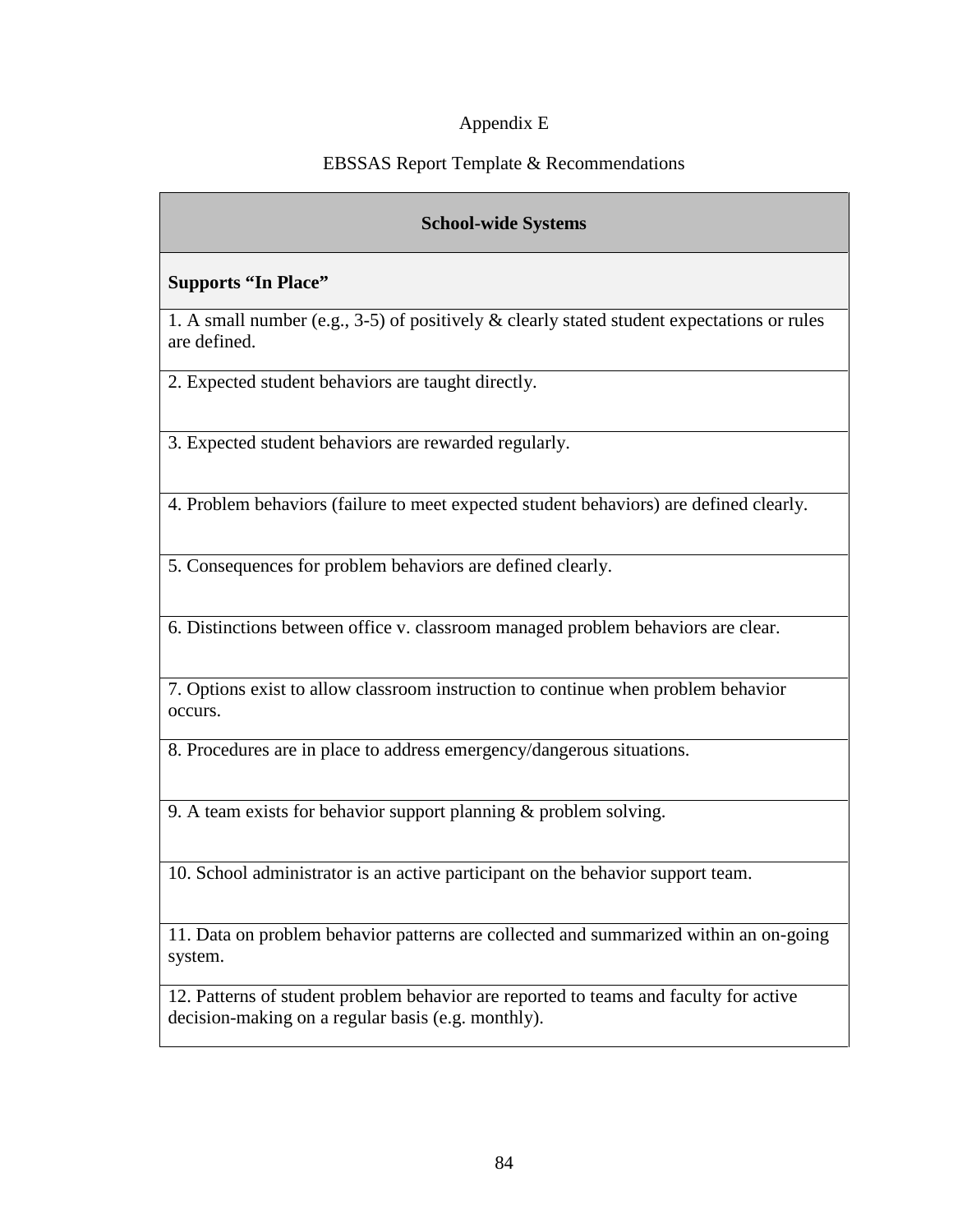Appendix E

EBSSAS Report Template & Recommendations

| School-wide Systems |
|---|
| **Supports "In Place"** |
| 1. A small number (e.g., 3-5) of positively & clearly stated student expectations or rules are defined. |
| 2. Expected student behaviors are taught directly. |
| 3. Expected student behaviors are rewarded regularly. |
| 4. Problem behaviors (failure to meet expected student behaviors) are defined clearly. |
| 5. Consequences for problem behaviors are defined clearly. |
| 6. Distinctions between office v. classroom managed problem behaviors are clear. |
| 7. Options exist to allow classroom instruction to continue when problem behavior occurs. |
| 8. Procedures are in place to address emergency/dangerous situations. |
| 9. A team exists for behavior support planning & problem solving. |
| 10. School administrator is an active participant on the behavior support team. |
| 11. Data on problem behavior patterns are collected and summarized within an on-going system. |
| 12. Patterns of student problem behavior are reported to teams and faculty for active decision-making on a regular basis (e.g. monthly). |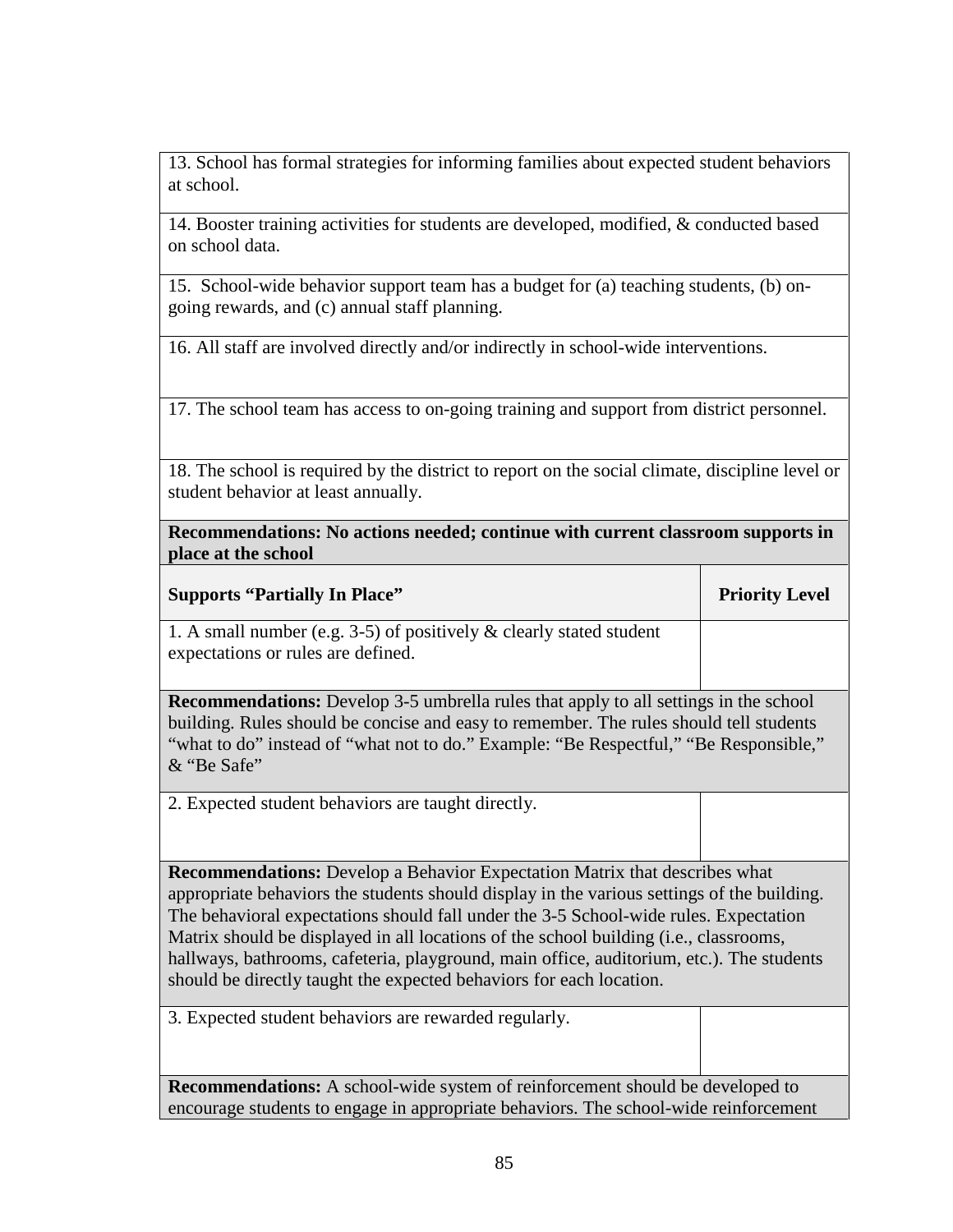| | |
|---|---|
| 13. School has formal strategies for informing families about expected student behaviors at school. | |
| 14. Booster training activities for students are developed, modified, & conducted based on school data. | |
| 15. School-wide behavior support team has a budget for (a) teaching students, (b) on-going rewards, and (c) annual staff planning. | |
| 16. All staff are involved directly and/or indirectly in school-wide interventions. | |
| 17. The school team has access to on-going training and support from district personnel. | |
| 18. The school is required by the district to report on the social climate, discipline level or student behavior at least annually. | |
| **Recommendations: No actions needed; continue with current classroom supports in place at the school** | |
| **Supports "Partially In Place"** | **Priority Level** |
| 1. A small number (e.g. 3-5) of positively & clearly stated student expectations or rules are defined. | |
| **Recommendations:** Develop 3-5 umbrella rules that apply to all settings in the school building. Rules should be concise and easy to remember. The rules should tell students "what to do" instead of "what not to do." Example: "Be Respectful," "Be Responsible," & "Be Safe" | |
| 2. Expected student behaviors are taught directly. | |
| **Recommendations:** Develop a Behavior Expectation Matrix that describes what appropriate behaviors the students should display in the various settings of the building. The behavioral expectations should fall under the 3-5 School-wide rules. Expectation Matrix should be displayed in all locations of the school building (i.e., classrooms, hallways, bathrooms, cafeteria, playground, main office, auditorium, etc.). The students should be directly taught the expected behaviors for each location. | |
| 3. Expected student behaviors are rewarded regularly. | |
| **Recommendations:** A school-wide system of reinforcement should be developed to encourage students to engage in appropriate behaviors. The school-wide reinforcement | |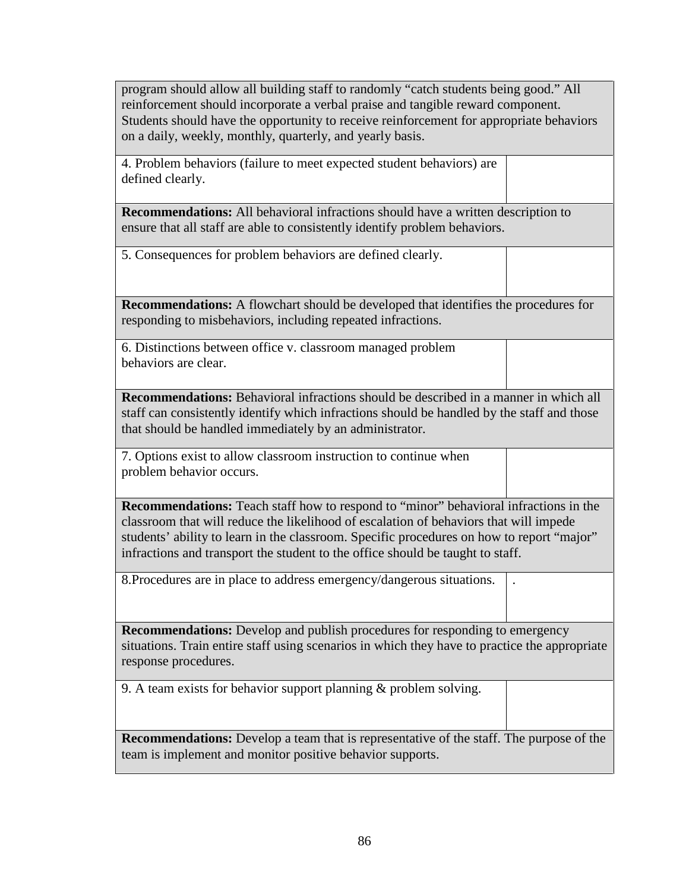| | |
|---|---|
| program should allow all building staff to randomly “catch students being good.” All reinforcement should incorporate a verbal praise and tangible reward component. Students should have the opportunity to receive reinforcement for appropriate behaviors on a daily, weekly, monthly, quarterly, and yearly basis. | |
| 4. Problem behaviors (failure to meet expected student behaviors) are defined clearly. | |
| **Recommendations:** All behavioral infractions should have a written description to ensure that all staff are able to consistently identify problem behaviors. | |
| 5. Consequences for problem behaviors are defined clearly. | |
| **Recommendations:** A flowchart should be developed that identifies the procedures for responding to misbehaviors, including repeated infractions. | |
| 6. Distinctions between office v. classroom managed problem behaviors are clear. | |
| **Recommendations:** Behavioral infractions should be described in a manner in which all staff can consistently identify which infractions should be handled by the staff and those that should be handled immediately by an administrator. | |
| 7. Options exist to allow classroom instruction to continue when problem behavior occurs. | |
| **Recommendations:** Teach staff how to respond to “minor” behavioral infractions in the classroom that will reduce the likelihood of escalation of behaviors that will impede students’ ability to learn in the classroom. Specific procedures on how to report “major” infractions and transport the student to the office should be taught to staff. | |
| 8.Procedures are in place to address emergency/dangerous situations. | . |
| **Recommendations:** Develop and publish procedures for responding to emergency situations. Train entire staff using scenarios in which they have to practice the appropriate response procedures. | |
| 9. A team exists for behavior support planning & problem solving. | |
| **Recommendations:** Develop a team that is representative of the staff. The purpose of the team is implement and monitor positive behavior supports. | |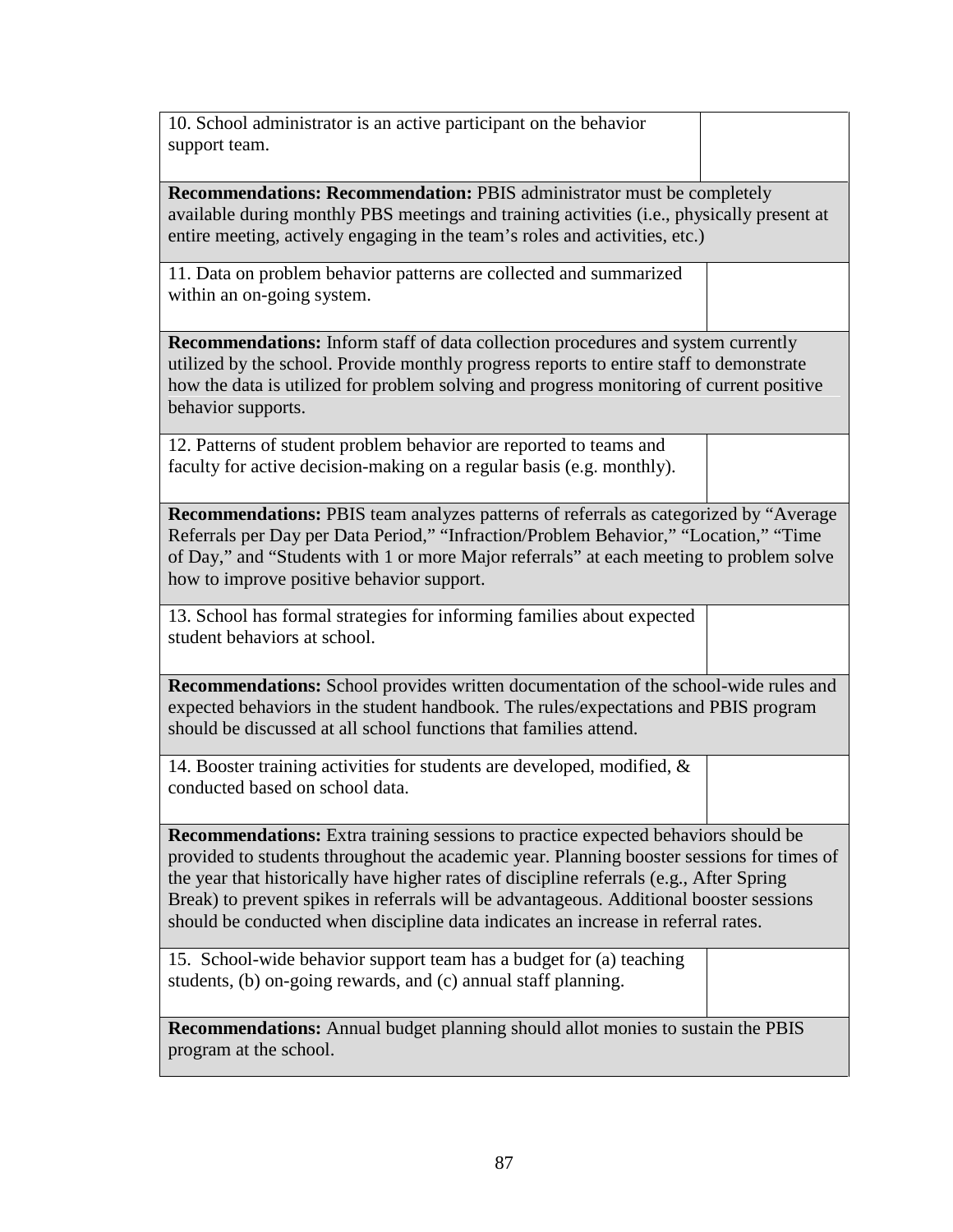| | |
|---|---|
| 10. School administrator is an active participant on the behavior support team. | |
| **Recommendations: Recommendation:** PBIS administrator must be completely available during monthly PBS meetings and training activities (i.e., physically present at entire meeting, actively engaging in the team's roles and activities, etc.) | |
| 11. Data on problem behavior patterns are collected and summarized within an on-going system. | |
| **Recommendations:** Inform staff of data collection procedures and system currently utilized by the school. Provide monthly progress reports to entire staff to demonstrate how the data is utilized for problem solving and progress monitoring of current positive behavior supports. | |
| 12. Patterns of student problem behavior are reported to teams and faculty for active decision-making on a regular basis (e.g. monthly). | |
| **Recommendations:** PBIS team analyzes patterns of referrals as categorized by "Average Referrals per Day per Data Period," "Infraction/Problem Behavior," "Location," "Time of Day," and "Students with 1 or more Major referrals" at each meeting to problem solve how to improve positive behavior support. | |
| 13. School has formal strategies for informing families about expected student behaviors at school. | |
| **Recommendations:** School provides written documentation of the school-wide rules and expected behaviors in the student handbook. The rules/expectations and PBIS program should be discussed at all school functions that families attend. | |
| 14. Booster training activities for students are developed, modified, & conducted based on school data. | |
| **Recommendations:** Extra training sessions to practice expected behaviors should be provided to students throughout the academic year. Planning booster sessions for times of the year that historically have higher rates of discipline referrals (e.g., After Spring Break) to prevent spikes in referrals will be advantageous. Additional booster sessions should be conducted when discipline data indicates an increase in referral rates. | |
| 15. School-wide behavior support team has a budget for (a) teaching students, (b) on-going rewards, and (c) annual staff planning. | |
| **Recommendations:** Annual budget planning should allot monies to sustain the PBIS program at the school. | |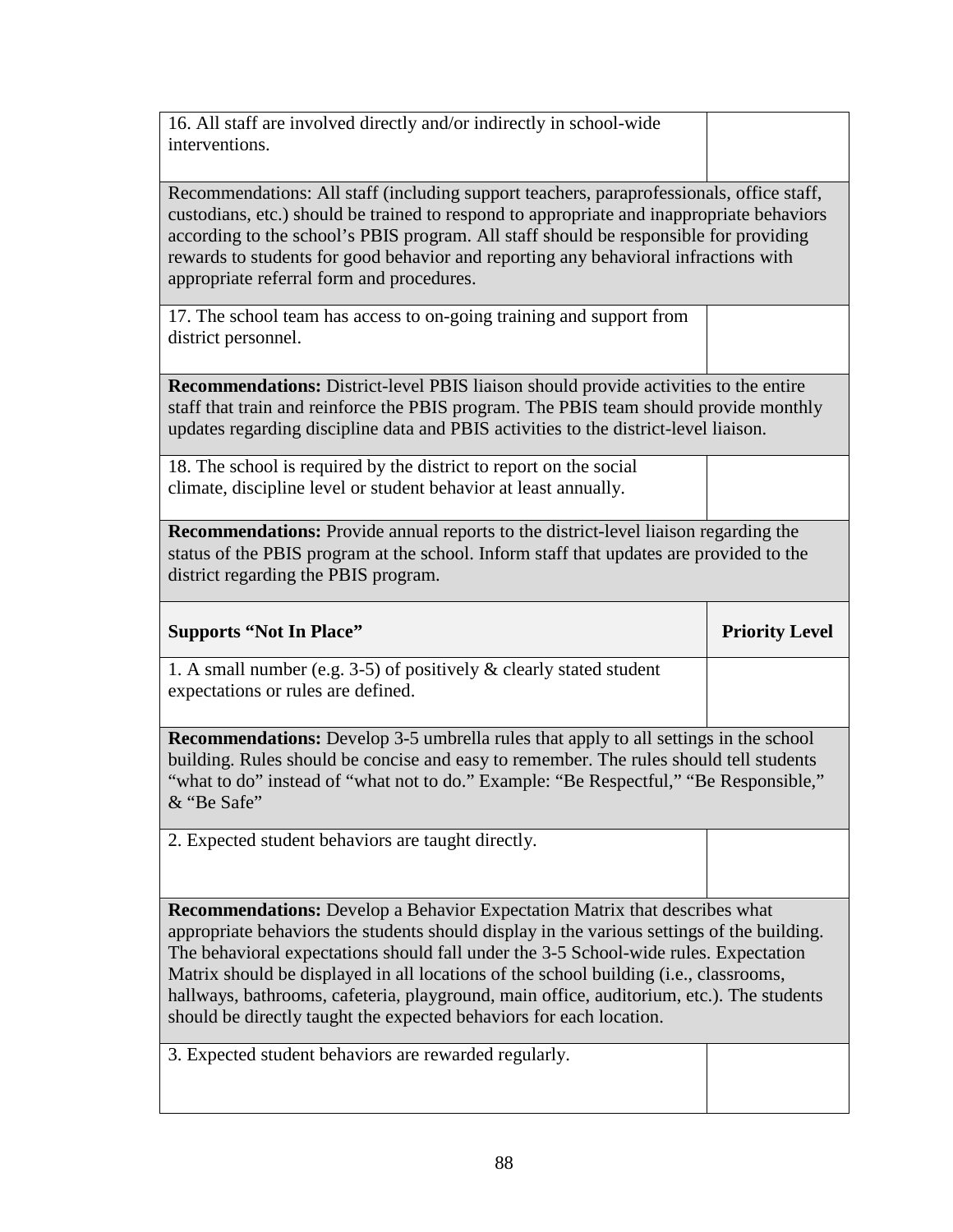| 16. All staff are involved directly and/or indirectly in school-wide interventions. | |
|---|---|
| Recommendations: All staff (including support teachers, paraprofessionals, office staff, custodians, etc.) should be trained to respond to appropriate and inappropriate behaviors according to the school's PBIS program. All staff should be responsible for providing rewards to students for good behavior and reporting any behavioral infractions with appropriate referral form and procedures. | |
| 17. The school team has access to on-going training and support from district personnel. | |
| **Recommendations:** District-level PBIS liaison should provide activities to the entire staff that train and reinforce the PBIS program. The PBIS team should provide monthly updates regarding discipline data and PBIS activities to the district-level liaison. | |
| 18. The school is required by the district to report on the social climate, discipline level or student behavior at least annually. | |
| **Recommendations:** Provide annual reports to the district-level liaison regarding the status of the PBIS program at the school. Inform staff that updates are provided to the district regarding the PBIS program. | |
| **Supports "Not In Place"** | **Priority Level** |
| 1. A small number (e.g. 3-5) of positively & clearly stated student expectations or rules are defined. | |
| **Recommendations:** Develop 3-5 umbrella rules that apply to all settings in the school building. Rules should be concise and easy to remember. The rules should tell students "what to do" instead of "what not to do." Example: "Be Respectful," "Be Responsible," & "Be Safe" | |
| 2. Expected student behaviors are taught directly. | |
| **Recommendations:** Develop a Behavior Expectation Matrix that describes what appropriate behaviors the students should display in the various settings of the building. The behavioral expectations should fall under the 3-5 School-wide rules. Expectation Matrix should be displayed in all locations of the school building (i.e., classrooms, hallways, bathrooms, cafeteria, playground, main office, auditorium, etc.). The students should be directly taught the expected behaviors for each location. | |
| 3. Expected student behaviors are rewarded regularly. | |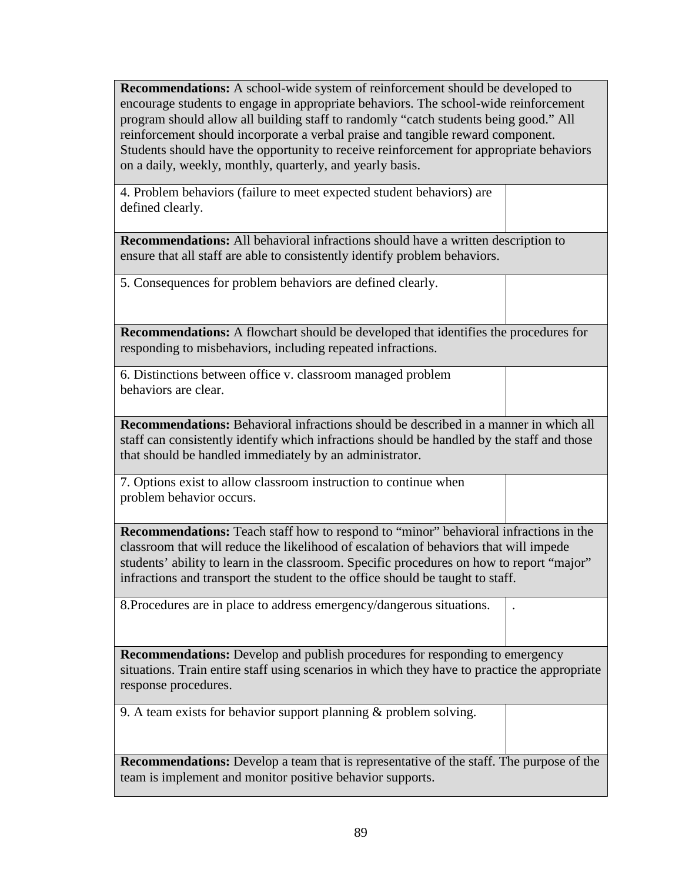| | |
|---|---|
| **Recommendations:** A school-wide system of reinforcement should be developed to encourage students to engage in appropriate behaviors. The school-wide reinforcement program should allow all building staff to randomly "catch students being good." All reinforcement should incorporate a verbal praise and tangible reward component. Students should have the opportunity to receive reinforcement for appropriate behaviors on a daily, weekly, monthly, quarterly, and yearly basis. | |
| 4. Problem behaviors (failure to meet expected student behaviors) are defined clearly. | |
| **Recommendations:** All behavioral infractions should have a written description to ensure that all staff are able to consistently identify problem behaviors. | |
| 5. Consequences for problem behaviors are defined clearly. | |
| **Recommendations:** A flowchart should be developed that identifies the procedures for responding to misbehaviors, including repeated infractions. | |
| 6. Distinctions between office v. classroom managed problem behaviors are clear. | |
| **Recommendations:** Behavioral infractions should be described in a manner in which all staff can consistently identify which infractions should be handled by the staff and those that should be handled immediately by an administrator. | |
| 7. Options exist to allow classroom instruction to continue when problem behavior occurs. | |
| **Recommendations:** Teach staff how to respond to "minor" behavioral infractions in the classroom that will reduce the likelihood of escalation of behaviors that will impede students' ability to learn in the classroom. Specific procedures on how to report "major" infractions and transport the student to the office should be taught to staff. | |
| 8.Procedures are in place to address emergency/dangerous situations. | . |
| **Recommendations:** Develop and publish procedures for responding to emergency situations. Train entire staff using scenarios in which they have to practice the appropriate response procedures. | |
| 9. A team exists for behavior support planning & problem solving. | |
| **Recommendations:** Develop a team that is representative of the staff. The purpose of the team is implement and monitor positive behavior supports. | |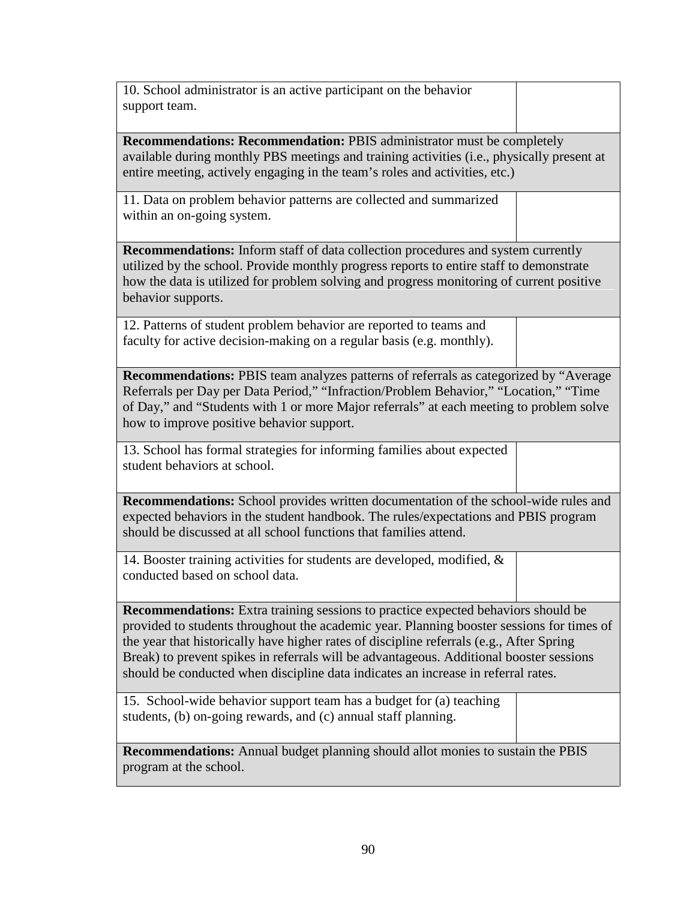| 10. School administrator is an active participant on the behavior support team. | |
|---|---|
| **Recommendations: Recommendation:** PBIS administrator must be completely available during monthly PBS meetings and training activities (i.e., physically present at entire meeting, actively engaging in the team's roles and activities, etc.) | |
| 11. Data on problem behavior patterns are collected and summarized within an on-going system. | |
| **Recommendations:** Inform staff of data collection procedures and system currently utilized by the school. Provide monthly progress reports to entire staff to demonstrate how the data is utilized for problem solving and progress monitoring of current positive behavior supports. | |
| 12. Patterns of student problem behavior are reported to teams and faculty for active decision-making on a regular basis (e.g. monthly). | |
| **Recommendations:** PBIS team analyzes patterns of referrals as categorized by "Average Referrals per Day per Data Period," "Infraction/Problem Behavior," "Location," "Time of Day," and "Students with 1 or more Major referrals" at each meeting to problem solve how to improve positive behavior support. | |
| 13. School has formal strategies for informing families about expected student behaviors at school. | |
| **Recommendations:** School provides written documentation of the school-wide rules and expected behaviors in the student handbook. The rules/expectations and PBIS program should be discussed at all school functions that families attend. | |
| 14. Booster training activities for students are developed, modified, & conducted based on school data. | |
| **Recommendations:** Extra training sessions to practice expected behaviors should be provided to students throughout the academic year. Planning booster sessions for times of the year that historically have higher rates of discipline referrals (e.g., After Spring Break) to prevent spikes in referrals will be advantageous. Additional booster sessions should be conducted when discipline data indicates an increase in referral rates. | |
| 15. School-wide behavior support team has a budget for (a) teaching students, (b) on-going rewards, and (c) annual staff planning. | |
| **Recommendations:** Annual budget planning should allot monies to sustain the PBIS program at the school. | |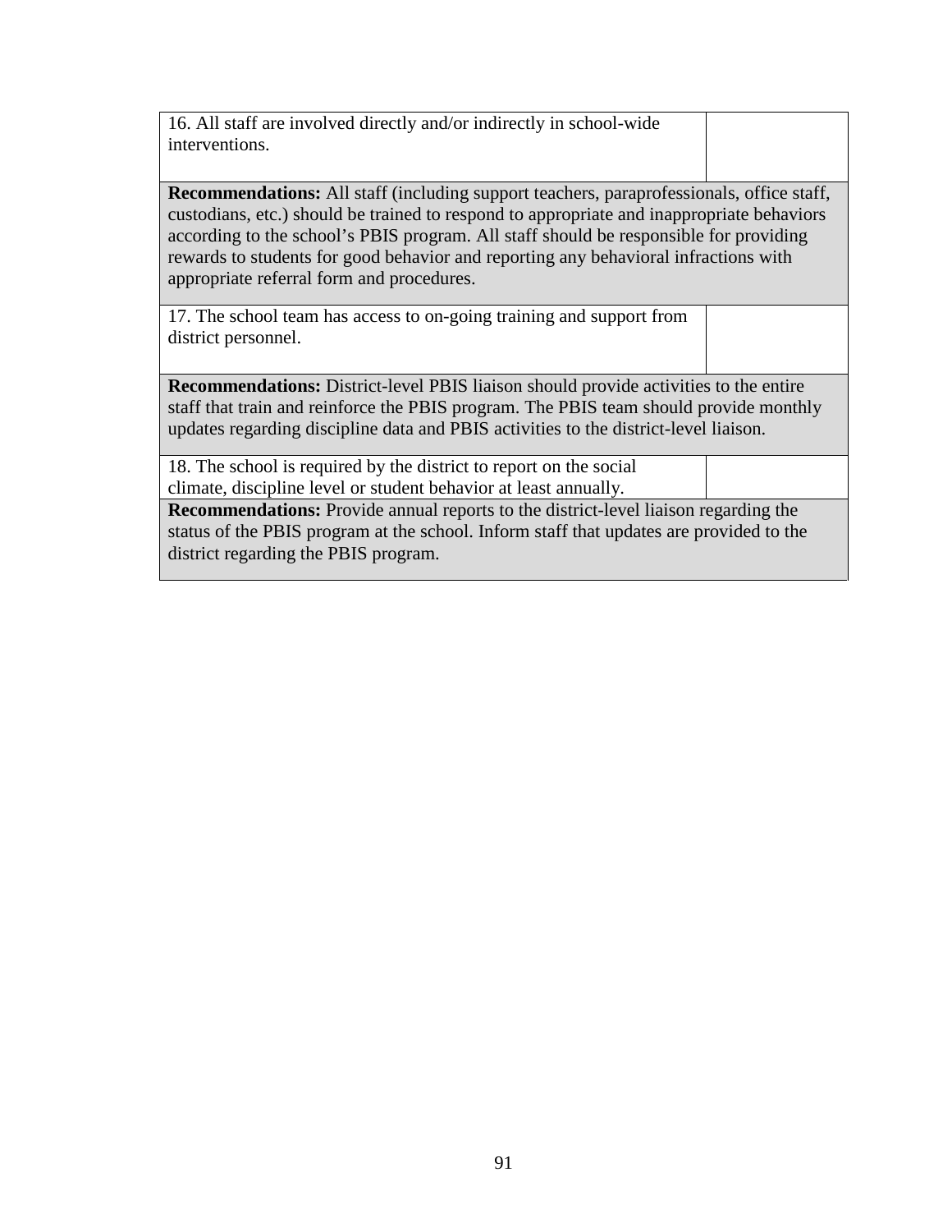| | |
|---|---|
| 16. All staff are involved directly and/or indirectly in school-wide interventions. | |
| **Recommendations:** All staff (including support teachers, paraprofessionals, office staff, custodians, etc.) should be trained to respond to appropriate and inappropriate behaviors according to the school's PBIS program. All staff should be responsible for providing rewards to students for good behavior and reporting any behavioral infractions with appropriate referral form and procedures. | |
| 17. The school team has access to on-going training and support from district personnel. | |
| **Recommendations:** District-level PBIS liaison should provide activities to the entire staff that train and reinforce the PBIS program. The PBIS team should provide monthly updates regarding discipline data and PBIS activities to the district-level liaison. | |
| 18. The school is required by the district to report on the social climate, discipline level or student behavior at least annually. | |
| **Recommendations:** Provide annual reports to the district-level liaison regarding the status of the PBIS program at the school. Inform staff that updates are provided to the district regarding the PBIS program. | |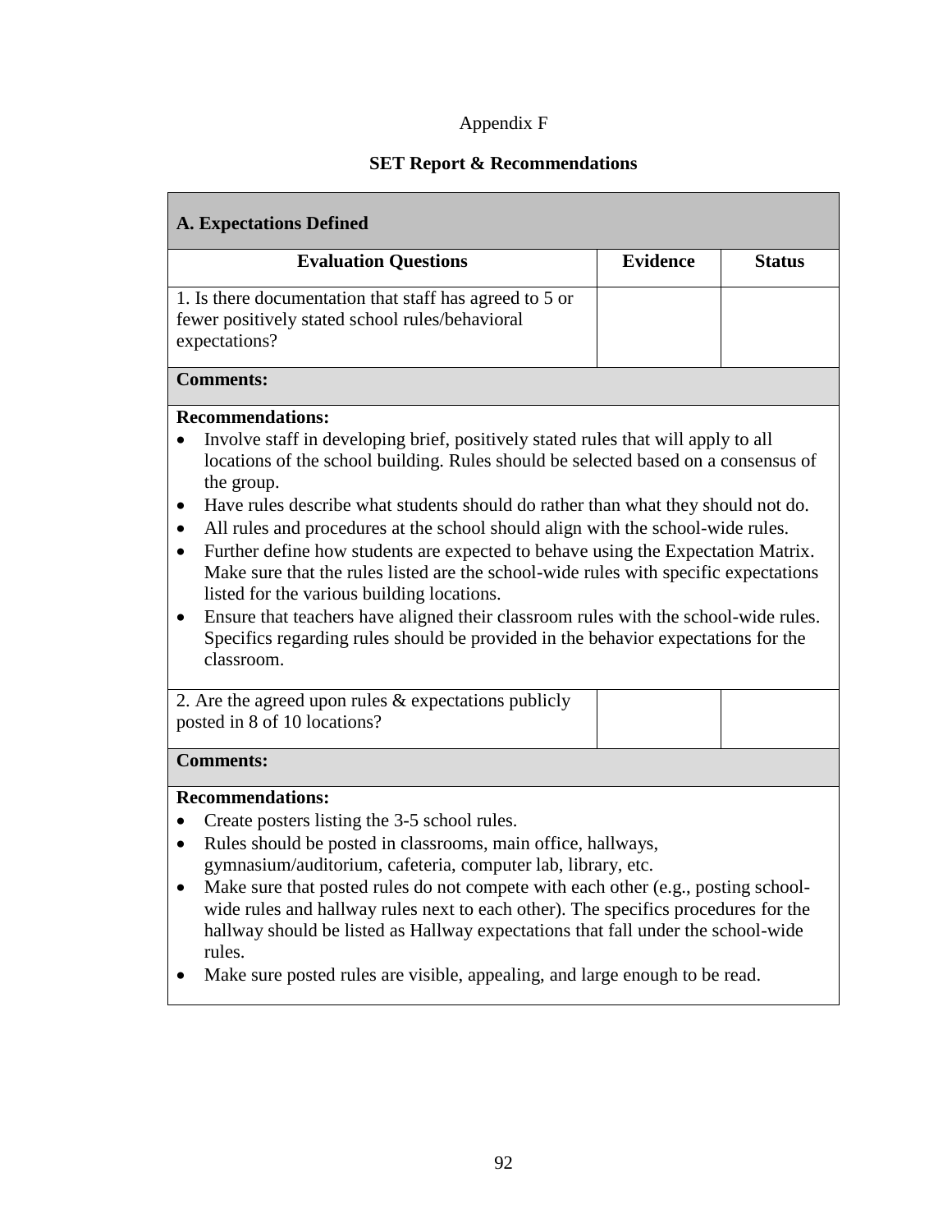Appendix F

## SET Report & Recommendations

| A. Expectations Defined | | |
|---|---|---|
| **Evaluation Questions** | **Evidence** | **Status** |
| 1. Is there documentation that staff has agreed to 5 or fewer positively stated school rules/behavioral expectations? | | |

**Comments:**

**Recommendations:**

- Involve staff in developing brief, positively stated rules that will apply to all locations of the school building. Rules should be selected based on a consensus of the group.
- Have rules describe what students should do rather than what they should not do.
- All rules and procedures at the school should align with the school-wide rules.
- Further define how students are expected to behave using the Expectation Matrix. Make sure that the rules listed are the school-wide rules with specific expectations listed for the various building locations.
- Ensure that teachers have aligned their classroom rules with the school-wide rules. Specifics regarding rules should be provided in the behavior expectations for the classroom.

| | | |
|---|---|---|
| 2. Are the agreed upon rules & expectations publicly posted in 8 of 10 locations? | | |

**Comments:**

**Recommendations:**

- Create posters listing the 3-5 school rules.
- Rules should be posted in classrooms, main office, hallways, gymnasium/auditorium, cafeteria, computer lab, library, etc.
- Make sure that posted rules do not compete with each other (e.g., posting school-wide rules and hallway rules next to each other). The specifics procedures for the hallway should be listed as Hallway expectations that fall under the school-wide rules.
- Make sure posted rules are visible, appealing, and large enough to be read.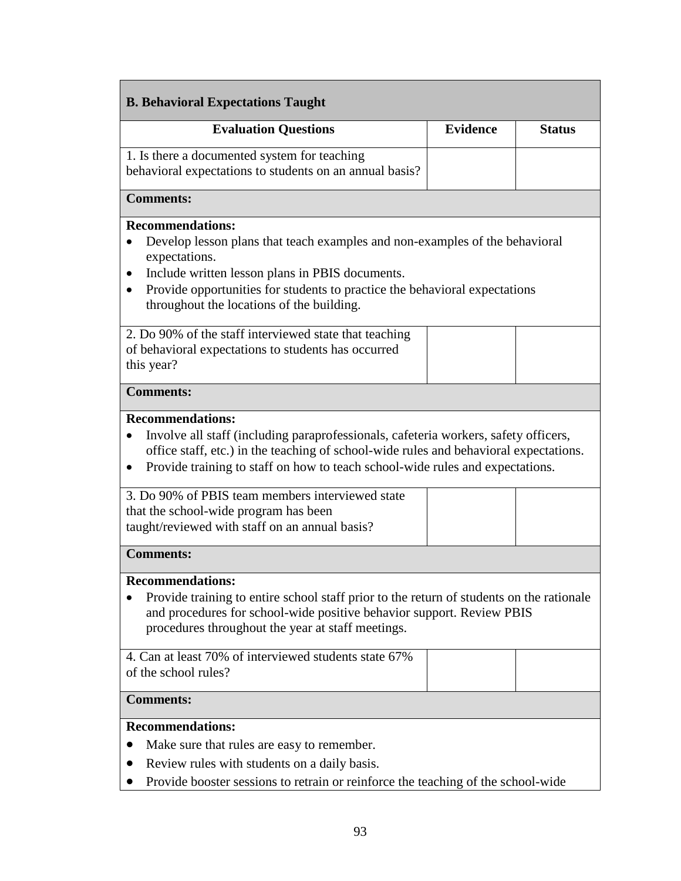**B. Behavioral Expectations Taught**

| Evaluation Questions | Evidence | Status |
|---|---|---|
| 1. Is there a documented system for teaching behavioral expectations to students on an annual basis? | | |

**Comments:**

**Recommendations:**

- Develop lesson plans that teach examples and non-examples of the behavioral expectations.
- Include written lesson plans in PBIS documents.
- Provide opportunities for students to practice the behavioral expectations throughout the locations of the building.

| Evaluation Questions | Evidence | Status |
|---|---|---|
| 2. Do 90% of the staff interviewed state that teaching of behavioral expectations to students has occurred this year? | | |

**Comments:**

**Recommendations:**

- Involve all staff (including paraprofessionals, cafeteria workers, safety officers, office staff, etc.) in the teaching of school-wide rules and behavioral expectations.
- Provide training to staff on how to teach school-wide rules and expectations.

| Evaluation Questions | Evidence | Status |
|---|---|---|
| 3. Do 90% of PBIS team members interviewed state that the school-wide program has been taught/reviewed with staff on an annual basis? | | |

**Comments:**

**Recommendations:**

- Provide training to entire school staff prior to the return of students on the rationale and procedures for school-wide positive behavior support. Review PBIS procedures throughout the year at staff meetings.

| Evaluation Questions | Evidence | Status |
|---|---|---|
| 4. Can at least 70% of interviewed students state 67% of the school rules? | | |

**Comments:**

**Recommendations:**

- Make sure that rules are easy to remember.
- Review rules with students on a daily basis.
- Provide booster sessions to retrain or reinforce the teaching of the school-wide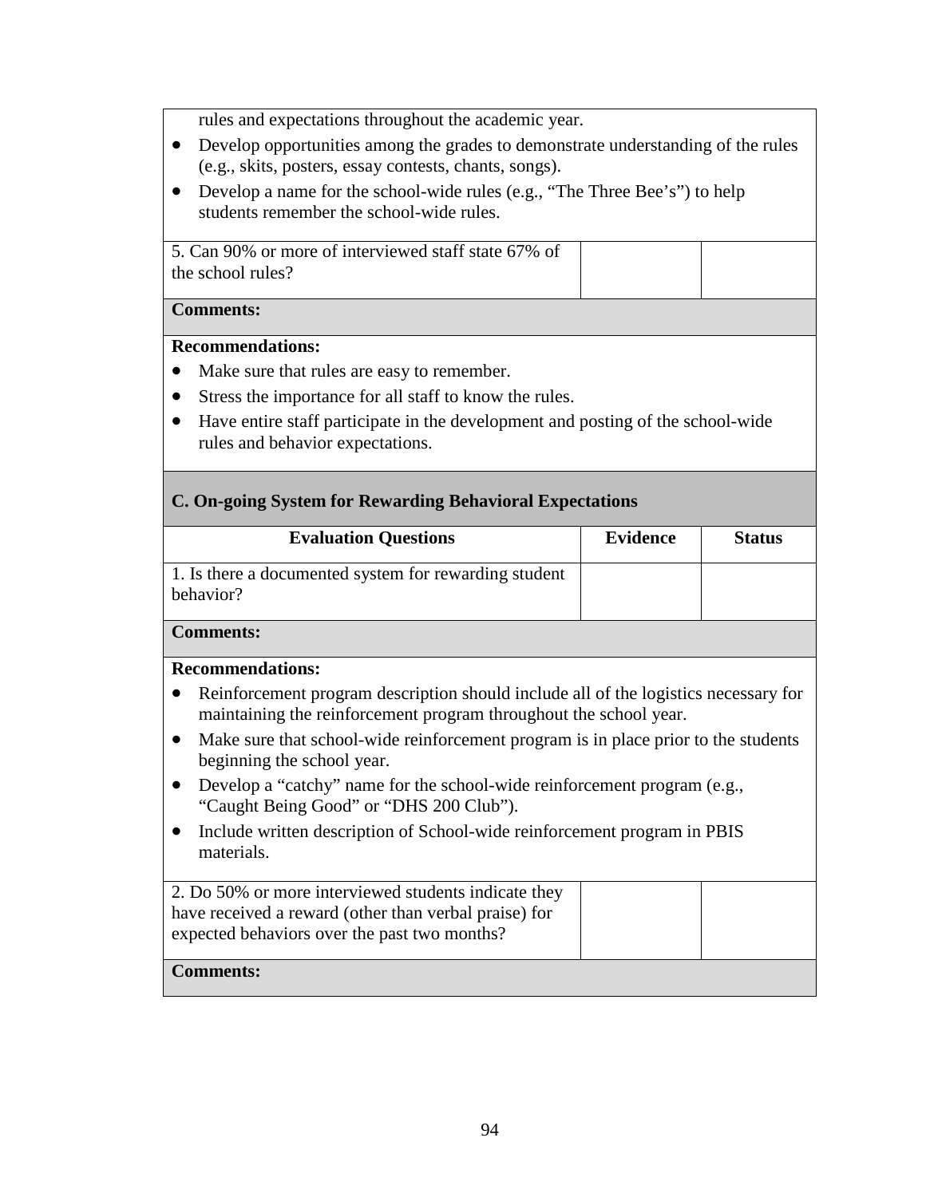rules and expectations throughout the academic year.

- Develop opportunities among the grades to demonstrate understanding of the rules (e.g., skits, posters, essay contests, chants, songs).
- Develop a name for the school-wide rules (e.g., "The Three Bee's") to help students remember the school-wide rules.

| 5. Can 90% or more of interviewed staff state 67% of the school rules? | | |
|---|---|---|

**Comments:**

**Recommendations:**

- Make sure that rules are easy to remember.
- Stress the importance for all staff to know the rules.
- Have entire staff participate in the development and posting of the school-wide rules and behavior expectations.

**C. On-going System for Rewarding Behavioral Expectations**

| Evaluation Questions | Evidence | Status |
|---|---|---|
| 1. Is there a documented system for rewarding student behavior? | | |

**Comments:**

**Recommendations:**

- Reinforcement program description should include all of the logistics necessary for maintaining the reinforcement program throughout the school year.
- Make sure that school-wide reinforcement program is in place prior to the students beginning the school year.
- Develop a "catchy" name for the school-wide reinforcement program (e.g., "Caught Being Good" or "DHS 200 Club").
- Include written description of School-wide reinforcement program in PBIS materials.

| 2. Do 50% or more interviewed students indicate they have received a reward (other than verbal praise) for expected behaviors over the past two months? | | |
|---|---|---|

**Comments:**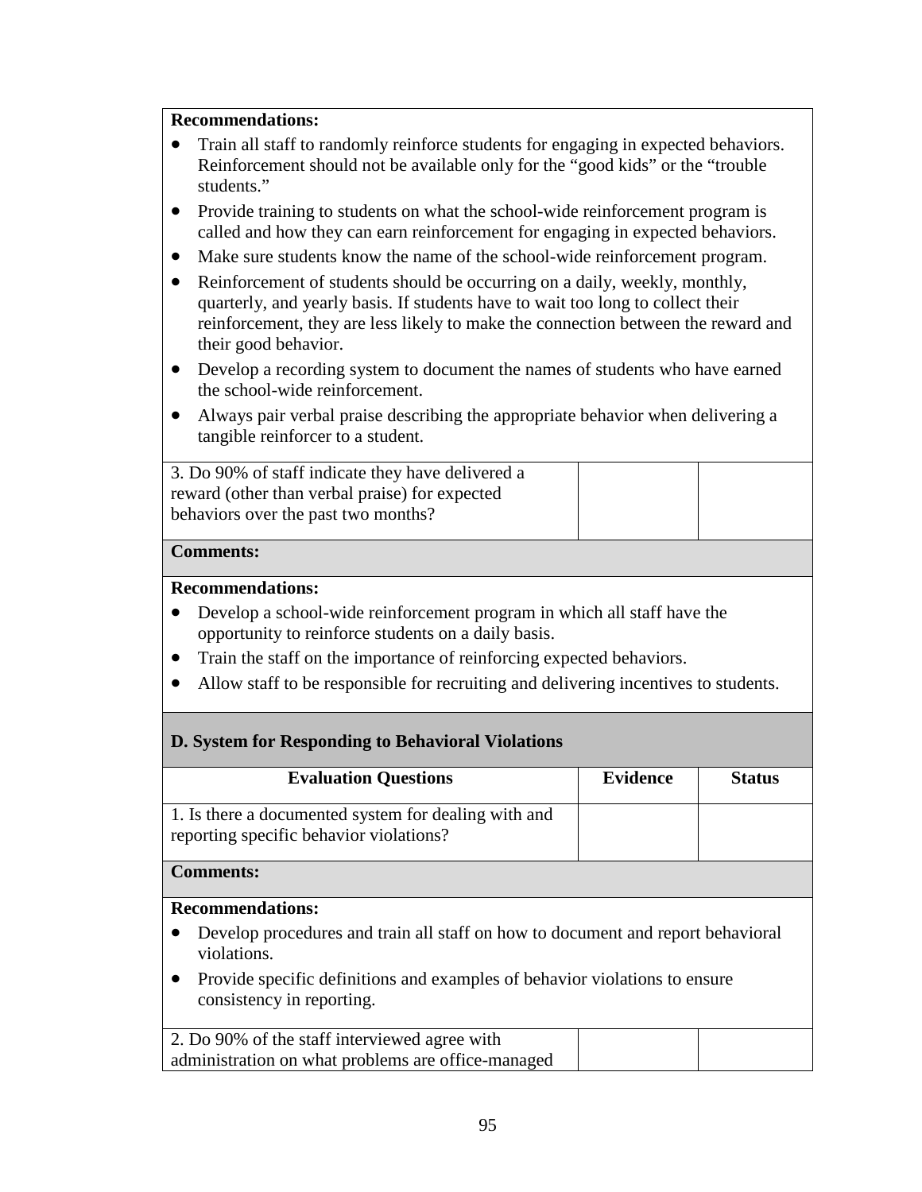**Recommendations:**

- Train all staff to randomly reinforce students for engaging in expected behaviors. Reinforcement should not be available only for the "good kids" or the "trouble students."
- Provide training to students on what the school-wide reinforcement program is called and how they can earn reinforcement for engaging in expected behaviors.
- Make sure students know the name of the school-wide reinforcement program.
- Reinforcement of students should be occurring on a daily, weekly, monthly, quarterly, and yearly basis. If students have to wait too long to collect their reinforcement, they are less likely to make the connection between the reward and their good behavior.
- Develop a recording system to document the names of students who have earned the school-wide reinforcement.
- Always pair verbal praise describing the appropriate behavior when delivering a tangible reinforcer to a student.

| | | |
|---|---|---|
| 3. Do 90% of staff indicate they have delivered a reward (other than verbal praise) for expected behaviors over the past two months? | | |

**Comments:**

**Recommendations:**

- Develop a school-wide reinforcement program in which all staff have the opportunity to reinforce students on a daily basis.
- Train the staff on the importance of reinforcing expected behaviors.
- Allow staff to be responsible for recruiting and delivering incentives to students.

**D. System for Responding to Behavioral Violations**

| Evaluation Questions | Evidence | Status |
|---|---|---|
| 1. Is there a documented system for dealing with and reporting specific behavior violations? | | |

**Comments:**

**Recommendations:**

- Develop procedures and train all staff on how to document and report behavioral violations.
- Provide specific definitions and examples of behavior violations to ensure consistency in reporting.

| | | |
|---|---|---|
| 2. Do 90% of the staff interviewed agree with administration on what problems are office-managed | | |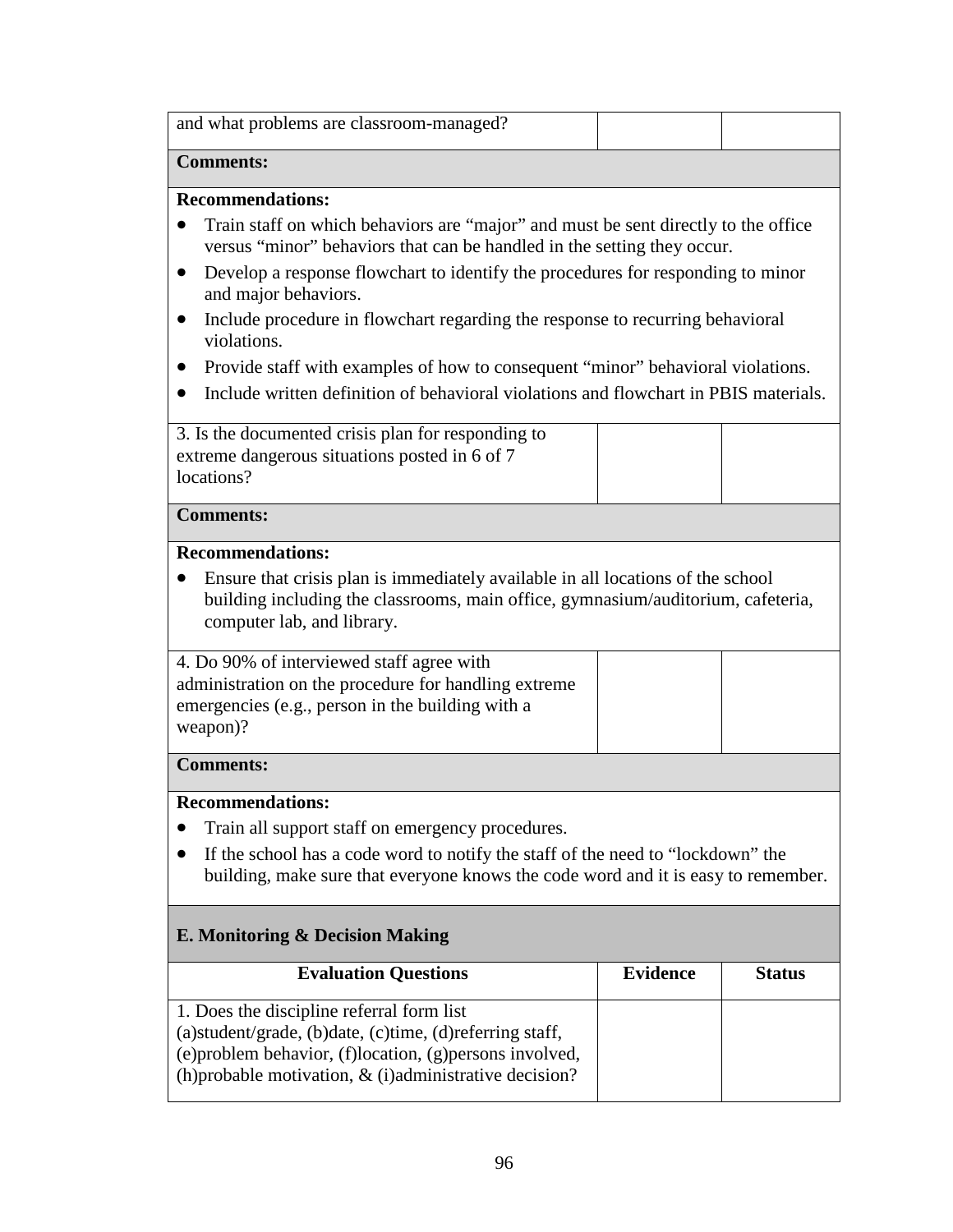| | | |
|---|---|---|
| and what problems are classroom-managed? | | |

**Comments:**

**Recommendations:**

- Train staff on which behaviors are "major" and must be sent directly to the office versus "minor" behaviors that can be handled in the setting they occur.
- Develop a response flowchart to identify the procedures for responding to minor and major behaviors.
- Include procedure in flowchart regarding the response to recurring behavioral violations.
- Provide staff with examples of how to consequent "minor" behavioral violations.
- Include written definition of behavioral violations and flowchart in PBIS materials.

| | | |
|---|---|---|
| 3. Is the documented crisis plan for responding to extreme dangerous situations posted in 6 of 7 locations? | | |

**Comments:**

**Recommendations:**

- Ensure that crisis plan is immediately available in all locations of the school building including the classrooms, main office, gymnasium/auditorium, cafeteria, computer lab, and library.

| | | |
|---|---|---|
| 4. Do 90% of interviewed staff agree with administration on the procedure for handling extreme emergencies (e.g., person in the building with a weapon)? | | |

**Comments:**

**Recommendations:**

- Train all support staff on emergency procedures.
- If the school has a code word to notify the staff of the need to "lockdown" the building, make sure that everyone knows the code word and it is easy to remember.

**E. Monitoring & Decision Making**

| Evaluation Questions | Evidence | Status |
|---|---|---|
| 1. Does the discipline referral form list (a)student/grade, (b)date, (c)time, (d)referring staff, (e)problem behavior, (f)location, (g)persons involved, (h)probable motivation, & (i)administrative decision? | | |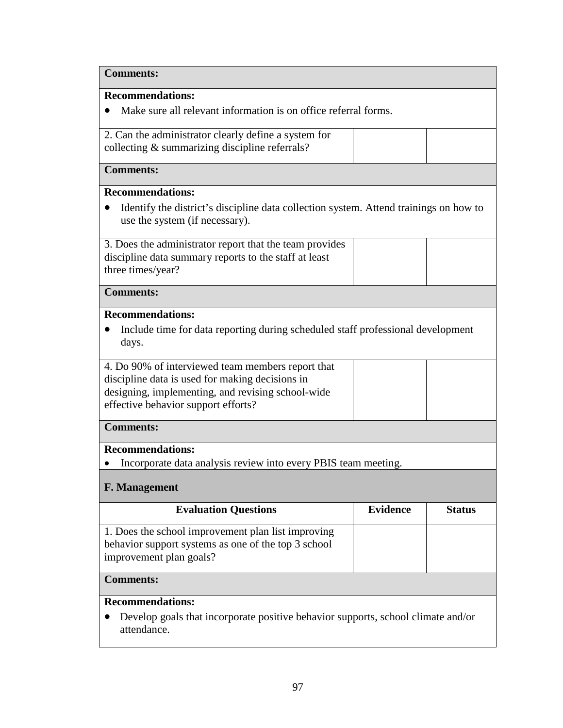| | | |
|---|---|---|
| **Comments:** | | |
| **Recommendations:**<br>• Make sure all relevant information is on office referral forms. | | |
| 2. Can the administrator clearly define a system for collecting & summarizing discipline referrals? | | |
| **Comments:** | | |
| **Recommendations:**<br>• Identify the district's discipline data collection system. Attend trainings on how to use the system (if necessary). | | |
| 3. Does the administrator report that the team provides discipline data summary reports to the staff at least three times/year? | | |
| **Comments:** | | |
| **Recommendations:**<br>• Include time for data reporting during scheduled staff professional development days. | | |
| 4. Do 90% of interviewed team members report that discipline data is used for making decisions in designing, implementing, and revising school-wide effective behavior support efforts? | | |
| **Comments:** | | |
| **Recommendations:**<br>• Incorporate data analysis review into every PBIS team meeting. | | |

**F. Management**

| Evaluation Questions | Evidence | Status |
|---|---|---|
| 1. Does the school improvement plan list improving behavior support systems as one of the top 3 school improvement plan goals? | | |
| **Comments:** | | |
| **Recommendations:**<br>• Develop goals that incorporate positive behavior supports, school climate and/or attendance. | | |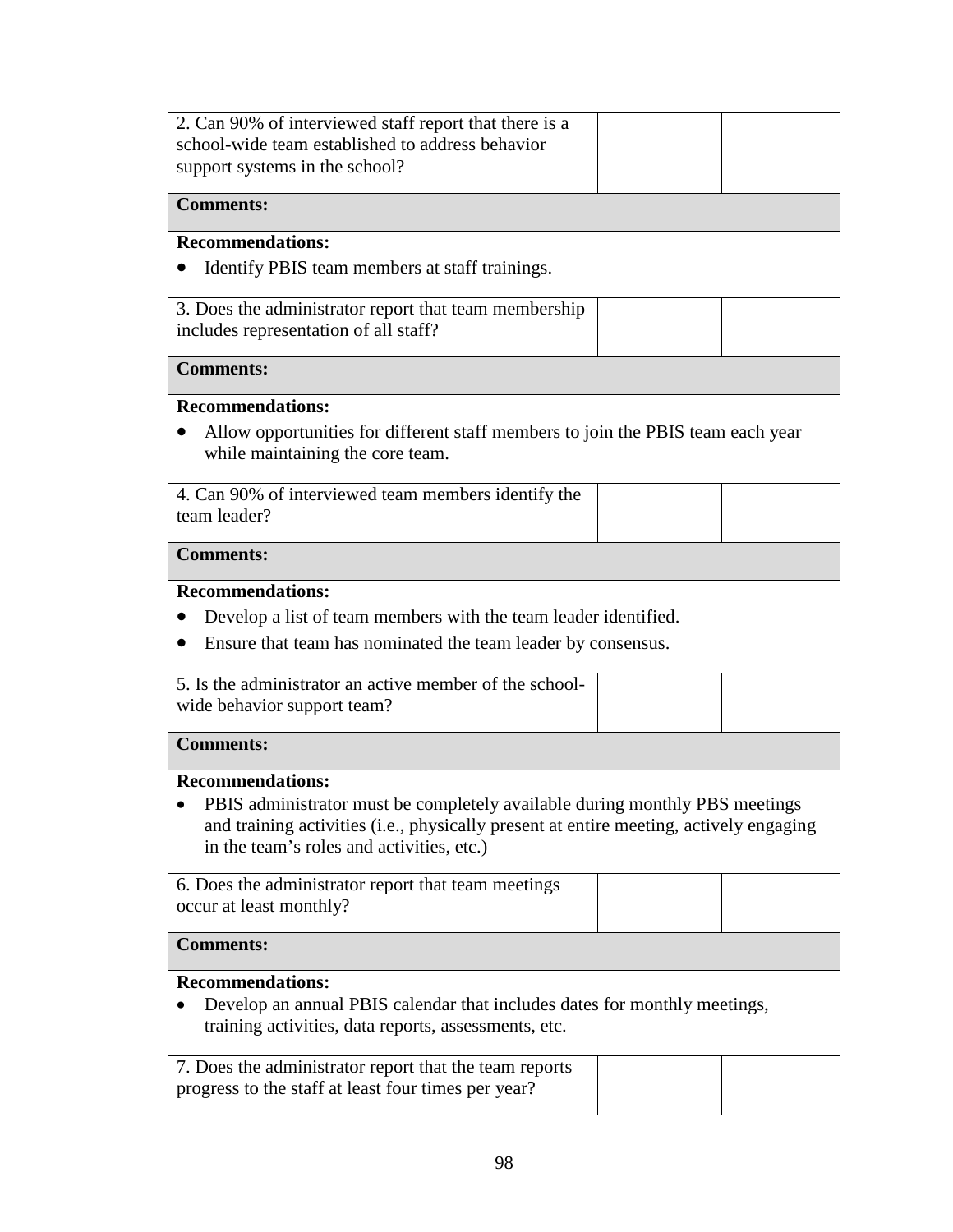| | | |
|---|---|---|
| 2. Can 90% of interviewed staff report that there is a school-wide team established to address behavior support systems in the school? | | |
| **Comments:** | | |
| **Recommendations:**<br>• Identify PBIS team members at staff trainings. | | |
| 3. Does the administrator report that team membership includes representation of all staff? | | |
| **Comments:** | | |
| **Recommendations:**<br>• Allow opportunities for different staff members to join the PBIS team each year while maintaining the core team. | | |
| 4. Can 90% of interviewed team members identify the team leader? | | |
| **Comments:** | | |
| **Recommendations:**<br>• Develop a list of team members with the team leader identified.<br>• Ensure that team has nominated the team leader by consensus. | | |
| 5. Is the administrator an active member of the school-wide behavior support team? | | |
| **Comments:** | | |
| **Recommendations:**<br>• PBIS administrator must be completely available during monthly PBS meetings and training activities (i.e., physically present at entire meeting, actively engaging in the team's roles and activities, etc.) | | |
| 6. Does the administrator report that team meetings occur at least monthly? | | |
| **Comments:** | | |
| **Recommendations:**<br>• Develop an annual PBIS calendar that includes dates for monthly meetings, training activities, data reports, assessments, etc. | | |
| 7. Does the administrator report that the team reports progress to the staff at least four times per year? | | |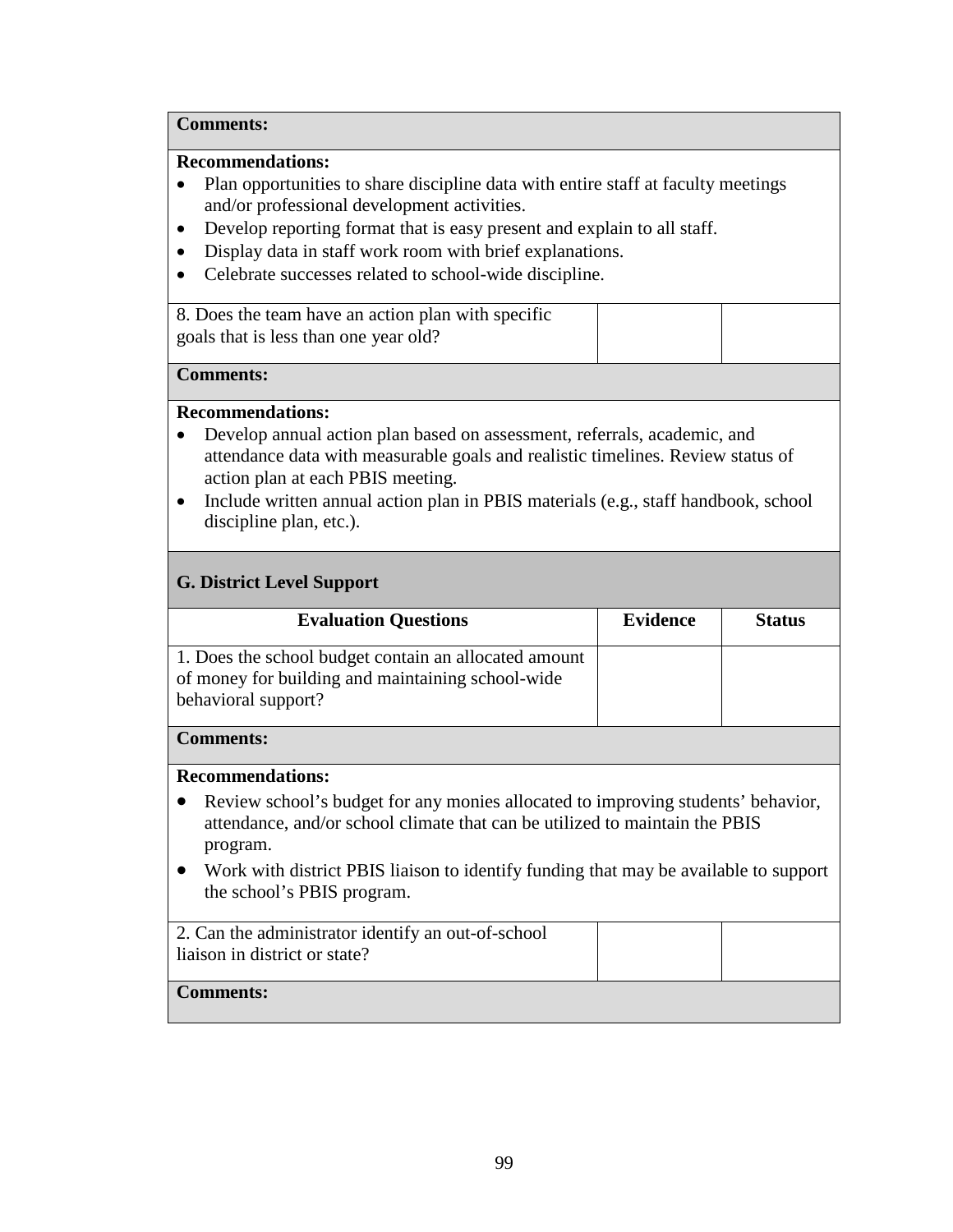**Comments:**

**Recommendations:**

- Plan opportunities to share discipline data with entire staff at faculty meetings and/or professional development activities.
- Develop reporting format that is easy present and explain to all staff.
- Display data in staff work room with brief explanations.
- Celebrate successes related to school-wide discipline.

| | | |
|---|---|---|
| 8. Does the team have an action plan with specific goals that is less than one year old? | | |

**Comments:**

**Recommendations:**

- Develop annual action plan based on assessment, referrals, academic, and attendance data with measurable goals and realistic timelines. Review status of action plan at each PBIS meeting.
- Include written annual action plan in PBIS materials (e.g., staff handbook, school discipline plan, etc.).

## G. District Level Support

| Evaluation Questions | Evidence | Status |
|---|---|---|
| 1. Does the school budget contain an allocated amount of money for building and maintaining school-wide behavioral support? | | |

**Comments:**

**Recommendations:**

- Review school's budget for any monies allocated to improving students' behavior, attendance, and/or school climate that can be utilized to maintain the PBIS program.
- Work with district PBIS liaison to identify funding that may be available to support the school's PBIS program.

| | | |
|---|---|---|
| 2. Can the administrator identify an out-of-school liaison in district or state? | | |

**Comments:**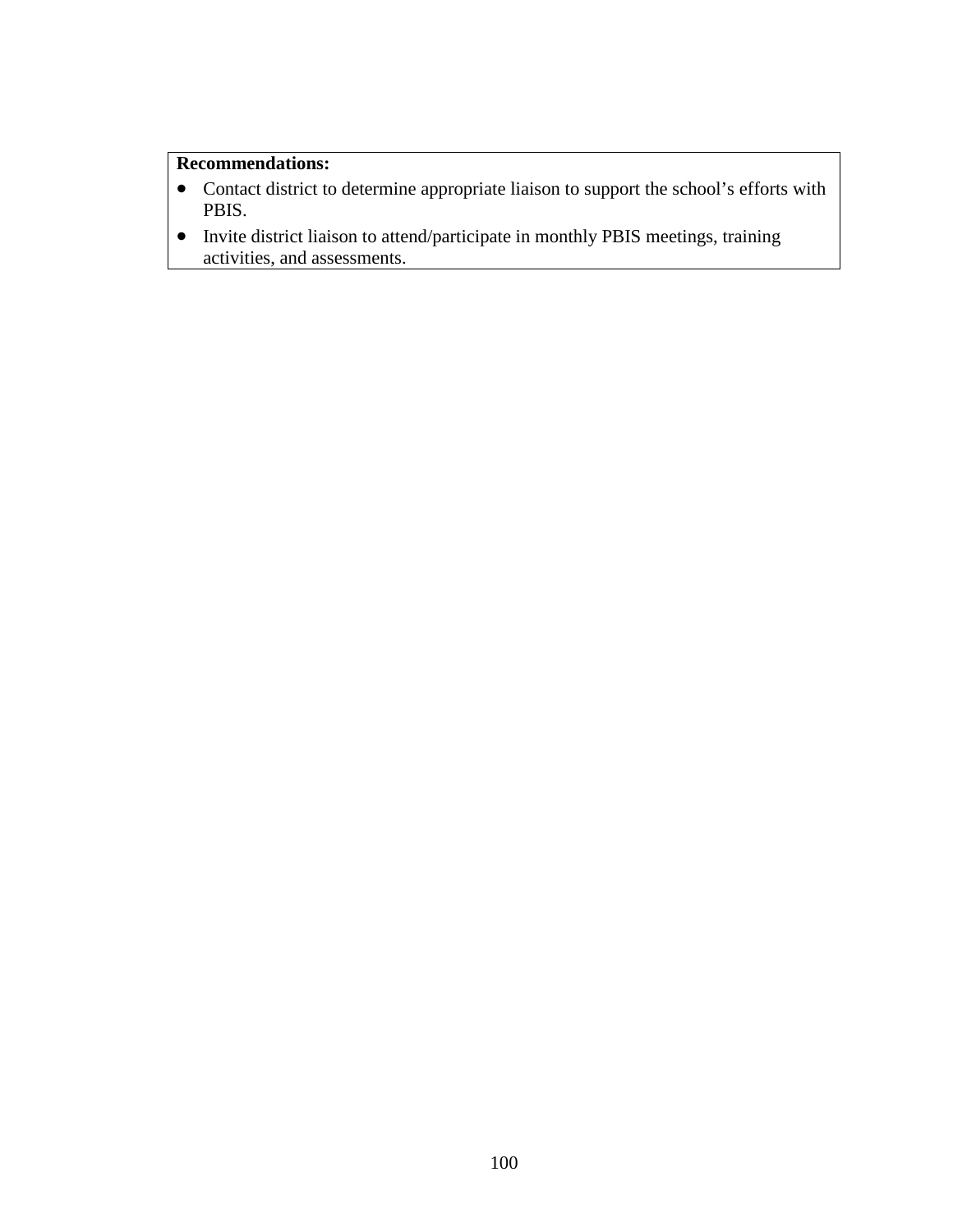**Recommendations:**

- Contact district to determine appropriate liaison to support the school's efforts with PBIS.
- Invite district liaison to attend/participate in monthly PBIS meetings, training activities, and assessments.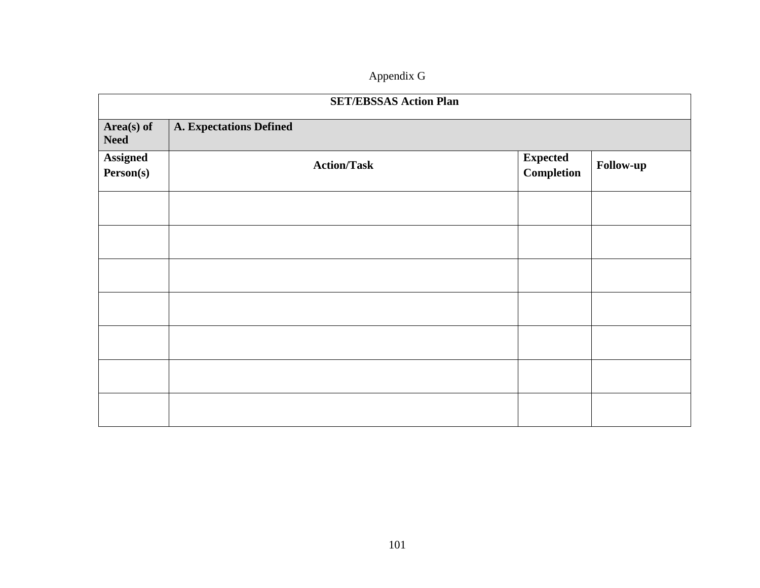Appendix G

| **SET/EBSSAS Action Plan** | | | |
|---|---|---|---|
| **Area(s) of Need** | **A. Expectations Defined** | | |
| **Assigned Person(s)** | **Action/Task** | **Expected Completion** | **Follow-up** |
| | | | |
| | | | |
| | | | |
| | | | |
| | | | |
| | | | |
| | | | |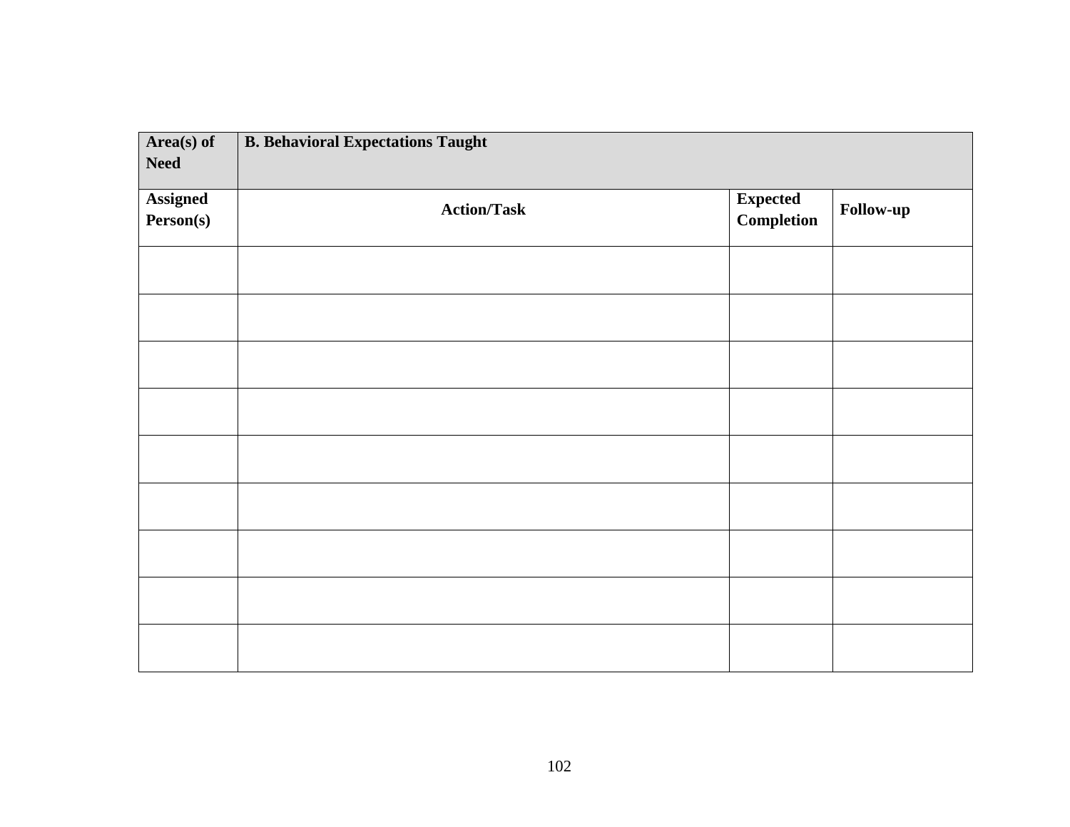| **Area(s) of Need** | **B. Behavioral Expectations Taught** | | |
|---|---|---|---|
| **Assigned Person(s)** | **Action/Task** | **Expected Completion** | **Follow-up** |
| | | | |
| | | | |
| | | | |
| | | | |
| | | | |
| | | | |
| | | | |
| | | | |
| | | | |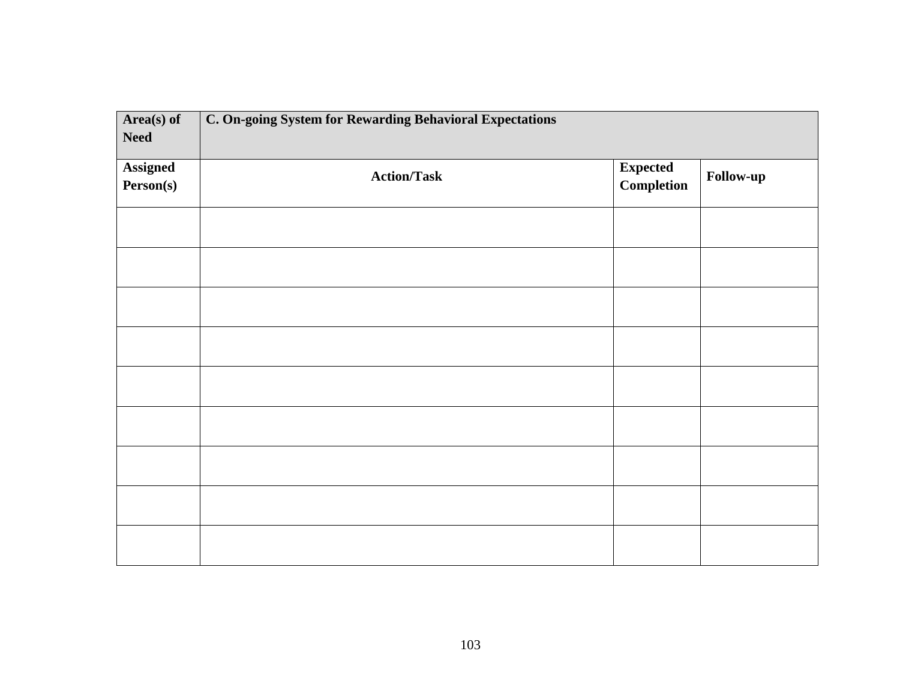| **Area(s) of Need** | **C. On-going System for Rewarding Behavioral Expectations** | | |
|---|---|---|---|
| **Assigned Person(s)** | **Action/Task** | **Expected Completion** | **Follow-up** |
| | | | |
| | | | |
| | | | |
| | | | |
| | | | |
| | | | |
| | | | |
| | | | |
| | | | |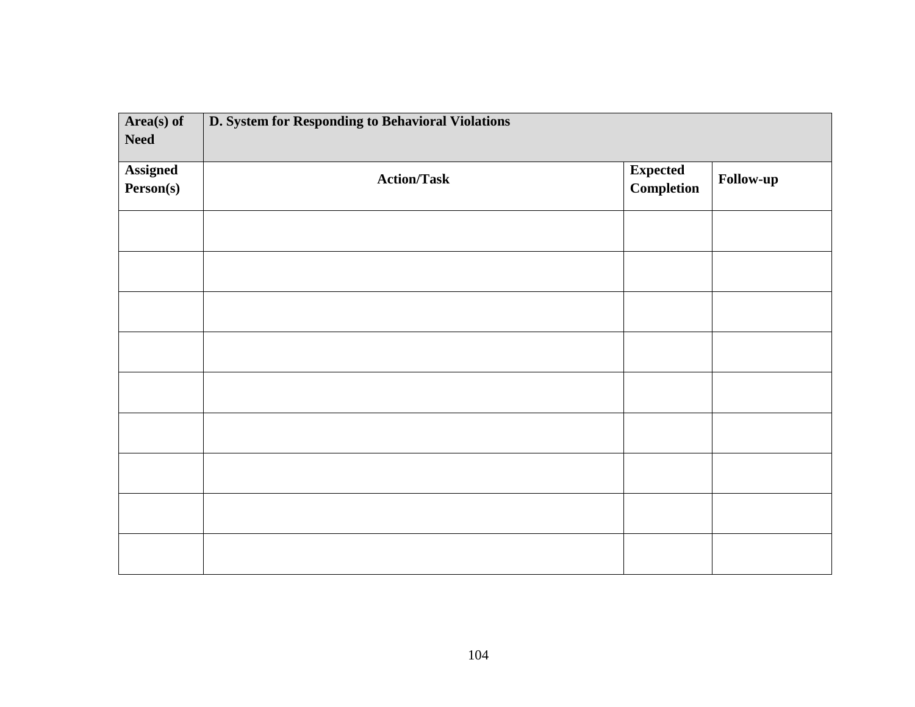| **Area(s) of Need** | **D. System for Responding to Behavioral Violations** | | |
|---|---|---|---|
| **Assigned Person(s)** | **Action/Task** | **Expected Completion** | **Follow-up** |
| | | | |
| | | | |
| | | | |
| | | | |
| | | | |
| | | | |
| | | | |
| | | | |
| | | | |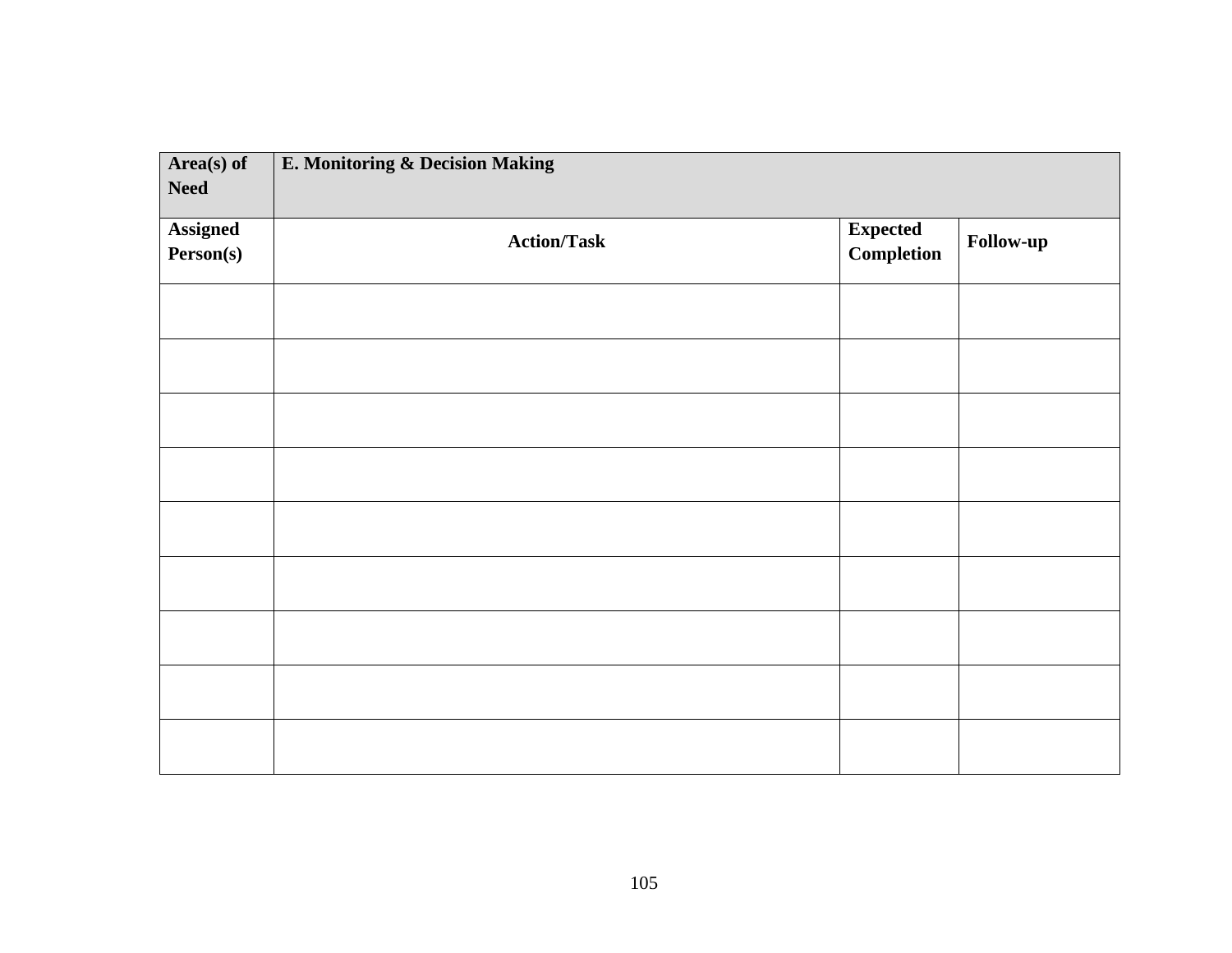| **Area(s) of Need** | **E. Monitoring & Decision Making** | | |
|---|---|---|---|
| **Assigned Person(s)** | **Action/Task** | **Expected Completion** | **Follow-up** |
| | | | |
| | | | |
| | | | |
| | | | |
| | | | |
| | | | |
| | | | |
| | | | |
| | | | |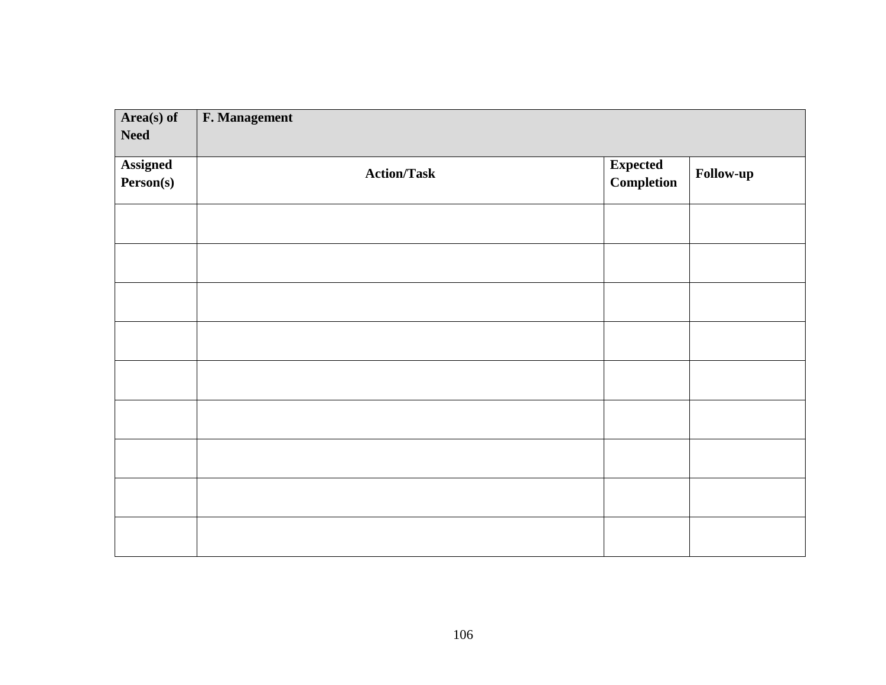| Area(s) of Need | F. Management | | |
|---|---|---|---|
| **Assigned Person(s)** | **Action/Task** | **Expected Completion** | **Follow-up** |
| | | | |
| | | | |
| | | | |
| | | | |
| | | | |
| | | | |
| | | | |
| | | | |
| | | | |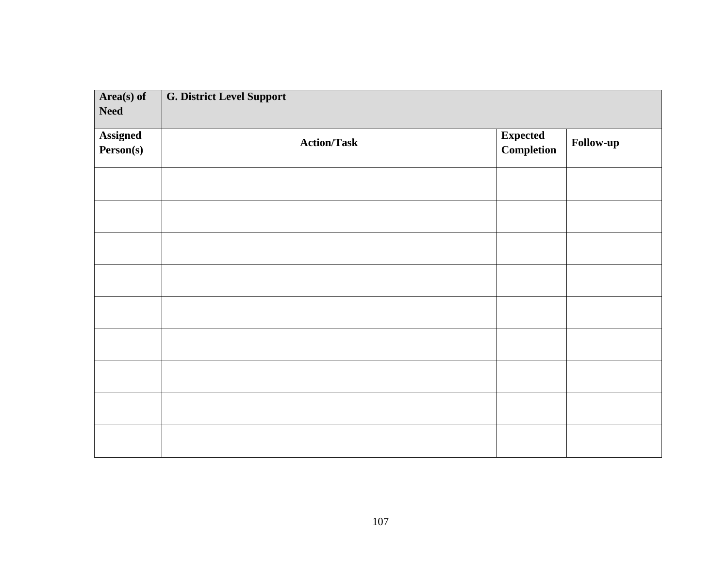| Area(s) of Need | G. District Level Support | | |
|---|---|---|---|
| **Assigned Person(s)** | **Action/Task** | **Expected Completion** | **Follow-up** |
| | | | |
| | | | |
| | | | |
| | | | |
| | | | |
| | | | |
| | | | |
| | | | |
| | | | |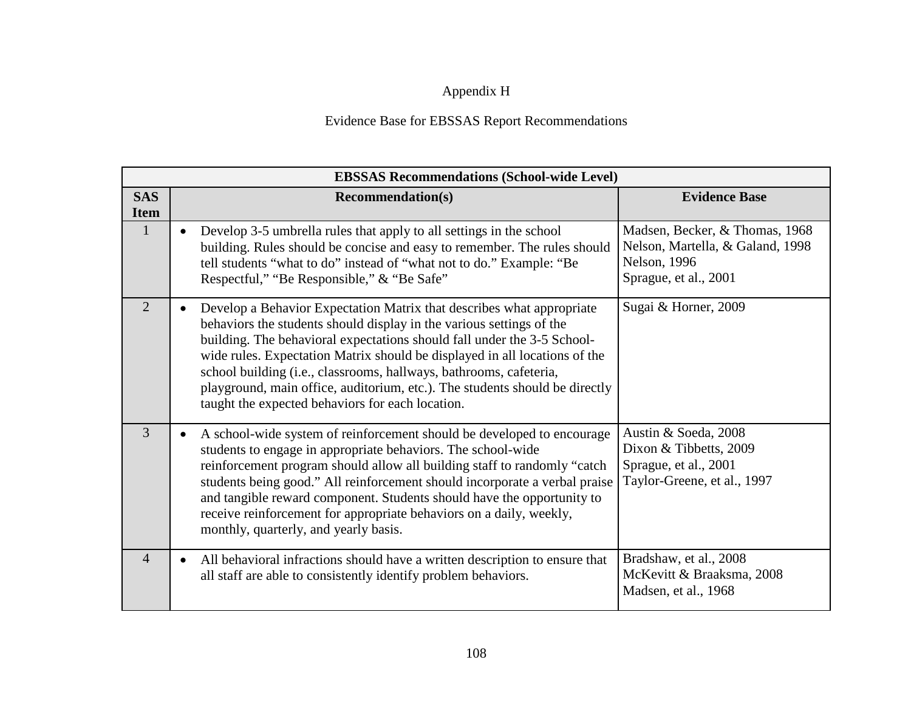Appendix H

Evidence Base for EBSSAS Report Recommendations

| **EBSSAS Recommendations (School-wide Level)** | | |
|---|---|---|
| **SAS Item** | **Recommendation(s)** | **Evidence Base** |
| 1 | • Develop 3-5 umbrella rules that apply to all settings in the school building. Rules should be concise and easy to remember. The rules should tell students "what to do" instead of "what not to do." Example: "Be Respectful," "Be Responsible," & "Be Safe" | Madsen, Becker, & Thomas, 1968<br>Nelson, Martella, & Galand, 1998<br>Nelson, 1996<br>Sprague, et al., 2001 |
| 2 | • Develop a Behavior Expectation Matrix that describes what appropriate behaviors the students should display in the various settings of the building. The behavioral expectations should fall under the 3-5 School-wide rules. Expectation Matrix should be displayed in all locations of the school building (i.e., classrooms, hallways, bathrooms, cafeteria, playground, main office, auditorium, etc.). The students should be directly taught the expected behaviors for each location. | Sugai & Horner, 2009 |
| 3 | • A school-wide system of reinforcement should be developed to encourage students to engage in appropriate behaviors. The school-wide reinforcement program should allow all building staff to randomly "catch students being good." All reinforcement should incorporate a verbal praise and tangible reward component. Students should have the opportunity to receive reinforcement for appropriate behaviors on a daily, weekly, monthly, quarterly, and yearly basis. | Austin & Soeda, 2008<br>Dixon & Tibbetts, 2009<br>Sprague, et al., 2001<br>Taylor-Greene, et al., 1997 |
| 4 | • All behavioral infractions should have a written description to ensure that all staff are able to consistently identify problem behaviors. | Bradshaw, et al., 2008<br>McKevitt & Braaksma, 2008<br>Madsen, et al., 1968 |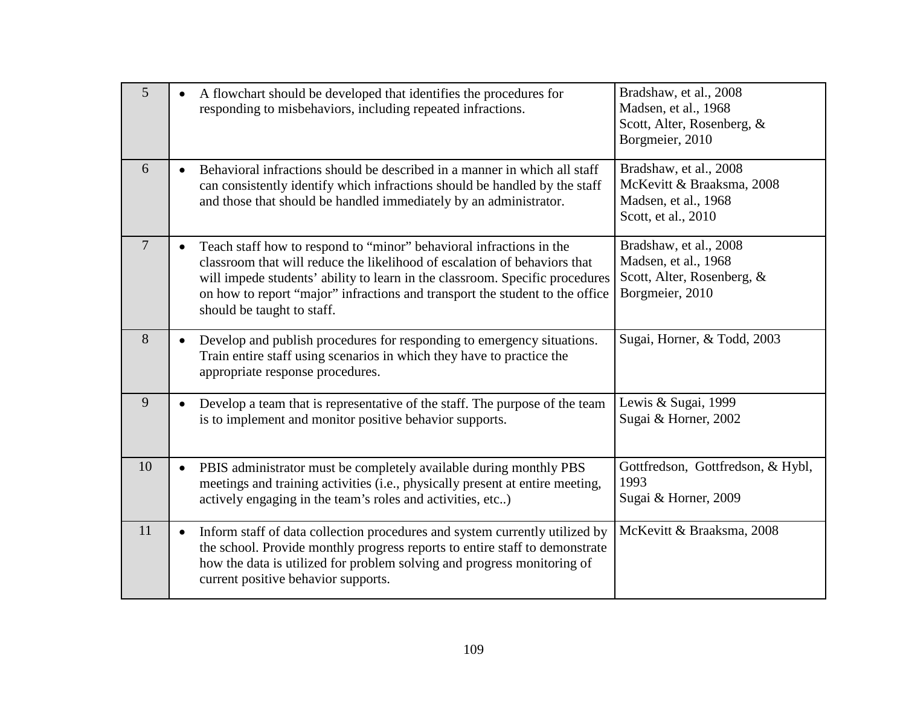| | | |
|---|---|---|
| 5 | • A flowchart should be developed that identifies the procedures for responding to misbehaviors, including repeated infractions. | Bradshaw, et al., 2008<br>Madsen, et al., 1968<br>Scott, Alter, Rosenberg, & Borgmeier, 2010 |
| 6 | • Behavioral infractions should be described in a manner in which all staff can consistently identify which infractions should be handled by the staff and those that should be handled immediately by an administrator. | Bradshaw, et al., 2008<br>McKevitt & Braaksma, 2008<br>Madsen, et al., 1968<br>Scott, et al., 2010 |
| 7 | • Teach staff how to respond to "minor" behavioral infractions in the classroom that will reduce the likelihood of escalation of behaviors that will impede students' ability to learn in the classroom. Specific procedures on how to report "major" infractions and transport the student to the office should be taught to staff. | Bradshaw, et al., 2008<br>Madsen, et al., 1968<br>Scott, Alter, Rosenberg, & Borgmeier, 2010 |
| 8 | • Develop and publish procedures for responding to emergency situations. Train entire staff using scenarios in which they have to practice the appropriate response procedures. | Sugai, Horner, & Todd, 2003 |
| 9 | • Develop a team that is representative of the staff. The purpose of the team is to implement and monitor positive behavior supports. | Lewis & Sugai, 1999<br>Sugai & Horner, 2002 |
| 10 | • PBIS administrator must be completely available during monthly PBS meetings and training activities (i.e., physically present at entire meeting, actively engaging in the team's roles and activities, etc..) | Gottfredson, Gottfredson, & Hybl, 1993<br>Sugai & Horner, 2009 |
| 11 | • Inform staff of data collection procedures and system currently utilized by the school. Provide monthly progress reports to entire staff to demonstrate how the data is utilized for problem solving and progress monitoring of current positive behavior supports. | McKevitt & Braaksma, 2008 |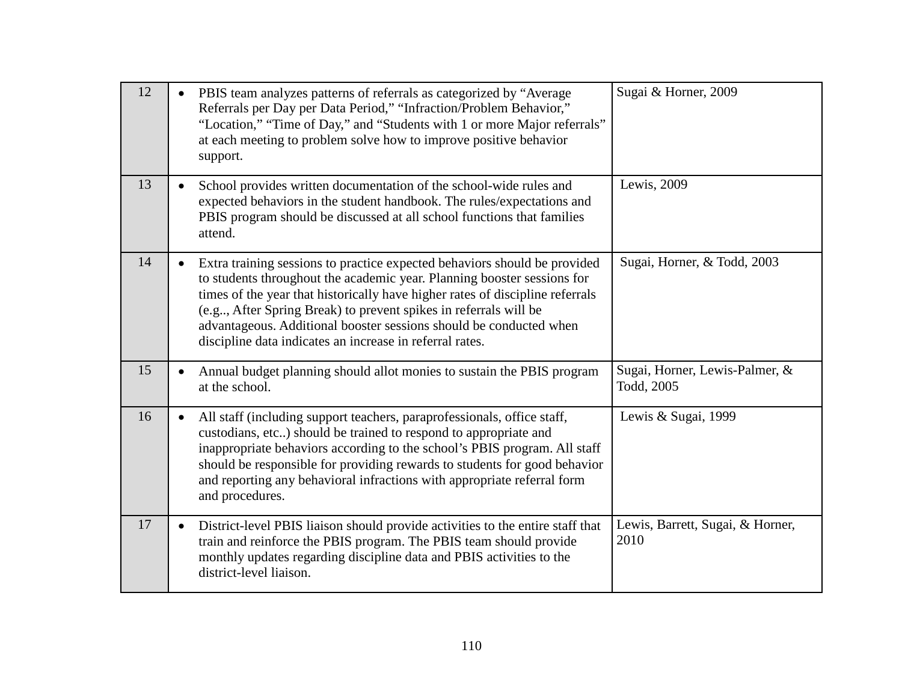| | | |
|---|---|---|
| 12 | • PBIS team analyzes patterns of referrals as categorized by "Average Referrals per Day per Data Period," "Infraction/Problem Behavior," "Location," "Time of Day," and "Students with 1 or more Major referrals" at each meeting to problem solve how to improve positive behavior support. | Sugai & Horner, 2009 |
| 13 | • School provides written documentation of the school-wide rules and expected behaviors in the student handbook. The rules/expectations and PBIS program should be discussed at all school functions that families attend. | Lewis, 2009 |
| 14 | • Extra training sessions to practice expected behaviors should be provided to students throughout the academic year. Planning booster sessions for times of the year that historically have higher rates of discipline referrals (e.g.., After Spring Break) to prevent spikes in referrals will be advantageous. Additional booster sessions should be conducted when discipline data indicates an increase in referral rates. | Sugai, Horner, & Todd, 2003 |
| 15 | • Annual budget planning should allot monies to sustain the PBIS program at the school. | Sugai, Horner, Lewis-Palmer, & Todd, 2005 |
| 16 | • All staff (including support teachers, paraprofessionals, office staff, custodians, etc..) should be trained to respond to appropriate and inappropriate behaviors according to the school's PBIS program. All staff should be responsible for providing rewards to students for good behavior and reporting any behavioral infractions with appropriate referral form and procedures. | Lewis & Sugai, 1999 |
| 17 | • District-level PBIS liaison should provide activities to the entire staff that train and reinforce the PBIS program. The PBIS team should provide monthly updates regarding discipline data and PBIS activities to the district-level liaison. | Lewis, Barrett, Sugai, & Horner, 2010 |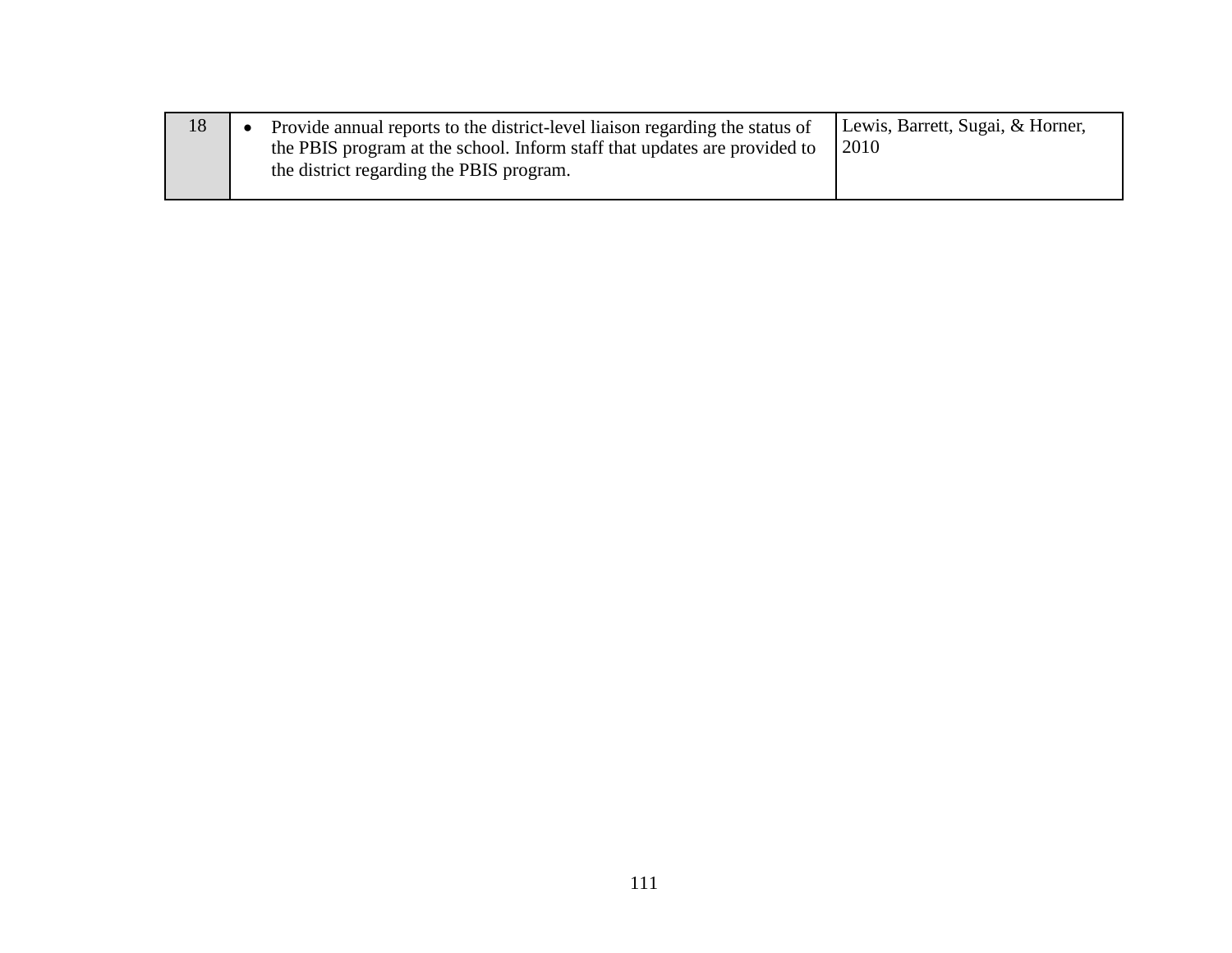| 18 | • Provide annual reports to the district-level liaison regarding the status of the PBIS program at the school. Inform staff that updates are provided to the district regarding the PBIS program. | Lewis, Barrett, Sugai, & Horner, 2010 |
|---|---|---|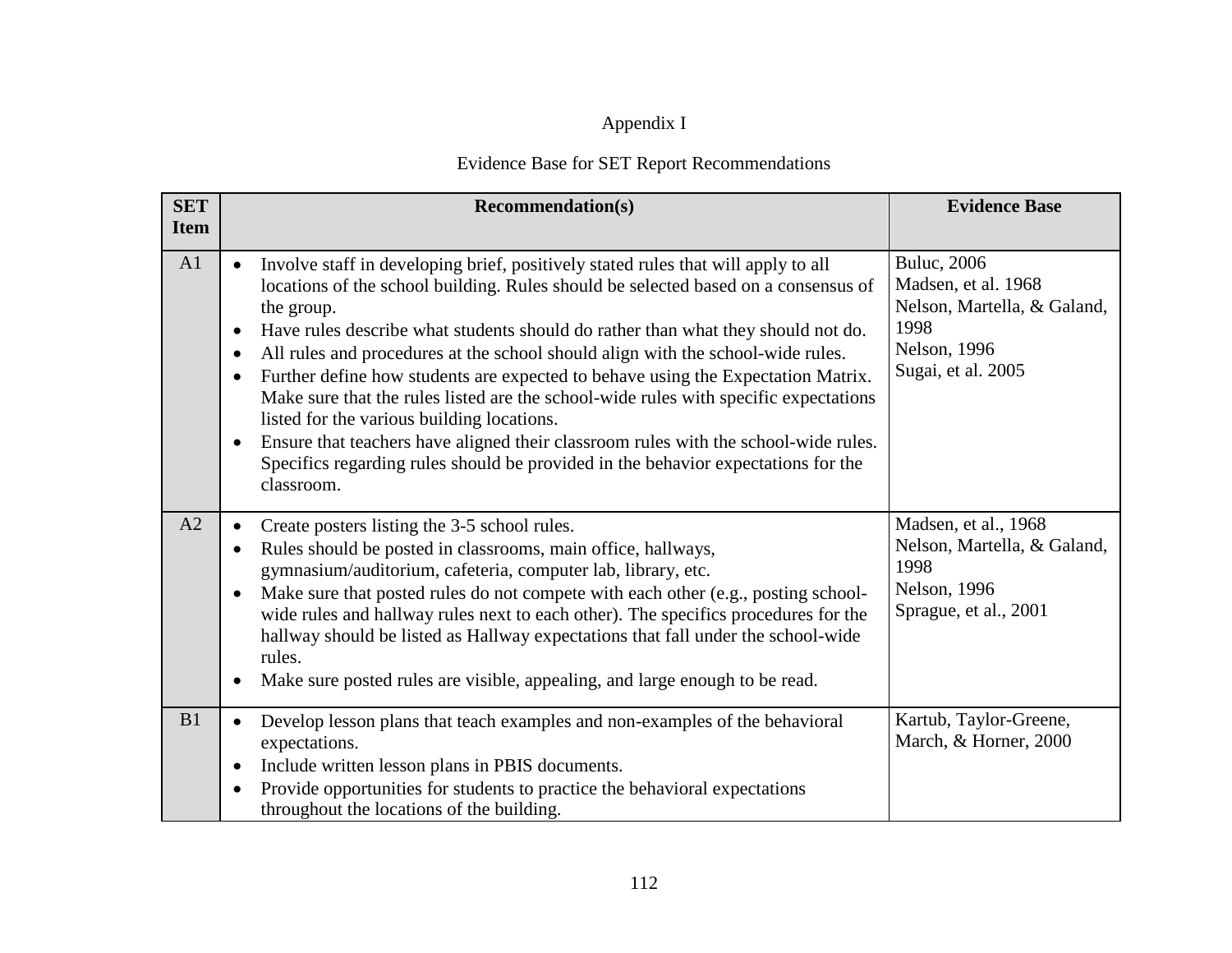# Appendix I

## Evidence Base for SET Report Recommendations

| SET Item | Recommendation(s) | Evidence Base |
|---|---|---|
| A1 | • Involve staff in developing brief, positively stated rules that will apply to all locations of the school building. Rules should be selected based on a consensus of the group.<br>• Have rules describe what students should do rather than what they should not do.<br>• All rules and procedures at the school should align with the school-wide rules.<br>• Further define how students are expected to behave using the Expectation Matrix. Make sure that the rules listed are the school-wide rules with specific expectations listed for the various building locations.<br>• Ensure that teachers have aligned their classroom rules with the school-wide rules. Specifics regarding rules should be provided in the behavior expectations for the classroom. | Buluc, 2006<br>Madsen, et al. 1968<br>Nelson, Martella, & Galand, 1998<br>Nelson, 1996<br>Sugai, et al. 2005 |
| A2 | • Create posters listing the 3-5 school rules.<br>• Rules should be posted in classrooms, main office, hallways, gymnasium/auditorium, cafeteria, computer lab, library, etc.<br>• Make sure that posted rules do not compete with each other (e.g., posting school-wide rules and hallway rules next to each other). The specifics procedures for the hallway should be listed as Hallway expectations that fall under the school-wide rules.<br>• Make sure posted rules are visible, appealing, and large enough to be read. | Madsen, et al., 1968<br>Nelson, Martella, & Galand, 1998<br>Nelson, 1996<br>Sprague, et al., 2001 |
| B1 | • Develop lesson plans that teach examples and non-examples of the behavioral expectations.<br>• Include written lesson plans in PBIS documents.<br>• Provide opportunities for students to practice the behavioral expectations throughout the locations of the building. | Kartub, Taylor-Greene, March, & Horner, 2000 |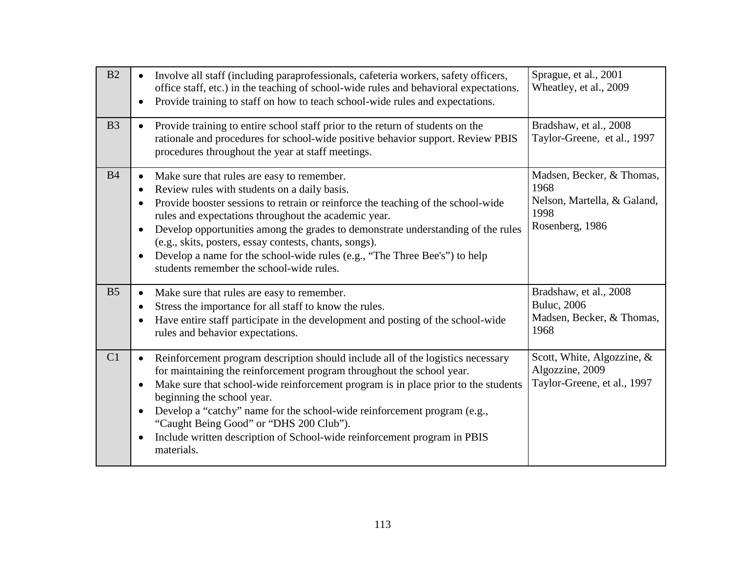| | | |
|---|---|---|
| B2 | • Involve all staff (including paraprofessionals, cafeteria workers, safety officers, office staff, etc.) in the teaching of school-wide rules and behavioral expectations.<br>• Provide training to staff on how to teach school-wide rules and expectations. | Sprague, et al., 2001<br>Wheatley, et al., 2009 |
| B3 | • Provide training to entire school staff prior to the return of students on the rationale and procedures for school-wide positive behavior support. Review PBIS procedures throughout the year at staff meetings. | Bradshaw, et al., 2008<br>Taylor-Greene, et al., 1997 |
| B4 | • Make sure that rules are easy to remember.<br>• Review rules with students on a daily basis.<br>• Provide booster sessions to retrain or reinforce the teaching of the school-wide rules and expectations throughout the academic year.<br>• Develop opportunities among the grades to demonstrate understanding of the rules (e.g., skits, posters, essay contests, chants, songs).<br>• Develop a name for the school-wide rules (e.g., "The Three Bee's") to help students remember the school-wide rules. | Madsen, Becker, & Thomas, 1968<br>Nelson, Martella, & Galand, 1998<br>Rosenberg, 1986 |
| B5 | • Make sure that rules are easy to remember.<br>• Stress the importance for all staff to know the rules.<br>• Have entire staff participate in the development and posting of the school-wide rules and behavior expectations. | Bradshaw, et al., 2008<br>Buluc, 2006<br>Madsen, Becker, & Thomas, 1968 |
| C1 | • Reinforcement program description should include all of the logistics necessary for maintaining the reinforcement program throughout the school year.<br>• Make sure that school-wide reinforcement program is in place prior to the students beginning the school year.<br>• Develop a "catchy" name for the school-wide reinforcement program (e.g., "Caught Being Good" or "DHS 200 Club").<br>• Include written description of School-wide reinforcement program in PBIS materials. | Scott, White, Algozzine, & Algozzine, 2009<br>Taylor-Greene, et al., 1997 |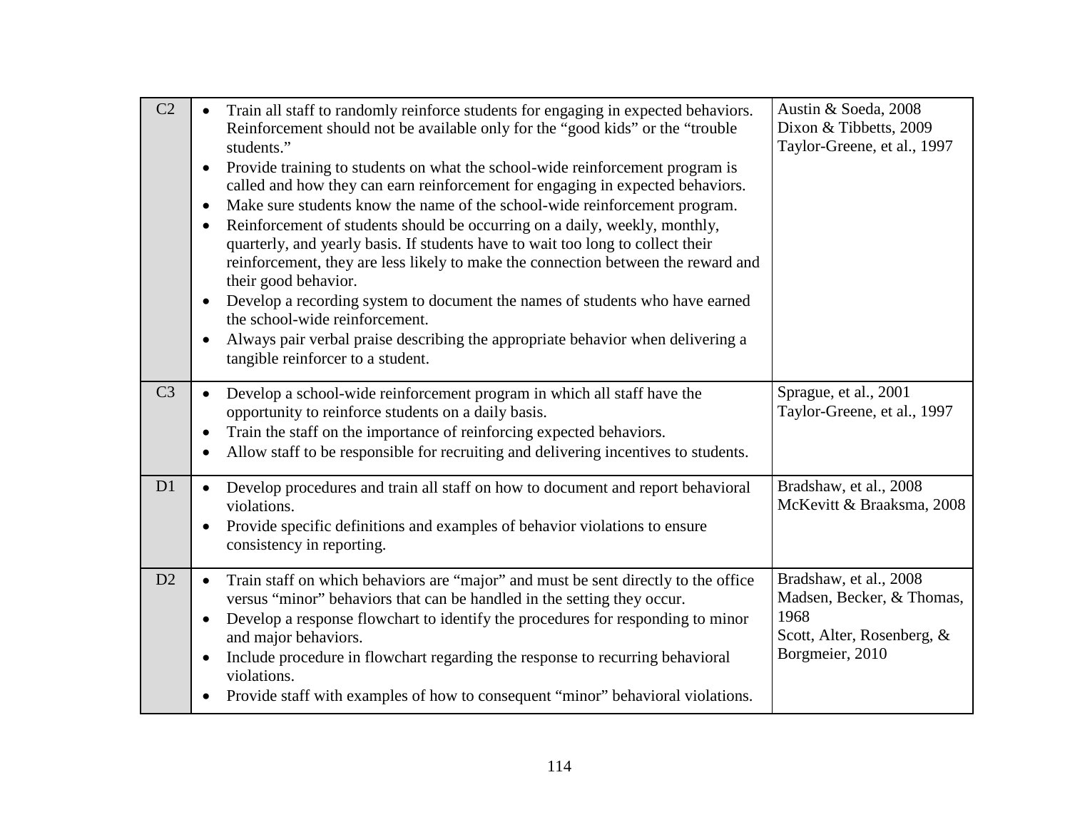| | | |
|---|---|---|
| C2 | • Train all staff to randomly reinforce students for engaging in expected behaviors. Reinforcement should not be available only for the "good kids" or the "trouble students."<br>• Provide training to students on what the school-wide reinforcement program is called and how they can earn reinforcement for engaging in expected behaviors.<br>• Make sure students know the name of the school-wide reinforcement program.<br>• Reinforcement of students should be occurring on a daily, weekly, monthly, quarterly, and yearly basis. If students have to wait too long to collect their reinforcement, they are less likely to make the connection between the reward and their good behavior.<br>• Develop a recording system to document the names of students who have earned the school-wide reinforcement.<br>• Always pair verbal praise describing the appropriate behavior when delivering a tangible reinforcer to a student. | Austin & Soeda, 2008<br>Dixon & Tibbetts, 2009<br>Taylor-Greene, et al., 1997 |
| C3 | • Develop a school-wide reinforcement program in which all staff have the opportunity to reinforce students on a daily basis.<br>• Train the staff on the importance of reinforcing expected behaviors.<br>• Allow staff to be responsible for recruiting and delivering incentives to students. | Sprague, et al., 2001<br>Taylor-Greene, et al., 1997 |
| D1 | • Develop procedures and train all staff on how to document and report behavioral violations.<br>• Provide specific definitions and examples of behavior violations to ensure consistency in reporting. | Bradshaw, et al., 2008<br>McKevitt & Braaksma, 2008 |
| D2 | • Train staff on which behaviors are "major" and must be sent directly to the office versus "minor" behaviors that can be handled in the setting they occur.<br>• Develop a response flowchart to identify the procedures for responding to minor and major behaviors.<br>• Include procedure in flowchart regarding the response to recurring behavioral violations.<br>• Provide staff with examples of how to consequent "minor" behavioral violations. | Bradshaw, et al., 2008<br>Madsen, Becker, & Thomas, 1968<br>Scott, Alter, Rosenberg, & Borgmeier, 2010 |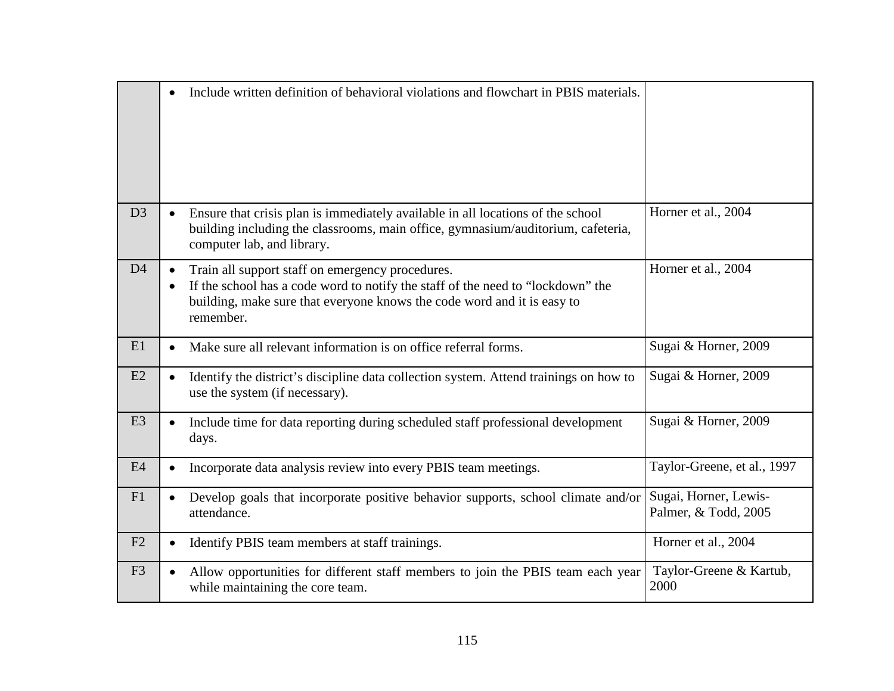| | | |
|---|---|---|
| | • Include written definition of behavioral violations and flowchart in PBIS materials. | |
| D3 | • Ensure that crisis plan is immediately available in all locations of the school building including the classrooms, main office, gymnasium/auditorium, cafeteria, computer lab, and library. | Horner et al., 2004 |
| D4 | • Train all support staff on emergency procedures.<br>• If the school has a code word to notify the staff of the need to "lockdown" the building, make sure that everyone knows the code word and it is easy to remember. | Horner et al., 2004 |
| E1 | • Make sure all relevant information is on office referral forms. | Sugai & Horner, 2009 |
| E2 | • Identify the district's discipline data collection system. Attend trainings on how to use the system (if necessary). | Sugai & Horner, 2009 |
| E3 | • Include time for data reporting during scheduled staff professional development days. | Sugai & Horner, 2009 |
| E4 | • Incorporate data analysis review into every PBIS team meetings. | Taylor-Greene, et al., 1997 |
| F1 | • Develop goals that incorporate positive behavior supports, school climate and/or attendance. | Sugai, Horner, Lewis-Palmer, & Todd, 2005 |
| F2 | • Identify PBIS team members at staff trainings. | Horner et al., 2004 |
| F3 | • Allow opportunities for different staff members to join the PBIS team each year while maintaining the core team. | Taylor-Greene & Kartub, 2000 |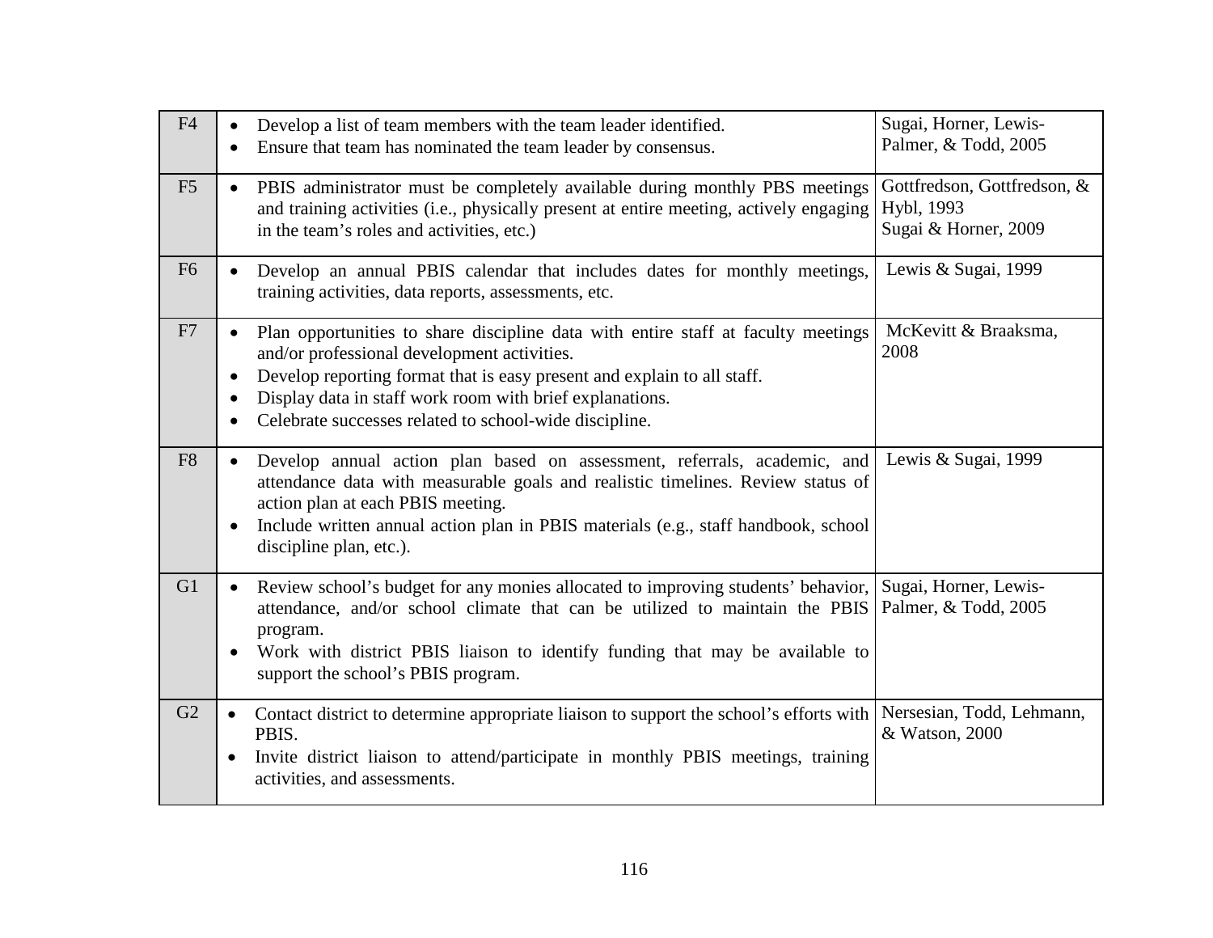| | | |
|---|---|---|
| F4 | • Develop a list of team members with the team leader identified.<br>• Ensure that team has nominated the team leader by consensus. | Sugai, Horner, Lewis-Palmer, & Todd, 2005 |
| F5 | • PBIS administrator must be completely available during monthly PBS meetings and training activities (i.e., physically present at entire meeting, actively engaging in the team's roles and activities, etc.) | Gottfredson, Gottfredson, & Hybl, 1993<br>Sugai & Horner, 2009 |
| F6 | • Develop an annual PBIS calendar that includes dates for monthly meetings, training activities, data reports, assessments, etc. | Lewis & Sugai, 1999 |
| F7 | • Plan opportunities to share discipline data with entire staff at faculty meetings and/or professional development activities.<br>• Develop reporting format that is easy present and explain to all staff.<br>• Display data in staff work room with brief explanations.<br>• Celebrate successes related to school-wide discipline. | McKevitt & Braaksma, 2008 |
| F8 | • Develop annual action plan based on assessment, referrals, academic, and attendance data with measurable goals and realistic timelines. Review status of action plan at each PBIS meeting.<br>• Include written annual action plan in PBIS materials (e.g., staff handbook, school discipline plan, etc.). | Lewis & Sugai, 1999 |
| G1 | • Review school's budget for any monies allocated to improving students' behavior, attendance, and/or school climate that can be utilized to maintain the PBIS program.<br>• Work with district PBIS liaison to identify funding that may be available to support the school's PBIS program. | Sugai, Horner, Lewis-Palmer, & Todd, 2005 |
| G2 | • Contact district to determine appropriate liaison to support the school's efforts with PBIS.<br>• Invite district liaison to attend/participate in monthly PBIS meetings, training activities, and assessments. | Nersesian, Todd, Lehmann, & Watson, 2000 |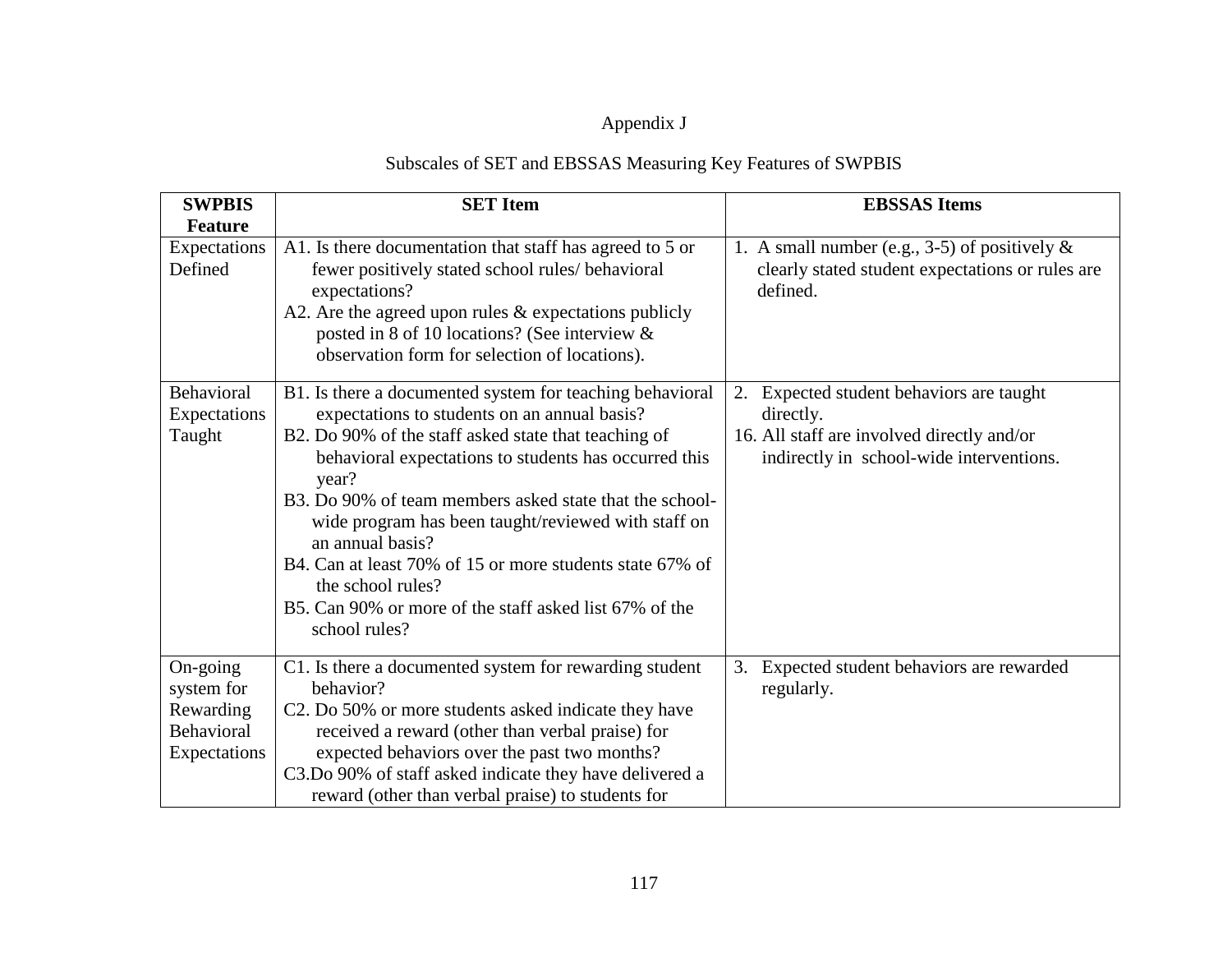Appendix J

Subscales of SET and EBSSAS Measuring Key Features of SWPBIS

| SWPBIS Feature | SET Item | EBSSAS Items |
|---|---|---|
| Expectations Defined | A1. Is there documentation that staff has agreed to 5 or fewer positively stated school rules/ behavioral expectations?<br>A2. Are the agreed upon rules & expectations publicly posted in 8 of 10 locations? (See interview & observation form for selection of locations). | 1. A small number (e.g., 3-5) of positively & clearly stated student expectations or rules are defined. |
| Behavioral Expectations Taught | B1. Is there a documented system for teaching behavioral expectations to students on an annual basis?<br>B2. Do 90% of the staff asked state that teaching of behavioral expectations to students has occurred this year?<br>B3. Do 90% of team members asked state that the school-wide program has been taught/reviewed with staff on an annual basis?<br>B4. Can at least 70% of 15 or more students state 67% of the school rules?<br>B5. Can 90% or more of the staff asked list 67% of the school rules? | 2. Expected student behaviors are taught directly.<br>16. All staff are involved directly and/or indirectly in school-wide interventions. |
| On-going system for Rewarding Behavioral Expectations | C1. Is there a documented system for rewarding student behavior?<br>C2. Do 50% or more students asked indicate they have received a reward (other than verbal praise) for expected behaviors over the past two months?<br>C3.Do 90% of staff asked indicate they have delivered a reward (other than verbal praise) to students for | 3. Expected student behaviors are rewarded regularly. |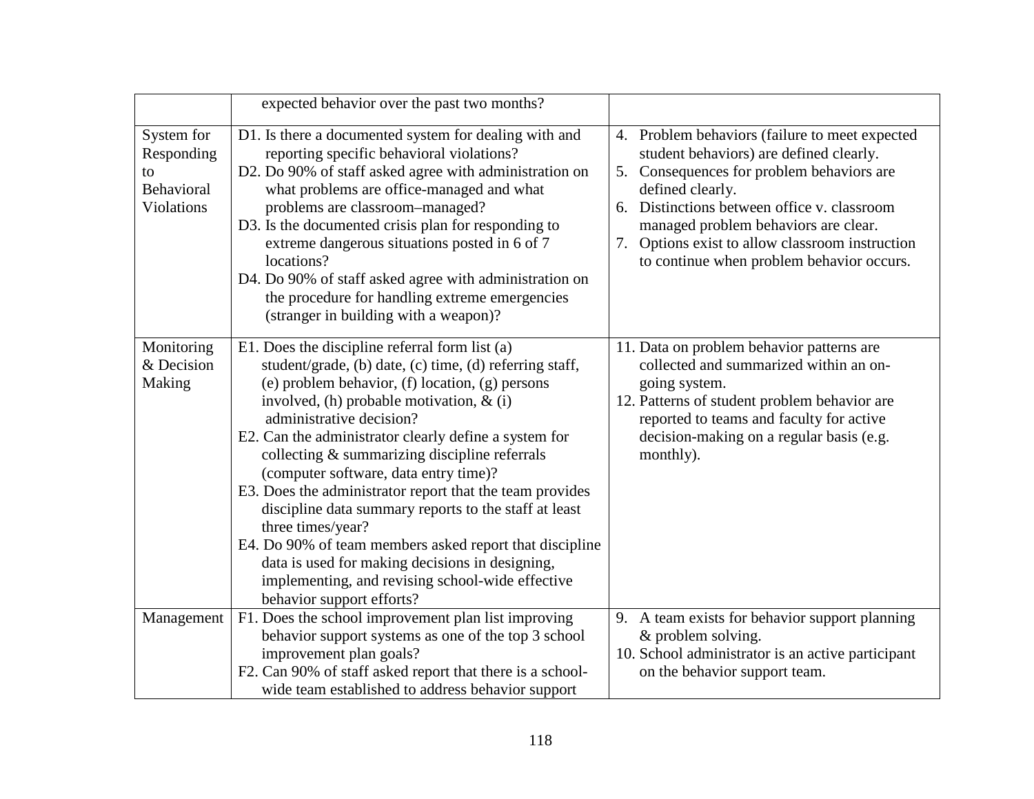| | | |
|---|---|---|
| | expected behavior over the past two months? | |
| System for Responding to Behavioral Violations | D1. Is there a documented system for dealing with and reporting specific behavioral violations?<br>D2. Do 90% of staff asked agree with administration on what problems are office-managed and what problems are classroom–managed?<br>D3. Is the documented crisis plan for responding to extreme dangerous situations posted in 6 of 7 locations?<br>D4. Do 90% of staff asked agree with administration on the procedure for handling extreme emergencies (stranger in building with a weapon)? | 4. Problem behaviors (failure to meet expected student behaviors) are defined clearly.<br>5. Consequences for problem behaviors are defined clearly.<br>6. Distinctions between office v. classroom managed problem behaviors are clear.<br>7. Options exist to allow classroom instruction to continue when problem behavior occurs. |
| Monitoring & Decision Making | E1. Does the discipline referral form list (a) student/grade, (b) date, (c) time, (d) referring staff, (e) problem behavior, (f) location, (g) persons involved, (h) probable motivation, & (i) administrative decision?<br>E2. Can the administrator clearly define a system for collecting & summarizing discipline referrals (computer software, data entry time)?<br>E3. Does the administrator report that the team provides discipline data summary reports to the staff at least three times/year?<br>E4. Do 90% of team members asked report that discipline data is used for making decisions in designing, implementing, and revising school-wide effective behavior support efforts? | 11. Data on problem behavior patterns are collected and summarized within an on-going system.<br>12. Patterns of student problem behavior are reported to teams and faculty for active decision-making on a regular basis (e.g. monthly). |
| Management | F1. Does the school improvement plan list improving behavior support systems as one of the top 3 school improvement plan goals?<br>F2. Can 90% of staff asked report that there is a school-wide team established to address behavior support | 9. A team exists for behavior support planning & problem solving.<br>10. School administrator is an active participant on the behavior support team. |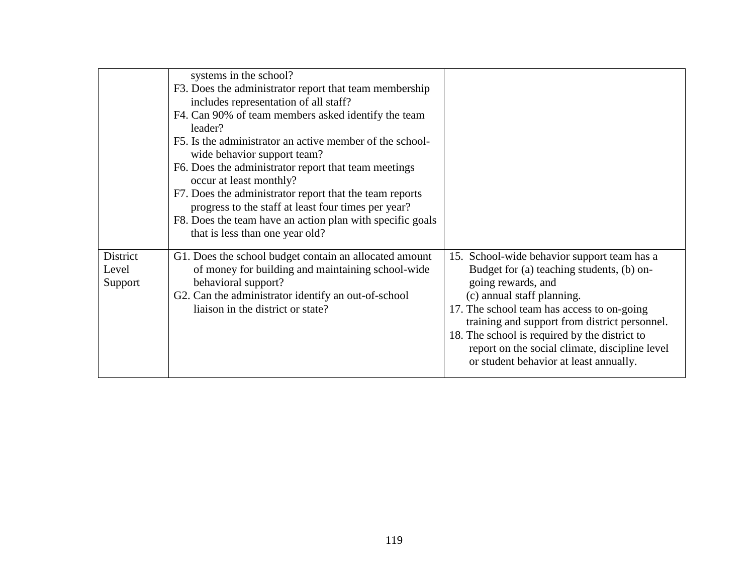| | | |
|---|---|---|
| | systems in the school?<br>F3. Does the administrator report that team membership includes representation of all staff?<br>F4. Can 90% of team members asked identify the team leader?<br>F5. Is the administrator an active member of the school-wide behavior support team?<br>F6. Does the administrator report that team meetings occur at least monthly?<br>F7. Does the administrator report that the team reports progress to the staff at least four times per year?<br>F8. Does the team have an action plan with specific goals that is less than one year old? | |
| District Level Support | G1. Does the school budget contain an allocated amount of money for building and maintaining school-wide behavioral support?<br>G2. Can the administrator identify an out-of-school liaison in the district or state? | 15. School-wide behavior support team has a Budget for (a) teaching students, (b) on-going rewards, and (c) annual staff planning.<br>17. The school team has access to on-going training and support from district personnel.<br>18. The school is required by the district to report on the social climate, discipline level or student behavior at least annually. |